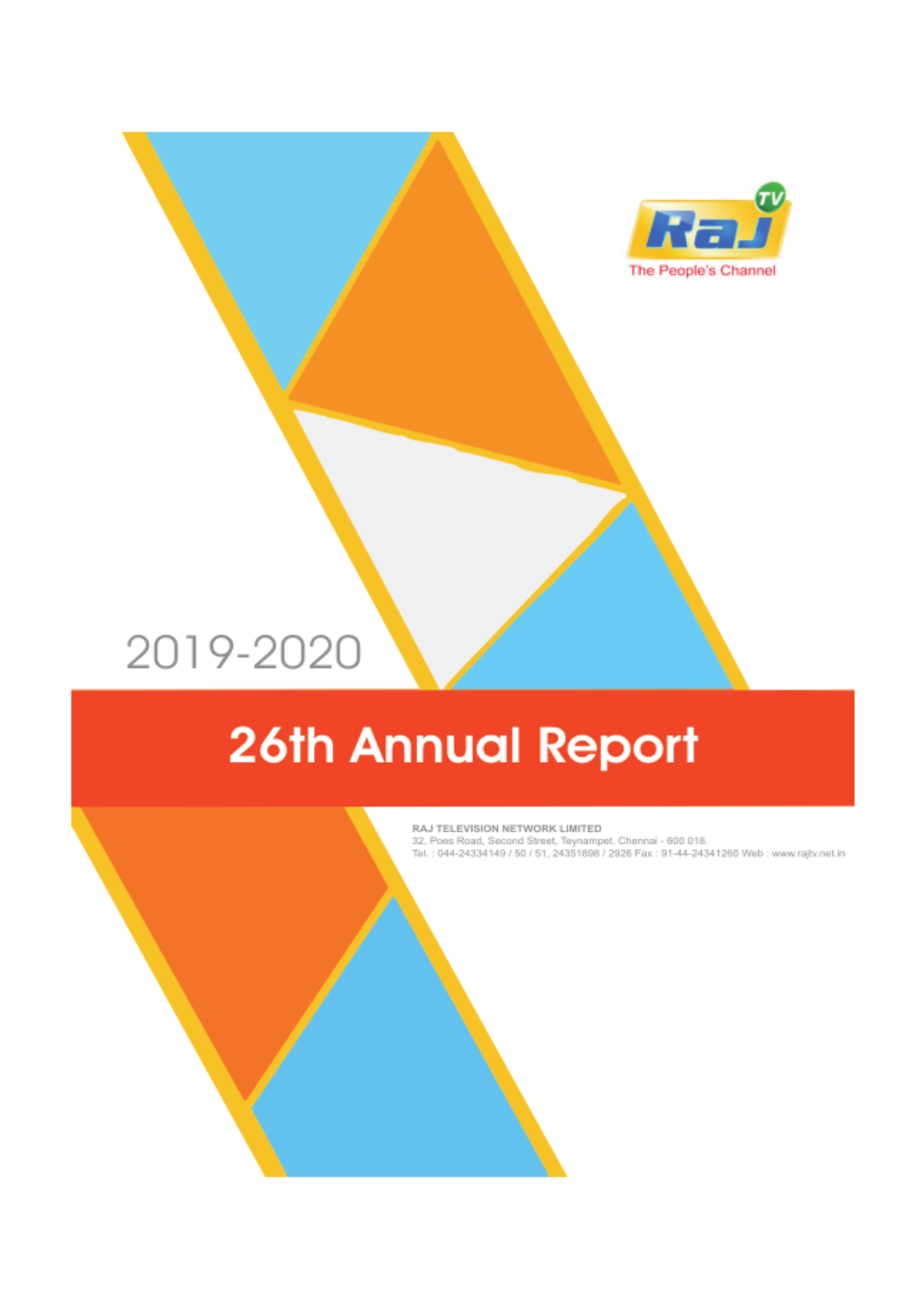Raj TV

The People's Channel

2019-2020

# 26th Annual Report

**RAJ TELEVISION NETWORK LIMITED**

32, Poes Road, Second Street, Teynampet, Chennai - 600 018.

Tel. : 044-24334149 / 50 / 51, 24351898 / 2926 Fax : 91-44-24341260 Web : www.rajtv.net.in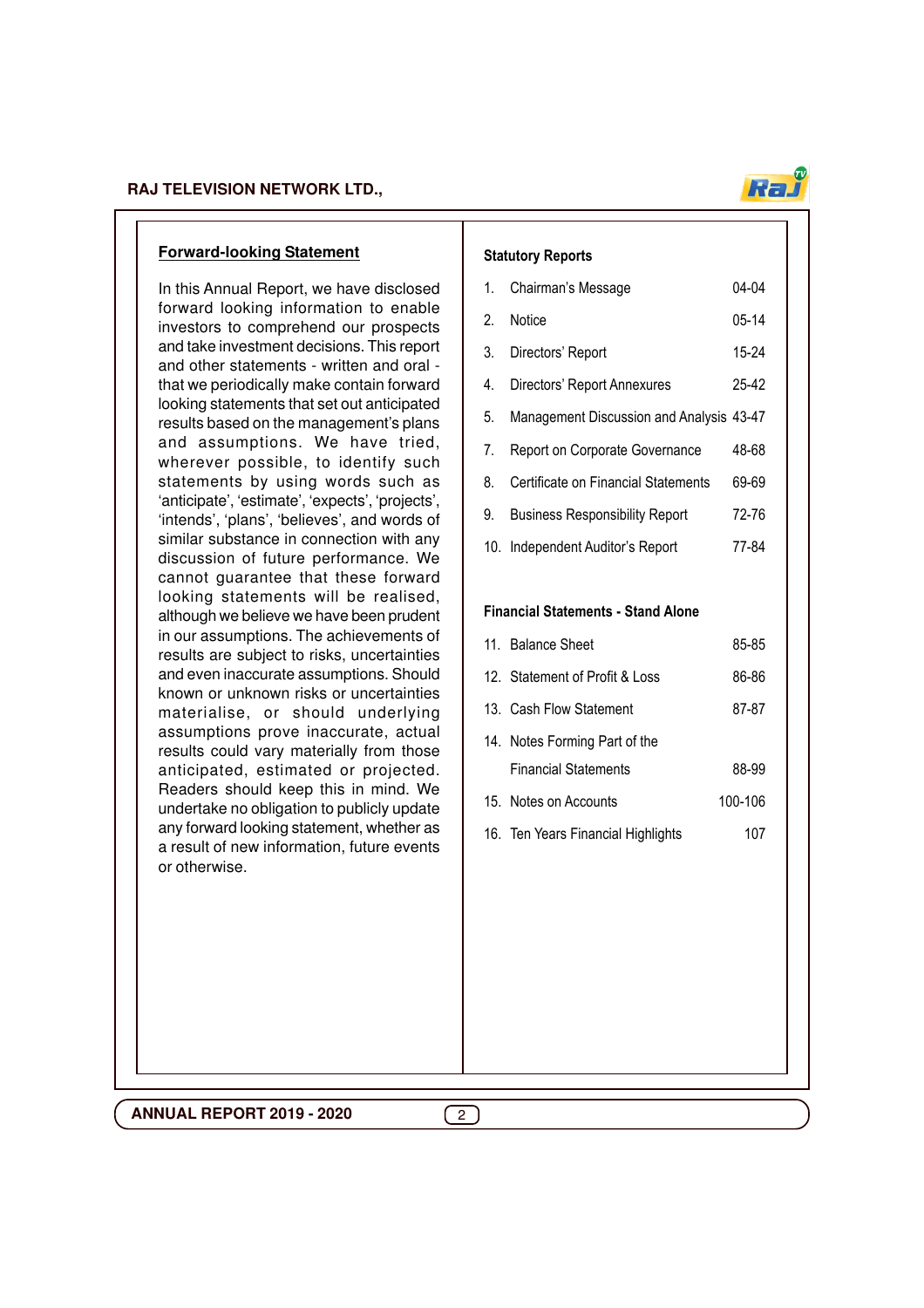## Forward-looking Statement

In this Annual Report, we have disclosed forward looking information to enable investors to comprehend our prospects and take investment decisions. This report and other statements - written and oral - that we periodically make contain forward looking statements that set out anticipated results based on the management's plans and assumptions. We have tried, wherever possible, to identify such statements by using words such as 'anticipate', 'estimate', 'expects', 'projects', 'intends', 'plans', 'believes', and words of similar substance in connection with any discussion of future performance. We cannot guarantee that these forward looking statements will be realised, although we believe we have been prudent in our assumptions. The achievements of results are subject to risks, uncertainties and even inaccurate assumptions. Should known or unknown risks or uncertainties materialise, or should underlying assumptions prove inaccurate, actual results could vary materially from those anticipated, estimated or projected. Readers should keep this in mind. We undertake no obligation to publicly update any forward looking statement, whether as a result of new information, future events or otherwise.

**Statutory Reports**

| | | |
|---|---|---|
| 1. | Chairman's Message | 04-04 |
| 2. | Notice | 05-14 |
| 3. | Directors' Report | 15-24 |
| 4. | Directors' Report Annexures | 25-42 |
| 5. | Management Discussion and Analysis | 43-47 |
| 7. | Report on Corporate Governance | 48-68 |
| 8. | Certificate on Financial Statements | 69-69 |
| 9. | Business Responsibility Report | 72-76 |
| 10. | Independent Auditor's Report | 77-84 |

**Financial Statements - Stand Alone**

| | | |
|---|---|---|
| 11. | Balance Sheet | 85-85 |
| 12. | Statement of Profit & Loss | 86-86 |
| 13. | Cash Flow Statement | 87-87 |
| 14. | Notes Forming Part of the Financial Statements | 88-99 |
| 15. | Notes on Accounts | 100-106 |
| 16. | Ten Years Financial Highlights | 107 |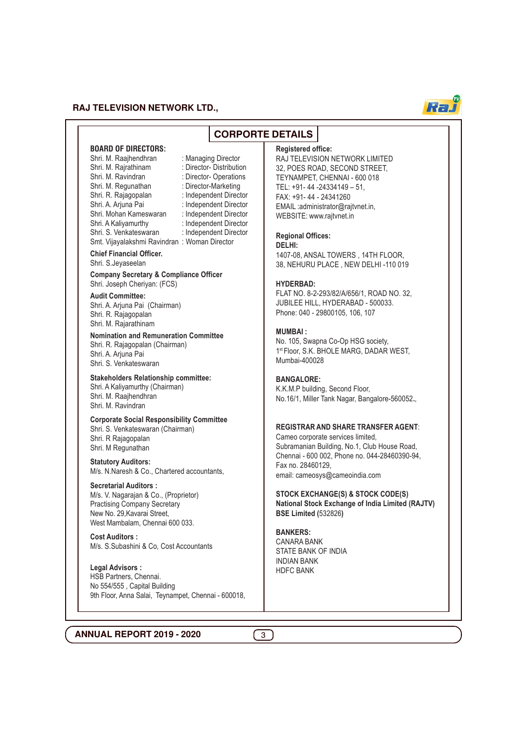# CORPORTE DETAILS

**BOARD OF DIRECTORS:**

| | |
|---|---|
| Shri. M. Raajhendhran | : Managing Director |
| Shri. M. Rajrathinam | : Director- Distribution |
| Shri. M. Ravindran | : Director- Operations |
| Shri. M. Regunathan | : Director-Marketing |
| Shri. R. Rajagopalan | : Independent Director |
| Shri. A. Arjuna Pai | : Independent Director |
| Shri. Mohan Kameswaran | : Independent Director |
| Shri. A Kaliyamurthy | : Independent Director |
| Shri. S. Venkateswaran | : Independent Director |
| Smt. Vijayalakshmi Ravindran | : Woman Director |

**Chief Financial Officer.**
Shri. S.Jeyaseelan

**Company Secretary & Compliance Officer**
Shri. Joseph Cheriyan: (FCS)

**Audit Committee:**
Shri. A. Arjuna Pai (Chairman)
Shri. R. Rajagopalan
Shri. M. Rajarathinam

**Nomination and Remuneration Committee**
Shri. R. Rajagopalan (Chairman)
Shri. A. Arjuna Pai
Shri. S. Venkateswaran

**Stakeholders Relationship committee:**
Shri. A Kaliyamurthy (Chairman)
Shri. M. Raajhendhran
Shri. M. Ravindran

**Corporate Social Responsibility Committee**
Shri. S. Venkateswaran (Chairman)
Shri. R Rajagopalan
Shri. M Regunathan

**Statutory Auditors:**
M/s. N.Naresh & Co., Chartered accountants,

**Secretarial Auditors :**
M/s. V. Nagarajan & Co., (Proprietor)
Practising Company Secretary
New No. 29,Kavarai Street,
West Mambalam, Chennai 600 033.

**Cost Auditors :**
M/s. S.Subashini & Co, Cost Accountants

**Legal Advisors :**
HSB Partners, Chennai.
No 554/555 , Capital Building
9th Floor, Anna Salai, Teynampet, Chennai - 600018,

**Registered office:**
RAJ TELEVISION NETWORK LIMITED
32, POES ROAD, SECOND STREET,
TEYNAMPET, CHENNAI - 600 018
TEL: +91- 44 -24334149 – 51,
FAX: +91- 44 - 24341260
EMAIL :administrator@rajtvnet.in,
WEBSITE: www.rajtvnet.in

**Regional Offices:**

**DELHI:**
1407-08, ANSAL TOWERS , 14TH FLOOR,
38, NEHURU PLACE , NEW DELHI -110 019

**HYDERBAD:**
FLAT NO. 8-2-293/82/A/656/1, ROAD NO. 32,
JUBILEE HILL, HYDERABAD - 500033.
Phone: 040 - 29800105, 106, 107

**MUMBAI :**
No. 105, Swapna Co-Op HSG society,
1st Floor, S.K. BHOLE MARG, DADAR WEST,
Mumbai-400028

**BANGALORE:**
K.K.M.P building, Second Floor,
No.16/1, Miller Tank Nagar, Bangalore-560052.,

**REGISTRAR AND SHARE TRANSFER AGENT**:
Cameo corporate services limited,
Subramanian Building, No.1, Club House Road,
Chennai - 600 002, Phone no. 044-28460390-94,
Fax no. 28460129,
email: cameosys@cameoindia.com

**STOCK EXCHANGE(S) & STOCK CODE(S)**
**National Stock Exchange of India Limited (RAJTV)**
**BSE Limited (532826)**

**BANKERS:**
CANARA BANK
STATE BANK OF INDIA
INDIAN BANK
HDFC BANK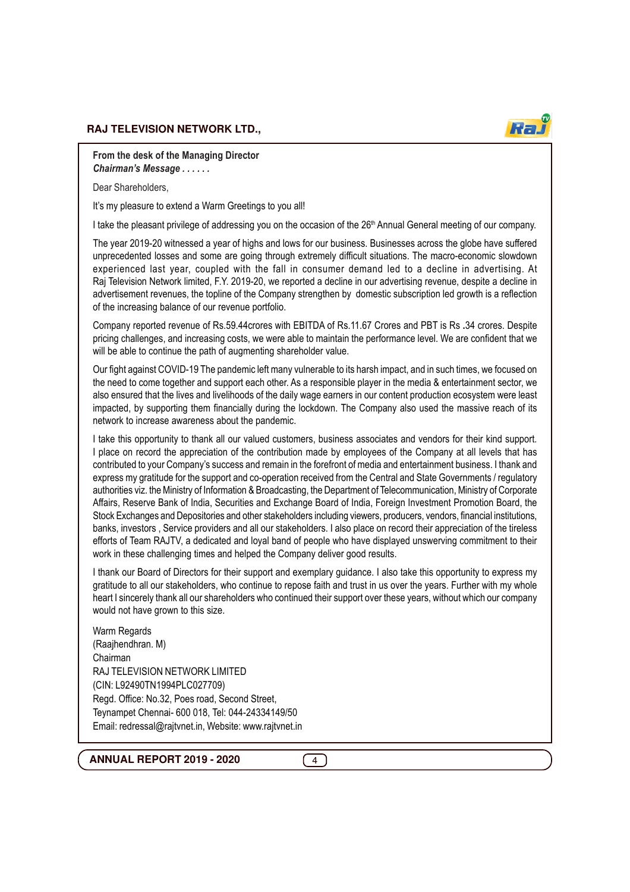**From the desk of the Managing Director**

***Chairman's Message . . . . . .***

Dear Shareholders,

It's my pleasure to extend a Warm Greetings to you all!

I take the pleasant privilege of addressing you on the occasion of the 26th Annual General meeting of our company.

The year 2019-20 witnessed a year of highs and lows for our business. Businesses across the globe have suffered unprecedented losses and some are going through extremely difficult situations. The macro-economic slowdown experienced last year, coupled with the fall in consumer demand led to a decline in advertising. At Raj Television Network limited, F.Y. 2019-20, we reported a decline in our advertising revenue, despite a decline in advertisement revenues, the topline of the Company strengthen by domestic subscription led growth is a reflection of the increasing balance of our revenue portfolio.

Company reported revenue of Rs.59.44crores with EBITDA of Rs.11.67 Crores and PBT is Rs .34 crores. Despite pricing challenges, and increasing costs, we were able to maintain the performance level. We are confident that we will be able to continue the path of augmenting shareholder value.

Our fight against COVID-19 The pandemic left many vulnerable to its harsh impact, and in such times, we focused on the need to come together and support each other. As a responsible player in the media & entertainment sector, we also ensured that the lives and livelihoods of the daily wage earners in our content production ecosystem were least impacted, by supporting them financially during the lockdown. The Company also used the massive reach of its network to increase awareness about the pandemic.

I take this opportunity to thank all our valued customers, business associates and vendors for their kind support. I place on record the appreciation of the contribution made by employees of the Company at all levels that has contributed to your Company's success and remain in the forefront of media and entertainment business. I thank and express my gratitude for the support and co-operation received from the Central and State Governments / regulatory authorities viz. the Ministry of Information & Broadcasting, the Department of Telecommunication, Ministry of Corporate Affairs, Reserve Bank of India, Securities and Exchange Board of India, Foreign Investment Promotion Board, the Stock Exchanges and Depositories and other stakeholders including viewers, producers, vendors, financial institutions, banks, investors , Service providers and all our stakeholders. I also place on record their appreciation of the tireless efforts of Team RAJTV, a dedicated and loyal band of people who have displayed unswerving commitment to their work in these challenging times and helped the Company deliver good results.

I thank our Board of Directors for their support and exemplary guidance. I also take this opportunity to express my gratitude to all our stakeholders, who continue to repose faith and trust in us over the years. Further with my whole heart I sincerely thank all our shareholders who continued their support over these years, without which our company would not have grown to this size.

Warm Regards

(Raajhendhran. M)

Chairman

RAJ TELEVISION NETWORK LIMITED

(CIN: L92490TN1994PLC027709)

Regd. Office: No.32, Poes road, Second Street,

Teynampet Chennai- 600 018, Tel: 044-24334149/50

Email: redressal@rajtvnet.in, Website: www.rajtvnet.in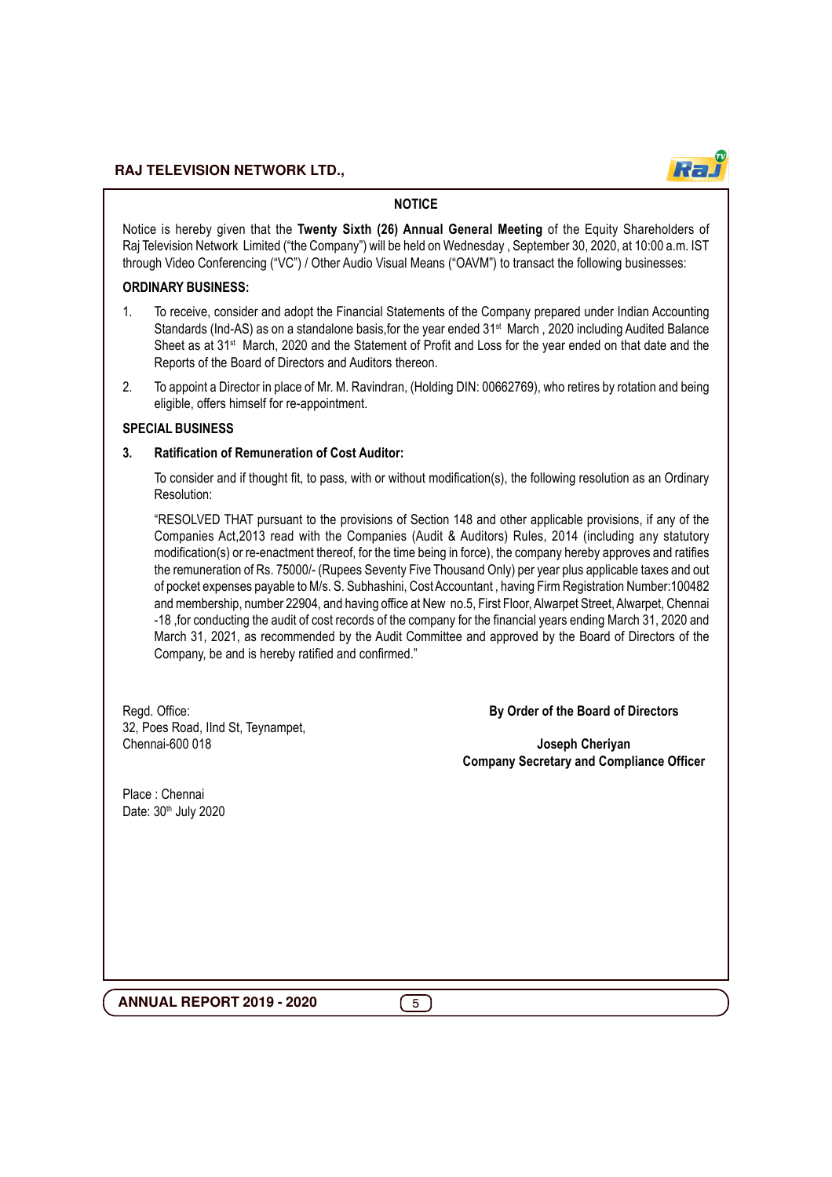## NOTICE

Notice is hereby given that the **Twenty Sixth (26) Annual General Meeting** of the Equity Shareholders of Raj Television Network Limited ("the Company") will be held on Wednesday , September 30, 2020, at 10:00 a.m. IST through Video Conferencing ("VC") / Other Audio Visual Means ("OAVM") to transact the following businesses:

**ORDINARY BUSINESS:**

1. To receive, consider and adopt the Financial Statements of the Company prepared under Indian Accounting Standards (Ind-AS) as on a standalone basis,for the year ended 31st March , 2020 including Audited Balance Sheet as at 31st March, 2020 and the Statement of Profit and Loss for the year ended on that date and the Reports of the Board of Directors and Auditors thereon.

2. To appoint a Director in place of Mr. M. Ravindran, (Holding DIN: 00662769), who retires by rotation and being eligible, offers himself for re-appointment.

**SPECIAL BUSINESS**

**3. Ratification of Remuneration of Cost Auditor:**

To consider and if thought fit, to pass, with or without modification(s), the following resolution as an Ordinary Resolution:

"RESOLVED THAT pursuant to the provisions of Section 148 and other applicable provisions, if any of the Companies Act,2013 read with the Companies (Audit & Auditors) Rules, 2014 (including any statutory modification(s) or re-enactment thereof, for the time being in force), the company hereby approves and ratifies the remuneration of Rs. 75000/- (Rupees Seventy Five Thousand Only) per year plus applicable taxes and out of pocket expenses payable to M/s. S. Subhashini, Cost Accountant , having Firm Registration Number:100482 and membership, number 22904, and having office at New no.5, First Floor, Alwarpet Street, Alwarpet, Chennai -18 ,for conducting the audit of cost records of the company for the financial years ending March 31, 2020 and March 31, 2021, as recommended by the Audit Committee and approved by the Board of Directors of the Company, be and is hereby ratified and confirmed."

Regd. Office:
32, Poes Road, IInd St, Teynampet,
Chennai-600 018

**By Order of the Board of Directors**

**Joseph Cheriyan**
**Company Secretary and Compliance Officer**

Place : Chennai
Date: 30th July 2020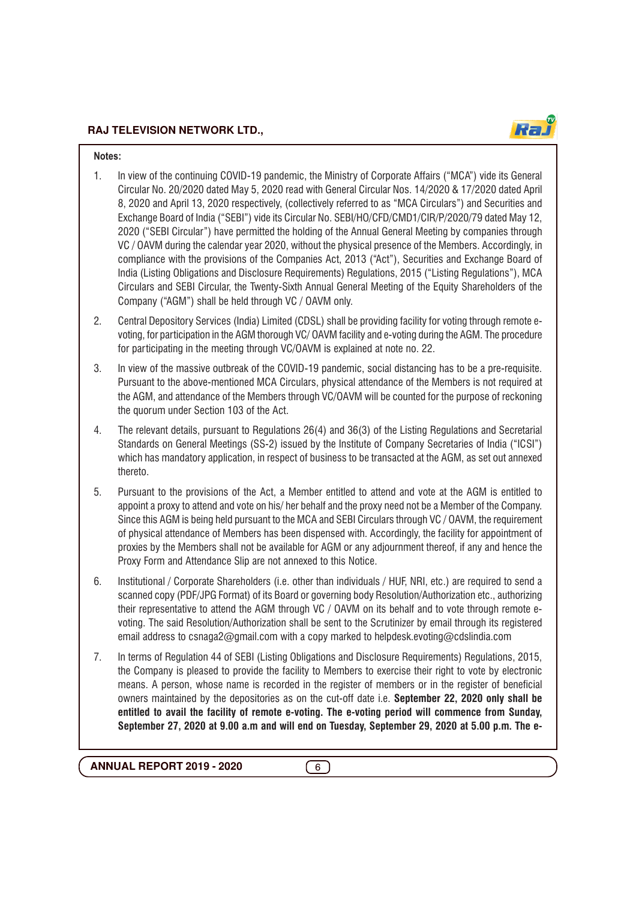**Notes:**

1. In view of the continuing COVID-19 pandemic, the Ministry of Corporate Affairs ("MCA") vide its General Circular No. 20/2020 dated May 5, 2020 read with General Circular Nos. 14/2020 & 17/2020 dated April 8, 2020 and April 13, 2020 respectively, (collectively referred to as "MCA Circulars") and Securities and Exchange Board of India ("SEBI") vide its Circular No. SEBI/HO/CFD/CMD1/CIR/P/2020/79 dated May 12, 2020 ("SEBI Circular") have permitted the holding of the Annual General Meeting by companies through VC / OAVM during the calendar year 2020, without the physical presence of the Members. Accordingly, in compliance with the provisions of the Companies Act, 2013 ("Act"), Securities and Exchange Board of India (Listing Obligations and Disclosure Requirements) Regulations, 2015 ("Listing Regulations"), MCA Circulars and SEBI Circular, the Twenty-Sixth Annual General Meeting of the Equity Shareholders of the Company ("AGM") shall be held through VC / OAVM only.

2. Central Depository Services (India) Limited (CDSL) shall be providing facility for voting through remote e-voting, for participation in the AGM thorough VC/ OAVM facility and e-voting during the AGM. The procedure for participating in the meeting through VC/OAVM is explained at note no. 22.

3. In view of the massive outbreak of the COVID-19 pandemic, social distancing has to be a pre-requisite. Pursuant to the above-mentioned MCA Circulars, physical attendance of the Members is not required at the AGM, and attendance of the Members through VC/OAVM will be counted for the purpose of reckoning the quorum under Section 103 of the Act.

4. The relevant details, pursuant to Regulations 26(4) and 36(3) of the Listing Regulations and Secretarial Standards on General Meetings (SS-2) issued by the Institute of Company Secretaries of India ("ICSI") which has mandatory application, in respect of business to be transacted at the AGM, as set out annexed thereto.

5. Pursuant to the provisions of the Act, a Member entitled to attend and vote at the AGM is entitled to appoint a proxy to attend and vote on his/ her behalf and the proxy need not be a Member of the Company. Since this AGM is being held pursuant to the MCA and SEBI Circulars through VC / OAVM, the requirement of physical attendance of Members has been dispensed with. Accordingly, the facility for appointment of proxies by the Members shall not be available for AGM or any adjournment thereof, if any and hence the Proxy Form and Attendance Slip are not annexed to this Notice.

6. Institutional / Corporate Shareholders (i.e. other than individuals / HUF, NRI, etc.) are required to send a scanned copy (PDF/JPG Format) of its Board or governing body Resolution/Authorization etc., authorizing their representative to attend the AGM through VC / OAVM on its behalf and to vote through remote e-voting. The said Resolution/Authorization shall be sent to the Scrutinizer by email through its registered email address to csnaga2@gmail.com with a copy marked to helpdesk.evoting@cdslindia.com

7. In terms of Regulation 44 of SEBI (Listing Obligations and Disclosure Requirements) Regulations, 2015, the Company is pleased to provide the facility to Members to exercise their right to vote by electronic means. A person, whose name is recorded in the register of members or in the register of beneficial owners maintained by the depositories as on the cut-off date i.e. **September 22, 2020 only shall be entitled to avail the facility of remote e-voting. The e-voting period will commence from Sunday, September 27, 2020 at 9.00 a.m and will end on Tuesday, September 29, 2020 at 5.00 p.m. The e-**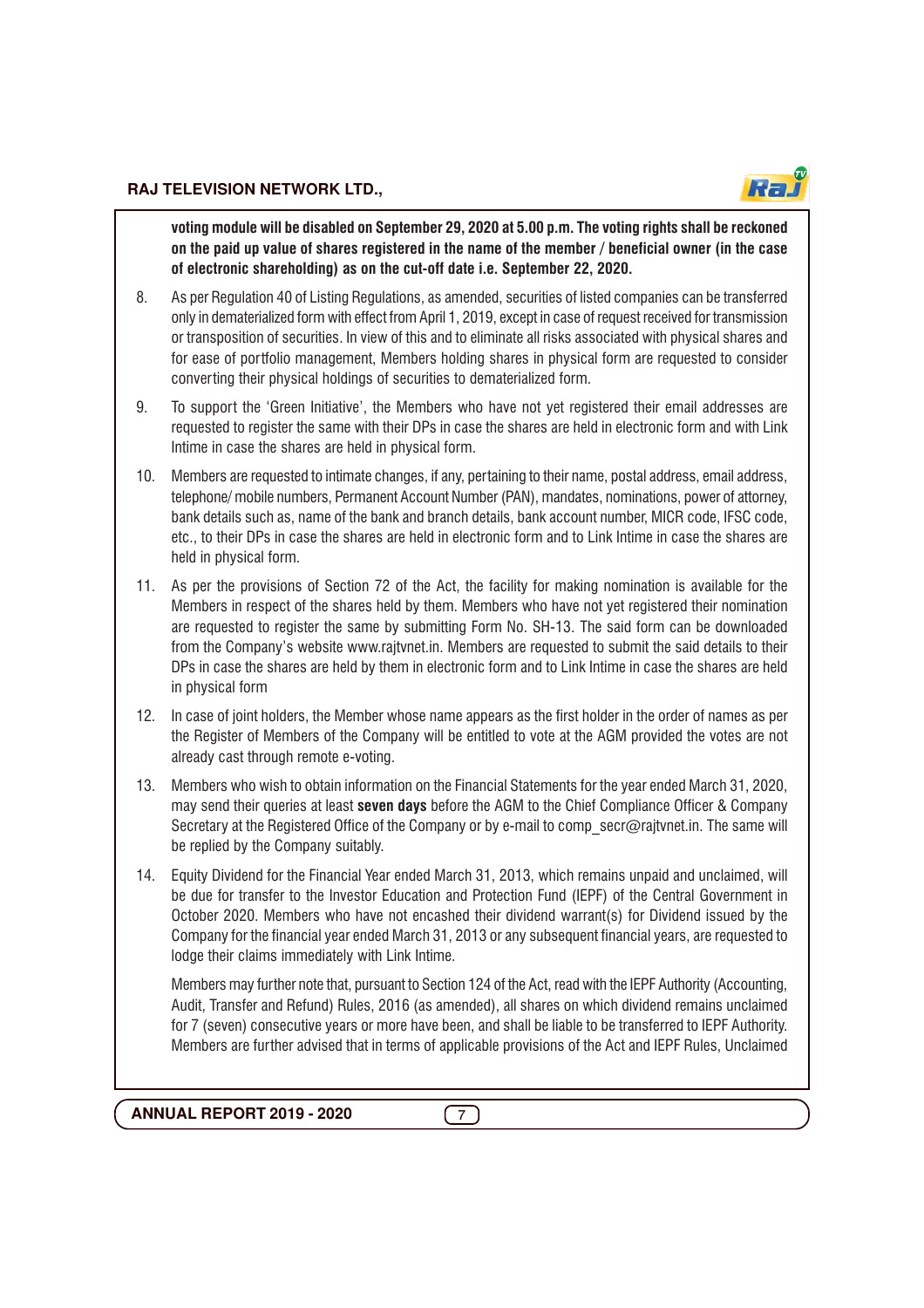**voting module will be disabled on September 29, 2020 at 5.00 p.m. The voting rights shall be reckoned on the paid up value of shares registered in the name of the member / beneficial owner (in the case of electronic shareholding) as on the cut-off date i.e. September 22, 2020.**

8. As per Regulation 40 of Listing Regulations, as amended, securities of listed companies can be transferred only in dematerialized form with effect from April 1, 2019, except in case of request received for transmission or transposition of securities. In view of this and to eliminate all risks associated with physical shares and for ease of portfolio management, Members holding shares in physical form are requested to consider converting their physical holdings of securities to dematerialized form.

9. To support the 'Green Initiative', the Members who have not yet registered their email addresses are requested to register the same with their DPs in case the shares are held in electronic form and with Link Intime in case the shares are held in physical form.

10. Members are requested to intimate changes, if any, pertaining to their name, postal address, email address, telephone/ mobile numbers, Permanent Account Number (PAN), mandates, nominations, power of attorney, bank details such as, name of the bank and branch details, bank account number, MICR code, IFSC code, etc., to their DPs in case the shares are held in electronic form and to Link Intime in case the shares are held in physical form.

11. As per the provisions of Section 72 of the Act, the facility for making nomination is available for the Members in respect of the shares held by them. Members who have not yet registered their nomination are requested to register the same by submitting Form No. SH-13. The said form can be downloaded from the Company's website www.rajtvnet.in. Members are requested to submit the said details to their DPs in case the shares are held by them in electronic form and to Link Intime in case the shares are held in physical form

12. In case of joint holders, the Member whose name appears as the first holder in the order of names as per the Register of Members of the Company will be entitled to vote at the AGM provided the votes are not already cast through remote e-voting.

13. Members who wish to obtain information on the Financial Statements for the year ended March 31, 2020, may send their queries at least **seven days** before the AGM to the Chief Compliance Officer & Company Secretary at the Registered Office of the Company or by e-mail to comp_secr@rajtvnet.in. The same will be replied by the Company suitably.

14. Equity Dividend for the Financial Year ended March 31, 2013, which remains unpaid and unclaimed, will be due for transfer to the Investor Education and Protection Fund (IEPF) of the Central Government in October 2020. Members who have not encashed their dividend warrant(s) for Dividend issued by the Company for the financial year ended March 31, 2013 or any subsequent financial years, are requested to lodge their claims immediately with Link Intime.

    Members may further note that, pursuant to Section 124 of the Act, read with the IEPF Authority (Accounting, Audit, Transfer and Refund) Rules, 2016 (as amended), all shares on which dividend remains unclaimed for 7 (seven) consecutive years or more have been, and shall be liable to be transferred to IEPF Authority. Members are further advised that in terms of applicable provisions of the Act and IEPF Rules, Unclaimed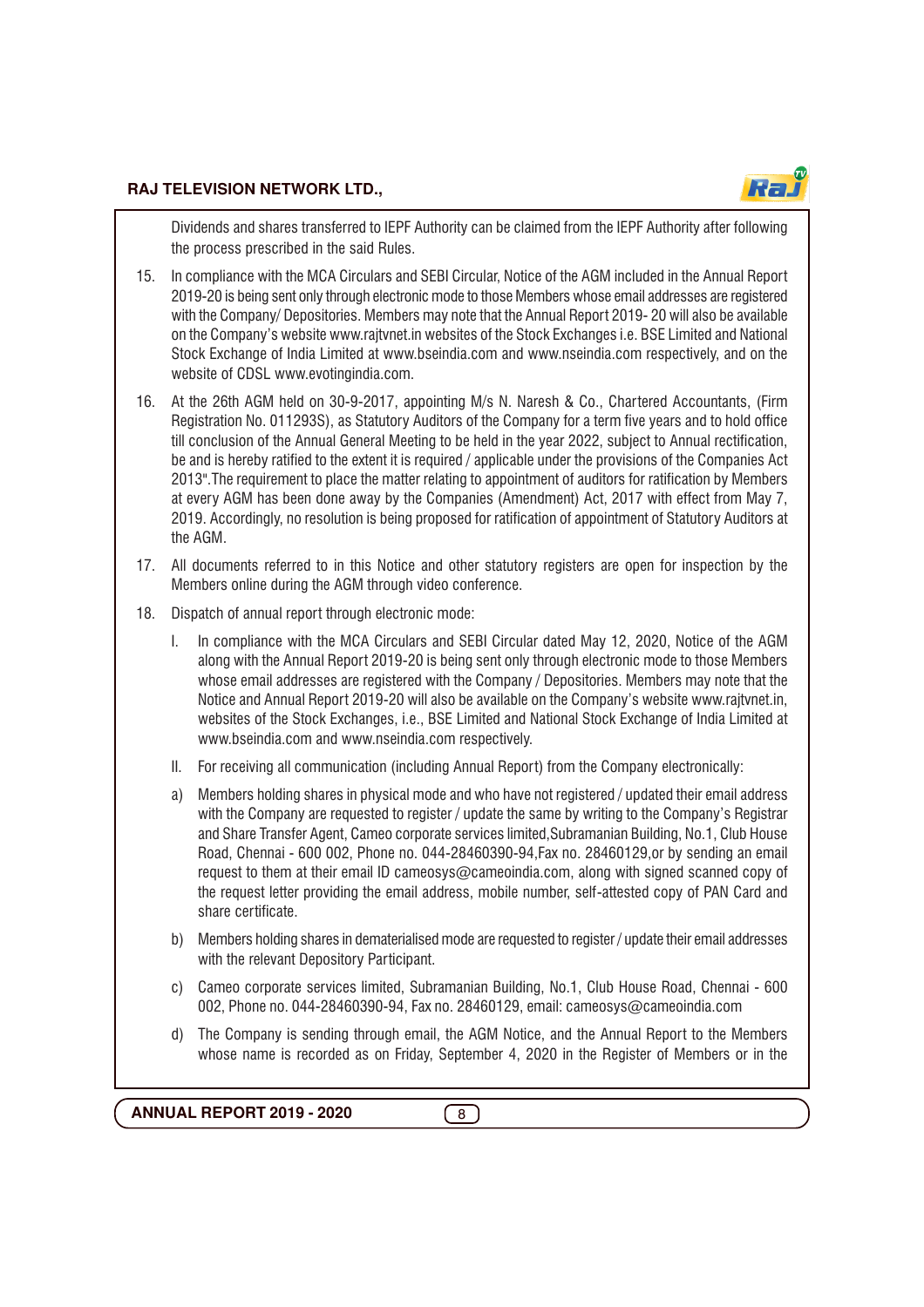Dividends and shares transferred to IEPF Authority can be claimed from the IEPF Authority after following the process prescribed in the said Rules.

15. In compliance with the MCA Circulars and SEBI Circular, Notice of the AGM included in the Annual Report 2019-20 is being sent only through electronic mode to those Members whose email addresses are registered with the Company/ Depositories. Members may note that the Annual Report 2019- 20 will also be available on the Company's website www.rajtvnet.in websites of the Stock Exchanges i.e. BSE Limited and National Stock Exchange of India Limited at www.bseindia.com and www.nseindia.com respectively, and on the website of CDSL www.evotingindia.com.

16. At the 26th AGM held on 30-9-2017, appointing M/s N. Naresh & Co., Chartered Accountants, (Firm Registration No. 011293S), as Statutory Auditors of the Company for a term five years and to hold office till conclusion of the Annual General Meeting to be held in the year 2022, subject to Annual rectification, be and is hereby ratified to the extent it is required / applicable under the provisions of the Companies Act 2013".The requirement to place the matter relating to appointment of auditors for ratification by Members at every AGM has been done away by the Companies (Amendment) Act, 2017 with effect from May 7, 2019. Accordingly, no resolution is being proposed for ratification of appointment of Statutory Auditors at the AGM.

17. All documents referred to in this Notice and other statutory registers are open for inspection by the Members online during the AGM through video conference.

18. Dispatch of annual report through electronic mode:

    I. In compliance with the MCA Circulars and SEBI Circular dated May 12, 2020, Notice of the AGM along with the Annual Report 2019-20 is being sent only through electronic mode to those Members whose email addresses are registered with the Company / Depositories. Members may note that the Notice and Annual Report 2019-20 will also be available on the Company's website www.rajtvnet.in, websites of the Stock Exchanges, i.e., BSE Limited and National Stock Exchange of India Limited at www.bseindia.com and www.nseindia.com respectively.

    II. For receiving all communication (including Annual Report) from the Company electronically:

    a) Members holding shares in physical mode and who have not registered / updated their email address with the Company are requested to register / update the same by writing to the Company's Registrar and Share Transfer Agent, Cameo corporate services limited,Subramanian Building, No.1, Club House Road, Chennai - 600 002, Phone no. 044-28460390-94,Fax no. 28460129,or by sending an email request to them at their email ID cameosys@cameoindia.com, along with signed scanned copy of the request letter providing the email address, mobile number, self-attested copy of PAN Card and share certificate.

    b) Members holding shares in dematerialised mode are requested to register / update their email addresses with the relevant Depository Participant.

    c) Cameo corporate services limited, Subramanian Building, No.1, Club House Road, Chennai - 600 002, Phone no. 044-28460390-94, Fax no. 28460129, email: cameosys@cameoindia.com

    d) The Company is sending through email, the AGM Notice, and the Annual Report to the Members whose name is recorded as on Friday, September 4, 2020 in the Register of Members or in the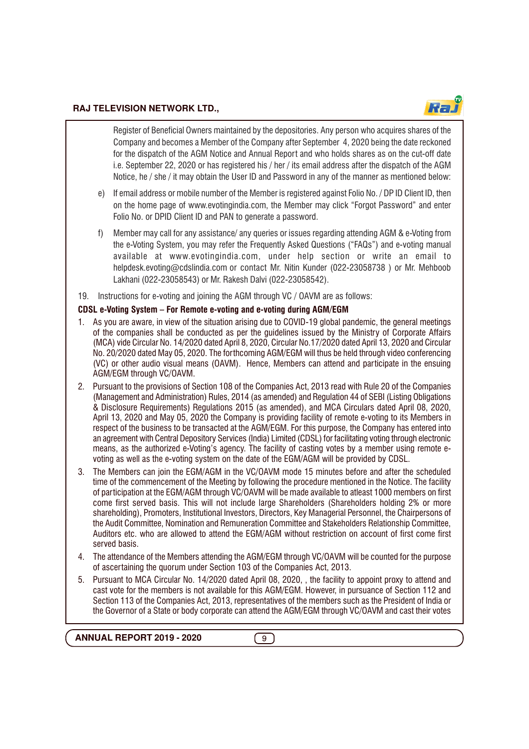Register of Beneficial Owners maintained by the depositories. Any person who acquires shares of the Company and becomes a Member of the Company after September 4, 2020 being the date reckoned for the dispatch of the AGM Notice and Annual Report and who holds shares as on the cut-off date i.e. September 22, 2020 or has registered his / her / its email address after the dispatch of the AGM Notice, he / she / it may obtain the User ID and Password in any of the manner as mentioned below:

e) If email address or mobile number of the Member is registered against Folio No. / DP ID Client ID, then on the home page of www.evotingindia.com, the Member may click "Forgot Password" and enter Folio No. or DPID Client ID and PAN to generate a password.

f) Member may call for any assistance/ any queries or issues regarding attending AGM & e-Voting from the e-Voting System, you may refer the Frequently Asked Questions ("FAQs") and e-voting manual available at www.evotingindia.com, under help section or write an email to helpdesk.evoting@cdslindia.com or contact Mr. Nitin Kunder (022-23058738 ) or Mr. Mehboob Lakhani (022-23058543) or Mr. Rakesh Dalvi (022-23058542).

19. Instructions for e-voting and joining the AGM through VC / OAVM are as follows:

**CDSL e-Voting System – For Remote e-voting and e-voting during AGM/EGM**

1. As you are aware, in view of the situation arising due to COVID-19 global pandemic, the general meetings of the companies shall be conducted as per the guidelines issued by the Ministry of Corporate Affairs (MCA) vide Circular No. 14/2020 dated April 8, 2020, Circular No.17/2020 dated April 13, 2020 and Circular No. 20/2020 dated May 05, 2020. The forthcoming AGM/EGM will thus be held through video conferencing (VC) or other audio visual means (OAVM). Hence, Members can attend and participate in the ensuing AGM/EGM through VC/OAVM.
2. Pursuant to the provisions of Section 108 of the Companies Act, 2013 read with Rule 20 of the Companies (Management and Administration) Rules, 2014 (as amended) and Regulation 44 of SEBI (Listing Obligations & Disclosure Requirements) Regulations 2015 (as amended), and MCA Circulars dated April 08, 2020, April 13, 2020 and May 05, 2020 the Company is providing facility of remote e-voting to its Members in respect of the business to be transacted at the AGM/EGM. For this purpose, the Company has entered into an agreement with Central Depository Services (India) Limited (CDSL) for facilitating voting through electronic means, as the authorized e-Voting's agency. The facility of casting votes by a member using remote e-voting as well as the e-voting system on the date of the EGM/AGM will be provided by CDSL.
3. The Members can join the EGM/AGM in the VC/OAVM mode 15 minutes before and after the scheduled time of the commencement of the Meeting by following the procedure mentioned in the Notice. The facility of participation at the EGM/AGM through VC/OAVM will be made available to atleast 1000 members on first come first served basis. This will not include large Shareholders (Shareholders holding 2% or more shareholding), Promoters, Institutional Investors, Directors, Key Managerial Personnel, the Chairpersons of the Audit Committee, Nomination and Remuneration Committee and Stakeholders Relationship Committee, Auditors etc. who are allowed to attend the EGM/AGM without restriction on account of first come first served basis.
4. The attendance of the Members attending the AGM/EGM through VC/OAVM will be counted for the purpose of ascertaining the quorum under Section 103 of the Companies Act, 2013.
5. Pursuant to MCA Circular No. 14/2020 dated April 08, 2020, , the facility to appoint proxy to attend and cast vote for the members is not available for this AGM/EGM. However, in pursuance of Section 112 and Section 113 of the Companies Act, 2013, representatives of the members such as the President of India or the Governor of a State or body corporate can attend the AGM/EGM through VC/OAVM and cast their votes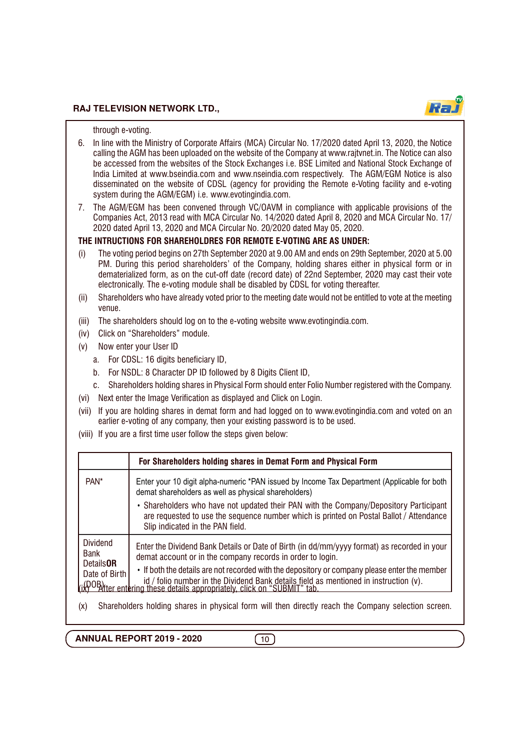through e-voting.

6. In line with the Ministry of Corporate Affairs (MCA) Circular No. 17/2020 dated April 13, 2020, the Notice calling the AGM has been uploaded on the website of the Company at www.rajtvnet.in. The Notice can also be accessed from the websites of the Stock Exchanges i.e. BSE Limited and National Stock Exchange of India Limited at www.bseindia.com and www.nseindia.com respectively. The AGM/EGM Notice is also disseminated on the website of CDSL (agency for providing the Remote e-Voting facility and e-voting system during the AGM/EGM) i.e. www.evotingindia.com.

7. The AGM/EGM has been convened through VC/OAVM in compliance with applicable provisions of the Companies Act, 2013 read with MCA Circular No. 14/2020 dated April 8, 2020 and MCA Circular No. 17/2020 dated April 13, 2020 and MCA Circular No. 20/2020 dated May 05, 2020.

**THE INTRUCTIONS FOR SHAREHOLDRES FOR REMOTE E-VOTING ARE AS UNDER:**

(i) The voting period begins on 27th September 2020 at 9.00 AM and ends on 29th September, 2020 at 5.00 PM. During this period shareholders' of the Company, holding shares either in physical form or in dematerialized form, as on the cut-off date (record date) of 22nd September, 2020 may cast their vote electronically. The e-voting module shall be disabled by CDSL for voting thereafter.

(ii) Shareholders who have already voted prior to the meeting date would not be entitled to vote at the meeting venue.

(iii) The shareholders should log on to the e-voting website www.evotingindia.com.

(iv) Click on "Shareholders" module.

(v) Now enter your User ID

   a. For CDSL: 16 digits beneficiary ID,

   b. For NSDL: 8 Character DP ID followed by 8 Digits Client ID,

   c. Shareholders holding shares in Physical Form should enter Folio Number registered with the Company.

(vi) Next enter the Image Verification as displayed and Click on Login.

(vii) If you are holding shares in demat form and had logged on to www.evotingindia.com and voted on an earlier e-voting of any company, then your existing password is to be used.

(viii) If you are a first time user follow the steps given below:

| | **For Shareholders holding shares in Demat Form and Physical Form** |
|---|---|
| PAN* | Enter your 10 digit alpha-numeric *PAN issued by Income Tax Department (Applicable for both demat shareholders as well as physical shareholders)<br>• Shareholders who have not updated their PAN with the Company/Depository Participant are requested to use the sequence number which is printed on Postal Ballot / Attendance Slip indicated in the PAN field. |
| Dividend Bank Details **OR** Date of Birth (DOB) | Enter the Dividend Bank Details or Date of Birth (in dd/mm/yyyy format) as recorded in your demat account or in the company records in order to login.<br>• If both the details are not recorded with the depository or company please enter the member id / folio number in the Dividend Bank details field as mentioned in instruction (v). |

(ix) After entering these details appropriately, click on "SUBMIT" tab.

(x) Shareholders holding shares in physical form will then directly reach the Company selection screen.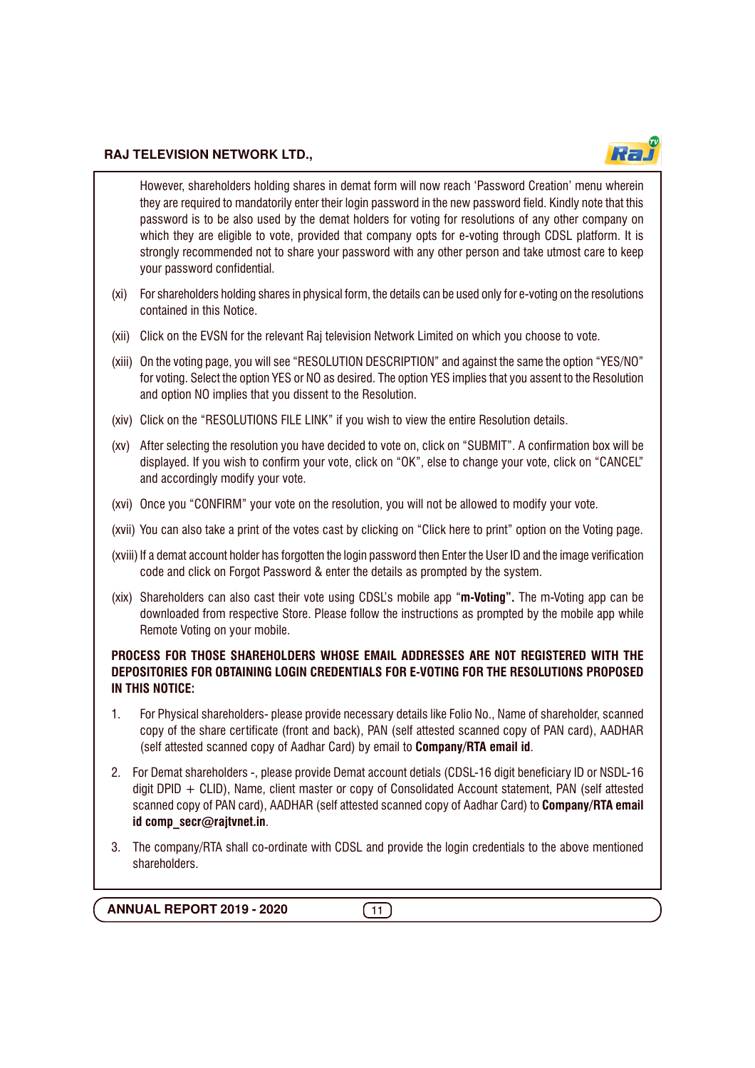However, shareholders holding shares in demat form will now reach 'Password Creation' menu wherein they are required to mandatorily enter their login password in the new password field. Kindly note that this password is to be also used by the demat holders for voting for resolutions of any other company on which they are eligible to vote, provided that company opts for e-voting through CDSL platform. It is strongly recommended not to share your password with any other person and take utmost care to keep your password confidential.

(xi) For shareholders holding shares in physical form, the details can be used only for e-voting on the resolutions contained in this Notice.

(xii) Click on the EVSN for the relevant Raj television Network Limited on which you choose to vote.

(xiii) On the voting page, you will see "RESOLUTION DESCRIPTION" and against the same the option "YES/NO" for voting. Select the option YES or NO as desired. The option YES implies that you assent to the Resolution and option NO implies that you dissent to the Resolution.

(xiv) Click on the "RESOLUTIONS FILE LINK" if you wish to view the entire Resolution details.

(xv) After selecting the resolution you have decided to vote on, click on "SUBMIT". A confirmation box will be displayed. If you wish to confirm your vote, click on "OK", else to change your vote, click on "CANCEL" and accordingly modify your vote.

(xvi) Once you "CONFIRM" your vote on the resolution, you will not be allowed to modify your vote.

(xvii) You can also take a print of the votes cast by clicking on "Click here to print" option on the Voting page.

(xviii) If a demat account holder has forgotten the login password then Enter the User ID and the image verification code and click on Forgot Password & enter the details as prompted by the system.

(xix) Shareholders can also cast their vote using CDSL's mobile app "**m-Voting**". The m-Voting app can be downloaded from respective Store. Please follow the instructions as prompted by the mobile app while Remote Voting on your mobile.

**PROCESS FOR THOSE SHAREHOLDERS WHOSE EMAIL ADDRESSES ARE NOT REGISTERED WITH THE DEPOSITORIES FOR OBTAINING LOGIN CREDENTIALS FOR E-VOTING FOR THE RESOLUTIONS PROPOSED IN THIS NOTICE:**

1. For Physical shareholders- please provide necessary details like Folio No., Name of shareholder, scanned copy of the share certificate (front and back), PAN (self attested scanned copy of PAN card), AADHAR (self attested scanned copy of Aadhar Card) by email to **Company/RTA email id**.

2. For Demat shareholders -, please provide Demat account detials (CDSL-16 digit beneficiary ID or NSDL-16 digit DPID + CLID), Name, client master or copy of Consolidated Account statement, PAN (self attested scanned copy of PAN card), AADHAR (self attested scanned copy of Aadhar Card) to **Company/RTA email id comp_secr@rajtvnet.in**.

3. The company/RTA shall co-ordinate with CDSL and provide the login credentials to the above mentioned shareholders.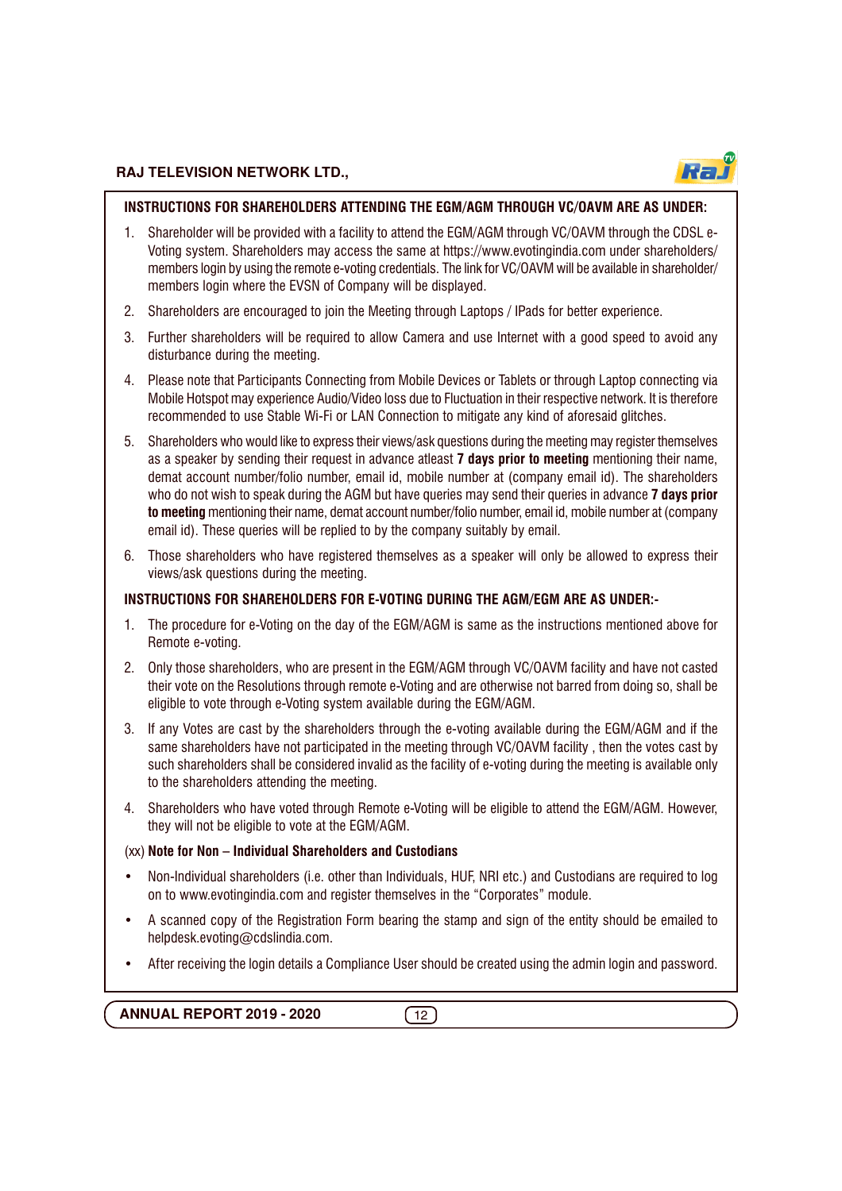**INSTRUCTIONS FOR SHAREHOLDERS ATTENDING THE EGM/AGM THROUGH VC/OAVM ARE AS UNDER:**

1. Shareholder will be provided with a facility to attend the EGM/AGM through VC/OAVM through the CDSL e-Voting system. Shareholders may access the same at https://www.evotingindia.com under shareholders/ members login by using the remote e-voting credentials. The link for VC/OAVM will be available in shareholder/ members login where the EVSN of Company will be displayed.
2. Shareholders are encouraged to join the Meeting through Laptops / IPads for better experience.
3. Further shareholders will be required to allow Camera and use Internet with a good speed to avoid any disturbance during the meeting.
4. Please note that Participants Connecting from Mobile Devices or Tablets or through Laptop connecting via Mobile Hotspot may experience Audio/Video loss due to Fluctuation in their respective network. It is therefore recommended to use Stable Wi-Fi or LAN Connection to mitigate any kind of aforesaid glitches.
5. Shareholders who would like to express their views/ask questions during the meeting may register themselves as a speaker by sending their request in advance atleast **7 days prior to meeting** mentioning their name, demat account number/folio number, email id, mobile number at (company email id). The shareholders who do not wish to speak during the AGM but have queries may send their queries in advance **7 days prior to meeting** mentioning their name, demat account number/folio number, email id, mobile number at (company email id). These queries will be replied to by the company suitably by email.
6. Those shareholders who have registered themselves as a speaker will only be allowed to express their views/ask questions during the meeting.

**INSTRUCTIONS FOR SHAREHOLDERS FOR E-VOTING DURING THE AGM/EGM ARE AS UNDER:-**

1. The procedure for e-Voting on the day of the EGM/AGM is same as the instructions mentioned above for Remote e-voting.
2. Only those shareholders, who are present in the EGM/AGM through VC/OAVM facility and have not casted their vote on the Resolutions through remote e-Voting and are otherwise not barred from doing so, shall be eligible to vote through e-Voting system available during the EGM/AGM.
3. If any Votes are cast by the shareholders through the e-voting available during the EGM/AGM and if the same shareholders have not participated in the meeting through VC/OAVM facility , then the votes cast by such shareholders shall be considered invalid as the facility of e-voting during the meeting is available only to the shareholders attending the meeting.
4. Shareholders who have voted through Remote e-Voting will be eligible to attend the EGM/AGM. However, they will not be eligible to vote at the EGM/AGM.

(xx) **Note for Non – Individual Shareholders and Custodians**

- Non-Individual shareholders (i.e. other than Individuals, HUF, NRI etc.) and Custodians are required to log on to www.evotingindia.com and register themselves in the "Corporates" module.
- A scanned copy of the Registration Form bearing the stamp and sign of the entity should be emailed to helpdesk.evoting@cdslindia.com.
- After receiving the login details a Compliance User should be created using the admin login and password.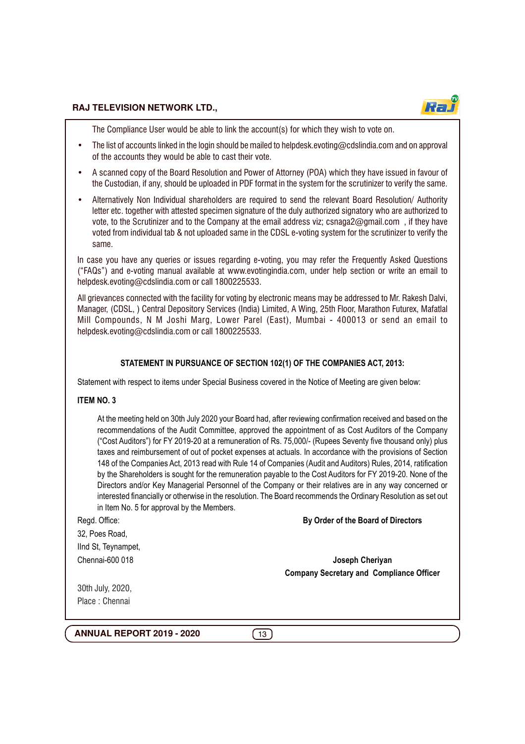The Compliance User would be able to link the account(s) for which they wish to vote on.

- The list of accounts linked in the login should be mailed to helpdesk.evoting@cdslindia.com and on approval of the accounts they would be able to cast their vote.
- A scanned copy of the Board Resolution and Power of Attorney (POA) which they have issued in favour of the Custodian, if any, should be uploaded in PDF format in the system for the scrutinizer to verify the same.
- Alternatively Non Individual shareholders are required to send the relevant Board Resolution/ Authority letter etc. together with attested specimen signature of the duly authorized signatory who are authorized to vote, to the Scrutinizer and to the Company at the email address viz; csnaga2@gmail.com , if they have voted from individual tab & not uploaded same in the CDSL e-voting system for the scrutinizer to verify the same.

In case you have any queries or issues regarding e-voting, you may refer the Frequently Asked Questions ("FAQs") and e-voting manual available at www.evotingindia.com, under help section or write an email to helpdesk.evoting@cdslindia.com or call 1800225533.

All grievances connected with the facility for voting by electronic means may be addressed to Mr. Rakesh Dalvi, Manager, (CDSL, ) Central Depository Services (India) Limited, A Wing, 25th Floor, Marathon Futurex, Mafatlal Mill Compounds, N M Joshi Marg, Lower Parel (East), Mumbai - 400013 or send an email to helpdesk.evoting@cdslindia.com or call 1800225533.

## STATEMENT IN PURSUANCE OF SECTION 102(1) OF THE COMPANIES ACT, 2013:

Statement with respect to items under Special Business covered in the Notice of Meeting are given below:

**ITEM NO. 3**

At the meeting held on 30th July 2020 your Board had, after reviewing confirmation received and based on the recommendations of the Audit Committee, approved the appointment of as Cost Auditors of the Company ("Cost Auditors") for FY 2019-20 at a remuneration of Rs. 75,000/- (Rupees Seventy five thousand only) plus taxes and reimbursement of out of pocket expenses at actuals. In accordance with the provisions of Section 148 of the Companies Act, 2013 read with Rule 14 of Companies (Audit and Auditors) Rules, 2014, ratification by the Shareholders is sought for the remuneration payable to the Cost Auditors for FY 2019-20. None of the Directors and/or Key Managerial Personnel of the Company or their relatives are in any way concerned or interested financially or otherwise in the resolution. The Board recommends the Ordinary Resolution as set out in Item No. 5 for approval by the Members.

Regd. Office:
32, Poes Road,
IInd St, Teynampet,
Chennai-600 018

**By Order of the Board of Directors**

**Joseph Cheriyan**
**Company Secretary and Compliance Officer**

30th July, 2020,
Place : Chennai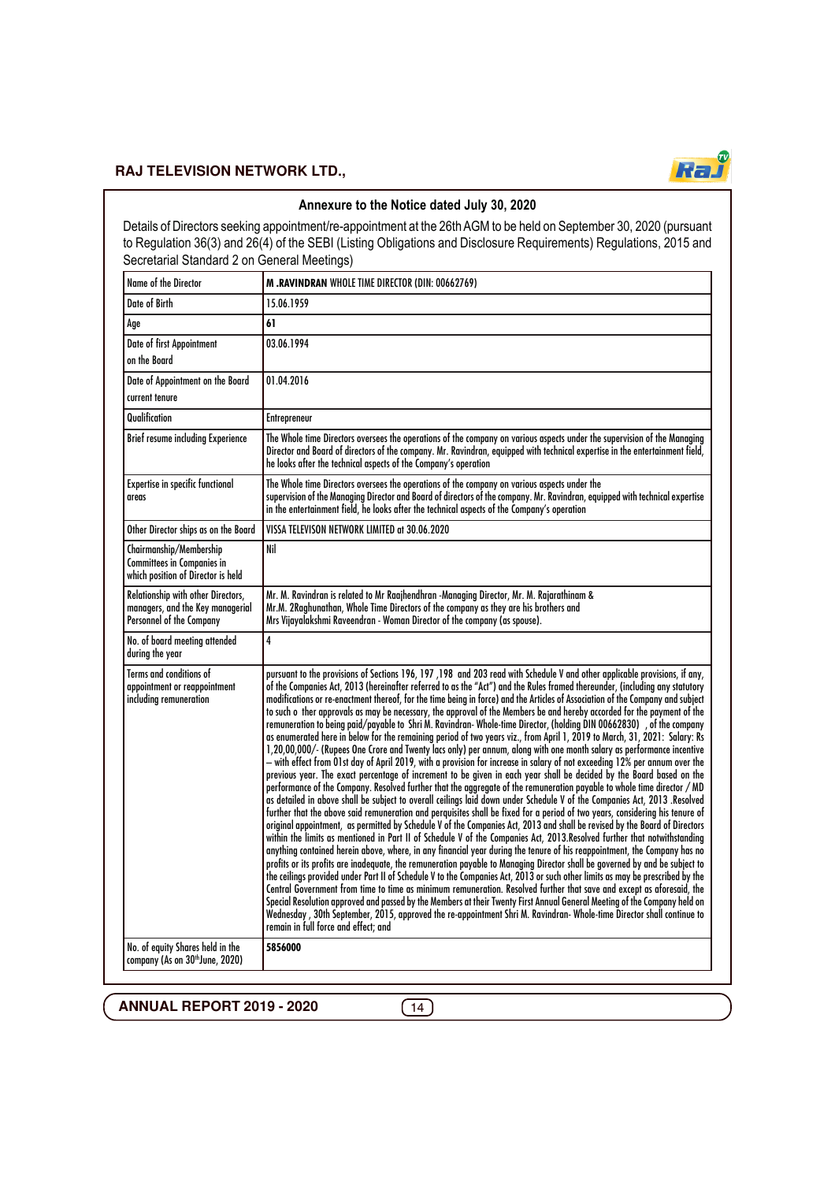## Annexure to the Notice dated July 30, 2020

Details of Directors seeking appointment/re-appointment at the 26th AGM to be held on September 30, 2020 (pursuant to Regulation 36(3) and 26(4) of the SEBI (Listing Obligations and Disclosure Requirements) Regulations, 2015 and Secretarial Standard 2 on General Meetings)

| Name of the Director | **M .RAVINDRAN** WHOLE TIME DIRECTOR (DIN: 00662769) |
|---|---|
| Date of Birth | 15.06.1959 |
| Age | **61** |
| Date of first Appointment on the Board | 03.06.1994 |
| Date of Appointment on the Board current tenure | 01.04.2016 |
| Qualification | Entrepreneur |
| Brief resume including Experience | The Whole time Directors oversees the operations of the company on various aspects under the supervision of the Managing Director and Board of directors of the company. Mr. Ravindran, equipped with technical expertise in the entertainment field, he looks after the technical aspects of the Company's operation |
| Expertise in specific functional areas | The Whole time Directors oversees the operations of the company on various aspects under the supervision of the Managing Director and Board of directors of the company. Mr. Ravindran, equipped with technical expertise in the entertainment field, he looks after the technical aspects of the Company's operation |
| Other Director ships as on the Board | VISSA TELEVISON NETWORK LIMITED at 30.06.2020 |
| Chairmanship/Membership Committees in Companies in which position of Director is held | Nil |
| Relationship with other Directors, managers, and the Key managerial Personnel of the Company | Mr. M. Ravindran is related to Mr Raajhendhran -Managing Director, Mr. M. Rajarathinam & Mr.M. 2Raghunathan, Whole Time Directors of the company as they are his brothers and Mrs Vijayalakshmi Raveendran - Woman Director of the company (as spouse). |
| No. of board meeting attended during the year | 4 |
| Terms and conditions of appointment or reappointment including remuneration | pursuant to the provisions of Sections 196, 197 ,198 and 203 read with Schedule V and other applicable provisions, if any, of the Companies Act, 2013 (hereinafter referred to as the "Act") and the Rules framed thereunder, (including any statutory modifications or re-enactment thereof, for the time being in force) and the Articles of Association of the Company and subject to such o ther approvals as may be necessary, the approval of the Members be and hereby accorded for the payment of the remuneration to being paid/payable to Shri M. Ravindran- Whole-time Director, (holding DIN 00662830) , of the company as enumerated here in below for the remaining period of two years viz., from April 1, 2019 to March, 31, 2021: Salary: Rs 1,20,00,000/- (Rupees One Crore and Twenty lacs only) per annum, along with one month salary as performance incentive – with effect from 01st day of April 2019, with a provision for increase in salary of not exceeding 12% per annum over the previous year. The exact percentage of increment to be given in each year shall be decided by the Board based on the performance of the Company. Resolved further that the aggregate of the remuneration payable to whole time director / MD as detailed in above shall be subject to overall ceilings laid down under Schedule V of the Companies Act, 2013 .Resolved further that the above said remuneration and perquisites shall be fixed for a period of two years, considering his tenure of original appointment, as permitted by Schedule V of the Companies Act, 2013 and shall be revised by the Board of Directors within the limits as mentioned in Part II of Schedule V of the Companies Act, 2013.Resolved further that notwithstanding anything contained herein above, where, in any financial year during the tenure of his reappointment, the Company has no profits or its profits are inadequate, the remuneration payable to Managing Director shall be governed by and be subject to the ceilings provided under Part II of Schedule V to the Companies Act, 2013 or such other limits as may be prescribed by the Central Government from time to time as minimum remuneration. Resolved further that save and except as aforesaid, the Special Resolution approved and passed by the Members at their Twenty First Annual General Meeting of the Company held on Wednesday , 30th September, 2015, approved the re-appointment Shri M. Ravindran- Whole-time Director shall continue to remain in full force and effect; and |
| No. of equity Shares held in the company (As on 30thJune, 2020) | **5856000** |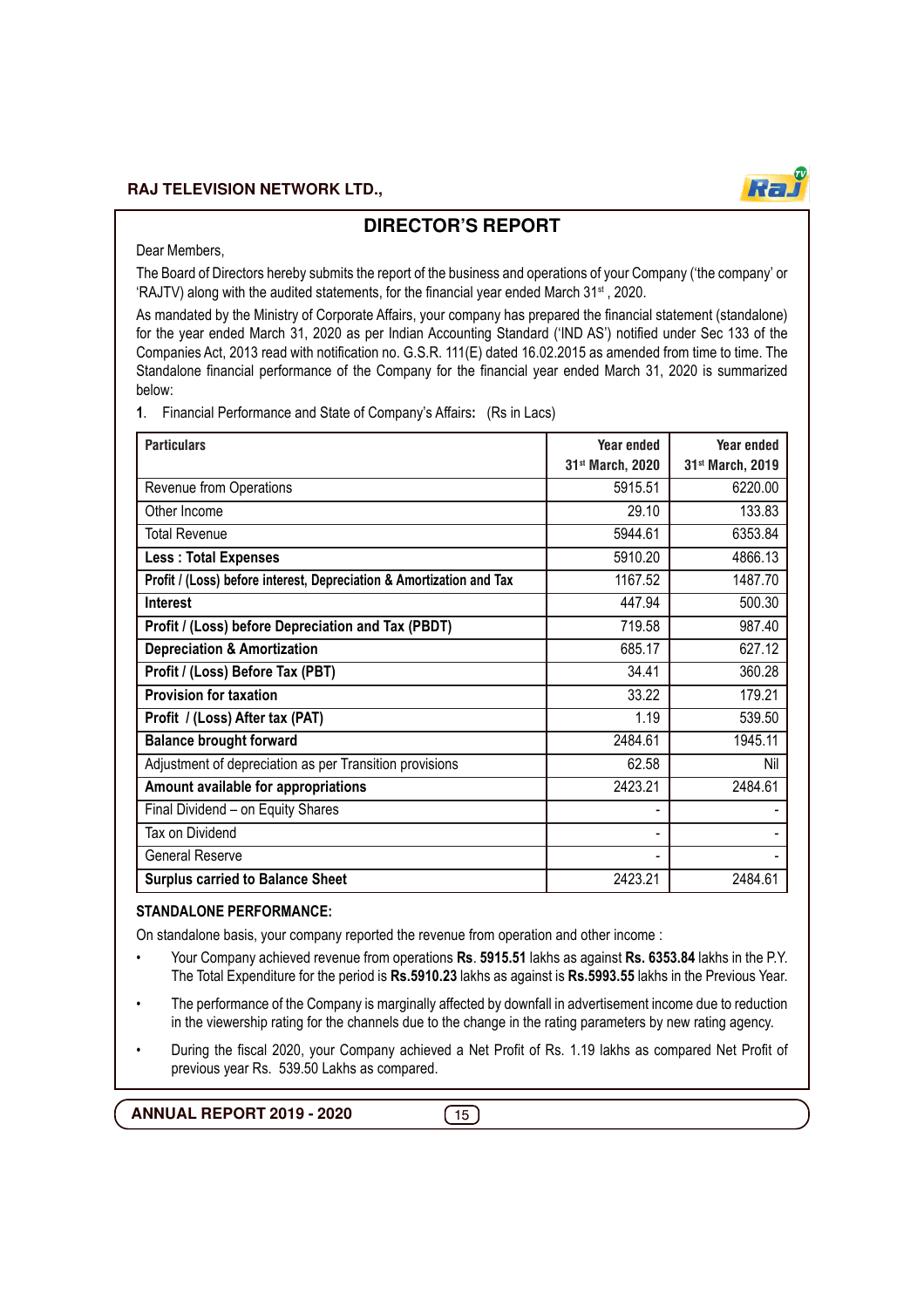## DIRECTOR'S REPORT

Dear Members,

The Board of Directors hereby submits the report of the business and operations of your Company ('the company' or 'RAJTV) along with the audited statements, for the financial year ended March 31st , 2020.

As mandated by the Ministry of Corporate Affairs, your company has prepared the financial statement (standalone) for the year ended March 31, 2020 as per Indian Accounting Standard ('IND AS') notified under Sec 133 of the Companies Act, 2013 read with notification no. G.S.R. 111(E) dated 16.02.2015 as amended from time to time. The Standalone financial performance of the Company for the financial year ended March 31, 2020 is summarized below:

1. Financial Performance and State of Company's Affairs: (Rs in Lacs)

| Particulars | Year ended 31st March, 2020 | Year ended 31st March, 2019 |
|---|---|---|
| Revenue from Operations | 5915.51 | 6220.00 |
| Other Income | 29.10 | 133.83 |
| Total Revenue | 5944.61 | 6353.84 |
| **Less : Total Expenses** | 5910.20 | 4866.13 |
| **Profit / (Loss) before interest, Depreciation & Amortization and Tax** | 1167.52 | 1487.70 |
| **Interest** | 447.94 | 500.30 |
| **Profit / (Loss) before Depreciation and Tax (PBDT)** | 719.58 | 987.40 |
| **Depreciation & Amortization** | 685.17 | 627.12 |
| **Profit / (Loss) Before Tax (PBT)** | 34.41 | 360.28 |
| **Provision for taxation** | 33.22 | 179.21 |
| **Profit / (Loss) After tax (PAT)** | 1.19 | 539.50 |
| **Balance brought forward** | 2484.61 | 1945.11 |
| Adjustment of depreciation as per Transition provisions | 62.58 | Nil |
| **Amount available for appropriations** | 2423.21 | 2484.61 |
| Final Dividend – on Equity Shares | - | - |
| Tax on Dividend | - | - |
| General Reserve | - | - |
| **Surplus carried to Balance Sheet** | 2423.21 | 2484.61 |

**STANDALONE PERFORMANCE:**

On standalone basis, your company reported the revenue from operation and other income :

- Your Company achieved revenue from operations **Rs**. **5915.51** lakhs as against **Rs. 6353.84** lakhs in the P.Y. The Total Expenditure for the period is **Rs.5910.23** lakhs as against is **Rs.5993.55** lakhs in the Previous Year.
- The performance of the Company is marginally affected by downfall in advertisement income due to reduction in the viewership rating for the channels due to the change in the rating parameters by new rating agency.
- During the fiscal 2020, your Company achieved a Net Profit of Rs. 1.19 lakhs as compared Net Profit of previous year Rs. 539.50 Lakhs as compared.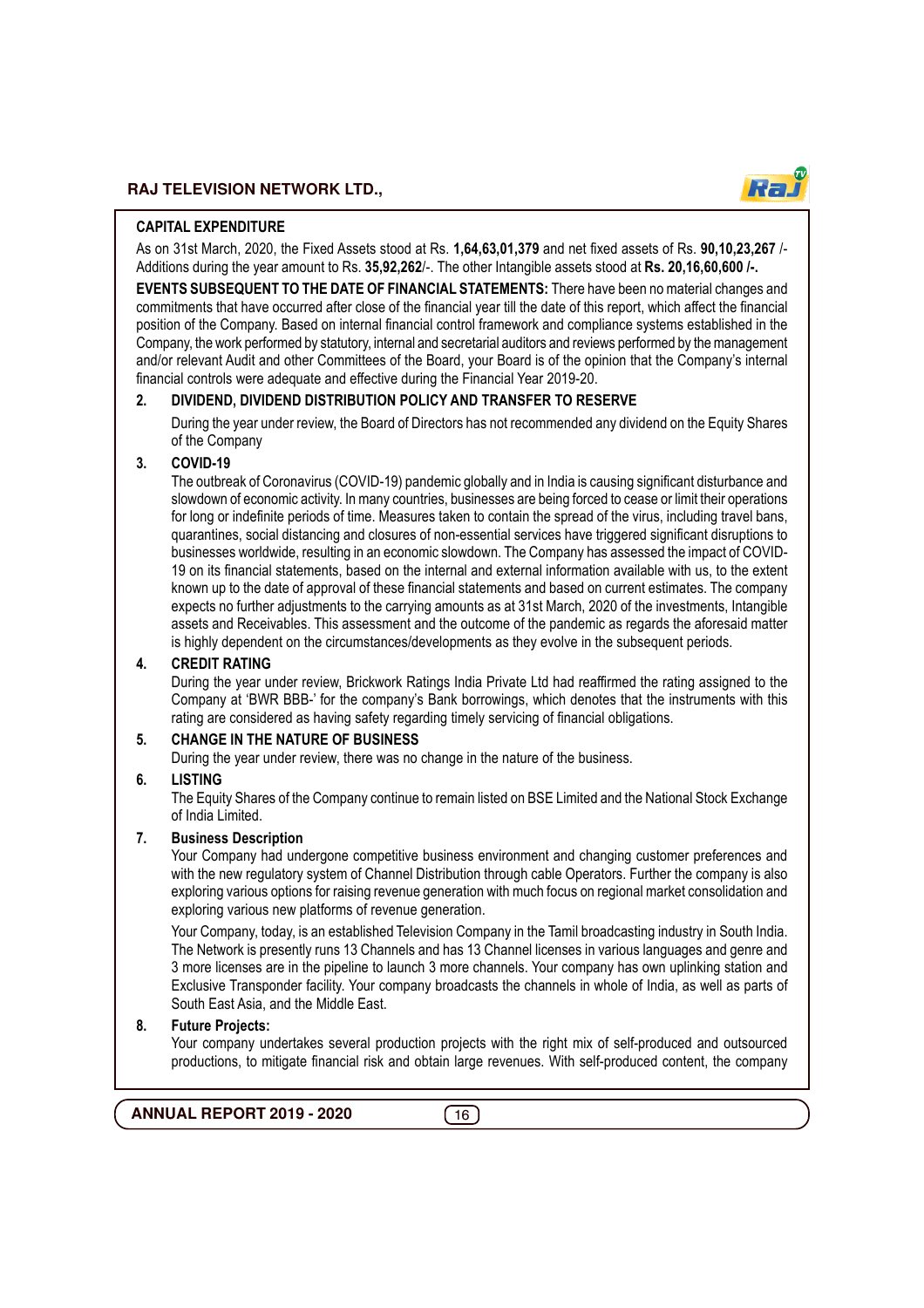## CAPITAL EXPENDITURE

As on 31st March, 2020, the Fixed Assets stood at Rs. **1,64,63,01,379** and net fixed assets of Rs. **90,10,23,267** /- Additions during the year amount to Rs. **35,92,262**/-. The other Intangible assets stood at **Rs. 20,16,60,600 /-.**

**EVENTS SUBSEQUENT TO THE DATE OF FINANCIAL STATEMENTS:** There have been no material changes and commitments that have occurred after close of the financial year till the date of this report, which affect the financial position of the Company. Based on internal financial control framework and compliance systems established in the Company, the work performed by statutory, internal and secretarial auditors and reviews performed by the management and/or relevant Audit and other Committees of the Board, your Board is of the opinion that the Company's internal financial controls were adequate and effective during the Financial Year 2019-20.

## 2. DIVIDEND, DIVIDEND DISTRIBUTION POLICY AND TRANSFER TO RESERVE

During the year under review, the Board of Directors has not recommended any dividend on the Equity Shares of the Company

## 3. COVID-19

The outbreak of Coronavirus (COVID-19) pandemic globally and in India is causing significant disturbance and slowdown of economic activity. In many countries, businesses are being forced to cease or limit their operations for long or indefinite periods of time. Measures taken to contain the spread of the virus, including travel bans, quarantines, social distancing and closures of non-essential services have triggered significant disruptions to businesses worldwide, resulting in an economic slowdown. The Company has assessed the impact of COVID-19 on its financial statements, based on the internal and external information available with us, to the extent known up to the date of approval of these financial statements and based on current estimates. The company expects no further adjustments to the carrying amounts as at 31st March, 2020 of the investments, Intangible assets and Receivables. This assessment and the outcome of the pandemic as regards the aforesaid matter is highly dependent on the circumstances/developments as they evolve in the subsequent periods.

## 4. CREDIT RATING

During the year under review, Brickwork Ratings India Private Ltd had reaffirmed the rating assigned to the Company at 'BWR BBB-' for the company's Bank borrowings, which denotes that the instruments with this rating are considered as having safety regarding timely servicing of financial obligations.

## 5. CHANGE IN THE NATURE OF BUSINESS

During the year under review, there was no change in the nature of the business.

## 6. LISTING

The Equity Shares of the Company continue to remain listed on BSE Limited and the National Stock Exchange of India Limited.

## 7. Business Description

Your Company had undergone competitive business environment and changing customer preferences and with the new regulatory system of Channel Distribution through cable Operators. Further the company is also exploring various options for raising revenue generation with much focus on regional market consolidation and exploring various new platforms of revenue generation.

Your Company, today, is an established Television Company in the Tamil broadcasting industry in South India. The Network is presently runs 13 Channels and has 13 Channel licenses in various languages and genre and 3 more licenses are in the pipeline to launch 3 more channels. Your company has own uplinking station and Exclusive Transponder facility. Your company broadcasts the channels in whole of India, as well as parts of South East Asia, and the Middle East.

## 8. Future Projects:

Your company undertakes several production projects with the right mix of self-produced and outsourced productions, to mitigate financial risk and obtain large revenues. With self-produced content, the company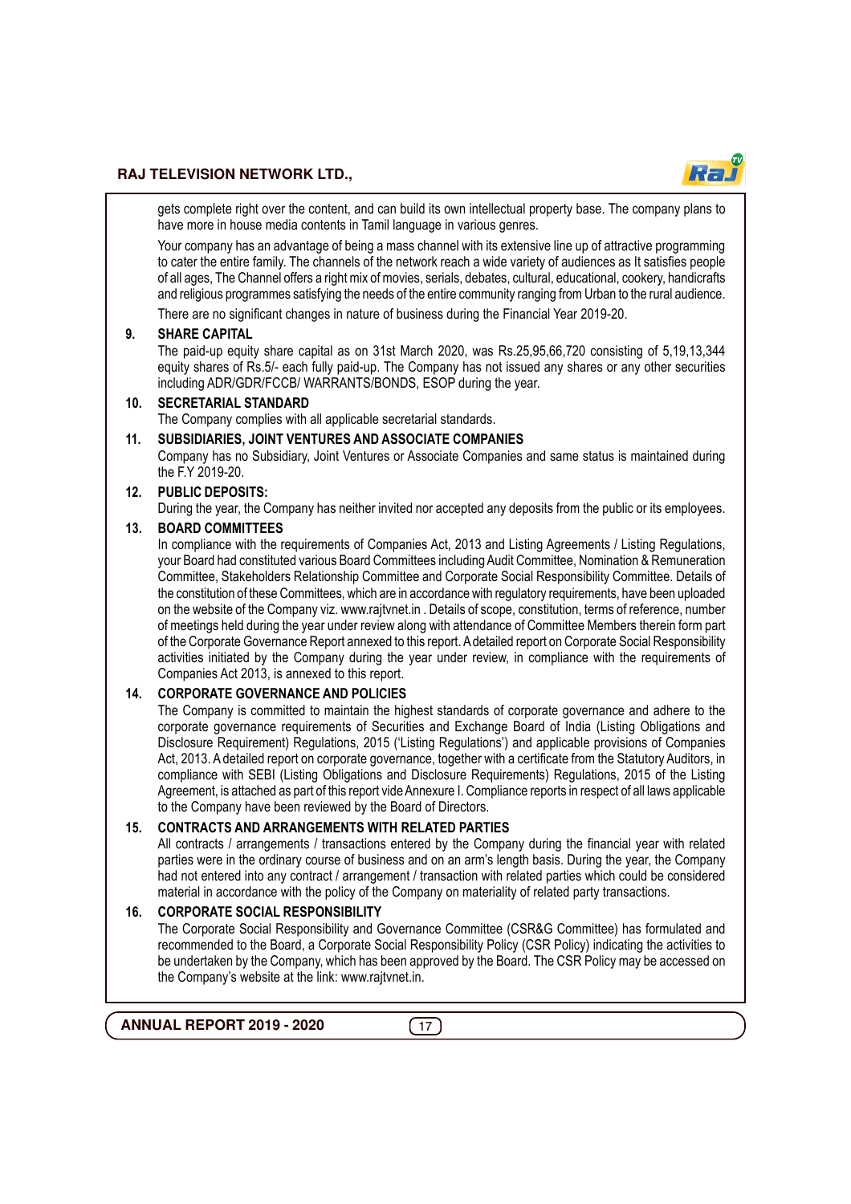gets complete right over the content, and can build its own intellectual property base. The company plans to have more in house media contents in Tamil language in various genres.

Your company has an advantage of being a mass channel with its extensive line up of attractive programming to cater the entire family. The channels of the network reach a wide variety of audiences as It satisfies people of all ages, The Channel offers a right mix of movies, serials, debates, cultural, educational, cookery, handicrafts and religious programmes satisfying the needs of the entire community ranging from Urban to the rural audience.

There are no significant changes in nature of business during the Financial Year 2019-20.

**9. SHARE CAPITAL**

The paid-up equity share capital as on 31st March 2020, was Rs.25,95,66,720 consisting of 5,19,13,344 equity shares of Rs.5/- each fully paid-up. The Company has not issued any shares or any other securities including ADR/GDR/FCCB/ WARRANTS/BONDS, ESOP during the year.

**10. SECRETARIAL STANDARD**

The Company complies with all applicable secretarial standards.

**11. SUBSIDIARIES, JOINT VENTURES AND ASSOCIATE COMPANIES**

Company has no Subsidiary, Joint Ventures or Associate Companies and same status is maintained during the F.Y 2019-20.

**12. PUBLIC DEPOSITS:**

During the year, the Company has neither invited nor accepted any deposits from the public or its employees.

**13. BOARD COMMITTEES**

In compliance with the requirements of Companies Act, 2013 and Listing Agreements / Listing Regulations, your Board had constituted various Board Committees including Audit Committee, Nomination & Remuneration Committee, Stakeholders Relationship Committee and Corporate Social Responsibility Committee. Details of the constitution of these Committees, which are in accordance with regulatory requirements, have been uploaded on the website of the Company viz. www.rajtvnet.in . Details of scope, constitution, terms of reference, number of meetings held during the year under review along with attendance of Committee Members therein form part of the Corporate Governance Report annexed to this report. A detailed report on Corporate Social Responsibility activities initiated by the Company during the year under review, in compliance with the requirements of Companies Act 2013, is annexed to this report.

**14. CORPORATE GOVERNANCE AND POLICIES**

The Company is committed to maintain the highest standards of corporate governance and adhere to the corporate governance requirements of Securities and Exchange Board of India (Listing Obligations and Disclosure Requirement) Regulations, 2015 ('Listing Regulations') and applicable provisions of Companies Act, 2013. A detailed report on corporate governance, together with a certificate from the Statutory Auditors, in compliance with SEBI (Listing Obligations and Disclosure Requirements) Regulations, 2015 of the Listing Agreement, is attached as part of this report vide Annexure I. Compliance reports in respect of all laws applicable to the Company have been reviewed by the Board of Directors.

**15. CONTRACTS AND ARRANGEMENTS WITH RELATED PARTIES**

All contracts / arrangements / transactions entered by the Company during the financial year with related parties were in the ordinary course of business and on an arm's length basis. During the year, the Company had not entered into any contract / arrangement / transaction with related parties which could be considered material in accordance with the policy of the Company on materiality of related party transactions.

**16. CORPORATE SOCIAL RESPONSIBILITY**

The Corporate Social Responsibility and Governance Committee (CSR&G Committee) has formulated and recommended to the Board, a Corporate Social Responsibility Policy (CSR Policy) indicating the activities to be undertaken by the Company, which has been approved by the Board. The CSR Policy may be accessed on the Company's website at the link: www.rajtvnet.in.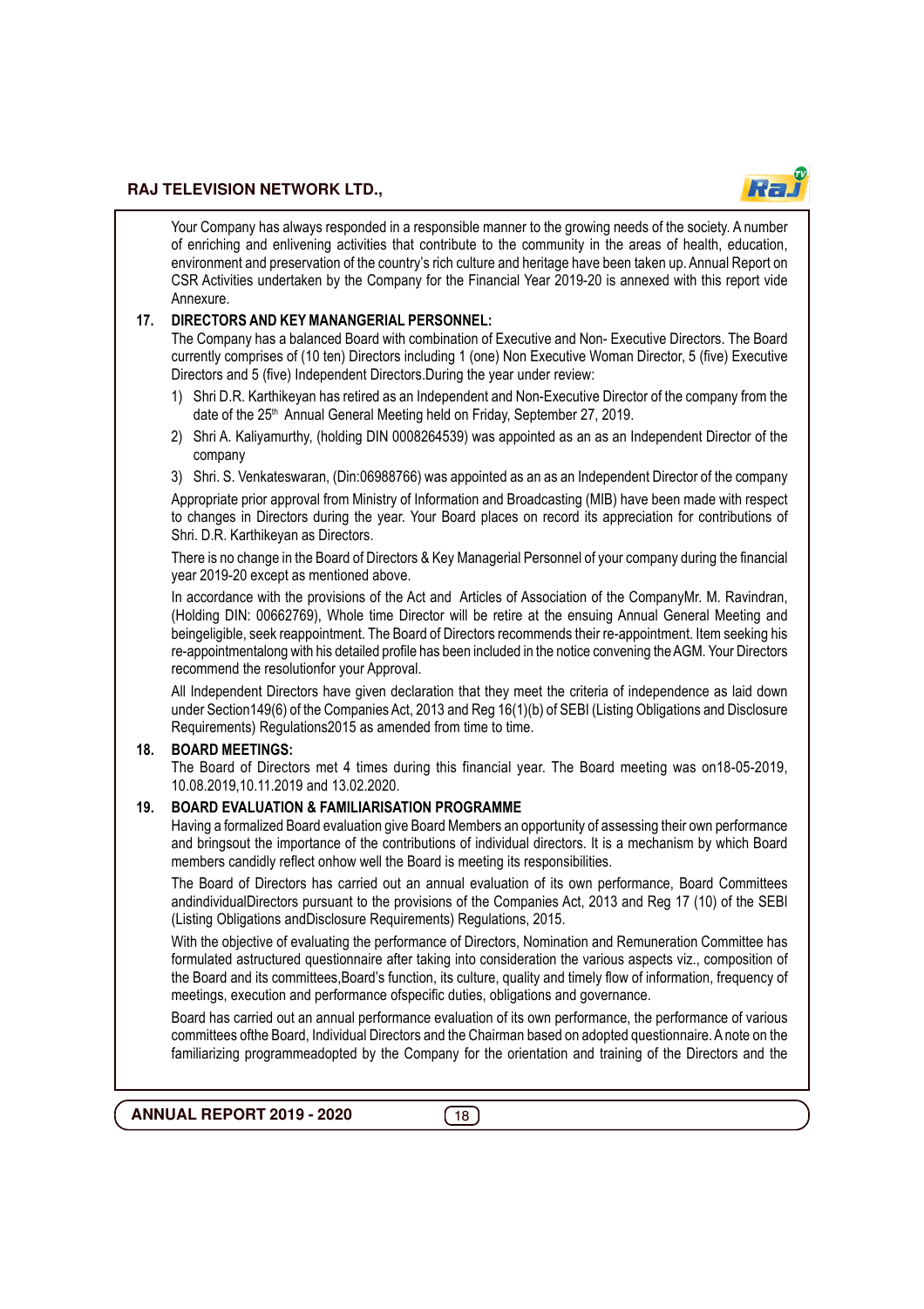Your Company has always responded in a responsible manner to the growing needs of the society. A number of enriching and enlivening activities that contribute to the community in the areas of health, education, environment and preservation of the country's rich culture and heritage have been taken up. Annual Report on CSR Activities undertaken by the Company for the Financial Year 2019-20 is annexed with this report vide Annexure.

## 17. DIRECTORS AND KEY MANANGERIAL PERSONNEL:

The Company has a balanced Board with combination of Executive and Non- Executive Directors. The Board currently comprises of (10 ten) Directors including 1 (one) Non Executive Woman Director, 5 (five) Executive Directors and 5 (five) Independent Directors.During the year under review:

1) Shri D.R. Karthikeyan has retired as an Independent and Non-Executive Director of the company from the date of the 25th Annual General Meeting held on Friday, September 27, 2019.
2) Shri A. Kaliyamurthy, (holding DIN 0008264539) was appointed as an as an Independent Director of the company
3) Shri. S. Venkateswaran, (Din:06988766) was appointed as an as an Independent Director of the company

Appropriate prior approval from Ministry of Information and Broadcasting (MIB) have been made with respect to changes in Directors during the year. Your Board places on record its appreciation for contributions of Shri. D.R. Karthikeyan as Directors.

There is no change in the Board of Directors & Key Managerial Personnel of your company during the financial year 2019-20 except as mentioned above.

In accordance with the provisions of the Act and Articles of Association of the CompanyMr. M. Ravindran, (Holding DIN: 00662769), Whole time Director will be retire at the ensuing Annual General Meeting and beingeligible, seek reappointment. The Board of Directors recommends their re-appointment. Item seeking his re-appointmentalong with his detailed profile has been included in the notice convening the AGM. Your Directors recommend the resolutionfor your Approval.

All Independent Directors have given declaration that they meet the criteria of independence as laid down under Section149(6) of the Companies Act, 2013 and Reg 16(1)(b) of SEBI (Listing Obligations and Disclosure Requirements) Regulations2015 as amended from time to time.

## 18. BOARD MEETINGS:

The Board of Directors met 4 times during this financial year. The Board meeting was on18-05-2019, 10.08.2019,10.11.2019 and 13.02.2020.

## 19. BOARD EVALUATION & FAMILIARISATION PROGRAMME

Having a formalized Board evaluation give Board Members an opportunity of assessing their own performance and bringsout the importance of the contributions of individual directors. It is a mechanism by which Board members candidly reflect onhow well the Board is meeting its responsibilities.

The Board of Directors has carried out an annual evaluation of its own performance, Board Committees andindividualDirectors pursuant to the provisions of the Companies Act, 2013 and Reg 17 (10) of the SEBI (Listing Obligations andDisclosure Requirements) Regulations, 2015.

With the objective of evaluating the performance of Directors, Nomination and Remuneration Committee has formulated astructured questionnaire after taking into consideration the various aspects viz., composition of the Board and its committees,Board's function, its culture, quality and timely flow of information, frequency of meetings, execution and performance ofspecific duties, obligations and governance.

Board has carried out an annual performance evaluation of its own performance, the performance of various committees ofthe Board, Individual Directors and the Chairman based on adopted questionnaire. A note on the familiarizing programmeadopted by the Company for the orientation and training of the Directors and the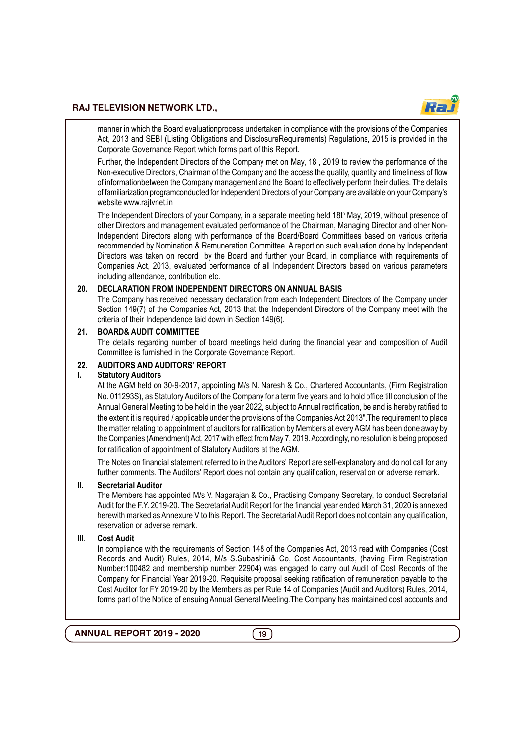manner in which the Board evaluationprocess undertaken in compliance with the provisions of the Companies Act, 2013 and SEBI (Listing Obligations and DisclosureRequirements) Regulations, 2015 is provided in the Corporate Governance Report which forms part of this Report.

Further, the Independent Directors of the Company met on May, 18 , 2019 to review the performance of the Non-executive Directors, Chairman of the Company and the access the quality, quantity and timeliness of flow of informationbetween the Company management and the Board to effectively perform their duties. The details of familiarization programconducted for Independent Directors of your Company are available on your Company's website www.rajtvnet.in

The Independent Directors of your Company, in a separate meeting held 18th May, 2019, without presence of other Directors and management evaluated performance of the Chairman, Managing Director and other Non-Independent Directors along with performance of the Board/Board Committees based on various criteria recommended by Nomination & Remuneration Committee. A report on such evaluation done by Independent Directors was taken on record by the Board and further your Board, in compliance with requirements of Companies Act, 2013, evaluated performance of all Independent Directors based on various parameters including attendance, contribution etc.

## 20. DECLARATION FROM INDEPENDENT DIRECTORS ON ANNUAL BASIS

The Company has received necessary declaration from each Independent Directors of the Company under Section 149(7) of the Companies Act, 2013 that the Independent Directors of the Company meet with the criteria of their Independence laid down in Section 149(6).

## 21. BOARD& AUDIT COMMITTEE

The details regarding number of board meetings held during the financial year and composition of Audit Committee is furnished in the Corporate Governance Report.

## 22. AUDITORS AND AUDITORS' REPORT

### I. Statutory Auditors

At the AGM held on 30-9-2017, appointing M/s N. Naresh & Co., Chartered Accountants, (Firm Registration No. 011293S), as Statutory Auditors of the Company for a term five years and to hold office till conclusion of the Annual General Meeting to be held in the year 2022, subject to Annual rectification, be and is hereby ratified to the extent it is required / applicable under the provisions of the Companies Act 2013".The requirement to place the matter relating to appointment of auditors for ratification by Members at every AGM has been done away by the Companies (Amendment) Act, 2017 with effect from May 7, 2019. Accordingly, no resolution is being proposed for ratification of appointment of Statutory Auditors at the AGM.

The Notes on financial statement referred to in the Auditors' Report are self-explanatory and do not call for any further comments. The Auditors' Report does not contain any qualification, reservation or adverse remark.

### II. Secretarial Auditor

The Members has appointed M/s V. Nagarajan & Co., Practising Company Secretary, to conduct Secretarial Audit for the F.Y. 2019-20. The Secretarial Audit Report for the financial year ended March 31, 2020 is annexed herewith marked as Annexure V to this Report. The Secretarial Audit Report does not contain any qualification, reservation or adverse remark.

### III. Cost Audit

In compliance with the requirements of Section 148 of the Companies Act, 2013 read with Companies (Cost Records and Audit) Rules, 2014, M/s S.Subashini& Co, Cost Accountants, (having Firm Registration Number:100482 and membership number 22904) was engaged to carry out Audit of Cost Records of the Company for Financial Year 2019-20. Requisite proposal seeking ratification of remuneration payable to the Cost Auditor for FY 2019-20 by the Members as per Rule 14 of Companies (Audit and Auditors) Rules, 2014, forms part of the Notice of ensuing Annual General Meeting.The Company has maintained cost accounts and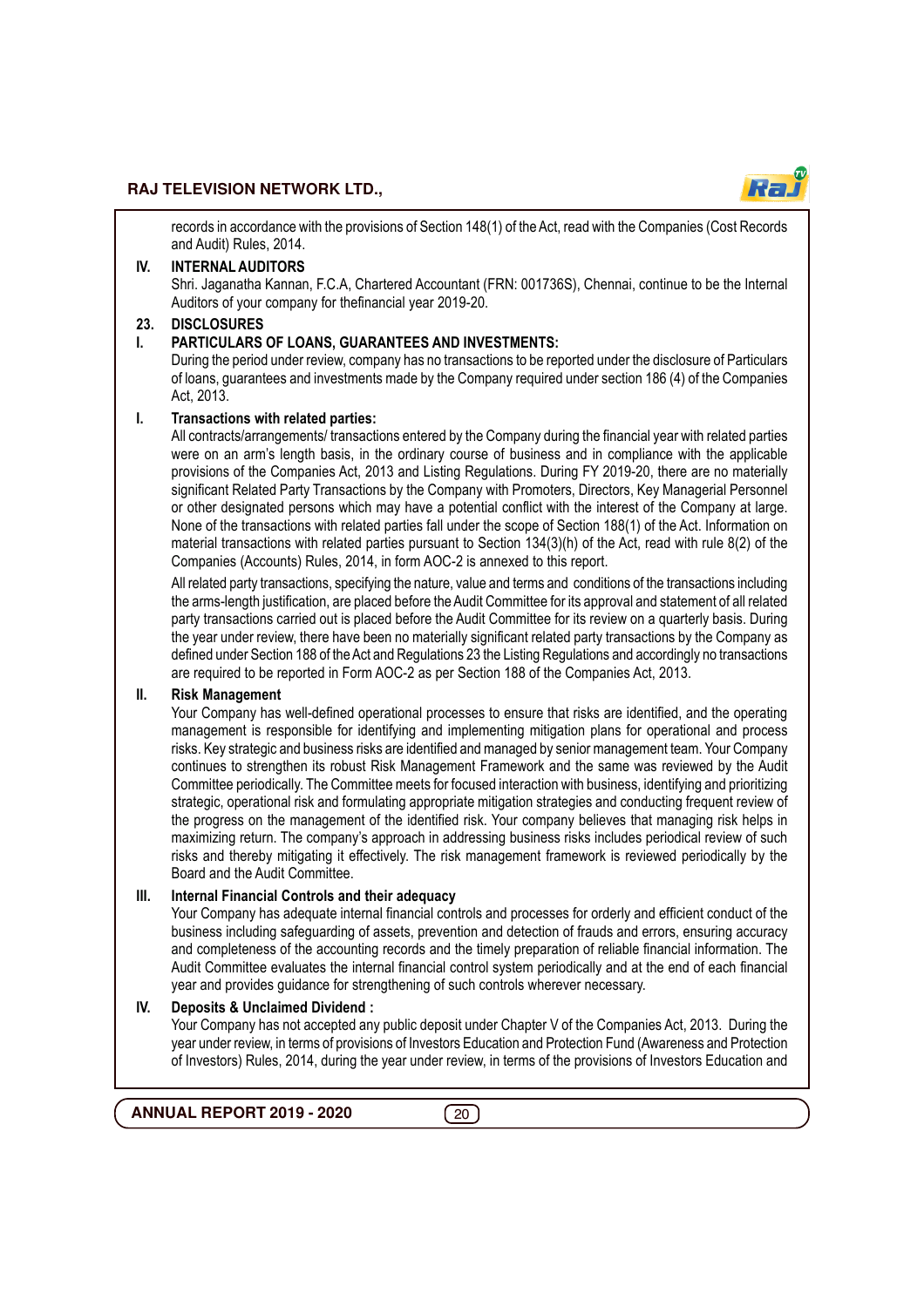records in accordance with the provisions of Section 148(1) of the Act, read with the Companies (Cost Records and Audit) Rules, 2014.

**IV. INTERNAL AUDITORS**

Shri. Jaganatha Kannan, F.C.A, Chartered Accountant (FRN: 001736S), Chennai, continue to be the Internal Auditors of your company for thefinancial year 2019-20.

## 23. DISCLOSURES

**I. PARTICULARS OF LOANS, GUARANTEES AND INVESTMENTS:**

During the period under review, company has no transactions to be reported under the disclosure of Particulars of loans, guarantees and investments made by the Company required under section 186 (4) of the Companies Act, 2013.

**I. Transactions with related parties:**

All contracts/arrangements/ transactions entered by the Company during the financial year with related parties were on an arm's length basis, in the ordinary course of business and in compliance with the applicable provisions of the Companies Act, 2013 and Listing Regulations. During FY 2019-20, there are no materially significant Related Party Transactions by the Company with Promoters, Directors, Key Managerial Personnel or other designated persons which may have a potential conflict with the interest of the Company at large. None of the transactions with related parties fall under the scope of Section 188(1) of the Act. Information on material transactions with related parties pursuant to Section 134(3)(h) of the Act, read with rule 8(2) of the Companies (Accounts) Rules, 2014, in form AOC-2 is annexed to this report.

All related party transactions, specifying the nature, value and terms and conditions of the transactions including the arms-length justification, are placed before the Audit Committee for its approval and statement of all related party transactions carried out is placed before the Audit Committee for its review on a quarterly basis. During the year under review, there have been no materially significant related party transactions by the Company as defined under Section 188 of the Act and Regulations 23 the Listing Regulations and accordingly no transactions are required to be reported in Form AOC-2 as per Section 188 of the Companies Act, 2013.

**II. Risk Management**

Your Company has well-defined operational processes to ensure that risks are identified, and the operating management is responsible for identifying and implementing mitigation plans for operational and process risks. Key strategic and business risks are identified and managed by senior management team. Your Company continues to strengthen its robust Risk Management Framework and the same was reviewed by the Audit Committee periodically. The Committee meets for focused interaction with business, identifying and prioritizing strategic, operational risk and formulating appropriate mitigation strategies and conducting frequent review of the progress on the management of the identified risk. Your company believes that managing risk helps in maximizing return. The company's approach in addressing business risks includes periodical review of such risks and thereby mitigating it effectively. The risk management framework is reviewed periodically by the Board and the Audit Committee.

**III. Internal Financial Controls and their adequacy**

Your Company has adequate internal financial controls and processes for orderly and efficient conduct of the business including safeguarding of assets, prevention and detection of frauds and errors, ensuring accuracy and completeness of the accounting records and the timely preparation of reliable financial information. The Audit Committee evaluates the internal financial control system periodically and at the end of each financial year and provides guidance for strengthening of such controls wherever necessary.

**IV. Deposits & Unclaimed Dividend :**

Your Company has not accepted any public deposit under Chapter V of the Companies Act, 2013. During the year under review, in terms of provisions of Investors Education and Protection Fund (Awareness and Protection of Investors) Rules, 2014, during the year under review, in terms of the provisions of Investors Education and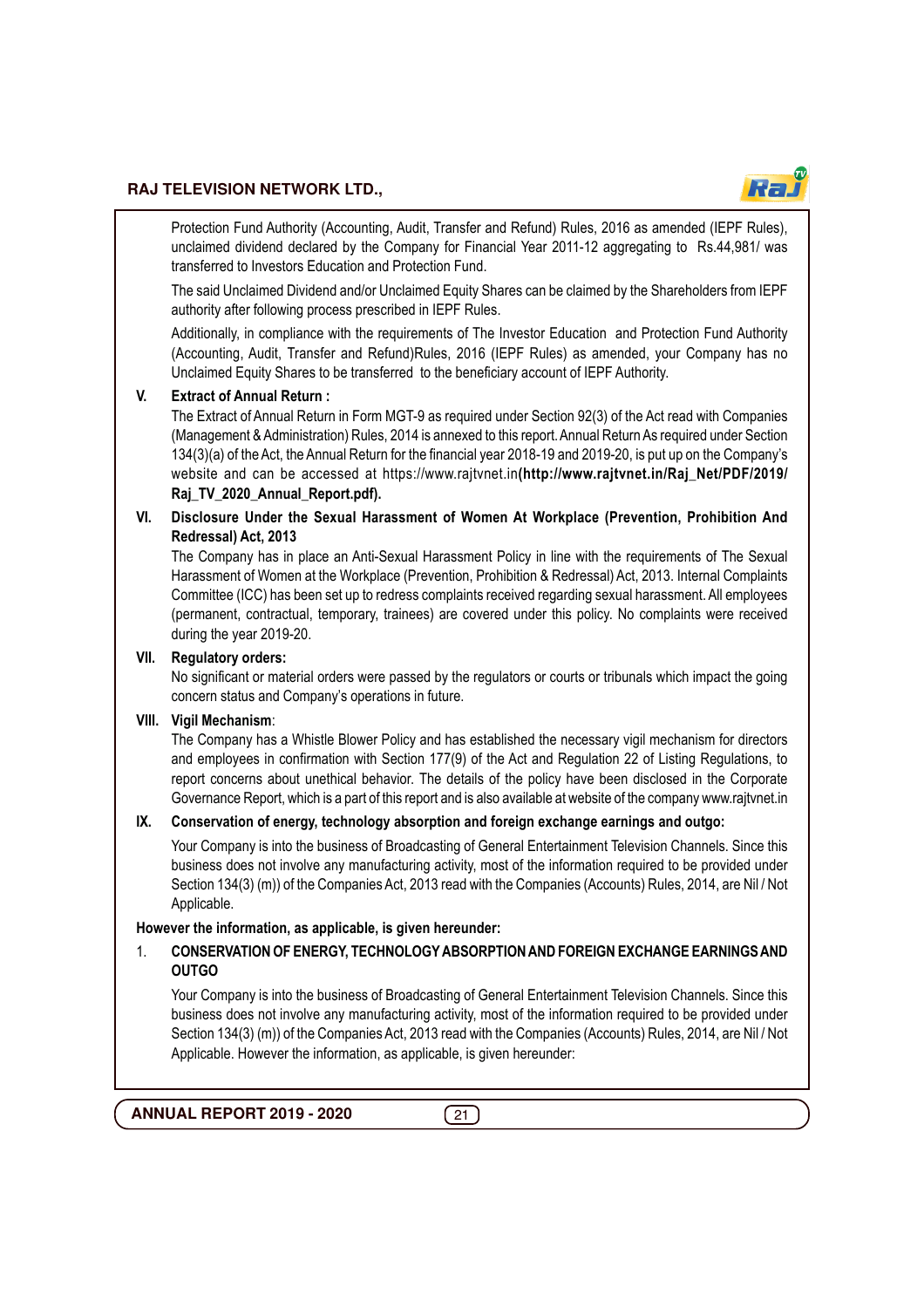Protection Fund Authority (Accounting, Audit, Transfer and Refund) Rules, 2016 as amended (IEPF Rules), unclaimed dividend declared by the Company for Financial Year 2011-12 aggregating to Rs.44,981/ was transferred to Investors Education and Protection Fund.

The said Unclaimed Dividend and/or Unclaimed Equity Shares can be claimed by the Shareholders from IEPF authority after following process prescribed in IEPF Rules.

Additionally, in compliance with the requirements of The Investor Education and Protection Fund Authority (Accounting, Audit, Transfer and Refund)Rules, 2016 (IEPF Rules) as amended, your Company has no Unclaimed Equity Shares to be transferred to the beneficiary account of IEPF Authority.

**V. Extract of Annual Return :**

The Extract of Annual Return in Form MGT-9 as required under Section 92(3) of the Act read with Companies (Management & Administration) Rules, 2014 is annexed to this report. Annual Return As required under Section 134(3)(a) of the Act, the Annual Return for the financial year 2018-19 and 2019-20, is put up on the Company's website and can be accessed at https://www.rajtvnet.in**(http://www.rajtvnet.in/Raj_Net/PDF/2019/Raj_TV_2020_Annual_Report.pdf).**

**VI. Disclosure Under the Sexual Harassment of Women At Workplace (Prevention, Prohibition And Redressal) Act, 2013**

The Company has in place an Anti-Sexual Harassment Policy in line with the requirements of The Sexual Harassment of Women at the Workplace (Prevention, Prohibition & Redressal) Act, 2013. Internal Complaints Committee (ICC) has been set up to redress complaints received regarding sexual harassment. All employees (permanent, contractual, temporary, trainees) are covered under this policy. No complaints were received during the year 2019-20.

**VII. Regulatory orders:**

No significant or material orders were passed by the regulators or courts or tribunals which impact the going concern status and Company's operations in future.

**VIII. Vigil Mechanism**:

The Company has a Whistle Blower Policy and has established the necessary vigil mechanism for directors and employees in confirmation with Section 177(9) of the Act and Regulation 22 of Listing Regulations, to report concerns about unethical behavior. The details of the policy have been disclosed in the Corporate Governance Report, which is a part of this report and is also available at website of the company www.rajtvnet.in

**IX. Conservation of energy, technology absorption and foreign exchange earnings and outgo:**

Your Company is into the business of Broadcasting of General Entertainment Television Channels. Since this business does not involve any manufacturing activity, most of the information required to be provided under Section 134(3) (m)) of the Companies Act, 2013 read with the Companies (Accounts) Rules, 2014, are Nil / Not Applicable.

**However the information, as applicable, is given hereunder:**

1. **CONSERVATION OF ENERGY, TECHNOLOGY ABSORPTION AND FOREIGN EXCHANGE EARNINGS AND OUTGO**

   Your Company is into the business of Broadcasting of General Entertainment Television Channels. Since this business does not involve any manufacturing activity, most of the information required to be provided under Section 134(3) (m)) of the Companies Act, 2013 read with the Companies (Accounts) Rules, 2014, are Nil / Not Applicable. However the information, as applicable, is given hereunder: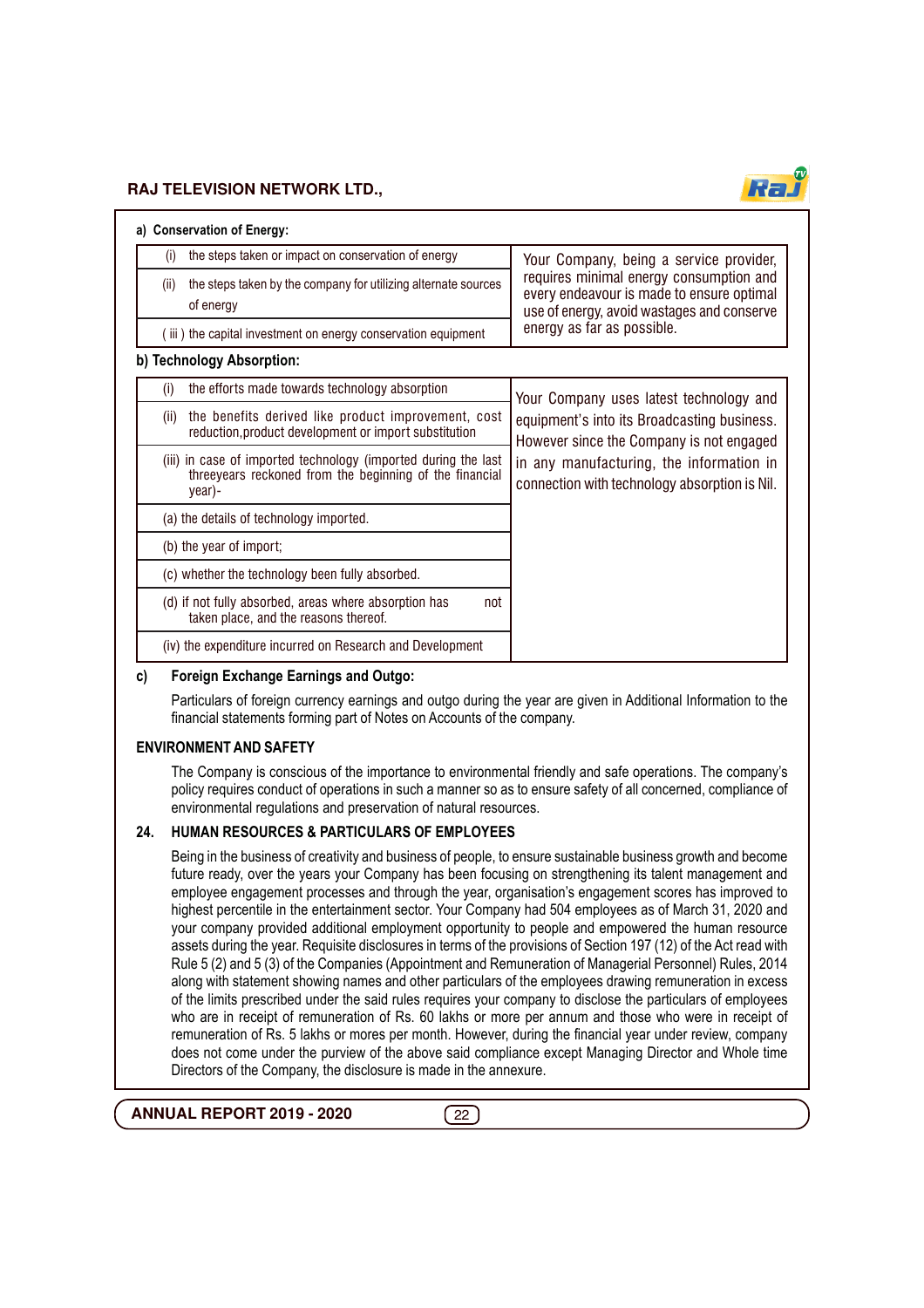**a) Conservation of Energy:**

| | |
|---|---|
| (i) the steps taken or impact on conservation of energy | Your Company, being a service provider, requires minimal energy consumption and every endeavour is made to ensure optimal use of energy, avoid wastages and conserve energy as far as possible. |
| (ii) the steps taken by the company for utilizing alternate sources of energy | |
| ( iii ) the capital investment on energy conservation equipment | |

**b) Technology Absorption:**

| | |
|---|---|
| (i) the efforts made towards technology absorption | Your Company uses latest technology and equipment's into its Broadcasting business. However since the Company is not engaged in any manufacturing, the information in connection with technology absorption is Nil. |
| (ii) the benefits derived like product improvement, cost reduction,product development or import substitution | |
| (iii) in case of imported technology (imported during the last threeyears reckoned from the beginning of the financial year)- | |
| (a) the details of technology imported. | |
| (b) the year of import; | |
| (c) whether the technology been fully absorbed. | |
| (d) if not fully absorbed, areas where absorption has not taken place, and the reasons thereof. | |
| (iv) the expenditure incurred on Research and Development | |

**c) Foreign Exchange Earnings and Outgo:**

Particulars of foreign currency earnings and outgo during the year are given in Additional Information to the financial statements forming part of Notes on Accounts of the company.

**ENVIRONMENT AND SAFETY**

The Company is conscious of the importance to environmental friendly and safe operations. The company's policy requires conduct of operations in such a manner so as to ensure safety of all concerned, compliance of environmental regulations and preservation of natural resources.

**24. HUMAN RESOURCES & PARTICULARS OF EMPLOYEES**

Being in the business of creativity and business of people, to ensure sustainable business growth and become future ready, over the years your Company has been focusing on strengthening its talent management and employee engagement processes and through the year, organisation's engagement scores has improved to highest percentile in the entertainment sector. Your Company had 504 employees as of March 31, 2020 and your company provided additional employment opportunity to people and empowered the human resource assets during the year. Requisite disclosures in terms of the provisions of Section 197 (12) of the Act read with Rule 5 (2) and 5 (3) of the Companies (Appointment and Remuneration of Managerial Personnel) Rules, 2014 along with statement showing names and other particulars of the employees drawing remuneration in excess of the limits prescribed under the said rules requires your company to disclose the particulars of employees who are in receipt of remuneration of Rs. 60 lakhs or more per annum and those who were in receipt of remuneration of Rs. 5 lakhs or mores per month. However, during the financial year under review, company does not come under the purview of the above said compliance except Managing Director and Whole time Directors of the Company, the disclosure is made in the annexure.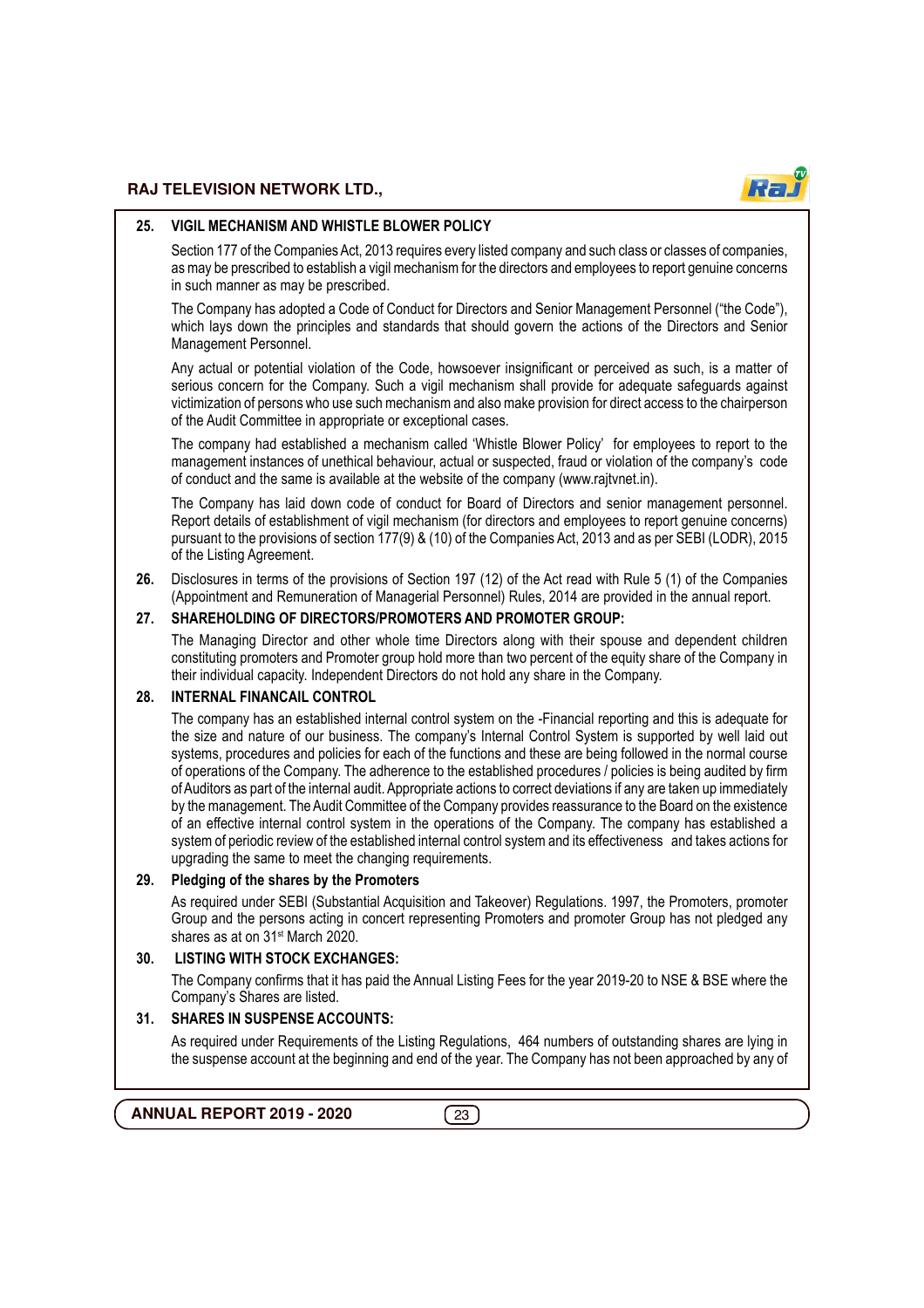## 25. VIGIL MECHANISM AND WHISTLE BLOWER POLICY

Section 177 of the Companies Act, 2013 requires every listed company and such class or classes of companies, as may be prescribed to establish a vigil mechanism for the directors and employees to report genuine concerns in such manner as may be prescribed.

The Company has adopted a Code of Conduct for Directors and Senior Management Personnel ("the Code"), which lays down the principles and standards that should govern the actions of the Directors and Senior Management Personnel.

Any actual or potential violation of the Code, howsoever insignificant or perceived as such, is a matter of serious concern for the Company. Such a vigil mechanism shall provide for adequate safeguards against victimization of persons who use such mechanism and also make provision for direct access to the chairperson of the Audit Committee in appropriate or exceptional cases.

The company had established a mechanism called 'Whistle Blower Policy' for employees to report to the management instances of unethical behaviour, actual or suspected, fraud or violation of the company's code of conduct and the same is available at the website of the company (www.rajtvnet.in).

The Company has laid down code of conduct for Board of Directors and senior management personnel. Report details of establishment of vigil mechanism (for directors and employees to report genuine concerns) pursuant to the provisions of section 177(9) & (10) of the Companies Act, 2013 and as per SEBI (LODR), 2015 of the Listing Agreement.

## 26.

Disclosures in terms of the provisions of Section 197 (12) of the Act read with Rule 5 (1) of the Companies (Appointment and Remuneration of Managerial Personnel) Rules, 2014 are provided in the annual report.

## 27. SHAREHOLDING OF DIRECTORS/PROMOTERS AND PROMOTER GROUP:

The Managing Director and other whole time Directors along with their spouse and dependent children constituting promoters and Promoter group hold more than two percent of the equity share of the Company in their individual capacity. Independent Directors do not hold any share in the Company.

## 28. INTERNAL FINANCAIL CONTROL

The company has an established internal control system on the -Financial reporting and this is adequate for the size and nature of our business. The company's Internal Control System is supported by well laid out systems, procedures and policies for each of the functions and these are being followed in the normal course of operations of the Company. The adherence to the established procedures / policies is being audited by firm of Auditors as part of the internal audit. Appropriate actions to correct deviations if any are taken up immediately by the management. The Audit Committee of the Company provides reassurance to the Board on the existence of an effective internal control system in the operations of the Company. The company has established a system of periodic review of the established internal control system and its effectiveness and takes actions for upgrading the same to meet the changing requirements.

## 29. Pledging of the shares by the Promoters

As required under SEBI (Substantial Acquisition and Takeover) Regulations. 1997, the Promoters, promoter Group and the persons acting in concert representing Promoters and promoter Group has not pledged any shares as at on 31st March 2020.

## 30. LISTING WITH STOCK EXCHANGES:

The Company confirms that it has paid the Annual Listing Fees for the year 2019-20 to NSE & BSE where the Company's Shares are listed.

## 31. SHARES IN SUSPENSE ACCOUNTS:

As required under Requirements of the Listing Regulations, 464 numbers of outstanding shares are lying in the suspense account at the beginning and end of the year. The Company has not been approached by any of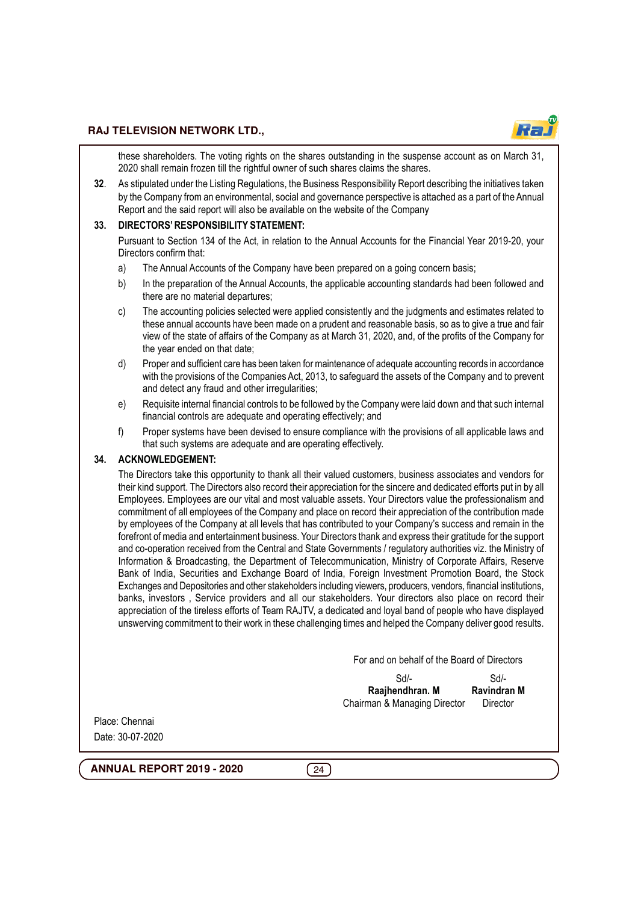these shareholders. The voting rights on the shares outstanding in the suspense account as on March 31, 2020 shall remain frozen till the rightful owner of such shares claims the shares.

**32**. As stipulated under the Listing Regulations, the Business Responsibility Report describing the initiatives taken by the Company from an environmental, social and governance perspective is attached as a part of the Annual Report and the said report will also be available on the website of the Company

**33. DIRECTORS' RESPONSIBILITY STATEMENT:**

Pursuant to Section 134 of the Act, in relation to the Annual Accounts for the Financial Year 2019-20, your Directors confirm that:

a) The Annual Accounts of the Company have been prepared on a going concern basis;

b) In the preparation of the Annual Accounts, the applicable accounting standards had been followed and there are no material departures;

c) The accounting policies selected were applied consistently and the judgments and estimates related to these annual accounts have been made on a prudent and reasonable basis, so as to give a true and fair view of the state of affairs of the Company as at March 31, 2020, and, of the profits of the Company for the year ended on that date;

d) Proper and sufficient care has been taken for maintenance of adequate accounting records in accordance with the provisions of the Companies Act, 2013, to safeguard the assets of the Company and to prevent and detect any fraud and other irregularities;

e) Requisite internal financial controls to be followed by the Company were laid down and that such internal financial controls are adequate and operating effectively; and

f) Proper systems have been devised to ensure compliance with the provisions of all applicable laws and that such systems are adequate and are operating effectively.

**34. ACKNOWLEDGEMENT:**

The Directors take this opportunity to thank all their valued customers, business associates and vendors for their kind support. The Directors also record their appreciation for the sincere and dedicated efforts put in by all Employees. Employees are our vital and most valuable assets. Your Directors value the professionalism and commitment of all employees of the Company and place on record their appreciation of the contribution made by employees of the Company at all levels that has contributed to your Company's success and remain in the forefront of media and entertainment business. Your Directors thank and express their gratitude for the support and co-operation received from the Central and State Governments / regulatory authorities viz. the Ministry of Information & Broadcasting, the Department of Telecommunication, Ministry of Corporate Affairs, Reserve Bank of India, Securities and Exchange Board of India, Foreign Investment Promotion Board, the Stock Exchanges and Depositories and other stakeholders including viewers, producers, vendors, financial institutions, banks, investors , Service providers and all our stakeholders. Your directors also place on record their appreciation of the tireless efforts of Team RAJTV, a dedicated and loyal band of people who have displayed unswerving commitment to their work in these challenging times and helped the Company deliver good results.

For and on behalf of the Board of Directors

| Sd/- | Sd/- |
|---|---|
| **Raajhendhran. M** | **Ravindran M** |
| Chairman & Managing Director | Director |

Place: Chennai

Date: 30-07-2020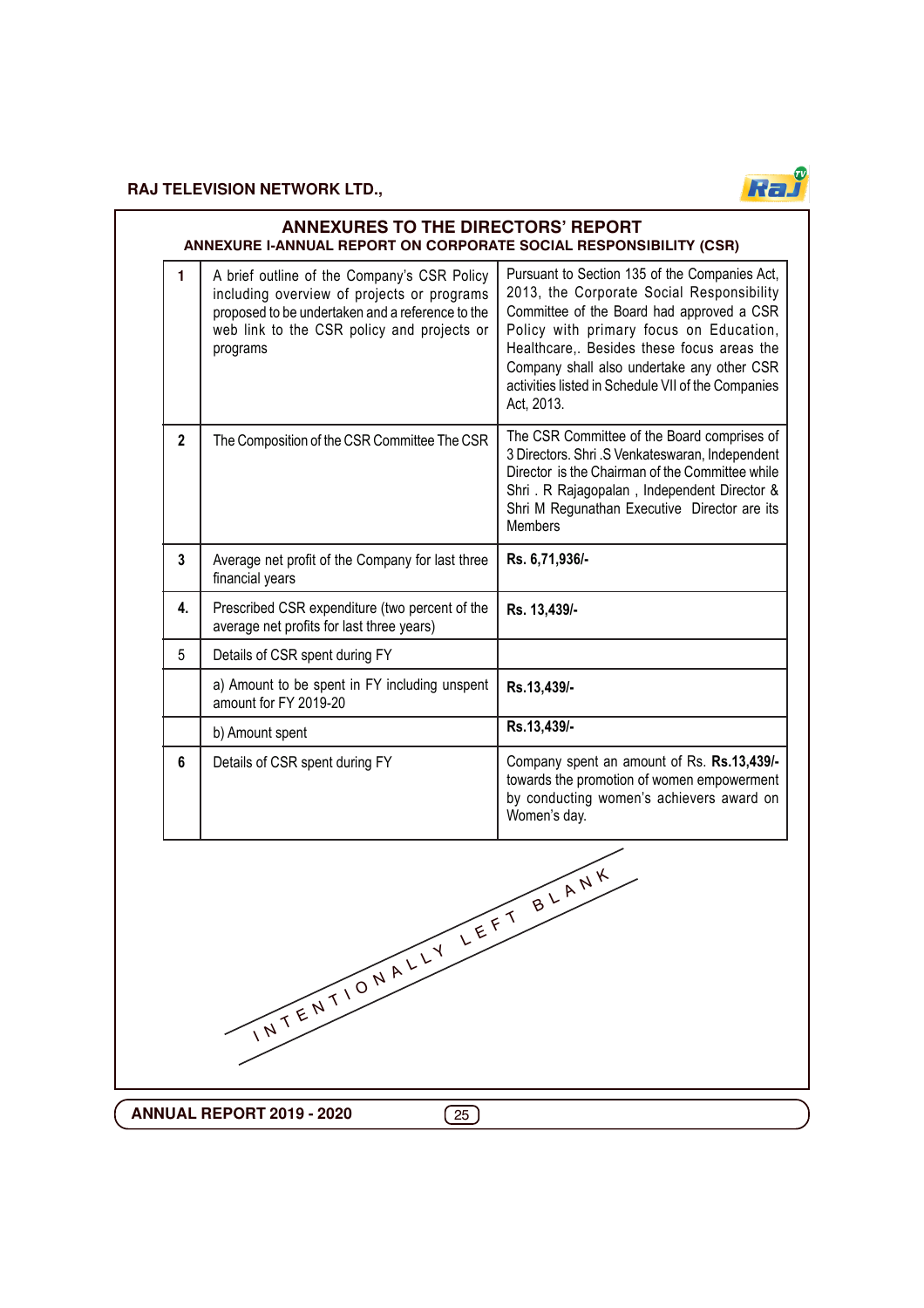# ANNEXURES TO THE DIRECTORS' REPORT

## ANNEXURE I-ANNUAL REPORT ON CORPORATE SOCIAL RESPONSIBILITY (CSR)

| | | |
|---|---|---|
| **1** | A brief outline of the Company's CSR Policy including overview of projects or programs proposed to be undertaken and a reference to the web link to the CSR policy and projects or programs | Pursuant to Section 135 of the Companies Act, 2013, the Corporate Social Responsibility Committee of the Board had approved a CSR Policy with primary focus on Education, Healthcare,. Besides these focus areas the Company shall also undertake any other CSR activities listed in Schedule VII of the Companies Act, 2013. |
| **2** | The Composition of the CSR Committee The CSR | The CSR Committee of the Board comprises of 3 Directors. Shri .S Venkateswaran, Independent Director is the Chairman of the Committee while Shri . R Rajagopalan , Independent Director & Shri M Regunathan Executive Director are its Members |
| **3** | Average net profit of the Company for last three financial years | **Rs. 6,71,936/-** |
| **4.** | Prescribed CSR expenditure (two percent of the average net profits for last three years) | **Rs. 13,439/-** |
| 5 | Details of CSR spent during FY | |
| | a) Amount to be spent in FY including unspent amount for FY 2019-20 | **Rs.13,439/-** |
| | b) Amount spent | **Rs.13,439/-** |
| **6** | Details of CSR spent during FY | Company spent an amount of Rs. **Rs.13,439/-** towards the promotion of women empowerment by conducting women's achievers award on Women's day. |

INTENTIONALLY LEFT BLANK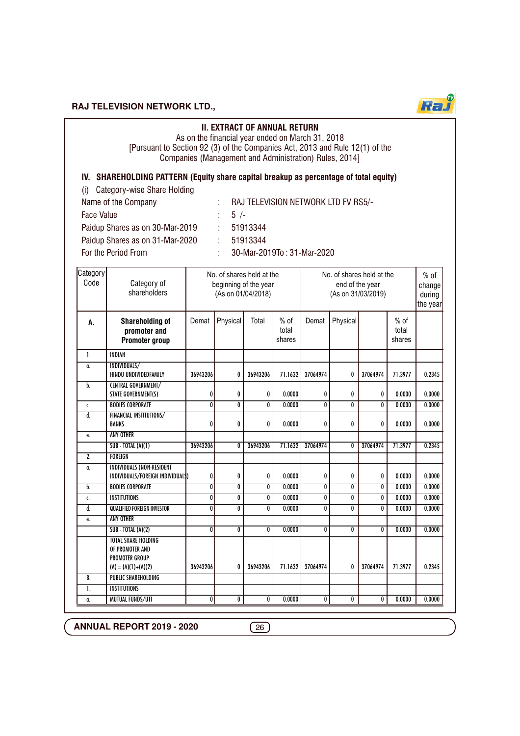## II. EXTRACT OF ANNUAL RETURN

As on the financial year ended on March 31, 2018
[Pursuant to Section 92 (3) of the Companies Act, 2013 and Rule 12(1) of the Companies (Management and Administration) Rules, 2014]

### IV. SHAREHOLDING PATTERN (Equity share capital breakup as percentage of total equity)

(i) Category-wise Share Holding

Name of the Company : RAJ TELEVISION NETWORK LTD FV RS5/-
Face Value : 5 /-
Paidup Shares as on 30-Mar-2019 : 51913344
Paidup Shares as on 31-Mar-2020 : 51913344
For the Period From : 30-Mar-2019To : 31-Mar-2020

| Category Code | Category of shareholders | No. of shares held at the beginning of the year (As on 01/04/2018) | | | | No. of shares held at the end of the year (As on 31/03/2019) | | | | % of change during the year |
|---|---|---|---|---|---|---|---|---|---|---|
| **A.** | **Shareholding of promoter and Promoter group** | Demat | Physical | Total | % of total shares | Demat | Physical | | % of total shares | |
| 1. | INDIAN | | | | | | | | | |
| a. | INDIVIDUALS/ HINDU UNDIVIDEDFAMILY | 36943206 | 0 | 36943206 | 71.1632 | 37064974 | 0 | 37064974 | 71.3977 | 0.2345 |
| b. | CENTRAL GOVERNMENT/ STATE GOVERNMENT(S) | 0 | 0 | 0 | 0.0000 | 0 | 0 | 0 | 0.0000 | 0.0000 |
| c. | BODIES CORPORATE | 0 | 0 | 0 | 0.0000 | 0 | 0 | 0 | 0.0000 | 0.0000 |
| d. | FINANCIAL INSTITUTIONS/ BANKS | 0 | 0 | 0 | 0.0000 | 0 | 0 | 0 | 0.0000 | 0.0000 |
| e. | ANY OTHER | | | | | | | | | |
| | SUB - TOTAL (A)(1) | 36943206 | 0 | 36943206 | 71.1632 | 37064974 | 0 | 37064974 | 71.3977 | 0.2345 |
| 2. | FOREIGN | | | | | | | | | |
| a. | INDIVIDUALS (NON-RESIDENT INDIVIDUALS/FOREIGN INDIVIDUALS) | 0 | 0 | 0 | 0.0000 | 0 | 0 | 0 | 0.0000 | 0.0000 |
| b. | BODIES CORPORATE | 0 | 0 | 0 | 0.0000 | 0 | 0 | 0 | 0.0000 | 0.0000 |
| c. | INSTITUTIONS | 0 | 0 | 0 | 0.0000 | 0 | 0 | 0 | 0.0000 | 0.0000 |
| d. | QUALIFIED FOREIGN INVESTOR | 0 | 0 | 0 | 0.0000 | 0 | 0 | 0 | 0.0000 | 0.0000 |
| e. | ANY OTHER | | | | | | | | | |
| | SUB - TOTAL (A)(2) | 0 | 0 | 0 | 0.0000 | 0 | 0 | 0 | 0.0000 | 0.0000 |
| | TOTAL SHARE HOLDING OF PROMOTER AND PROMOTER GROUP (A) = (A)(1)+(A)(2) | 36943206 | 0 | 36943206 | 71.1632 | 37064974 | 0 | 37064974 | 71.3977 | 0.2345 |
| B. | PUBLIC SHAREHOLDING | | | | | | | | | |
| 1. | INSTITUTIONS | | | | | | | | | |
| a. | MUTUAL FUNDS/UTI | 0 | 0 | 0 | 0.0000 | 0 | 0 | 0 | 0.0000 | 0.0000 |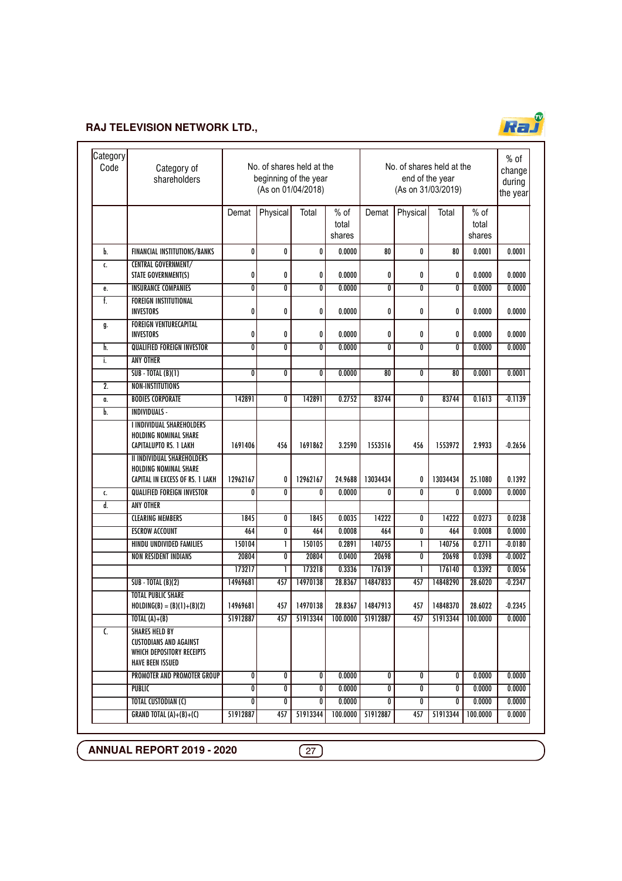| Category Code | Category of shareholders | No. of shares held at the beginning of the year (As on 01/04/2018) | | | | No. of shares held at the end of the year (As on 31/03/2019) | | | | % of change during the year |
|---|---|---|---|---|---|---|---|---|---|---|
| | | Demat | Physical | Total | % of total shares | Demat | Physical | Total | % of total shares | |
| b. | FINANCIAL INSTITUTIONS/BANKS | 0 | 0 | 0 | 0.0000 | 80 | 0 | 80 | 0.0001 | 0.0001 |
| c. | CENTRAL GOVERNMENT/ STATE GOVERNMENT(S) | 0 | 0 | 0 | 0.0000 | 0 | 0 | 0 | 0.0000 | 0.0000 |
| e. | INSURANCE COMPANIES | 0 | 0 | 0 | 0.0000 | 0 | 0 | 0 | 0.0000 | 0.0000 |
| f. | FOREIGN INSTITUTIONAL INVESTORS | 0 | 0 | 0 | 0.0000 | 0 | 0 | 0 | 0.0000 | 0.0000 |
| g. | FOREIGN VENTURECAPITAL INVESTORS | 0 | 0 | 0 | 0.0000 | 0 | 0 | 0 | 0.0000 | 0.0000 |
| h. | QUALIFIED FOREIGN INVESTOR | 0 | 0 | 0 | 0.0000 | 0 | 0 | 0 | 0.0000 | 0.0000 |
| i. | ANY OTHER | | | | | | | | | |
| | SUB - TOTAL (B)(1) | 0 | 0 | 0 | 0.0000 | 80 | 0 | 80 | 0.0001 | 0.0001 |
| 2. | NON-INSTITUTIONS | | | | | | | | | |
| a. | BODIES CORPORATE | 142891 | 0 | 142891 | 0.2752 | 83744 | 0 | 83744 | 0.1613 | -0.1139 |
| b. | INDIVIDUALS - | | | | | | | | | |
| | I INDIVIDUAL SHAREHOLDERS HOLDING NOMINAL SHARE CAPITALUPTO RS. 1 LAKH | 1691406 | 456 | 1691862 | 3.2590 | 1553516 | 456 | 1553972 | 2.9933 | -0.2656 |
| | II INDIVIDUAL SHAREHOLDERS HOLDING NOMINAL SHARE CAPITAL IN EXCESS OF RS. 1 LAKH | 12962167 | 0 | 12962167 | 24.9688 | 13034434 | 0 | 13034434 | 25.1080 | 0.1392 |
| c. | QUALIFIED FOREIGN INVESTOR | 0 | 0 | 0 | 0.0000 | 0 | 0 | 0 | 0.0000 | 0.0000 |
| d. | ANY OTHER | | | | | | | | | |
| | CLEARING MEMBERS | 1845 | 0 | 1845 | 0.0035 | 14222 | 0 | 14222 | 0.0273 | 0.0238 |
| | ESCROW ACCOUNT | 464 | 0 | 464 | 0.0008 | 464 | 0 | 464 | 0.0008 | 0.0000 |
| | HINDU UNDIVIDED FAMILIES | 150104 | 1 | 150105 | 0.2891 | 140755 | 1 | 140756 | 0.2711 | -0.0180 |
| | NON RESIDENT INDIANS | 20804 | 0 | 20804 | 0.0400 | 20698 | 0 | 20698 | 0.0398 | -0.0002 |
| | | 173217 | 1 | 173218 | 0.3336 | 176139 | 1 | 176140 | 0.3392 | 0.0056 |
| | SUB - TOTAL (B)(2) | 14969681 | 457 | 14970138 | 28.8367 | 14847833 | 457 | 14848290 | 28.6020 | -0.2347 |
| | TOTAL PUBLIC SHARE HOLDING(B) = (B)(1)+(B)(2) | 14969681 | 457 | 14970138 | 28.8367 | 14847913 | 457 | 14848370 | 28.6022 | -0.2345 |
| | TOTAL (A)+(B) | 51912887 | 457 | 51913344 | 100.0000 | 51912887 | 457 | 51913344 | 100.0000 | 0.0000 |
| C. | SHARES HELD BY CUSTODIANS AND AGAINST WHICH DEPOSITORY RECEIPTS HAVE BEEN ISSUED | | | | | | | | | |
| | PROMOTER AND PROMOTER GROUP | 0 | 0 | 0 | 0.0000 | 0 | 0 | 0 | 0.0000 | 0.0000 |
| | PUBLIC | 0 | 0 | 0 | 0.0000 | 0 | 0 | 0 | 0.0000 | 0.0000 |
| | TOTAL CUSTODIAN (C) | 0 | 0 | 0 | 0.0000 | 0 | 0 | 0 | 0.0000 | 0.0000 |
| | GRAND TOTAL (A)+(B)+(C) | 51912887 | 457 | 51913344 | 100.0000 | 51912887 | 457 | 51913344 | 100.0000 | 0.0000 |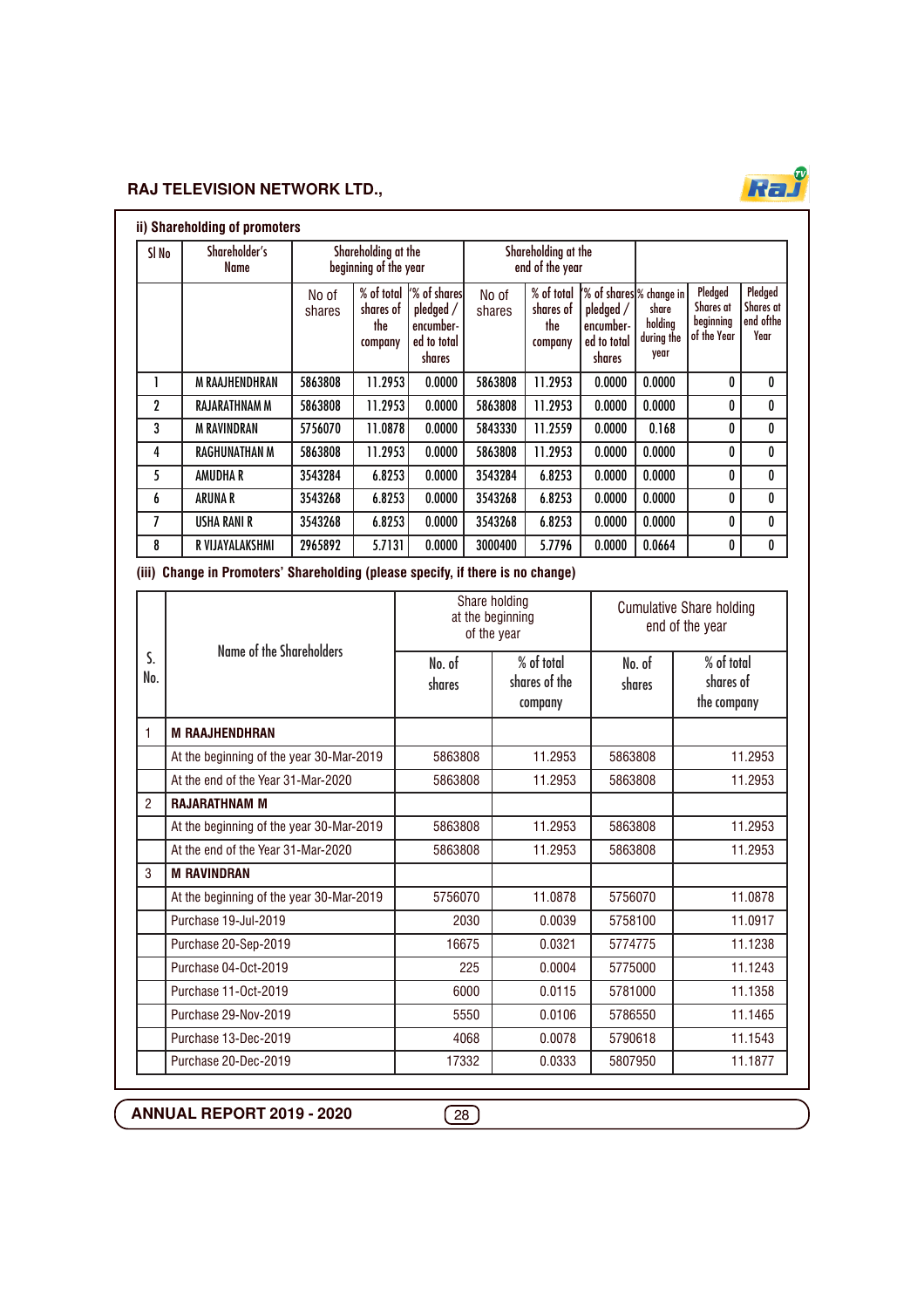## ii) Shareholding of promoters

| Sl No | Shareholder's Name | Shareholding at the beginning of the year | | | Shareholding at the end of the year | | | | | |
|---|---|---|---|---|---|---|---|---|---|---|
| | | No of shares | % of total shares of the company | % of shares pledged / encumbered to total shares | No of shares | % of total shares of the company | % of shares pledged / encumbered to total shares | % change in share holding during the year | Pledged Shares at beginning of the Year | Pledged Shares at end of the Year |
| 1 | M RAAJHENDHRAN | 5863808 | 11.2953 | 0.0000 | 5863808 | 11.2953 | 0.0000 | 0.0000 | 0 | 0 |
| 2 | RAJARATHNAM M | 5863808 | 11.2953 | 0.0000 | 5863808 | 11.2953 | 0.0000 | 0.0000 | 0 | 0 |
| 3 | M RAVINDRAN | 5756070 | 11.0878 | 0.0000 | 5843330 | 11.2559 | 0.0000 | 0.168 | 0 | 0 |
| 4 | RAGHUNATHAN M | 5863808 | 11.2953 | 0.0000 | 5863808 | 11.2953 | 0.0000 | 0.0000 | 0 | 0 |
| 5 | AMUDHA R | 3543284 | 6.8253 | 0.0000 | 3543284 | 6.8253 | 0.0000 | 0.0000 | 0 | 0 |
| 6 | ARUNA R | 3543268 | 6.8253 | 0.0000 | 3543268 | 6.8253 | 0.0000 | 0.0000 | 0 | 0 |
| 7 | USHA RANI R | 3543268 | 6.8253 | 0.0000 | 3543268 | 6.8253 | 0.0000 | 0.0000 | 0 | 0 |
| 8 | R VIJAYALAKSHMI | 2965892 | 5.7131 | 0.0000 | 3000400 | 5.7796 | 0.0000 | 0.0664 | 0 | 0 |

## (iii) Change in Promoters' Shareholding (please specify, if there is no change)

| S. No. | Name of the Shareholders | Share holding at the beginning of the year | | Cumulative Share holding end of the year | |
|---|---|---|---|---|---|
| | | No. of shares | % of total shares of the company | No. of shares | % of total shares of the company |
| 1 | **M RAAJHENDHRAN** | | | | |
| | At the beginning of the year 30-Mar-2019 | 5863808 | 11.2953 | 5863808 | 11.2953 |
| | At the end of the Year 31-Mar-2020 | 5863808 | 11.2953 | 5863808 | 11.2953 |
| 2 | **RAJARATHNAM M** | | | | |
| | At the beginning of the year 30-Mar-2019 | 5863808 | 11.2953 | 5863808 | 11.2953 |
| | At the end of the Year 31-Mar-2020 | 5863808 | 11.2953 | 5863808 | 11.2953 |
| 3 | **M RAVINDRAN** | | | | |
| | At the beginning of the year 30-Mar-2019 | 5756070 | 11.0878 | 5756070 | 11.0878 |
| | Purchase 19-Jul-2019 | 2030 | 0.0039 | 5758100 | 11.0917 |
| | Purchase 20-Sep-2019 | 16675 | 0.0321 | 5774775 | 11.1238 |
| | Purchase 04-Oct-2019 | 225 | 0.0004 | 5775000 | 11.1243 |
| | Purchase 11-Oct-2019 | 6000 | 0.0115 | 5781000 | 11.1358 |
| | Purchase 29-Nov-2019 | 5550 | 0.0106 | 5786550 | 11.1465 |
| | Purchase 13-Dec-2019 | 4068 | 0.0078 | 5790618 | 11.1543 |
| | Purchase 20-Dec-2019 | 17332 | 0.0333 | 5807950 | 11.1877 |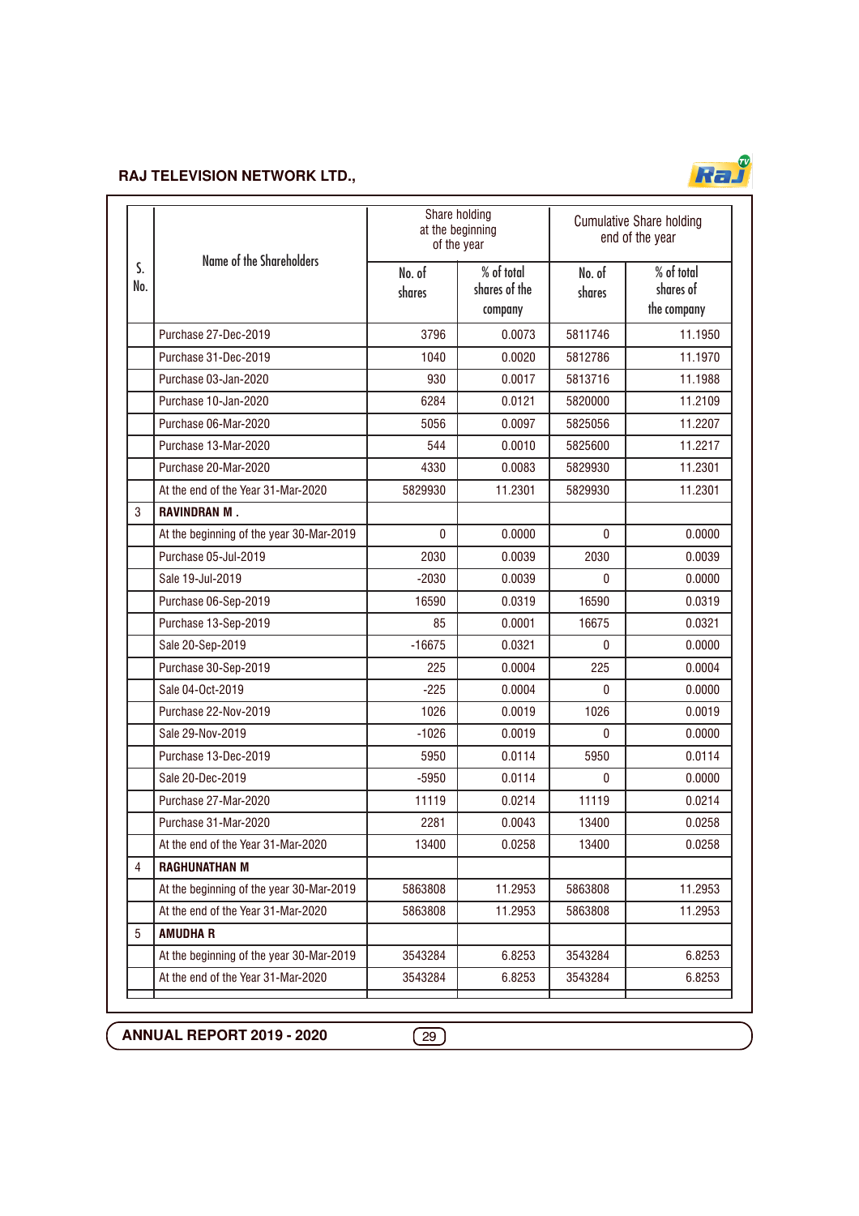| S. No. | Name of the Shareholders | Share holding at the beginning of the year | | Cumulative Share holding end of the year | |
|---|---|---|---|---|---|
| | | No. of shares | % of total shares of the company | No. of shares | % of total shares of the company |
| | Purchase 27-Dec-2019 | 3796 | 0.0073 | 5811746 | 11.1950 |
| | Purchase 31-Dec-2019 | 1040 | 0.0020 | 5812786 | 11.1970 |
| | Purchase 03-Jan-2020 | 930 | 0.0017 | 5813716 | 11.1988 |
| | Purchase 10-Jan-2020 | 6284 | 0.0121 | 5820000 | 11.2109 |
| | Purchase 06-Mar-2020 | 5056 | 0.0097 | 5825056 | 11.2207 |
| | Purchase 13-Mar-2020 | 544 | 0.0010 | 5825600 | 11.2217 |
| | Purchase 20-Mar-2020 | 4330 | 0.0083 | 5829930 | 11.2301 |
| | At the end of the Year 31-Mar-2020 | 5829930 | 11.2301 | 5829930 | 11.2301 |
| 3 | **RAVINDRAN M .** | | | | |
| | At the beginning of the year 30-Mar-2019 | 0 | 0.0000 | 0 | 0.0000 |
| | Purchase 05-Jul-2019 | 2030 | 0.0039 | 2030 | 0.0039 |
| | Sale 19-Jul-2019 | -2030 | 0.0039 | 0 | 0.0000 |
| | Purchase 06-Sep-2019 | 16590 | 0.0319 | 16590 | 0.0319 |
| | Purchase 13-Sep-2019 | 85 | 0.0001 | 16675 | 0.0321 |
| | Sale 20-Sep-2019 | -16675 | 0.0321 | 0 | 0.0000 |
| | Purchase 30-Sep-2019 | 225 | 0.0004 | 225 | 0.0004 |
| | Sale 04-Oct-2019 | -225 | 0.0004 | 0 | 0.0000 |
| | Purchase 22-Nov-2019 | 1026 | 0.0019 | 1026 | 0.0019 |
| | Sale 29-Nov-2019 | -1026 | 0.0019 | 0 | 0.0000 |
| | Purchase 13-Dec-2019 | 5950 | 0.0114 | 5950 | 0.0114 |
| | Sale 20-Dec-2019 | -5950 | 0.0114 | 0 | 0.0000 |
| | Purchase 27-Mar-2020 | 11119 | 0.0214 | 11119 | 0.0214 |
| | Purchase 31-Mar-2020 | 2281 | 0.0043 | 13400 | 0.0258 |
| | At the end of the Year 31-Mar-2020 | 13400 | 0.0258 | 13400 | 0.0258 |
| 4 | **RAGHUNATHAN M** | | | | |
| | At the beginning of the year 30-Mar-2019 | 5863808 | 11.2953 | 5863808 | 11.2953 |
| | At the end of the Year 31-Mar-2020 | 5863808 | 11.2953 | 5863808 | 11.2953 |
| 5 | **AMUDHA R** | | | | |
| | At the beginning of the year 30-Mar-2019 | 3543284 | 6.8253 | 3543284 | 6.8253 |
| | At the end of the Year 31-Mar-2020 | 3543284 | 6.8253 | 3543284 | 6.8253 |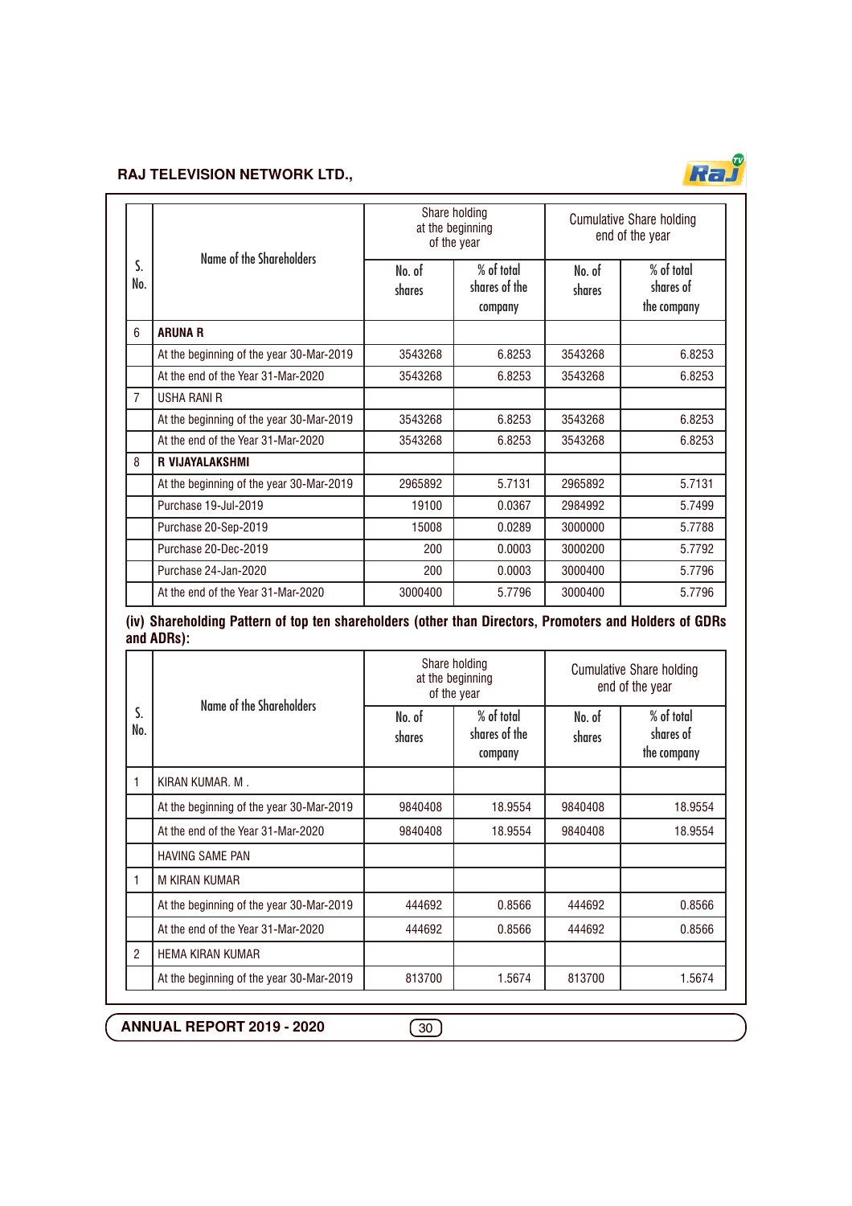| S. No. | Name of the Shareholders | Share holding at the beginning of the year | | Cumulative Share holding end of the year | |
|---|---|---|---|---|---|
| | | No. of shares | % of total shares of the company | No. of shares | % of total shares of the company |
| 6 | **ARUNA R** | | | | |
| | At the beginning of the year 30-Mar-2019 | 3543268 | 6.8253 | 3543268 | 6.8253 |
| | At the end of the Year 31-Mar-2020 | 3543268 | 6.8253 | 3543268 | 6.8253 |
| 7 | USHA RANI R | | | | |
| | At the beginning of the year 30-Mar-2019 | 3543268 | 6.8253 | 3543268 | 6.8253 |
| | At the end of the Year 31-Mar-2020 | 3543268 | 6.8253 | 3543268 | 6.8253 |
| 8 | **R VIJAYALAKSHMI** | | | | |
| | At the beginning of the year 30-Mar-2019 | 2965892 | 5.7131 | 2965892 | 5.7131 |
| | Purchase 19-Jul-2019 | 19100 | 0.0367 | 2984992 | 5.7499 |
| | Purchase 20-Sep-2019 | 15008 | 0.0289 | 3000000 | 5.7788 |
| | Purchase 20-Dec-2019 | 200 | 0.0003 | 3000200 | 5.7792 |
| | Purchase 24-Jan-2020 | 200 | 0.0003 | 3000400 | 5.7796 |
| | At the end of the Year 31-Mar-2020 | 3000400 | 5.7796 | 3000400 | 5.7796 |

**(iv) Shareholding Pattern of top ten shareholders (other than Directors, Promoters and Holders of GDRs and ADRs):**

| S. No. | Name of the Shareholders | Share holding at the beginning of the year | | Cumulative Share holding end of the year | |
|---|---|---|---|---|---|
| | | No. of shares | % of total shares of the company | No. of shares | % of total shares of the company |
| 1 | KIRAN KUMAR. M . | | | | |
| | At the beginning of the year 30-Mar-2019 | 9840408 | 18.9554 | 9840408 | 18.9554 |
| | At the end of the Year 31-Mar-2020 | 9840408 | 18.9554 | 9840408 | 18.9554 |
| | HAVING SAME PAN | | | | |
| 1 | M KIRAN KUMAR | | | | |
| | At the beginning of the year 30-Mar-2019 | 444692 | 0.8566 | 444692 | 0.8566 |
| | At the end of the Year 31-Mar-2020 | 444692 | 0.8566 | 444692 | 0.8566 |
| 2 | HEMA KIRAN KUMAR | | | | |
| | At the beginning of the year 30-Mar-2019 | 813700 | 1.5674 | 813700 | 1.5674 |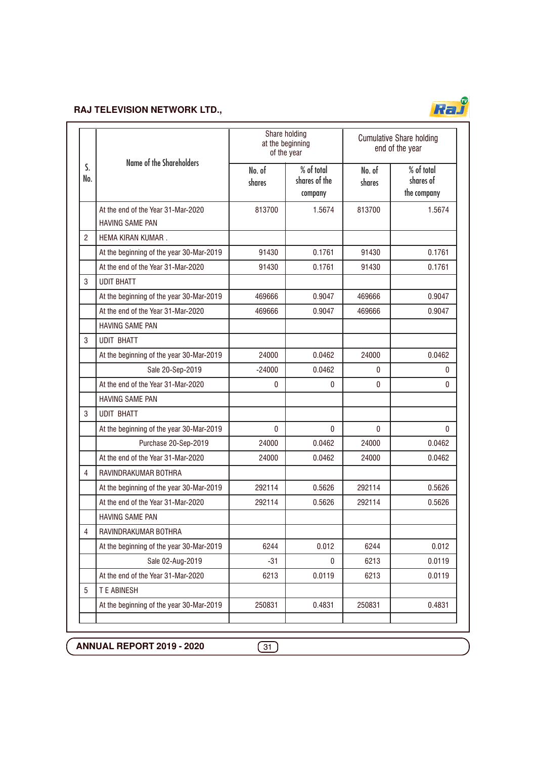| S. No. | Name of the Shareholders | Share holding at the beginning of the year | | Cumulative Share holding end of the year | |
|---|---|---|---|---|---|
| | | No. of shares | % of total shares of the company | No. of shares | % of total shares of the company |
| | At the end of the Year 31-Mar-2020 HAVING SAME PAN | 813700 | 1.5674 | 813700 | 1.5674 |
| 2 | HEMA KIRAN KUMAR . | | | | |
| | At the beginning of the year 30-Mar-2019 | 91430 | 0.1761 | 91430 | 0.1761 |
| | At the end of the Year 31-Mar-2020 | 91430 | 0.1761 | 91430 | 0.1761 |
| 3 | UDIT BHATT | | | | |
| | At the beginning of the year 30-Mar-2019 | 469666 | 0.9047 | 469666 | 0.9047 |
| | At the end of the Year 31-Mar-2020 | 469666 | 0.9047 | 469666 | 0.9047 |
| | HAVING SAME PAN | | | | |
| 3 | UDIT BHATT | | | | |
| | At the beginning of the year 30-Mar-2019 | 24000 | 0.0462 | 24000 | 0.0462 |
| | Sale 20-Sep-2019 | -24000 | 0.0462 | 0 | 0 |
| | At the end of the Year 31-Mar-2020 | 0 | 0 | 0 | 0 |
| | HAVING SAME PAN | | | | |
| 3 | UDIT BHATT | | | | |
| | At the beginning of the year 30-Mar-2019 | 0 | 0 | 0 | 0 |
| | Purchase 20-Sep-2019 | 24000 | 0.0462 | 24000 | 0.0462 |
| | At the end of the Year 31-Mar-2020 | 24000 | 0.0462 | 24000 | 0.0462 |
| 4 | RAVINDRAKUMAR BOTHRA | | | | |
| | At the beginning of the year 30-Mar-2019 | 292114 | 0.5626 | 292114 | 0.5626 |
| | At the end of the Year 31-Mar-2020 | 292114 | 0.5626 | 292114 | 0.5626 |
| | HAVING SAME PAN | | | | |
| 4 | RAVINDRAKUMAR BOTHRA | | | | |
| | At the beginning of the year 30-Mar-2019 | 6244 | 0.012 | 6244 | 0.012 |
| | Sale 02-Aug-2019 | -31 | 0 | 6213 | 0.0119 |
| | At the end of the Year 31-Mar-2020 | 6213 | 0.0119 | 6213 | 0.0119 |
| 5 | T E ABINESH | | | | |
| | At the beginning of the year 30-Mar-2019 | 250831 | 0.4831 | 250831 | 0.4831 |
| | | | | | |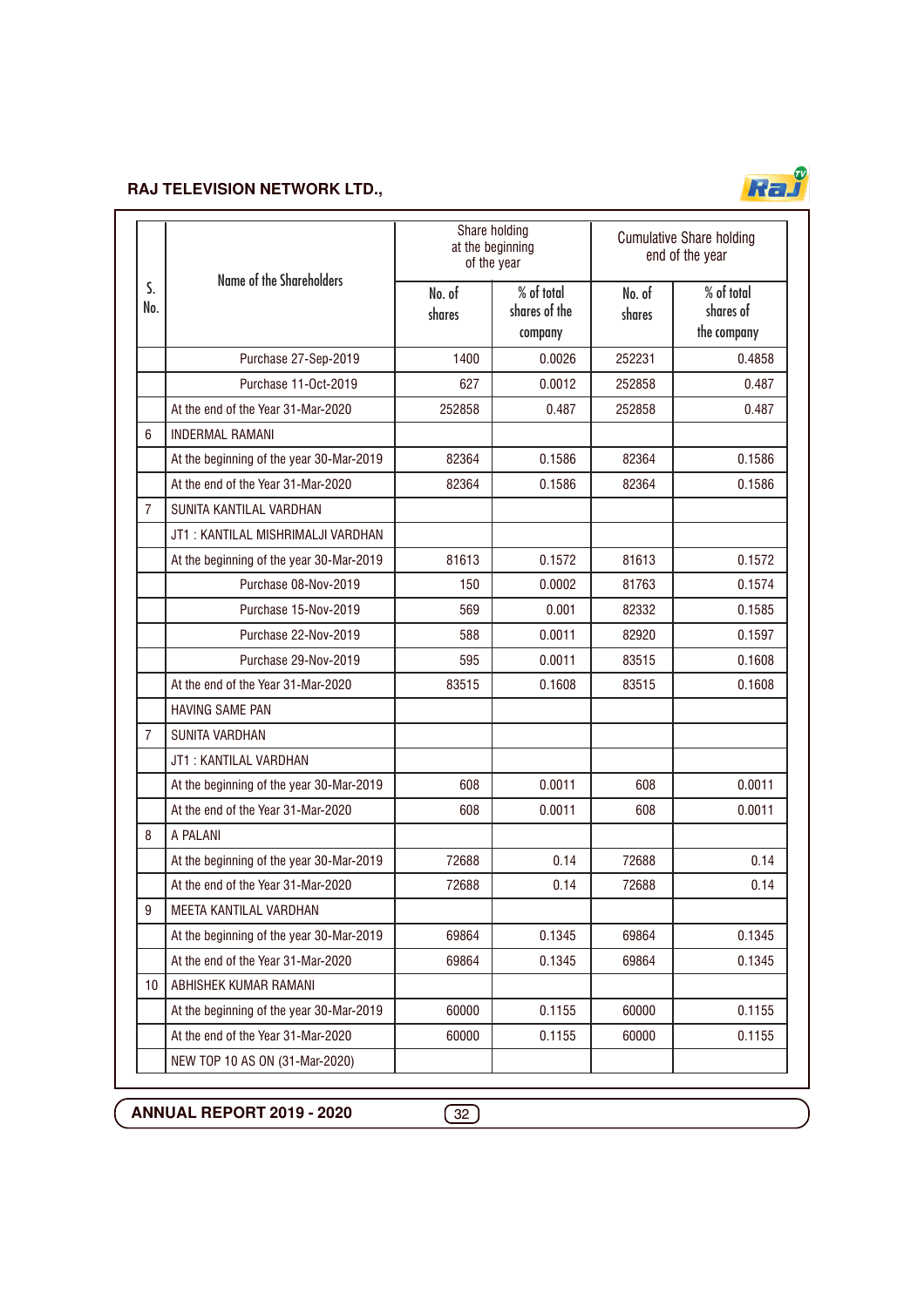| S. No. | Name of the Shareholders | Share holding at the beginning of the year | | Cumulative Share holding end of the year | |
|---|---|---|---|---|---|
| | | No. of shares | % of total shares of the company | No. of shares | % of total shares of the company |
| | Purchase 27-Sep-2019 | 1400 | 0.0026 | 252231 | 0.4858 |
| | Purchase 11-Oct-2019 | 627 | 0.0012 | 252858 | 0.487 |
| | At the end of the Year 31-Mar-2020 | 252858 | 0.487 | 252858 | 0.487 |
| 6 | INDERMAL RAMANI | | | | |
| | At the beginning of the year 30-Mar-2019 | 82364 | 0.1586 | 82364 | 0.1586 |
| | At the end of the Year 31-Mar-2020 | 82364 | 0.1586 | 82364 | 0.1586 |
| 7 | SUNITA KANTILAL VARDHAN | | | | |
| | JT1 : KANTILAL MISHRIMALJI VARDHAN | | | | |
| | At the beginning of the year 30-Mar-2019 | 81613 | 0.1572 | 81613 | 0.1572 |
| | Purchase 08-Nov-2019 | 150 | 0.0002 | 81763 | 0.1574 |
| | Purchase 15-Nov-2019 | 569 | 0.001 | 82332 | 0.1585 |
| | Purchase 22-Nov-2019 | 588 | 0.0011 | 82920 | 0.1597 |
| | Purchase 29-Nov-2019 | 595 | 0.0011 | 83515 | 0.1608 |
| | At the end of the Year 31-Mar-2020 | 83515 | 0.1608 | 83515 | 0.1608 |
| | HAVING SAME PAN | | | | |
| 7 | SUNITA VARDHAN | | | | |
| | JT1 : KANTILAL VARDHAN | | | | |
| | At the beginning of the year 30-Mar-2019 | 608 | 0.0011 | 608 | 0.0011 |
| | At the end of the Year 31-Mar-2020 | 608 | 0.0011 | 608 | 0.0011 |
| 8 | A PALANI | | | | |
| | At the beginning of the year 30-Mar-2019 | 72688 | 0.14 | 72688 | 0.14 |
| | At the end of the Year 31-Mar-2020 | 72688 | 0.14 | 72688 | 0.14 |
| 9 | MEETA KANTILAL VARDHAN | | | | |
| | At the beginning of the year 30-Mar-2019 | 69864 | 0.1345 | 69864 | 0.1345 |
| | At the end of the Year 31-Mar-2020 | 69864 | 0.1345 | 69864 | 0.1345 |
| 10 | ABHISHEK KUMAR RAMANI | | | | |
| | At the beginning of the year 30-Mar-2019 | 60000 | 0.1155 | 60000 | 0.1155 |
| | At the end of the Year 31-Mar-2020 | 60000 | 0.1155 | 60000 | 0.1155 |
| | NEW TOP 10 AS ON (31-Mar-2020) | | | | |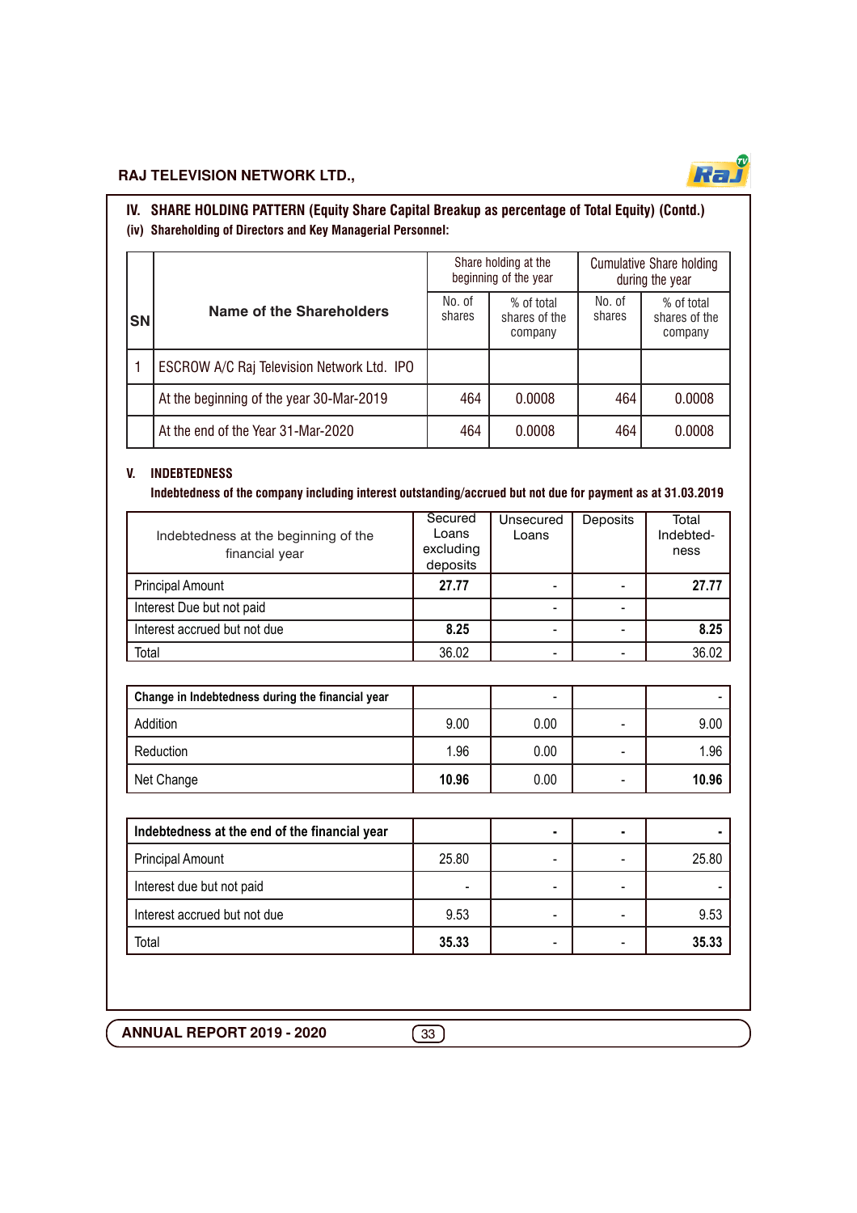## IV. SHARE HOLDING PATTERN (Equity Share Capital Breakup as percentage of Total Equity) (Contd.)

### (iv) Shareholding of Directors and Key Managerial Personnel:

| SN | Name of the Shareholders | Share holding at the beginning of the year | | Cumulative Share holding during the year | |
|---|---|---|---|---|---|
| | | No. of shares | % of total shares of the company | No. of shares | % of total shares of the company |
| 1 | ESCROW A/C Raj Television Network Ltd. IPO | | | | |
| | At the beginning of the year 30-Mar-2019 | 464 | 0.0008 | 464 | 0.0008 |
| | At the end of the Year 31-Mar-2020 | 464 | 0.0008 | 464 | 0.0008 |

## V. INDEBTEDNESS

**Indebtedness of the company including interest outstanding/accrued but not due for payment as at 31.03.2019**

| Indebtedness at the beginning of the financial year | Secured Loans excluding deposits | Unsecured Loans | Deposits | Total Indebted-ness |
|---|---|---|---|---|
| Principal Amount | **27.77** | - | - | **27.77** |
| Interest Due but not paid | | - | - | |
| Interest accrued but not due | **8.25** | - | - | **8.25** |
| Total | 36.02 | - | - | 36.02 |

| **Change in Indebtedness during the financial year** | | - | | - |
|---|---|---|---|---|
| Addition | 9.00 | 0.00 | - | 9.00 |
| Reduction | 1.96 | 0.00 | - | 1.96 |
| Net Change | **10.96** | 0.00 | - | **10.96** |

| **Indebtedness at the end of the financial year** | | **-** | **-** | **-** |
|---|---|---|---|---|
| Principal Amount | 25.80 | - | - | 25.80 |
| Interest due but not paid | - | - | - | - |
| Interest accrued but not due | 9.53 | - | - | 9.53 |
| Total | **35.33** | - | - | **35.33** |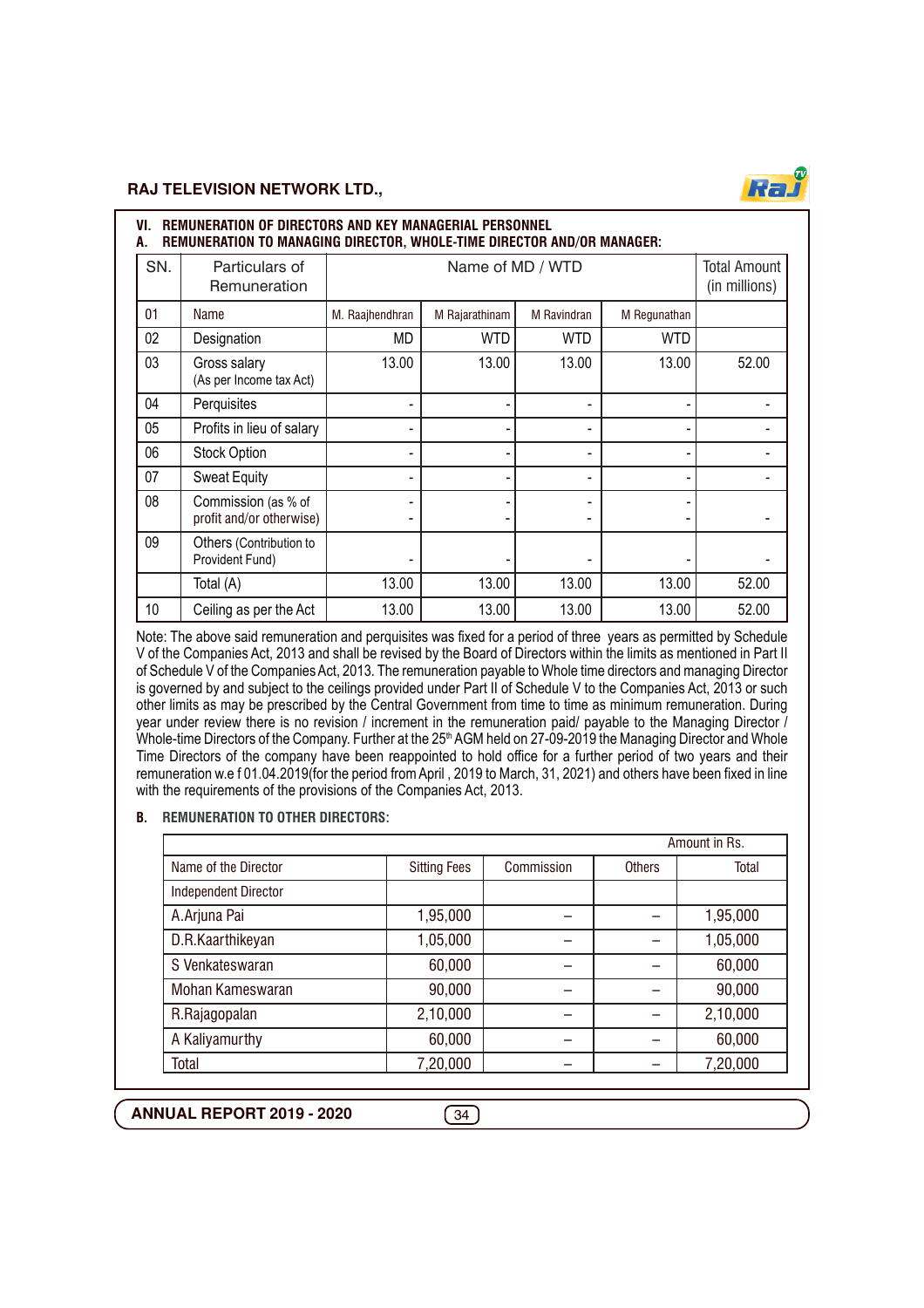## VI. REMUNERATION OF DIRECTORS AND KEY MANAGERIAL PERSONNEL

### A. REMUNERATION TO MANAGING DIRECTOR, WHOLE-TIME DIRECTOR AND/OR MANAGER:

| SN. | Particulars of Remuneration | Name of MD / WTD | | | | Total Amount (in millions) |
|---|---|---|---|---|---|---|
| 01 | Name | M. Raajhendhran | M Rajarathinam | M Ravindran | M Regunathan | |
| 02 | Designation | MD | WTD | WTD | WTD | |
| 03 | Gross salary (As per Income tax Act) | 13.00 | 13.00 | 13.00 | 13.00 | 52.00 |
| 04 | Perquisites | - | - | - | - | - |
| 05 | Profits in lieu of salary | - | - | - | - | - |
| 06 | Stock Option | - | - | - | - | - |
| 07 | Sweat Equity | - | - | - | - | - |
| 08 | Commission (as % of profit and/or otherwise) | - - | - - | - - | - - | - |
| 09 | Others (Contribution to Provident Fund) | - | - | - | - | - |
| | Total (A) | 13.00 | 13.00 | 13.00 | 13.00 | 52.00 |
| 10 | Ceiling as per the Act | 13.00 | 13.00 | 13.00 | 13.00 | 52.00 |

Note: The above said remuneration and perquisites was fixed for a period of three years as permitted by Schedule V of the Companies Act, 2013 and shall be revised by the Board of Directors within the limits as mentioned in Part II of Schedule V of the Companies Act, 2013. The remuneration payable to Whole time directors and managing Director is governed by and subject to the ceilings provided under Part II of Schedule V to the Companies Act, 2013 or such other limits as may be prescribed by the Central Government from time to time as minimum remuneration. During year under review there is no revision / increment in the remuneration paid/ payable to the Managing Director / Whole-time Directors of the Company. Further at the 25th AGM held on 27-09-2019 the Managing Director and Whole Time Directors of the company have been reappointed to hold office for a further period of two years and their remuneration w.e f 01.04.2019(for the period from April , 2019 to March, 31, 2021) and others have been fixed in line with the requirements of the provisions of the Companies Act, 2013.

### B. REMUNERATION TO OTHER DIRECTORS:

Amount in Rs.

| Name of the Director | Sitting Fees | Commission | Others | Total |
|---|---|---|---|---|
| Independent Director | | | | |
| A.Arjuna Pai | 1,95,000 | – | – | 1,95,000 |
| D.R.Kaarthikeyan | 1,05,000 | – | – | 1,05,000 |
| S Venkateswaran | 60,000 | – | – | 60,000 |
| Mohan Kameswaran | 90,000 | – | – | 90,000 |
| R.Rajagopalan | 2,10,000 | – | – | 2,10,000 |
| A Kaliyamurthy | 60,000 | – | – | 60,000 |
| Total | 7,20,000 | – | – | 7,20,000 |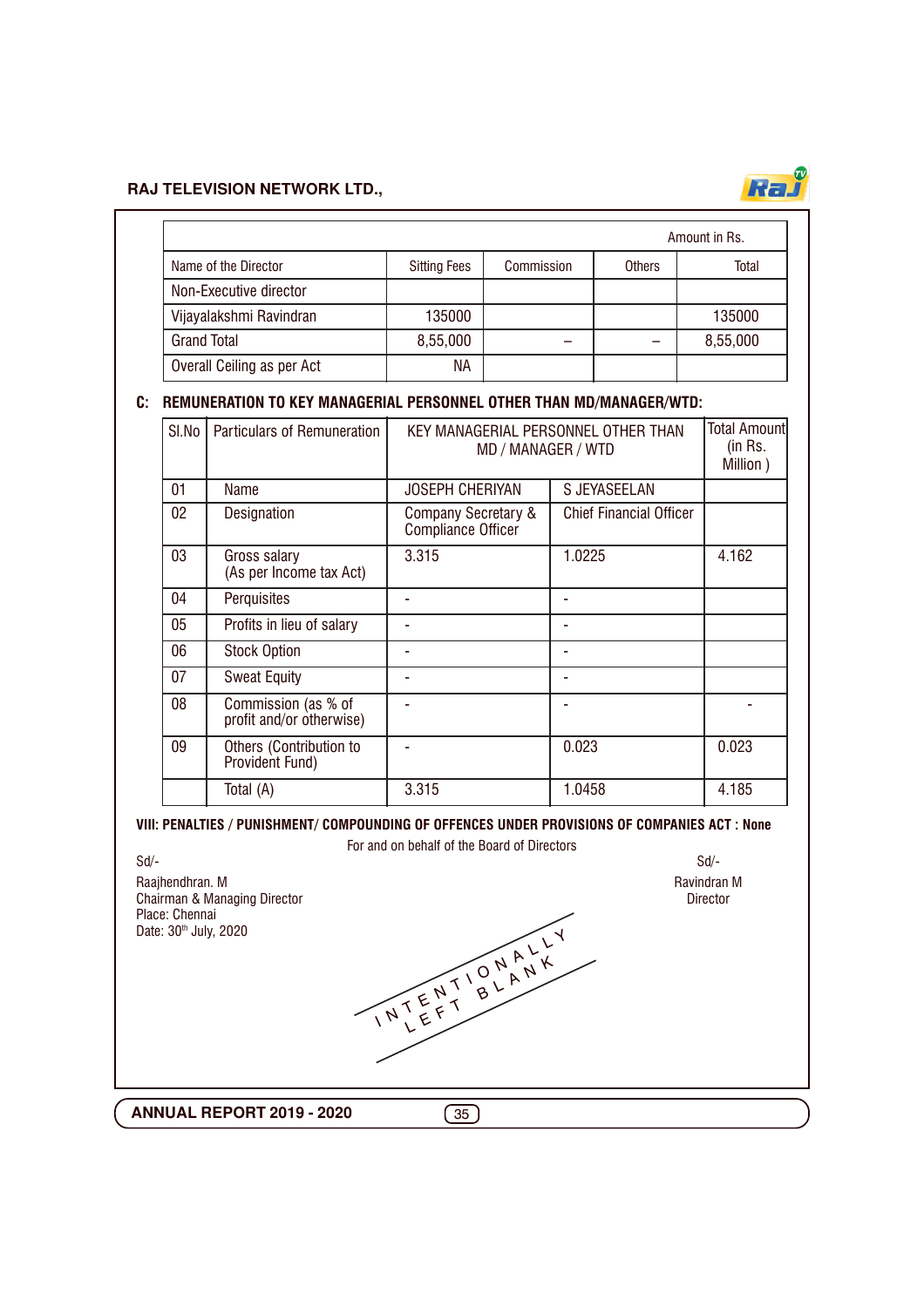| Name of the Director | Sitting Fees | Commission | Others | Total |
|---|---|---|---|---|
| | | | | Amount in Rs. |
| Non-Executive director | | | | |
| Vijayalakshmi Ravindran | 135000 | | | 135000 |
| Grand Total | 8,55,000 | – | – | 8,55,000 |
| Overall Ceiling as per Act | NA | | | |

### C: REMUNERATION TO KEY MANAGERIAL PERSONNEL OTHER THAN MD/MANAGER/WTD:

| Sl.No | Particulars of Remuneration | KEY MANAGERIAL PERSONNEL OTHER THAN MD / MANAGER / WTD | | Total Amount (in Rs. Million ) |
|---|---|---|---|---|
| 01 | Name | JOSEPH CHERIYAN | S JEYASEELAN | |
| 02 | Designation | Company Secretary & Compliance Officer | Chief Financial Officer | |
| 03 | Gross salary (As per Income tax Act) | 3.315 | 1.0225 | 4.162 |
| 04 | Perquisites | - | - | |
| 05 | Profits in lieu of salary | - | - | |
| 06 | Stock Option | - | - | |
| 07 | Sweat Equity | - | - | |
| 08 | Commission (as % of profit and/or otherwise) | - | - | - |
| 09 | Others (Contribution to Provident Fund) | - | 0.023 | 0.023 |
| | Total (A) | 3.315 | 1.0458 | 4.185 |

### VIII: PENALTIES / PUNISHMENT/ COMPOUNDING OF OFFENCES UNDER PROVISIONS OF COMPANIES ACT : None

For and on behalf of the Board of Directors

Sd/-
Raajhendhran. M
Chairman & Managing Director
Place: Chennai
Date: 30th July, 2020

Sd/-
Ravindran M
Director

INTENTIONALLY LEFT BLANK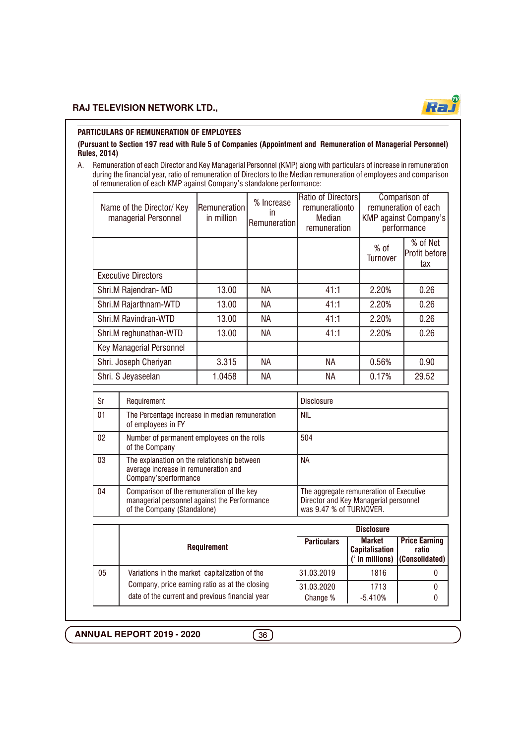## PARTICULARS OF REMUNERATION OF EMPLOYEES

**(Pursuant to Section 197 read with Rule 5 of Companies (Appointment and Remuneration of Managerial Personnel) Rules, 2014)**

A. Remuneration of each Director and Key Managerial Personnel (KMP) along with particulars of increase in remuneration during the financial year, ratio of remuneration of Directors to the Median remuneration of employees and comparison of remuneration of each KMP against Company's standalone performance:

| Name of the Director/ Key managerial Personnel | Remuneration in million | % Increase in Remuneration | Ratio of Directors remunerationto Median remuneration | Comparison of remuneration of each KMP against Company's performance | |
|---|---|---|---|---|---|
| | | | | % of Turnover | % of Net Profit before tax |
| Executive Directors | | | | | |
| Shri.M Rajendran- MD | 13.00 | NA | 41:1 | 2.20% | 0.26 |
| Shri.M Rajarthnam-WTD | 13.00 | NA | 41:1 | 2.20% | 0.26 |
| Shri.M Ravindran-WTD | 13.00 | NA | 41:1 | 2.20% | 0.26 |
| Shri.M reghunathan-WTD | 13.00 | NA | 41:1 | 2.20% | 0.26 |
| Key Managerial Personnel | | | | | |
| Shri. Joseph Cheriyan | 3.315 | NA | NA | 0.56% | 0.90 |
| Shri. S Jeyaseelan | 1.0458 | NA | NA | 0.17% | 29.52 |

| Sr | Requirement | Disclosure |
|---|---|---|
| 01 | The Percentage increase in median remuneration of employees in FY | NIL |
| 02 | Number of permanent employees on the rolls of the Company | 504 |
| 03 | The explanation on the relationship between average increase in remuneration and Company'sperformance | NA |
| 04 | Comparison of the remuneration of the key managerial personnel against the Performance of the Company (Standalone) | The aggregate remuneration of Executive Director and Key Managerial personnel was 9.47 % of TURNOVER. |

| | Requirement | Disclosure | | |
|---|---|---|---|---|
| | | **Particulars** | **Market Capitalisation (' In millions)** | **Price Earning ratio (Consolidated)** |
| 05 | Variations in the market capitalization of the Company, price earning ratio as at the closing date of the current and previous financial year | 31.03.2019 | 1816 | 0 |
| | | 31.03.2020 | 1713 | 0 |
| | | Change % | -5.410% | 0 |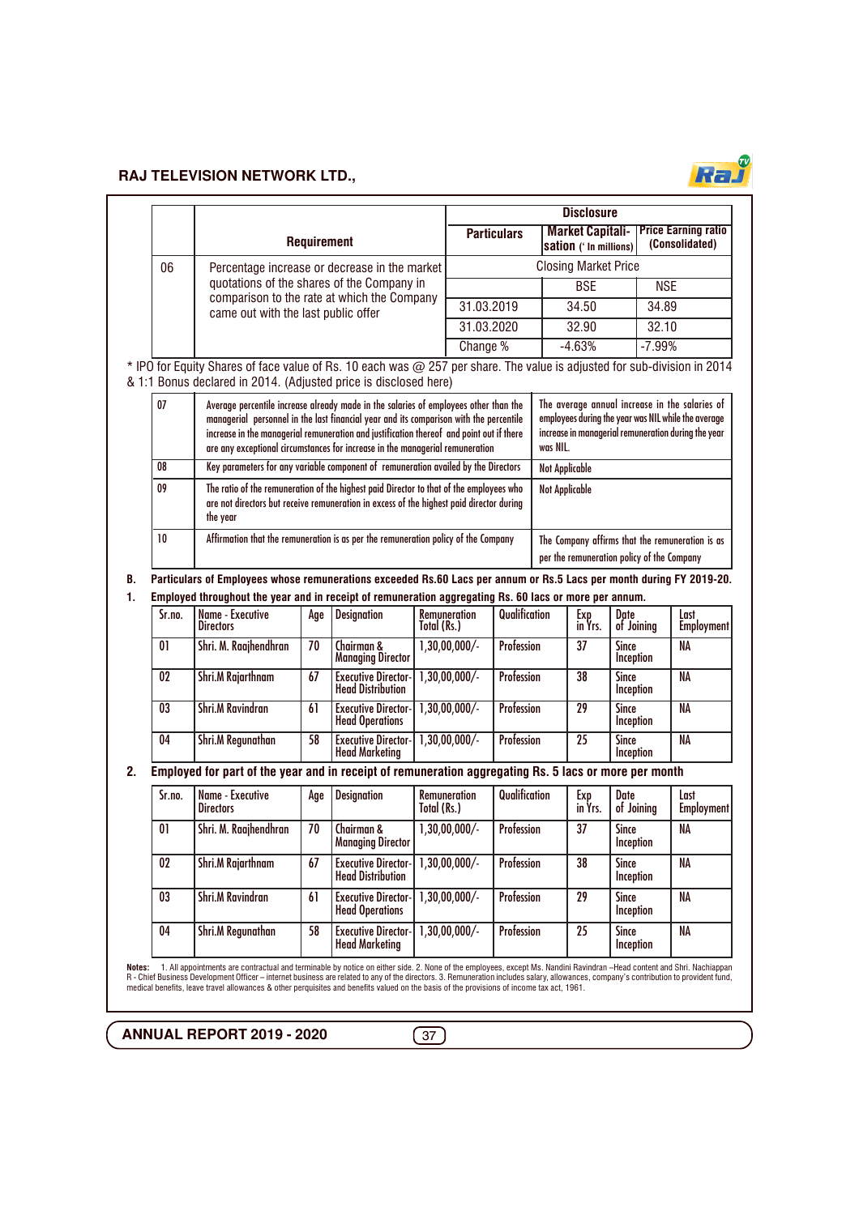| | Requirement | Disclosure | | |
|---|---|---|---|---|
| | | Particulars | Market Capitalisation (` In millions) | Price Earning ratio (Consolidated) |
| 06 | Percentage increase or decrease in the market quotations of the shares of the Company in comparison to the rate at which the Company came out with the last public offer | Closing Market Price | | |
| | | | BSE | NSE |
| | | 31.03.2019 | 34.50 | 34.89 |
| | | 31.03.2020 | 32.90 | 32.10 |
| | | Change % | -4.63% | -7.99% |

* IPO for Equity Shares of face value of Rs. 10 each was @ 257 per share. The value is adjusted for sub-division in 2014 & 1:1 Bonus declared in 2014. (Adjusted price is disclosed here)

| | | |
|---|---|---|
| 07 | Average percentile increase already made in the salaries of employees other than the managerial personnel in the last financial year and its comparison with the percentile increase in the managerial remuneration and justification thereof and point out if there are any exceptional circumstances for increase in the managerial remuneration | The average annual increase in the salaries of employees during the year was NIL while the average increase in managerial remuneration during the year was NIL. |
| 08 | Key parameters for any variable component of remuneration availed by the Directors | Not Applicable |
| 09 | The ratio of the remuneration of the highest paid Director to that of the employees who are not directors but receive remuneration in excess of the highest paid director during the year | Not Applicable |
| 10 | Affirmation that the remuneration is as per the remuneration policy of the Company | The Company affirms that the remuneration is as per the remuneration policy of the Company |

**B. Particulars of Employees whose remunerations exceeded Rs.60 Lacs per annum or Rs.5 Lacs per month during FY 2019-20.**

**1. Employed throughout the year and in receipt of remuneration aggregating Rs. 60 lacs or more per annum.**

| Sr.no. | Name - Executive Directors | Age | Designation | Remuneration Total (Rs.) | Qualification | Exp in Yrs. | Date of Joining | Last Employment |
|---|---|---|---|---|---|---|---|---|
| 01 | Shri. M. Raajhendhran | 70 | Chairman & Managing Director | 1,30,00,000/- | Profession | 37 | Since Inception | NA |
| 02 | Shri.M Rajarthnam | 67 | Executive Director-Head Distribution | 1,30,00,000/- | Profession | 38 | Since Inception | NA |
| 03 | Shri.M Ravindran | 61 | Executive Director-Head Operations | 1,30,00,000/- | Profession | 29 | Since Inception | NA |
| 04 | Shri.M Regunathan | 58 | Executive Director-Head Marketing | 1,30,00,000/- | Profession | 25 | Since Inception | NA |

**2. Employed for part of the year and in receipt of remuneration aggregating Rs. 5 lacs or more per month**

| Sr.no. | Name - Executive Directors | Age | Designation | Remuneration Total (Rs.) | Qualification | Exp in Yrs. | Date of Joining | Last Employment |
|---|---|---|---|---|---|---|---|---|
| 01 | Shri. M. Raajhendhran | 70 | Chairman & Managing Director | 1,30,00,000/- | Profession | 37 | Since Inception | NA |
| 02 | Shri.M Rajarthnam | 67 | Executive Director-Head Distribution | 1,30,00,000/- | Profession | 38 | Since Inception | NA |
| 03 | Shri.M Ravindran | 61 | Executive Director-Head Operations | 1,30,00,000/- | Profession | 29 | Since Inception | NA |
| 04 | Shri.M Regunathan | 58 | Executive Director-Head Marketing | 1,30,00,000/- | Profession | 25 | Since Inception | NA |

**Notes:** 1. All appointments are contractual and terminable by notice on either side. 2. None of the employees, except Ms. Nandini Ravindran –Head content and Shri. Nachiappan R - Chief Business Development Officer – internet business are related to any of the directors. 3. Remuneration includes salary, allowances, company's contribution to provident fund, medical benefits, leave travel allowances & other perquisites and benefits valued on the basis of the provisions of income tax act, 1961.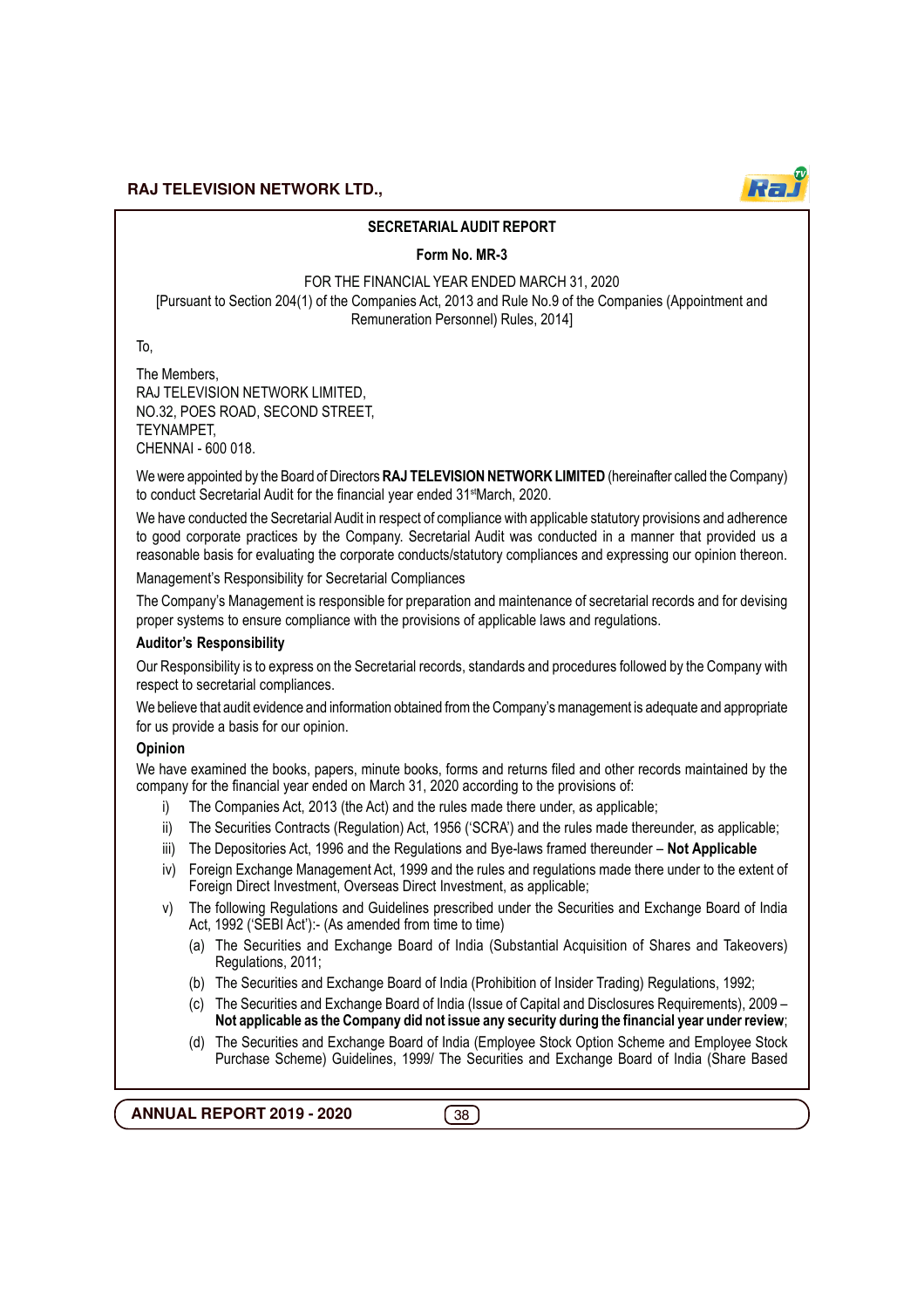## SECRETARIAL AUDIT REPORT

### Form No. MR-3

FOR THE FINANCIAL YEAR ENDED MARCH 31, 2020
[Pursuant to Section 204(1) of the Companies Act, 2013 and Rule No.9 of the Companies (Appointment and Remuneration Personnel) Rules, 2014]

To,

The Members,
RAJ TELEVISION NETWORK LIMITED,
NO.32, POES ROAD, SECOND STREET,
TEYNAMPET,
CHENNAI - 600 018.

We were appointed by the Board of Directors **RAJ TELEVISION NETWORK LIMITED** (hereinafter called the Company) to conduct Secretarial Audit for the financial year ended 31st March, 2020.

We have conducted the Secretarial Audit in respect of compliance with applicable statutory provisions and adherence to good corporate practices by the Company. Secretarial Audit was conducted in a manner that provided us a reasonable basis for evaluating the corporate conducts/statutory compliances and expressing our opinion thereon.

Management's Responsibility for Secretarial Compliances

The Company's Management is responsible for preparation and maintenance of secretarial records and for devising proper systems to ensure compliance with the provisions of applicable laws and regulations.

**Auditor's Responsibility**

Our Responsibility is to express on the Secretarial records, standards and procedures followed by the Company with respect to secretarial compliances.

We believe that audit evidence and information obtained from the Company's management is adequate and appropriate for us provide a basis for our opinion.

**Opinion**

We have examined the books, papers, minute books, forms and returns filed and other records maintained by the company for the financial year ended on March 31, 2020 according to the provisions of:

i) The Companies Act, 2013 (the Act) and the rules made there under, as applicable;

ii) The Securities Contracts (Regulation) Act, 1956 ('SCRA') and the rules made thereunder, as applicable;

iii) The Depositories Act, 1996 and the Regulations and Bye-laws framed thereunder – **Not Applicable**

iv) Foreign Exchange Management Act, 1999 and the rules and regulations made there under to the extent of Foreign Direct Investment, Overseas Direct Investment, as applicable;

v) The following Regulations and Guidelines prescribed under the Securities and Exchange Board of India Act, 1992 ('SEBI Act'):- (As amended from time to time)

   (a) The Securities and Exchange Board of India (Substantial Acquisition of Shares and Takeovers) Regulations, 2011;

   (b) The Securities and Exchange Board of India (Prohibition of Insider Trading) Regulations, 1992;

   (c) The Securities and Exchange Board of India (Issue of Capital and Disclosures Requirements), 2009 – **Not applicable as the Company did not issue any security during the financial year under review**;

   (d) The Securities and Exchange Board of India (Employee Stock Option Scheme and Employee Stock Purchase Scheme) Guidelines, 1999/ The Securities and Exchange Board of India (Share Based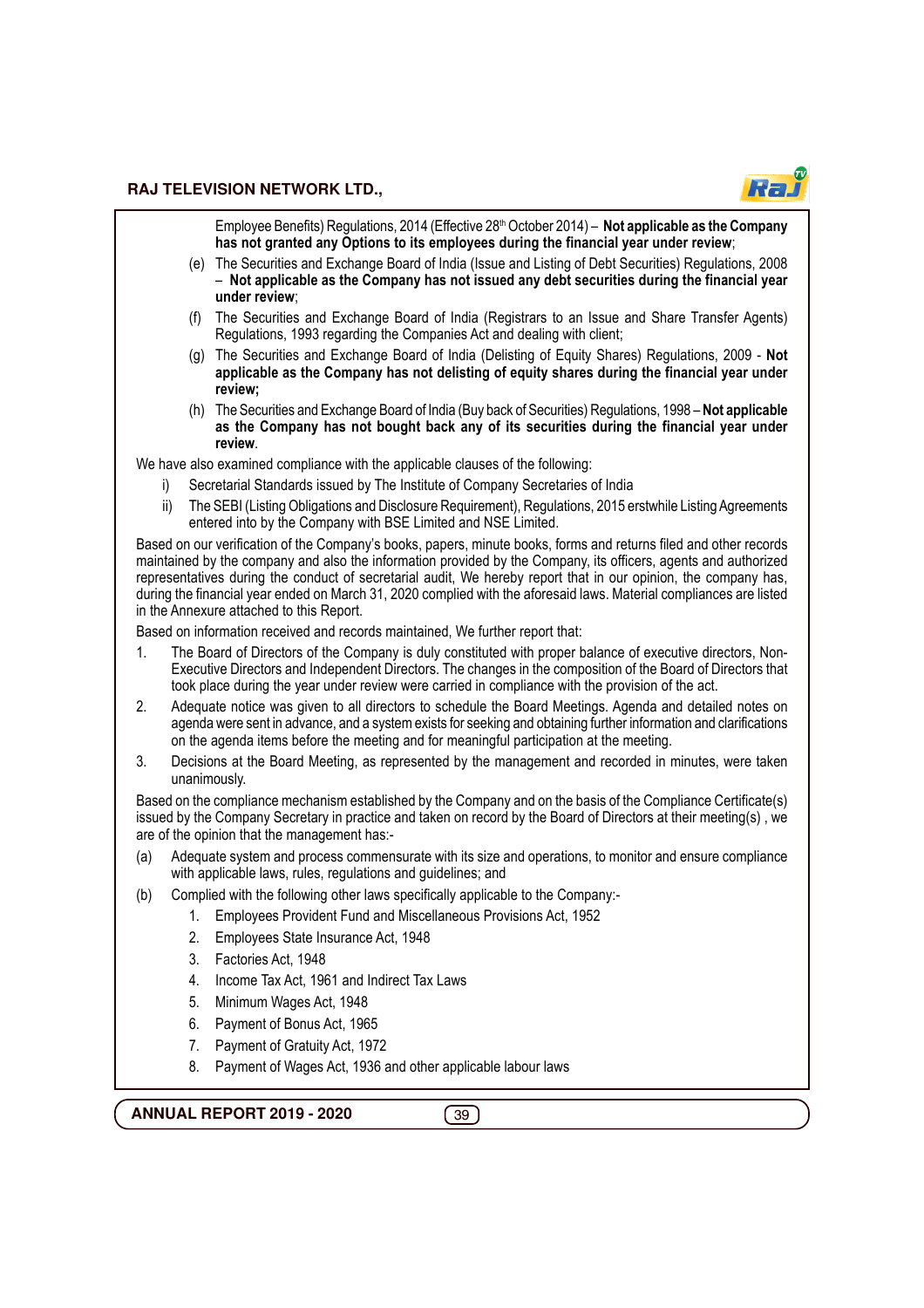Employee Benefits) Regulations, 2014 (Effective 28th October 2014) – **Not applicable as the Company has not granted any Options to its employees during the financial year under review**;

(e) The Securities and Exchange Board of India (Issue and Listing of Debt Securities) Regulations, 2008 – **Not applicable as the Company has not issued any debt securities during the financial year under review**;

(f) The Securities and Exchange Board of India (Registrars to an Issue and Share Transfer Agents) Regulations, 1993 regarding the Companies Act and dealing with client;

(g) The Securities and Exchange Board of India (Delisting of Equity Shares) Regulations, 2009 - **Not applicable as the Company has not delisting of equity shares during the financial year under review;**

(h) The Securities and Exchange Board of India (Buy back of Securities) Regulations, 1998 – **Not applicable as the Company has not bought back any of its securities during the financial year under review**.

We have also examined compliance with the applicable clauses of the following:

i) Secretarial Standards issued by The Institute of Company Secretaries of India

ii) The SEBI (Listing Obligations and Disclosure Requirement), Regulations, 2015 erstwhile Listing Agreements entered into by the Company with BSE Limited and NSE Limited.

Based on our verification of the Company's books, papers, minute books, forms and returns filed and other records maintained by the company and also the information provided by the Company, its officers, agents and authorized representatives during the conduct of secretarial audit, We hereby report that in our opinion, the company has, during the financial year ended on March 31, 2020 complied with the aforesaid laws. Material compliances are listed in the Annexure attached to this Report.

Based on information received and records maintained, We further report that:

1. The Board of Directors of the Company is duly constituted with proper balance of executive directors, Non-Executive Directors and Independent Directors. The changes in the composition of the Board of Directors that took place during the year under review were carried in compliance with the provision of the act.
2. Adequate notice was given to all directors to schedule the Board Meetings. Agenda and detailed notes on agenda were sent in advance, and a system exists for seeking and obtaining further information and clarifications on the agenda items before the meeting and for meaningful participation at the meeting.
3. Decisions at the Board Meeting, as represented by the management and recorded in minutes, were taken unanimously.

Based on the compliance mechanism established by the Company and on the basis of the Compliance Certificate(s) issued by the Company Secretary in practice and taken on record by the Board of Directors at their meeting(s) , we are of the opinion that the management has:-

(a) Adequate system and process commensurate with its size and operations, to monitor and ensure compliance with applicable laws, rules, regulations and guidelines; and

(b) Complied with the following other laws specifically applicable to the Company:-

1. Employees Provident Fund and Miscellaneous Provisions Act, 1952
2. Employees State Insurance Act, 1948
3. Factories Act, 1948
4. Income Tax Act, 1961 and Indirect Tax Laws
5. Minimum Wages Act, 1948
6. Payment of Bonus Act, 1965
7. Payment of Gratuity Act, 1972
8. Payment of Wages Act, 1936 and other applicable labour laws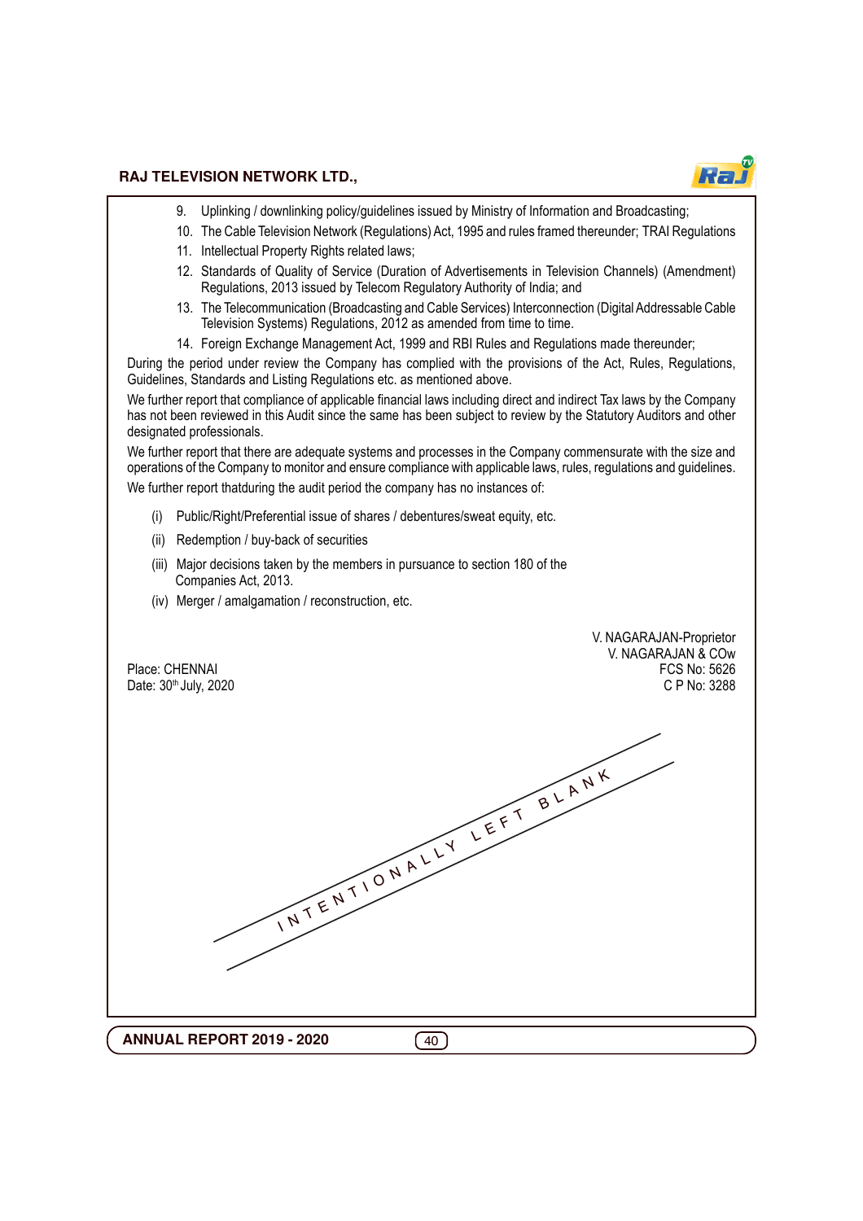9. Uplinking / downlinking policy/guidelines issued by Ministry of Information and Broadcasting;
10. The Cable Television Network (Regulations) Act, 1995 and rules framed thereunder; TRAI Regulations
11. Intellectual Property Rights related laws;
12. Standards of Quality of Service (Duration of Advertisements in Television Channels) (Amendment) Regulations, 2013 issued by Telecom Regulatory Authority of India; and
13. The Telecommunication (Broadcasting and Cable Services) Interconnection (Digital Addressable Cable Television Systems) Regulations, 2012 as amended from time to time.
14. Foreign Exchange Management Act, 1999 and RBI Rules and Regulations made thereunder;

During the period under review the Company has complied with the provisions of the Act, Rules, Regulations, Guidelines, Standards and Listing Regulations etc. as mentioned above.

We further report that compliance of applicable financial laws including direct and indirect Tax laws by the Company has not been reviewed in this Audit since the same has been subject to review by the Statutory Auditors and other designated professionals.

We further report that there are adequate systems and processes in the Company commensurate with the size and operations of the Company to monitor and ensure compliance with applicable laws, rules, regulations and guidelines.

We further report thatduring the audit period the company has no instances of:

(i) Public/Right/Preferential issue of shares / debentures/sweat equity, etc.

(ii) Redemption / buy-back of securities

(iii) Major decisions taken by the members in pursuance to section 180 of the Companies Act, 2013.

(iv) Merger / amalgamation / reconstruction, etc.

V. NAGARAJAN-Proprietor
V. NAGARAJAN & COw
FCS No: 5626
C P No: 3288

Place: CHENNAI
Date: 30th July, 2020

INTENTIONALLY LEFT BLANK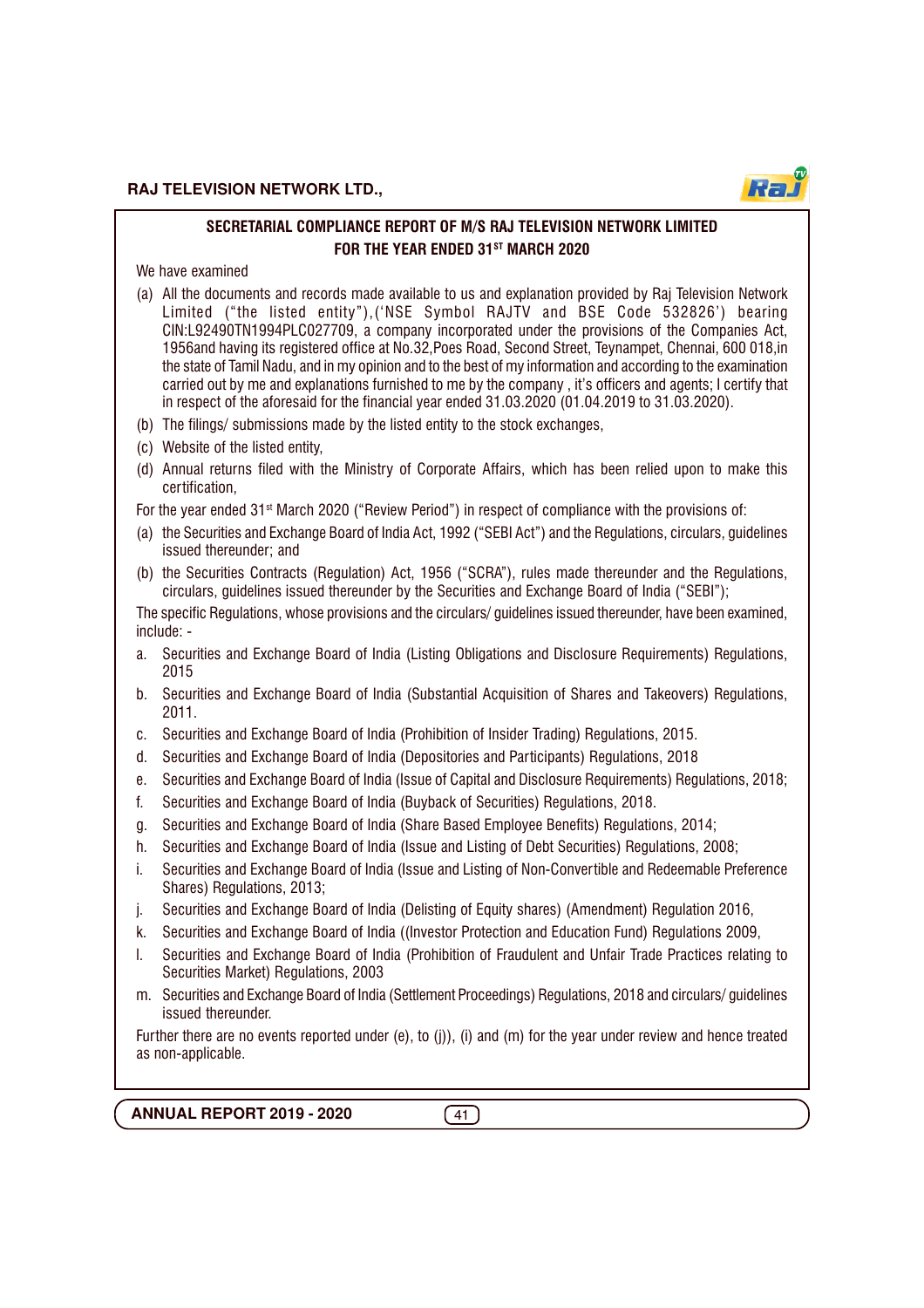## SECRETARIAL COMPLIANCE REPORT OF M/S RAJ TELEVISION NETWORK LIMITED FOR THE YEAR ENDED 31ST MARCH 2020

We have examined

(a) All the documents and records made available to us and explanation provided by Raj Television Network Limited ("the listed entity"),('NSE Symbol RAJTV and BSE Code 532826') bearing CIN:L92490TN1994PLC027709, a company incorporated under the provisions of the Companies Act, 1956and having its registered office at No.32,Poes Road, Second Street, Teynampet, Chennai, 600 018,in the state of Tamil Nadu, and in my opinion and to the best of my information and according to the examination carried out by me and explanations furnished to me by the company , it's officers and agents; I certify that in respect of the aforesaid for the financial year ended 31.03.2020 (01.04.2019 to 31.03.2020).

(b) The filings/ submissions made by the listed entity to the stock exchanges,

(c) Website of the listed entity,

(d) Annual returns filed with the Ministry of Corporate Affairs, which has been relied upon to make this certification,

For the year ended 31st March 2020 ("Review Period") in respect of compliance with the provisions of:

(a) the Securities and Exchange Board of India Act, 1992 ("SEBI Act") and the Regulations, circulars, guidelines issued thereunder; and

(b) the Securities Contracts (Regulation) Act, 1956 ("SCRA"), rules made thereunder and the Regulations, circulars, guidelines issued thereunder by the Securities and Exchange Board of India ("SEBI");

The specific Regulations, whose provisions and the circulars/ guidelines issued thereunder, have been examined, include: -

a. Securities and Exchange Board of India (Listing Obligations and Disclosure Requirements) Regulations, 2015

b. Securities and Exchange Board of India (Substantial Acquisition of Shares and Takeovers) Regulations, 2011.

c. Securities and Exchange Board of India (Prohibition of Insider Trading) Regulations, 2015.

d. Securities and Exchange Board of India (Depositories and Participants) Regulations, 2018

e. Securities and Exchange Board of India (Issue of Capital and Disclosure Requirements) Regulations, 2018;

f. Securities and Exchange Board of India (Buyback of Securities) Regulations, 2018.

g. Securities and Exchange Board of India (Share Based Employee Benefits) Regulations, 2014;

h. Securities and Exchange Board of India (Issue and Listing of Debt Securities) Regulations, 2008;

i. Securities and Exchange Board of India (Issue and Listing of Non-Convertible and Redeemable Preference Shares) Regulations, 2013;

j. Securities and Exchange Board of India (Delisting of Equity shares) (Amendment) Regulation 2016,

k. Securities and Exchange Board of India ((Investor Protection and Education Fund) Regulations 2009,

l. Securities and Exchange Board of India (Prohibition of Fraudulent and Unfair Trade Practices relating to Securities Market) Regulations, 2003

m. Securities and Exchange Board of India (Settlement Proceedings) Regulations, 2018 and circulars/ guidelines issued thereunder.

Further there are no events reported under (e), to (j)), (i) and (m) for the year under review and hence treated as non-applicable.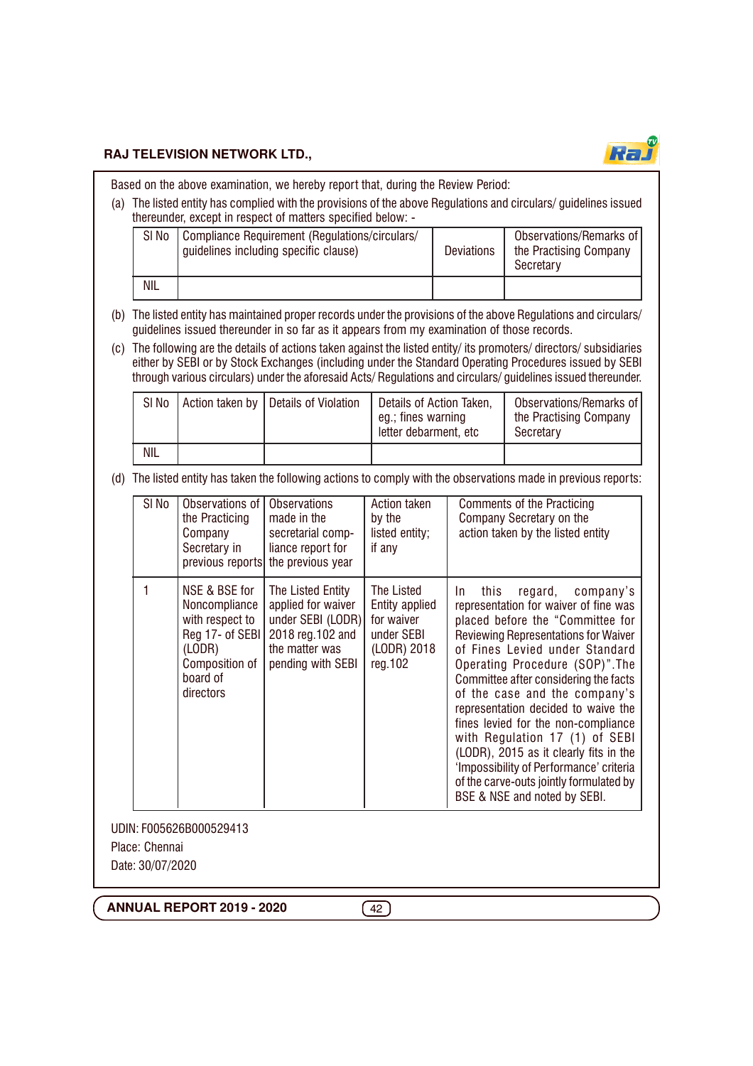Based on the above examination, we hereby report that, during the Review Period:

(a) The listed entity has complied with the provisions of the above Regulations and circulars/ guidelines issued thereunder, except in respect of matters specified below: -

| Sl No | Compliance Requirement (Regulations/circulars/ guidelines including specific clause) | Deviations | Observations/Remarks of the Practising Company Secretary |
|---|---|---|---|
| NIL | | | |

(b) The listed entity has maintained proper records under the provisions of the above Regulations and circulars/ guidelines issued thereunder in so far as it appears from my examination of those records.

(c) The following are the details of actions taken against the listed entity/ its promoters/ directors/ subsidiaries either by SEBI or by Stock Exchanges (including under the Standard Operating Procedures issued by SEBI through various circulars) under the aforesaid Acts/ Regulations and circulars/ guidelines issued thereunder.

| Sl No | Action taken by | Details of Violation | Details of Action Taken, eg.; fines warning letter debarment, etc | Observations/Remarks of the Practising Company Secretary |
|---|---|---|---|---|
| NIL | | | | |

(d) The listed entity has taken the following actions to comply with the observations made in previous reports:

| Sl No | Observations of the Practicing Company Secretary in previous reports | Observations made in the secretarial compliance report for the previous year | Action taken by the listed entity; if any | Comments of the Practicing Company Secretary on the action taken by the listed entity |
|---|---|---|---|---|
| 1 | NSE & BSE for Noncompliance with respect to Reg 17- of SEBI (LODR) Composition of board of directors | The Listed Entity applied for waiver under SEBI (LODR) 2018 reg.102 and the matter was pending with SEBI | The Listed Entity applied for waiver under SEBI (LODR) 2018 reg.102 | In this regard, company's representation for waiver of fine was placed before the "Committee for Reviewing Representations for Waiver of Fines Levied under Standard Operating Procedure (SOP)".The Committee after considering the facts of the case and the company's representation decided to waive the fines levied for the non-compliance with Regulation 17 (1) of SEBI (LODR), 2015 as it clearly fits in the 'Impossibility of Performance' criteria of the carve-outs jointly formulated by BSE & NSE and noted by SEBI. |

UDIN: F005626B000529413

Place: Chennai

Date: 30/07/2020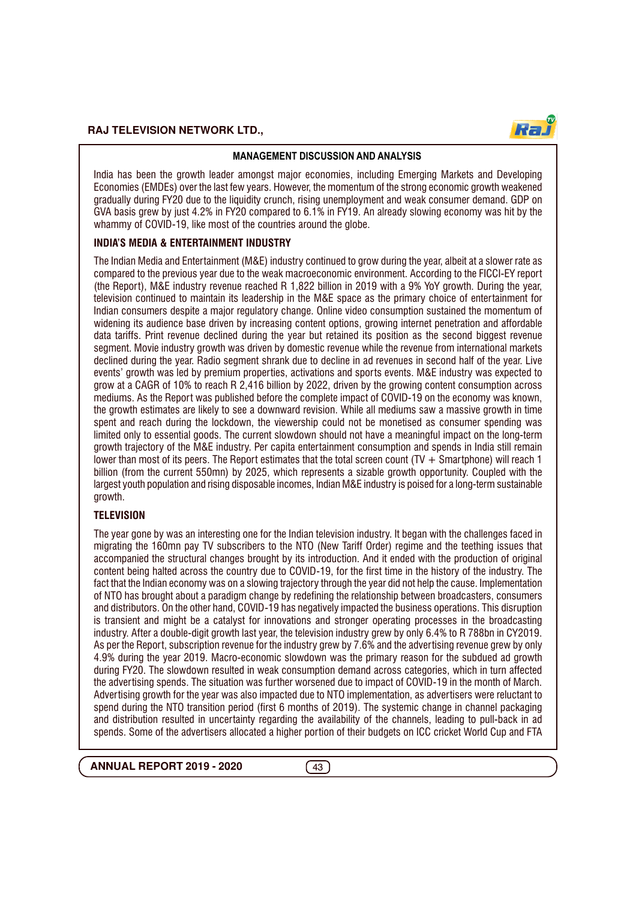## MANAGEMENT DISCUSSION AND ANALYSIS

India has been the growth leader amongst major economies, including Emerging Markets and Developing Economies (EMDEs) over the last few years. However, the momentum of the strong economic growth weakened gradually during FY20 due to the liquidity crunch, rising unemployment and weak consumer demand. GDP on GVA basis grew by just 4.2% in FY20 compared to 6.1% in FY19. An already slowing economy was hit by the whammy of COVID-19, like most of the countries around the globe.

### INDIA'S MEDIA & ENTERTAINMENT INDUSTRY

The Indian Media and Entertainment (M&E) industry continued to grow during the year, albeit at a slower rate as compared to the previous year due to the weak macroeconomic environment. According to the FICCI-EY report (the Report), M&E industry revenue reached R 1,822 billion in 2019 with a 9% YoY growth. During the year, television continued to maintain its leadership in the M&E space as the primary choice of entertainment for Indian consumers despite a major regulatory change. Online video consumption sustained the momentum of widening its audience base driven by increasing content options, growing internet penetration and affordable data tariffs. Print revenue declined during the year but retained its position as the second biggest revenue segment. Movie industry growth was driven by domestic revenue while the revenue from international markets declined during the year. Radio segment shrank due to decline in ad revenues in second half of the year. Live events' growth was led by premium properties, activations and sports events. M&E industry was expected to grow at a CAGR of 10% to reach R 2,416 billion by 2022, driven by the growing content consumption across mediums. As the Report was published before the complete impact of COVID-19 on the economy was known, the growth estimates are likely to see a downward revision. While all mediums saw a massive growth in time spent and reach during the lockdown, the viewership could not be monetised as consumer spending was limited only to essential goods. The current slowdown should not have a meaningful impact on the long-term growth trajectory of the M&E industry. Per capita entertainment consumption and spends in India still remain lower than most of its peers. The Report estimates that the total screen count (TV + Smartphone) will reach 1 billion (from the current 550mn) by 2025, which represents a sizable growth opportunity. Coupled with the largest youth population and rising disposable incomes, Indian M&E industry is poised for a long-term sustainable growth.

### TELEVISION

The year gone by was an interesting one for the Indian television industry. It began with the challenges faced in migrating the 160mn pay TV subscribers to the NTO (New Tariff Order) regime and the teething issues that accompanied the structural changes brought by its introduction. And it ended with the production of original content being halted across the country due to COVID-19, for the first time in the history of the industry. The fact that the Indian economy was on a slowing trajectory through the year did not help the cause. Implementation of NTO has brought about a paradigm change by redefining the relationship between broadcasters, consumers and distributors. On the other hand, COVID-19 has negatively impacted the business operations. This disruption is transient and might be a catalyst for innovations and stronger operating processes in the broadcasting industry. After a double-digit growth last year, the television industry grew by only 6.4% to R 788bn in CY2019. As per the Report, subscription revenue for the industry grew by 7.6% and the advertising revenue grew by only 4.9% during the year 2019. Macro-economic slowdown was the primary reason for the subdued ad growth during FY20. The slowdown resulted in weak consumption demand across categories, which in turn affected the advertising spends. The situation was further worsened due to impact of COVID-19 in the month of March. Advertising growth for the year was also impacted due to NTO implementation, as advertisers were reluctant to spend during the NTO transition period (first 6 months of 2019). The systemic change in channel packaging and distribution resulted in uncertainty regarding the availability of the channels, leading to pull-back in ad spends. Some of the advertisers allocated a higher portion of their budgets on ICC cricket World Cup and FTA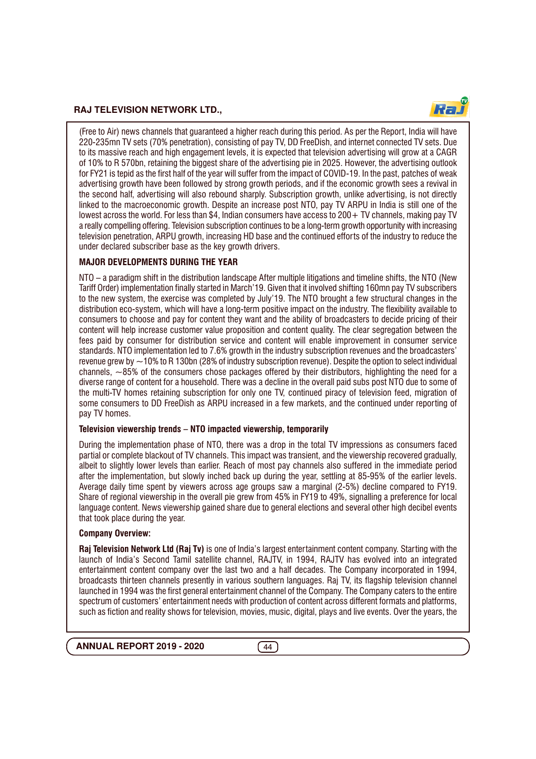(Free to Air) news channels that guaranteed a higher reach during this period. As per the Report, India will have 220-235mn TV sets (70% penetration), consisting of pay TV, DD FreeDish, and internet connected TV sets. Due to its massive reach and high engagement levels, it is expected that television advertising will grow at a CAGR of 10% to R 570bn, retaining the biggest share of the advertising pie in 2025. However, the advertising outlook for FY21 is tepid as the first half of the year will suffer from the impact of COVID-19. In the past, patches of weak advertising growth have been followed by strong growth periods, and if the economic growth sees a revival in the second half, advertising will also rebound sharply. Subscription growth, unlike advertising, is not directly linked to the macroeconomic growth. Despite an increase post NTO, pay TV ARPU in India is still one of the lowest across the world. For less than $4, Indian consumers have access to 200+ TV channels, making pay TV a really compelling offering. Television subscription continues to be a long-term growth opportunity with increasing television penetration, ARPU growth, increasing HD base and the continued efforts of the industry to reduce the under declared subscriber base as the key growth drivers.

### MAJOR DEVELOPMENTS DURING THE YEAR

NTO – a paradigm shift in the distribution landscape After multiple litigations and timeline shifts, the NTO (New Tariff Order) implementation finally started in March'19. Given that it involved shifting 160mn pay TV subscribers to the new system, the exercise was completed by July'19. The NTO brought a few structural changes in the distribution eco-system, which will have a long-term positive impact on the industry. The flexibility available to consumers to choose and pay for content they want and the ability of broadcasters to decide pricing of their content will help increase customer value proposition and content quality. The clear segregation between the fees paid by consumer for distribution service and content will enable improvement in consumer service standards. NTO implementation led to 7.6% growth in the industry subscription revenues and the broadcasters' revenue grew by ~10% to R 130bn (28% of industry subscription revenue). Despite the option to select individual channels, ~85% of the consumers chose packages offered by their distributors, highlighting the need for a diverse range of content for a household. There was a decline in the overall paid subs post NTO due to some of the multi-TV homes retaining subscription for only one TV, continued piracy of television feed, migration of some consumers to DD FreeDish as ARPU increased in a few markets, and the continued under reporting of pay TV homes.

### Television viewership trends – NTO impacted viewership, temporarily

During the implementation phase of NTO, there was a drop in the total TV impressions as consumers faced partial or complete blackout of TV channels. This impact was transient, and the viewership recovered gradually, albeit to slightly lower levels than earlier. Reach of most pay channels also suffered in the immediate period after the implementation, but slowly inched back up during the year, settling at 85-95% of the earlier levels. Average daily time spent by viewers across age groups saw a marginal (2-5%) decline compared to FY19. Share of regional viewership in the overall pie grew from 45% in FY19 to 49%, signalling a preference for local language content. News viewership gained share due to general elections and several other high decibel events that took place during the year.

### Company Overview:

**Raj Television Network Ltd (Raj Tv)** is one of India's largest entertainment content company. Starting with the launch of India's Second Tamil satellite channel, RAJTV, in 1994, RAJTV has evolved into an integrated entertainment content company over the last two and a half decades. The Company incorporated in 1994, broadcasts thirteen channels presently in various southern languages. Raj TV, its flagship television channel launched in 1994 was the first general entertainment channel of the Company. The Company caters to the entire spectrum of customers' entertainment needs with production of content across different formats and platforms, such as fiction and reality shows for television, movies, music, digital, plays and live events. Over the years, the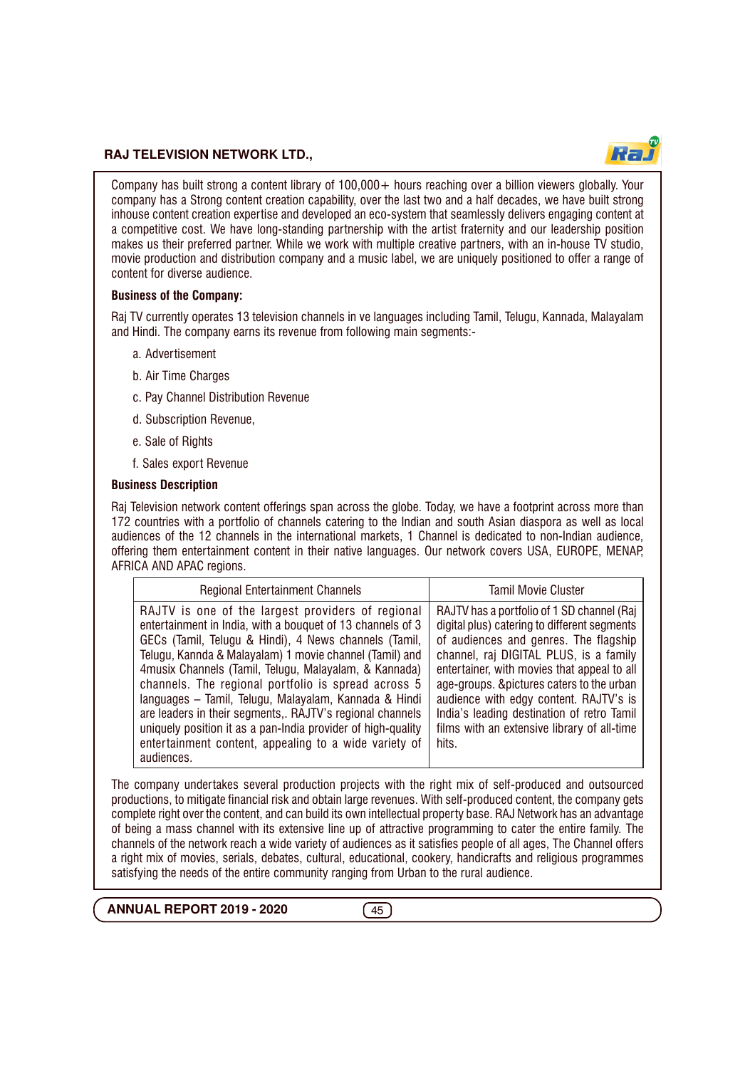Company has built strong a content library of 100,000+ hours reaching over a billion viewers globally. Your company has a Strong content creation capability, over the last two and a half decades, we have built strong inhouse content creation expertise and developed an eco-system that seamlessly delivers engaging content at a competitive cost. We have long-standing partnership with the artist fraternity and our leadership position makes us their preferred partner. While we work with multiple creative partners, with an in-house TV studio, movie production and distribution company and a music label, we are uniquely positioned to offer a range of content for diverse audience.

**Business of the Company:**

Raj TV currently operates 13 television channels in ve languages including Tamil, Telugu, Kannada, Malayalam and Hindi. The company earns its revenue from following main segments:-

a. Advertisement

b. Air Time Charges

c. Pay Channel Distribution Revenue

d. Subscription Revenue,

e. Sale of Rights

f. Sales export Revenue

**Business Description**

Raj Television network content offerings span across the globe. Today, we have a footprint across more than 172 countries with a portfolio of channels catering to the Indian and south Asian diaspora as well as local audiences of the 12 channels in the international markets, 1 Channel is dedicated to non-Indian audience, offering them entertainment content in their native languages. Our network covers USA, EUROPE, MENAP, AFRICA AND APAC regions.

| Regional Entertainment Channels | Tamil Movie Cluster |
|---|---|
| RAJTV is one of the largest providers of regional entertainment in India, with a bouquet of 13 channels of 3 GECs (Tamil, Telugu & Hindi), 4 News channels (Tamil, Telugu, Kannda & Malayalam) 1 movie channel (Tamil) and 4musix Channels (Tamil, Telugu, Malayalam, & Kannada) channels. The regional portfolio is spread across 5 languages – Tamil, Telugu, Malayalam, Kannada & Hindi are leaders in their segments,. RAJTV's regional channels uniquely position it as a pan-India provider of high-quality entertainment content, appealing to a wide variety of audiences. | RAJTV has a portfolio of 1 SD channel (Raj digital plus) catering to different segments of audiences and genres. The flagship channel, raj DIGITAL PLUS, is a family entertainer, with movies that appeal to all age-groups. &pictures caters to the urban audience with edgy content. RAJTV's is India's leading destination of retro Tamil films with an extensive library of all-time hits. |

The company undertakes several production projects with the right mix of self-produced and outsourced productions, to mitigate financial risk and obtain large revenues. With self-produced content, the company gets complete right over the content, and can build its own intellectual property base. RAJ Network has an advantage of being a mass channel with its extensive line up of attractive programming to cater the entire family. The channels of the network reach a wide variety of audiences as it satisfies people of all ages, The Channel offers a right mix of movies, serials, debates, cultural, educational, cookery, handicrafts and religious programmes satisfying the needs of the entire community ranging from Urban to the rural audience.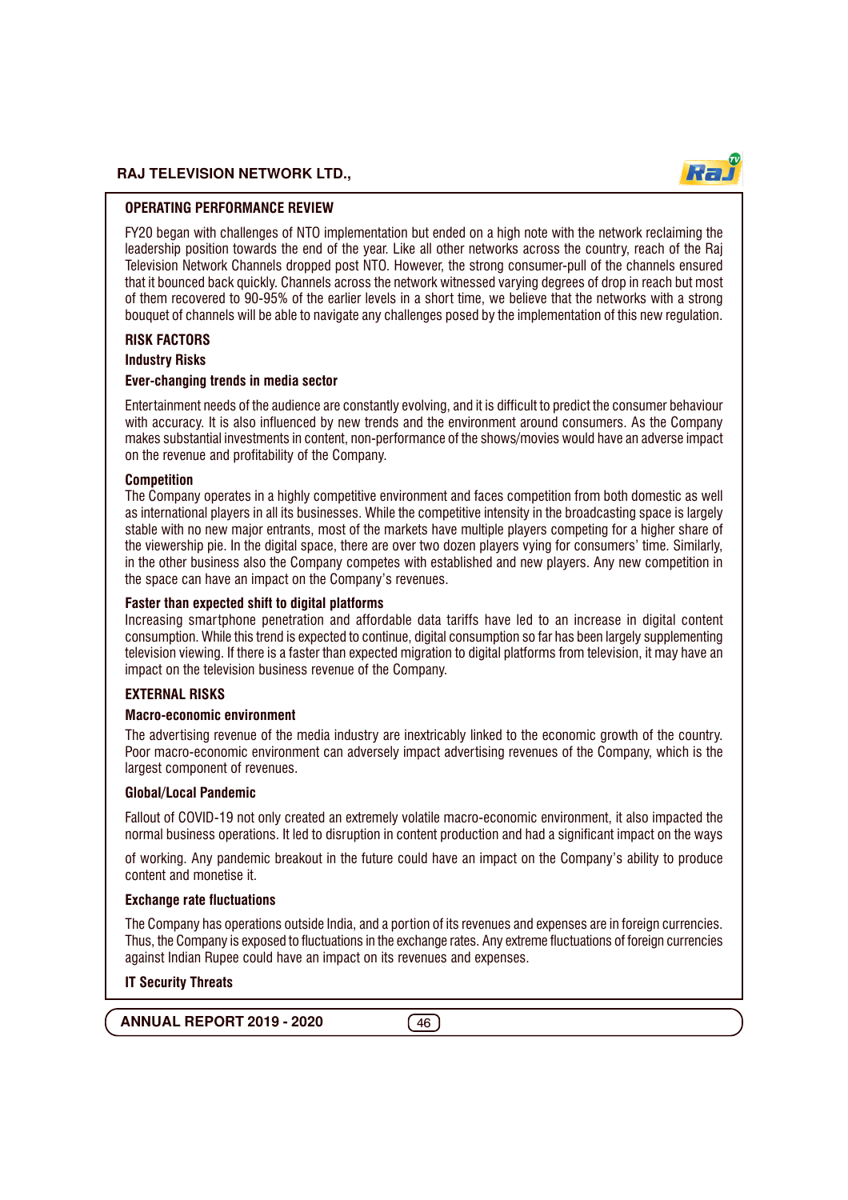## OPERATING PERFORMANCE REVIEW

FY20 began with challenges of NTO implementation but ended on a high note with the network reclaiming the leadership position towards the end of the year. Like all other networks across the country, reach of the Raj Television Network Channels dropped post NTO. However, the strong consumer-pull of the channels ensured that it bounced back quickly. Channels across the network witnessed varying degrees of drop in reach but most of them recovered to 90-95% of the earlier levels in a short time, we believe that the networks with a strong bouquet of channels will be able to navigate any challenges posed by the implementation of this new regulation.

## RISK FACTORS

### Industry Risks

#### Ever-changing trends in media sector

Entertainment needs of the audience are constantly evolving, and it is difficult to predict the consumer behaviour with accuracy. It is also influenced by new trends and the environment around consumers. As the Company makes substantial investments in content, non-performance of the shows/movies would have an adverse impact on the revenue and profitability of the Company.

#### Competition

The Company operates in a highly competitive environment and faces competition from both domestic as well as international players in all its businesses. While the competitive intensity in the broadcasting space is largely stable with no new major entrants, most of the markets have multiple players competing for a higher share of the viewership pie. In the digital space, there are over two dozen players vying for consumers' time. Similarly, in the other business also the Company competes with established and new players. Any new competition in the space can have an impact on the Company's revenues.

#### Faster than expected shift to digital platforms

Increasing smartphone penetration and affordable data tariffs have led to an increase in digital content consumption. While this trend is expected to continue, digital consumption so far has been largely supplementing television viewing. If there is a faster than expected migration to digital platforms from television, it may have an impact on the television business revenue of the Company.

### EXTERNAL RISKS

#### Macro-economic environment

The advertising revenue of the media industry are inextricably linked to the economic growth of the country. Poor macro-economic environment can adversely impact advertising revenues of the Company, which is the largest component of revenues.

#### Global/Local Pandemic

Fallout of COVID-19 not only created an extremely volatile macro-economic environment, it also impacted the normal business operations. It led to disruption in content production and had a significant impact on the ways of working. Any pandemic breakout in the future could have an impact on the Company's ability to produce content and monetise it.

#### Exchange rate fluctuations

The Company has operations outside India, and a portion of its revenues and expenses are in foreign currencies. Thus, the Company is exposed to fluctuations in the exchange rates. Any extreme fluctuations of foreign currencies against Indian Rupee could have an impact on its revenues and expenses.

#### IT Security Threats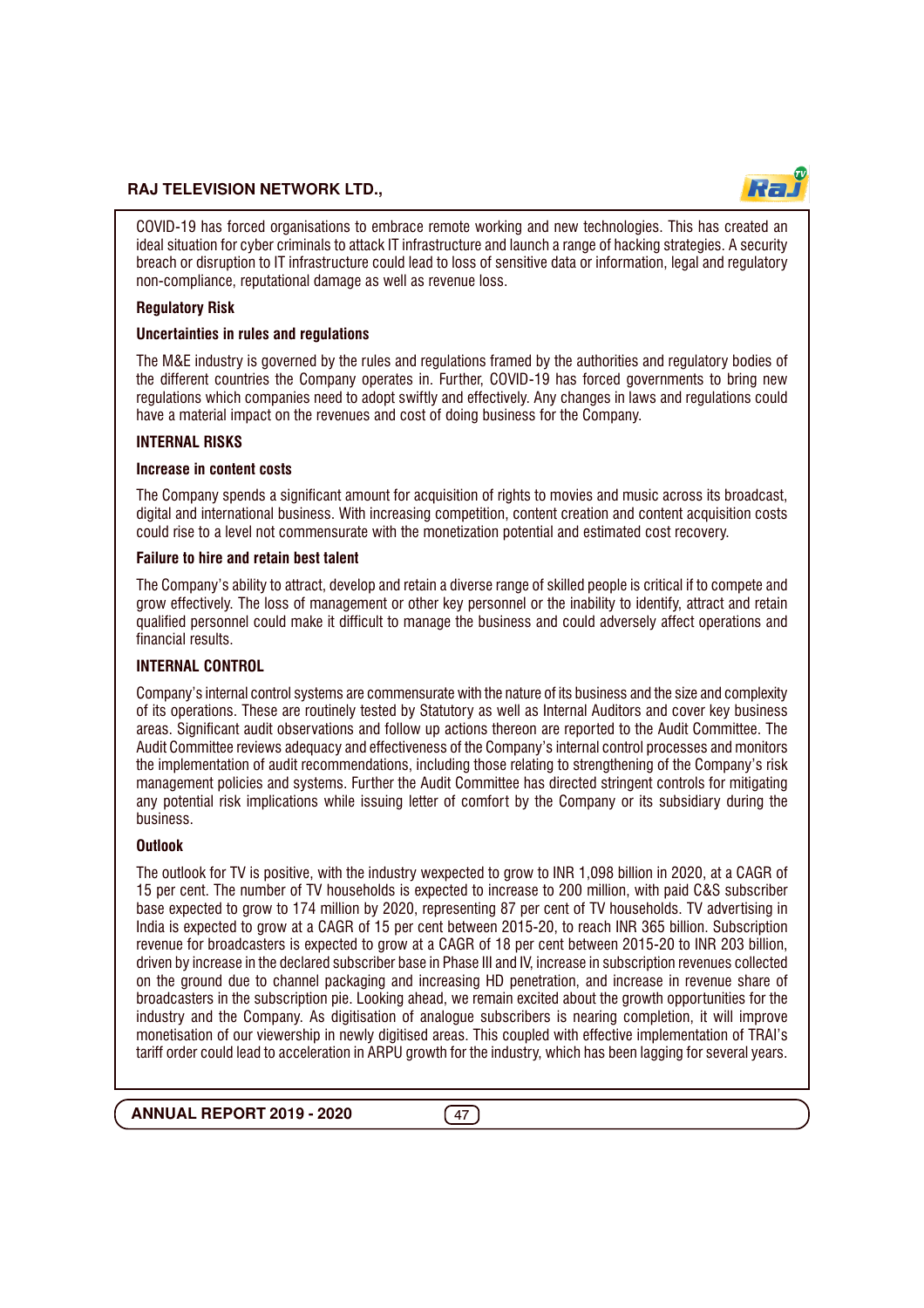COVID-19 has forced organisations to embrace remote working and new technologies. This has created an ideal situation for cyber criminals to attack IT infrastructure and launch a range of hacking strategies. A security breach or disruption to IT infrastructure could lead to loss of sensitive data or information, legal and regulatory non-compliance, reputational damage as well as revenue loss.

**Regulatory Risk**

**Uncertainties in rules and regulations**

The M&E industry is governed by the rules and regulations framed by the authorities and regulatory bodies of the different countries the Company operates in. Further, COVID-19 has forced governments to bring new regulations which companies need to adopt swiftly and effectively. Any changes in laws and regulations could have a material impact on the revenues and cost of doing business for the Company.

**INTERNAL RISKS**

**Increase in content costs**

The Company spends a significant amount for acquisition of rights to movies and music across its broadcast, digital and international business. With increasing competition, content creation and content acquisition costs could rise to a level not commensurate with the monetization potential and estimated cost recovery.

**Failure to hire and retain best talent**

The Company's ability to attract, develop and retain a diverse range of skilled people is critical if to compete and grow effectively. The loss of management or other key personnel or the inability to identify, attract and retain qualified personnel could make it difficult to manage the business and could adversely affect operations and financial results.

**INTERNAL CONTROL**

Company's internal control systems are commensurate with the nature of its business and the size and complexity of its operations. These are routinely tested by Statutory as well as Internal Auditors and cover key business areas. Significant audit observations and follow up actions thereon are reported to the Audit Committee. The Audit Committee reviews adequacy and effectiveness of the Company's internal control processes and monitors the implementation of audit recommendations, including those relating to strengthening of the Company's risk management policies and systems. Further the Audit Committee has directed stringent controls for mitigating any potential risk implications while issuing letter of comfort by the Company or its subsidiary during the business.

**Outlook**

The outlook for TV is positive, with the industry wexpected to grow to INR 1,098 billion in 2020, at a CAGR of 15 per cent. The number of TV households is expected to increase to 200 million, with paid C&S subscriber base expected to grow to 174 million by 2020, representing 87 per cent of TV households. TV advertising in India is expected to grow at a CAGR of 15 per cent between 2015-20, to reach INR 365 billion. Subscription revenue for broadcasters is expected to grow at a CAGR of 18 per cent between 2015-20 to INR 203 billion, driven by increase in the declared subscriber base in Phase III and IV, increase in subscription revenues collected on the ground due to channel packaging and increasing HD penetration, and increase in revenue share of broadcasters in the subscription pie. Looking ahead, we remain excited about the growth opportunities for the industry and the Company. As digitisation of analogue subscribers is nearing completion, it will improve monetisation of our viewership in newly digitised areas. This coupled with effective implementation of TRAI's tariff order could lead to acceleration in ARPU growth for the industry, which has been lagging for several years.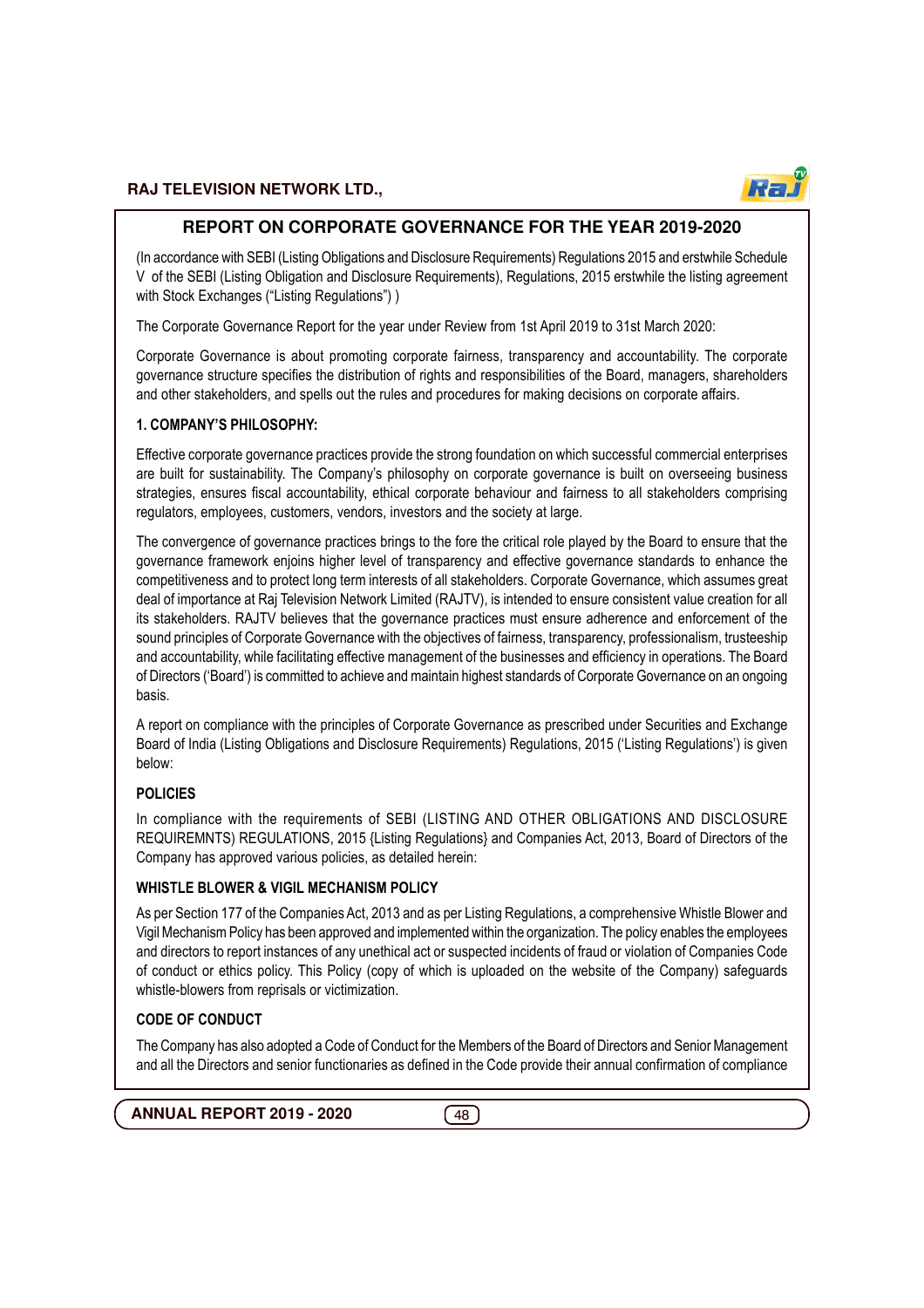# REPORT ON CORPORATE GOVERNANCE FOR THE YEAR 2019-2020

(In accordance with SEBI (Listing Obligations and Disclosure Requirements) Regulations 2015 and erstwhile Schedule V of the SEBI (Listing Obligation and Disclosure Requirements), Regulations, 2015 erstwhile the listing agreement with Stock Exchanges ("Listing Regulations") )

The Corporate Governance Report for the year under Review from 1st April 2019 to 31st March 2020:

Corporate Governance is about promoting corporate fairness, transparency and accountability. The corporate governance structure specifies the distribution of rights and responsibilities of the Board, managers, shareholders and other stakeholders, and spells out the rules and procedures for making decisions on corporate affairs.

### 1. COMPANY'S PHILOSOPHY:

Effective corporate governance practices provide the strong foundation on which successful commercial enterprises are built for sustainability. The Company's philosophy on corporate governance is built on overseeing business strategies, ensures fiscal accountability, ethical corporate behaviour and fairness to all stakeholders comprising regulators, employees, customers, vendors, investors and the society at large.

The convergence of governance practices brings to the fore the critical role played by the Board to ensure that the governance framework enjoins higher level of transparency and effective governance standards to enhance the competitiveness and to protect long term interests of all stakeholders. Corporate Governance, which assumes great deal of importance at Raj Television Network Limited (RAJTV), is intended to ensure consistent value creation for all its stakeholders. RAJTV believes that the governance practices must ensure adherence and enforcement of the sound principles of Corporate Governance with the objectives of fairness, transparency, professionalism, trusteeship and accountability, while facilitating effective management of the businesses and efficiency in operations. The Board of Directors ('Board') is committed to achieve and maintain highest standards of Corporate Governance on an ongoing basis.

A report on compliance with the principles of Corporate Governance as prescribed under Securities and Exchange Board of India (Listing Obligations and Disclosure Requirements) Regulations, 2015 ('Listing Regulations') is given below:

### POLICIES

In compliance with the requirements of SEBI (LISTING AND OTHER OBLIGATIONS AND DISCLOSURE REQUIREMNTS) REGULATIONS, 2015 {Listing Regulations} and Companies Act, 2013, Board of Directors of the Company has approved various policies, as detailed herein:

### WHISTLE BLOWER & VIGIL MECHANISM POLICY

As per Section 177 of the Companies Act, 2013 and as per Listing Regulations, a comprehensive Whistle Blower and Vigil Mechanism Policy has been approved and implemented within the organization. The policy enables the employees and directors to report instances of any unethical act or suspected incidents of fraud or violation of Companies Code of conduct or ethics policy. This Policy (copy of which is uploaded on the website of the Company) safeguards whistle-blowers from reprisals or victimization.

### CODE OF CONDUCT

The Company has also adopted a Code of Conduct for the Members of the Board of Directors and Senior Management and all the Directors and senior functionaries as defined in the Code provide their annual confirmation of compliance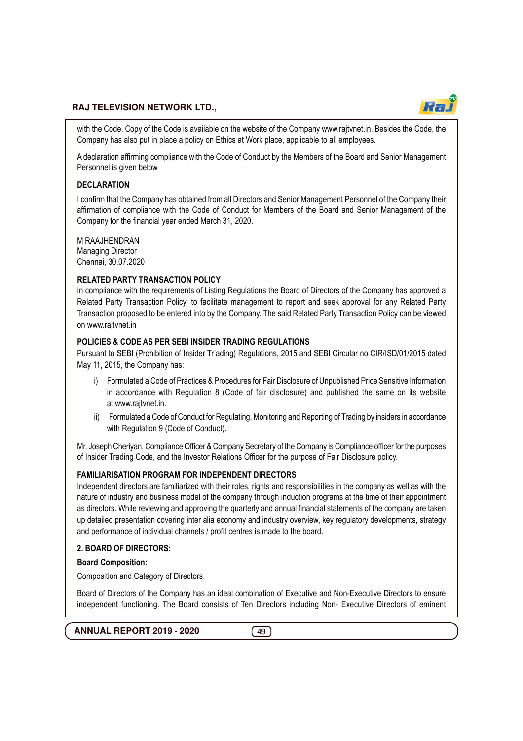with the Code. Copy of the Code is available on the website of the Company www.rajtvnet.in. Besides the Code, the Company has also put in place a policy on Ethics at Work place, applicable to all employees.

A declaration affirming compliance with the Code of Conduct by the Members of the Board and Senior Management Personnel is given below

**DECLARATION**

I confirm that the Company has obtained from all Directors and Senior Management Personnel of the Company their affirmation of compliance with the Code of Conduct for Members of the Board and Senior Management of the Company for the financial year ended March 31, 2020.

M RAAJHENDRAN
Managing Director
Chennai, 30.07.2020

**RELATED PARTY TRANSACTION POLICY**

In compliance with the requirements of Listing Regulations the Board of Directors of the Company has approved a Related Party Transaction Policy, to facilitate management to report and seek approval for any Related Party Transaction proposed to be entered into by the Company. The said Related Party Transaction Policy can be viewed on www.rajtvnet.in

**POLICIES & CODE AS PER SEBI INSIDER TRADING REGULATIONS**

Pursuant to SEBI (Prohibition of Insider Tr'ading) Regulations, 2015 and SEBI Circular no CIR/ISD/01/2015 dated May 11, 2015, the Company has:

i) Formulated a Code of Practices & Procedures for Fair Disclosure of Unpublished Price Sensitive Information in accordance with Regulation 8 (Code of fair disclosure) and published the same on its website at www.rajtvnet.in.

ii) Formulated a Code of Conduct for Regulating, Monitoring and Reporting of Trading by insiders in accordance with Regulation 9 (Code of Conduct).

Mr. Joseph Cheriyan, Compliance Officer & Company Secretary of the Company is Compliance officer for the purposes of Insider Trading Code, and the Investor Relations Officer for the purpose of Fair Disclosure policy.

**FAMILIARISATION PROGRAM FOR INDEPENDENT DIRECTORS**

Independent directors are familiarized with their roles, rights and responsibilities in the company as well as with the nature of industry and business model of the company through induction programs at the time of their appointment as directors. While reviewing and approving the quarterly and annual financial statements of the company are taken up detailed presentation covering inter alia economy and industry overview, key regulatory developments, strategy and performance of individual channels / profit centres is made to the board.

**2. BOARD OF DIRECTORS:**

**Board Composition:**

Composition and Category of Directors.

Board of Directors of the Company has an ideal combination of Executive and Non-Executive Directors to ensure independent functioning. The Board consists of Ten Directors including Non- Executive Directors of eminent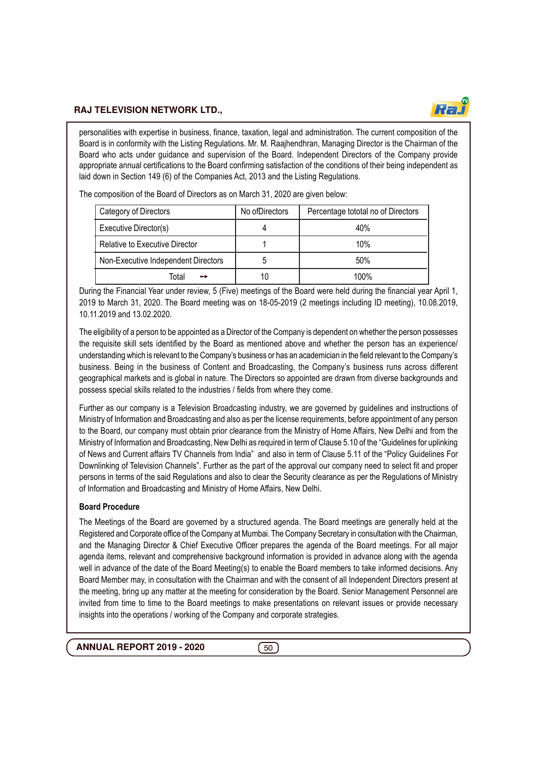personalities with expertise in business, finance, taxation, legal and administration. The current composition of the Board is in conformity with the Listing Regulations. Mr. M. Raajhendhran, Managing Director is the Chairman of the Board who acts under guidance and supervision of the Board. Independent Directors of the Company provide appropriate annual certifications to the Board confirming satisfaction of the conditions of their being independent as laid down in Section 149 (6) of the Companies Act, 2013 and the Listing Regulations.

The composition of the Board of Directors as on March 31, 2020 are given below:

| Category of Directors | No ofDirectors | Percentage tototal no of Directors |
|---|---|---|
| Executive Director(s) | 4 | 40% |
| Relative to Executive Director | 1 | 10% |
| Non-Executive Independent Directors | 5 | 50% |
| Total → | 10 | 100% |

During the Financial Year under review, 5 (Five) meetings of the Board were held during the financial year April 1, 2019 to March 31, 2020. The Board meeting was on 18-05-2019 (2 meetings including ID meeting), 10.08.2019, 10.11.2019 and 13.02.2020.

The eligibility of a person to be appointed as a Director of the Company is dependent on whether the person possesses the requisite skill sets identified by the Board as mentioned above and whether the person has an experience/ understanding which is relevant to the Company's business or has an academician in the field relevant to the Company's business. Being in the business of Content and Broadcasting, the Company's business runs across different geographical markets and is global in nature. The Directors so appointed are drawn from diverse backgrounds and possess special skills related to the industries / fields from where they come.

Further as our company is a Television Broadcasting industry, we are governed by guidelines and instructions of Ministry of Information and Broadcasting and also as per the license requirements, before appointment of any person to the Board, our company must obtain prior clearance from the Ministry of Home Affairs, New Delhi and from the Ministry of Information and Broadcasting, New Delhi as required in term of Clause 5.10 of the "Guidelines for uplinking of News and Current affairs TV Channels from India" and also in term of Clause 5.11 of the "Policy Guidelines For Downlinking of Television Channels". Further as the part of the approval our company need to select fit and proper persons in terms of the said Regulations and also to clear the Security clearance as per the Regulations of Ministry of Information and Broadcasting and Ministry of Home Affairs, New Delhi.

### Board Procedure

The Meetings of the Board are governed by a structured agenda. The Board meetings are generally held at the Registered and Corporate office of the Company at Mumbai. The Company Secretary in consultation with the Chairman, and the Managing Director & Chief Executive Officer prepares the agenda of the Board meetings. For all major agenda items, relevant and comprehensive background information is provided in advance along with the agenda well in advance of the date of the Board Meeting(s) to enable the Board members to take informed decisions. Any Board Member may, in consultation with the Chairman and with the consent of all Independent Directors present at the meeting, bring up any matter at the meeting for consideration by the Board. Senior Management Personnel are invited from time to time to the Board meetings to make presentations on relevant issues or provide necessary insights into the operations / working of the Company and corporate strategies.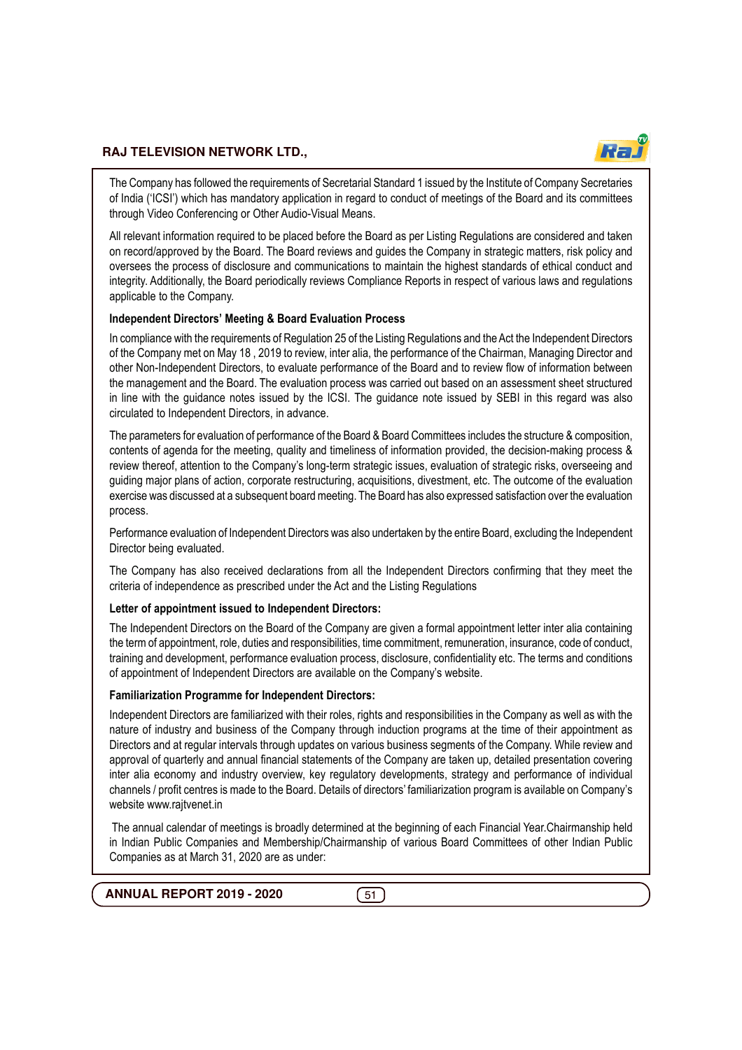The Company has followed the requirements of Secretarial Standard 1 issued by the Institute of Company Secretaries of India ('ICSI') which has mandatory application in regard to conduct of meetings of the Board and its committees through Video Conferencing or Other Audio-Visual Means.

All relevant information required to be placed before the Board as per Listing Regulations are considered and taken on record/approved by the Board. The Board reviews and guides the Company in strategic matters, risk policy and oversees the process of disclosure and communications to maintain the highest standards of ethical conduct and integrity. Additionally, the Board periodically reviews Compliance Reports in respect of various laws and regulations applicable to the Company.

**Independent Directors' Meeting & Board Evaluation Process**

In compliance with the requirements of Regulation 25 of the Listing Regulations and the Act the Independent Directors of the Company met on May 18 , 2019 to review, inter alia, the performance of the Chairman, Managing Director and other Non-Independent Directors, to evaluate performance of the Board and to review flow of information between the management and the Board. The evaluation process was carried out based on an assessment sheet structured in line with the guidance notes issued by the ICSI. The guidance note issued by SEBI in this regard was also circulated to Independent Directors, in advance.

The parameters for evaluation of performance of the Board & Board Committees includes the structure & composition, contents of agenda for the meeting, quality and timeliness of information provided, the decision-making process & review thereof, attention to the Company's long-term strategic issues, evaluation of strategic risks, overseeing and guiding major plans of action, corporate restructuring, acquisitions, divestment, etc. The outcome of the evaluation exercise was discussed at a subsequent board meeting. The Board has also expressed satisfaction over the evaluation process.

Performance evaluation of Independent Directors was also undertaken by the entire Board, excluding the Independent Director being evaluated.

The Company has also received declarations from all the Independent Directors confirming that they meet the criteria of independence as prescribed under the Act and the Listing Regulations

**Letter of appointment issued to Independent Directors:**

The Independent Directors on the Board of the Company are given a formal appointment letter inter alia containing the term of appointment, role, duties and responsibilities, time commitment, remuneration, insurance, code of conduct, training and development, performance evaluation process, disclosure, confidentiality etc. The terms and conditions of appointment of Independent Directors are available on the Company's website.

**Familiarization Programme for Independent Directors:**

Independent Directors are familiarized with their roles, rights and responsibilities in the Company as well as with the nature of industry and business of the Company through induction programs at the time of their appointment as Directors and at regular intervals through updates on various business segments of the Company. While review and approval of quarterly and annual financial statements of the Company are taken up, detailed presentation covering inter alia economy and industry overview, key regulatory developments, strategy and performance of individual channels / profit centres is made to the Board. Details of directors' familiarization program is available on Company's website www.rajtvnet.in

The annual calendar of meetings is broadly determined at the beginning of each Financial Year.Chairmanship held in Indian Public Companies and Membership/Chairmanship of various Board Committees of other Indian Public Companies as at March 31, 2020 are as under: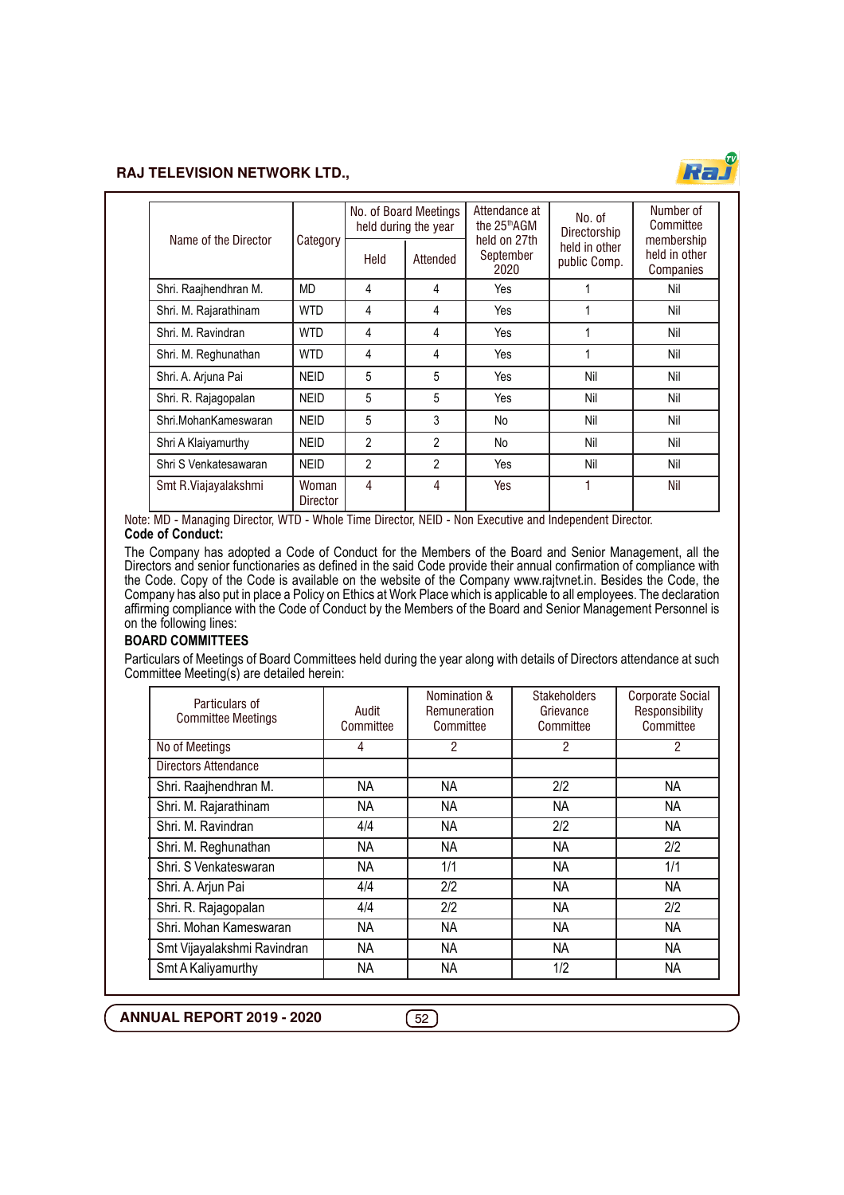| Name of the Director | Category | No. of Board Meetings held during the year | | Attendance at the 25th AGM held on 27th September 2020 | No. of Directorship held in other public Comp. | Number of Committee membership held in other Companies |
|---|---|---|---|---|---|---|
| | | Held | Attended | | | |
| Shri. Raajhendhran M. | MD | 4 | 4 | Yes | 1 | Nil |
| Shri. M. Rajarathinam | WTD | 4 | 4 | Yes | 1 | Nil |
| Shri. M. Ravindran | WTD | 4 | 4 | Yes | 1 | Nil |
| Shri. M. Reghunathan | WTD | 4 | 4 | Yes | 1 | Nil |
| Shri. A. Arjuna Pai | NEID | 5 | 5 | Yes | Nil | Nil |
| Shri. R. Rajagopalan | NEID | 5 | 5 | Yes | Nil | Nil |
| Shri.MohanKameswaran | NEID | 5 | 3 | No | Nil | Nil |
| Shri A Klaiyamurthy | NEID | 2 | 2 | No | Nil | Nil |
| Shri S Venkatesawaran | NEID | 2 | 2 | Yes | Nil | Nil |
| Smt R.Viajayalakshmi | Woman Director | 4 | 4 | Yes | 1 | Nil |

Note: MD - Managing Director, WTD - Whole Time Director, NEID - Non Executive and Independent Director.

**Code of Conduct:**

The Company has adopted a Code of Conduct for the Members of the Board and Senior Management, all the Directors and senior functionaries as defined in the said Code provide their annual confirmation of compliance with the Code. Copy of the Code is available on the website of the Company www.rajtvnet.in. Besides the Code, the Company has also put in place a Policy on Ethics at Work Place which is applicable to all employees. The declaration affirming compliance with the Code of Conduct by the Members of the Board and Senior Management Personnel is on the following lines:

**BOARD COMMITTEES**

Particulars of Meetings of Board Committees held during the year along with details of Directors attendance at such Committee Meeting(s) are detailed herein:

| Particulars of Committee Meetings | Audit Committee | Nomination & Remuneration Committee | Stakeholders Grievance Committee | Corporate Social Responsibility Committee |
|---|---|---|---|---|
| No of Meetings | 4 | 2 | 2 | 2 |
| Directors Attendance | | | | |
| Shri. Raajhendhran M. | NA | NA | 2/2 | NA |
| Shri. M. Rajarathinam | NA | NA | NA | NA |
| Shri. M. Ravindran | 4/4 | NA | 2/2 | NA |
| Shri. M. Reghunathan | NA | NA | NA | 2/2 |
| Shri. S Venkateswaran | NA | 1/1 | NA | 1/1 |
| Shri. A. Arjun Pai | 4/4 | 2/2 | NA | NA |
| Shri. R. Rajagopalan | 4/4 | 2/2 | NA | 2/2 |
| Shri. Mohan Kameswaran | NA | NA | NA | NA |
| Smt Vijayalakshmi Ravindran | NA | NA | NA | NA |
| Smt A Kaliyamurthy | NA | NA | 1/2 | NA |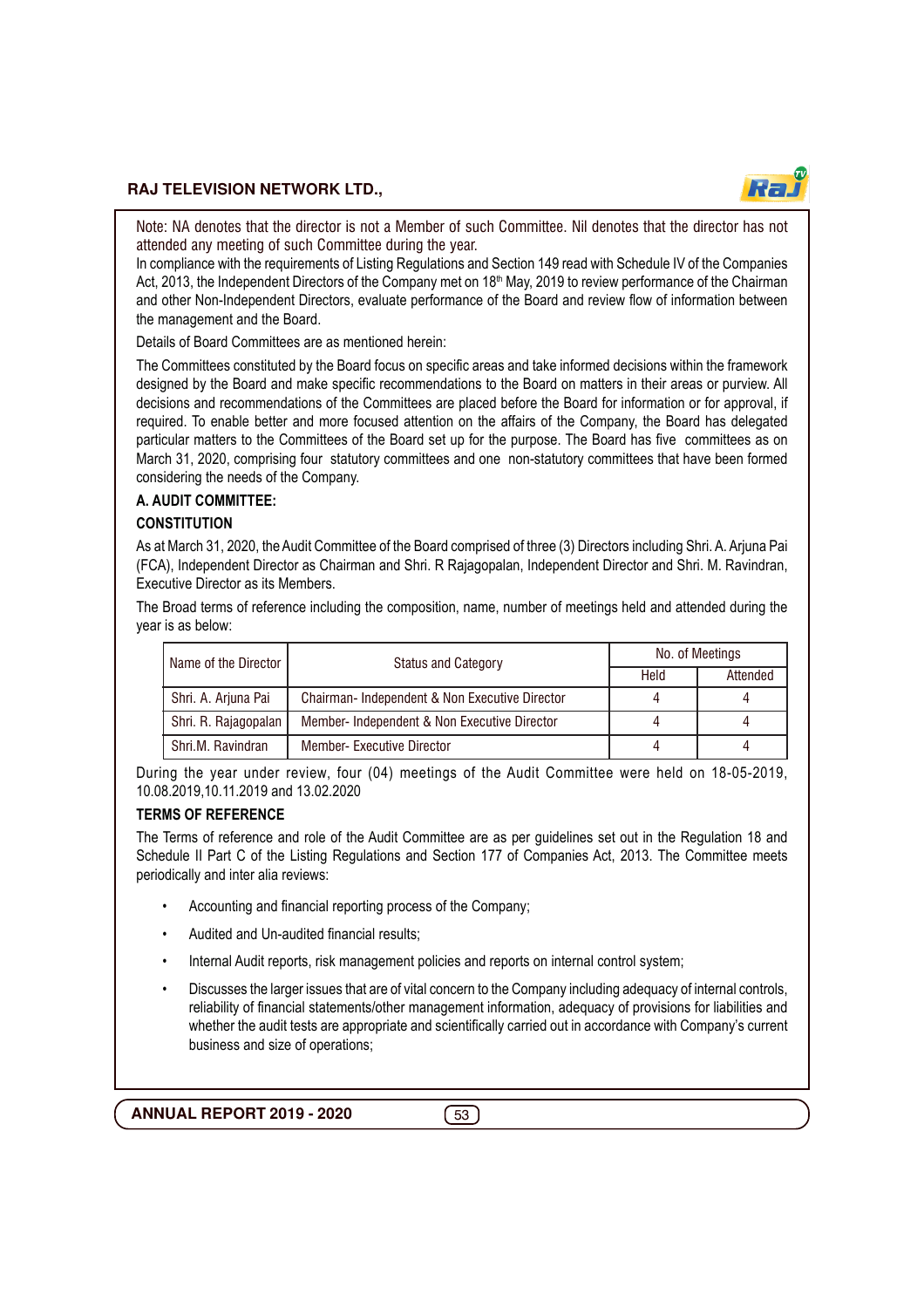Note: NA denotes that the director is not a Member of such Committee. Nil denotes that the director has not attended any meeting of such Committee during the year.

In compliance with the requirements of Listing Regulations and Section 149 read with Schedule IV of the Companies Act, 2013, the Independent Directors of the Company met on 18th May, 2019 to review performance of the Chairman and other Non-Independent Directors, evaluate performance of the Board and review flow of information between the management and the Board.

Details of Board Committees are as mentioned herein:

The Committees constituted by the Board focus on specific areas and take informed decisions within the framework designed by the Board and make specific recommendations to the Board on matters in their areas or purview. All decisions and recommendations of the Committees are placed before the Board for information or for approval, if required. To enable better and more focused attention on the affairs of the Company, the Board has delegated particular matters to the Committees of the Board set up for the purpose. The Board has five committees as on March 31, 2020, comprising four statutory committees and one non-statutory committees that have been formed considering the needs of the Company.

**A. AUDIT COMMITTEE:**

**CONSTITUTION**

As at March 31, 2020, the Audit Committee of the Board comprised of three (3) Directors including Shri. A. Arjuna Pai (FCA), Independent Director as Chairman and Shri. R Rajagopalan, Independent Director and Shri. M. Ravindran, Executive Director as its Members.

The Broad terms of reference including the composition, name, number of meetings held and attended during the year is as below:

| Name of the Director | Status and Category | No. of Meetings | |
|---|---|---|---|
| | | Held | Attended |
| Shri. A. Arjuna Pai | Chairman- Independent & Non Executive Director | 4 | 4 |
| Shri. R. Rajagopalan | Member- Independent & Non Executive Director | 4 | 4 |
| Shri.M. Ravindran | Member- Executive Director | 4 | 4 |

During the year under review, four (04) meetings of the Audit Committee were held on 18-05-2019, 10.08.2019,10.11.2019 and 13.02.2020

**TERMS OF REFERENCE**

The Terms of reference and role of the Audit Committee are as per guidelines set out in the Regulation 18 and Schedule II Part C of the Listing Regulations and Section 177 of Companies Act, 2013. The Committee meets periodically and inter alia reviews:

- Accounting and financial reporting process of the Company;
- Audited and Un-audited financial results;
- Internal Audit reports, risk management policies and reports on internal control system;
- Discusses the larger issues that are of vital concern to the Company including adequacy of internal controls, reliability of financial statements/other management information, adequacy of provisions for liabilities and whether the audit tests are appropriate and scientifically carried out in accordance with Company's current business and size of operations;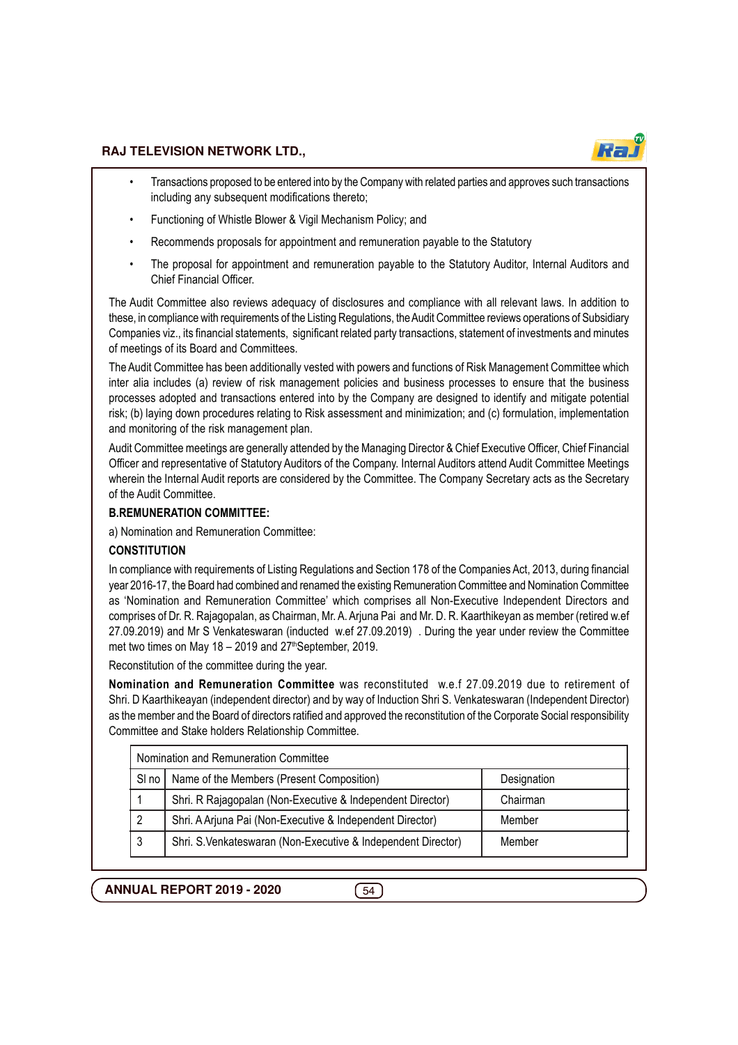- Transactions proposed to be entered into by the Company with related parties and approves such transactions including any subsequent modifications thereto;
- Functioning of Whistle Blower & Vigil Mechanism Policy; and
- Recommends proposals for appointment and remuneration payable to the Statutory
- The proposal for appointment and remuneration payable to the Statutory Auditor, Internal Auditors and Chief Financial Officer.

The Audit Committee also reviews adequacy of disclosures and compliance with all relevant laws. In addition to these, in compliance with requirements of the Listing Regulations, the Audit Committee reviews operations of Subsidiary Companies viz., its financial statements, significant related party transactions, statement of investments and minutes of meetings of its Board and Committees.

The Audit Committee has been additionally vested with powers and functions of Risk Management Committee which inter alia includes (a) review of risk management policies and business processes to ensure that the business processes adopted and transactions entered into by the Company are designed to identify and mitigate potential risk; (b) laying down procedures relating to Risk assessment and minimization; and (c) formulation, implementation and monitoring of the risk management plan.

Audit Committee meetings are generally attended by the Managing Director & Chief Executive Officer, Chief Financial Officer and representative of Statutory Auditors of the Company. Internal Auditors attend Audit Committee Meetings wherein the Internal Audit reports are considered by the Committee. The Company Secretary acts as the Secretary of the Audit Committee.

**B.REMUNERATION COMMITTEE:**

a) Nomination and Remuneration Committee:

**CONSTITUTION**

In compliance with requirements of Listing Regulations and Section 178 of the Companies Act, 2013, during financial year 2016-17, the Board had combined and renamed the existing Remuneration Committee and Nomination Committee as 'Nomination and Remuneration Committee' which comprises all Non-Executive Independent Directors and comprises of Dr. R. Rajagopalan, as Chairman, Mr. A. Arjuna Pai and Mr. D. R. Kaarthikeyan as member (retired w.ef 27.09.2019) and Mr S Venkateswaran (inducted w.ef 27.09.2019) . During the year under review the Committee met two times on May 18 – 2019 and 27th September, 2019.

Reconstitution of the committee during the year.

**Nomination and Remuneration Committee** was reconstituted w.e.f 27.09.2019 due to retirement of Shri. D Kaarthikeayan (independent director) and by way of Induction Shri S. Venkateswaran (Independent Director) as the member and the Board of directors ratified and approved the reconstitution of the Corporate Social responsibility Committee and Stake holders Relationship Committee.

| Nomination and Remuneration Committee | | |
|---|---|---|
| Sl no | Name of the Members (Present Composition) | Designation |
| 1 | Shri. R Rajagopalan (Non-Executive & Independent Director) | Chairman |
| 2 | Shri. A Arjuna Pai (Non-Executive & Independent Director) | Member |
| 3 | Shri. S.Venkateswaran (Non-Executive & Independent Director) | Member |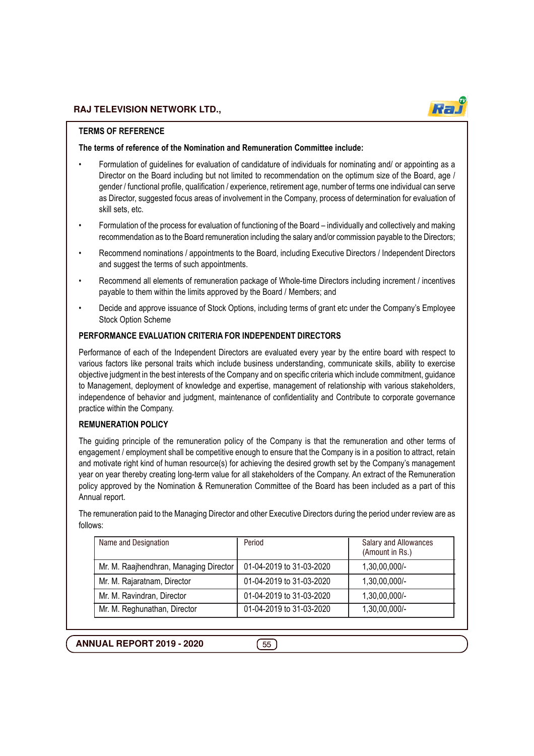## TERMS OF REFERENCE

**The terms of reference of the Nomination and Remuneration Committee include:**

- Formulation of guidelines for evaluation of candidature of individuals for nominating and/ or appointing as a Director on the Board including but not limited to recommendation on the optimum size of the Board, age / gender / functional profile, qualification / experience, retirement age, number of terms one individual can serve as Director, suggested focus areas of involvement in the Company, process of determination for evaluation of skill sets, etc.
- Formulation of the process for evaluation of functioning of the Board – individually and collectively and making recommendation as to the Board remuneration including the salary and/or commission payable to the Directors;
- Recommend nominations / appointments to the Board, including Executive Directors / Independent Directors and suggest the terms of such appointments.
- Recommend all elements of remuneration package of Whole-time Directors including increment / incentives payable to them within the limits approved by the Board / Members; and
- Decide and approve issuance of Stock Options, including terms of grant etc under the Company's Employee Stock Option Scheme

## PERFORMANCE EVALUATION CRITERIA FOR INDEPENDENT DIRECTORS

Performance of each of the Independent Directors are evaluated every year by the entire board with respect to various factors like personal traits which include business understanding, communicate skills, ability to exercise objective judgment in the best interests of the Company and on specific criteria which include commitment, guidance to Management, deployment of knowledge and expertise, management of relationship with various stakeholders, independence of behavior and judgment, maintenance of confidentiality and Contribute to corporate governance practice within the Company.

## REMUNERATION POLICY

The guiding principle of the remuneration policy of the Company is that the remuneration and other terms of engagement / employment shall be competitive enough to ensure that the Company is in a position to attract, retain and motivate right kind of human resource(s) for achieving the desired growth set by the Company's management year on year thereby creating long-term value for all stakeholders of the Company. An extract of the Remuneration policy approved by the Nomination & Remuneration Committee of the Board has been included as a part of this Annual report.

The remuneration paid to the Managing Director and other Executive Directors during the period under review are as follows:

| Name and Designation | Period | Salary and Allowances (Amount in Rs.) |
|---|---|---|
| Mr. M. Raajhendhran, Managing Director | 01-04-2019 to 31-03-2020 | 1,30,00,000/- |
| Mr. M. Rajaratnam, Director | 01-04-2019 to 31-03-2020 | 1,30,00,000/- |
| Mr. M. Ravindran, Director | 01-04-2019 to 31-03-2020 | 1,30,00,000/- |
| Mr. M. Reghunathan, Director | 01-04-2019 to 31-03-2020 | 1,30,00,000/- |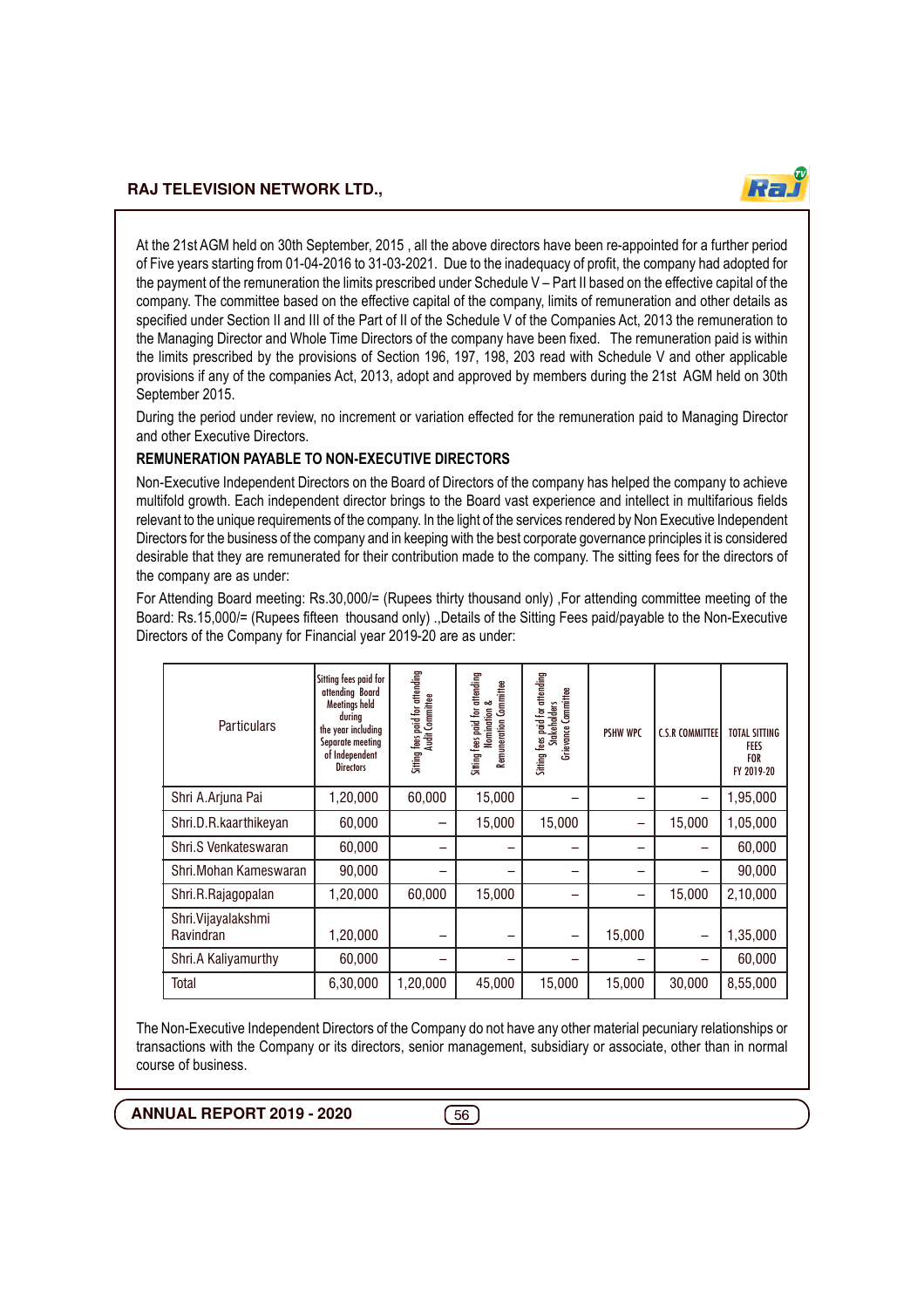At the 21st AGM held on 30th September, 2015 , all the above directors have been re-appointed for a further period of Five years starting from 01-04-2016 to 31-03-2021. Due to the inadequacy of profit, the company had adopted for the payment of the remuneration the limits prescribed under Schedule V – Part II based on the effective capital of the company. The committee based on the effective capital of the company, limits of remuneration and other details as specified under Section II and III of the Part of II of the Schedule V of the Companies Act, 2013 the remuneration to the Managing Director and Whole Time Directors of the company have been fixed. The remuneration paid is within the limits prescribed by the provisions of Section 196, 197, 198, 203 read with Schedule V and other applicable provisions if any of the companies Act, 2013, adopt and approved by members during the 21st AGM held on 30th September 2015.

During the period under review, no increment or variation effected for the remuneration paid to Managing Director and other Executive Directors.

**REMUNERATION PAYABLE TO NON-EXECUTIVE DIRECTORS**

Non-Executive Independent Directors on the Board of Directors of the company has helped the company to achieve multifold growth. Each independent director brings to the Board vast experience and intellect in multifarious fields relevant to the unique requirements of the company. In the light of the services rendered by Non Executive Independent Directors for the business of the company and in keeping with the best corporate governance principles it is considered desirable that they are remunerated for their contribution made to the company. The sitting fees for the directors of the company are as under:

For Attending Board meeting: Rs.30,000/= (Rupees thirty thousand only) ,For attending committee meeting of the Board: Rs.15,000/= (Rupees fifteen thousand only) .,Details of the Sitting Fees paid/payable to the Non-Executive Directors of the Company for Financial year 2019-20 are as under:

| Particulars | Sitting fees paid for attending Board Meetings held during the year including Separate meeting of Independent Directors | Sitting fees paid for attending Audit Committee | Sitting fees paid for attending Nomination & Remuneration Committee | Sitting fees paid for attending Stakeholders Grievance Committee | PSHW WPC | C.S.R COMMITTEE | TOTAL SITTING FEES FOR FY 2019-20 |
|---|---|---|---|---|---|---|---|
| Shri A.Arjuna Pai | 1,20,000 | 60,000 | 15,000 | – | – | – | 1,95,000 |
| Shri.D.R.kaarthikeyan | 60,000 | – | 15,000 | 15,000 | – | 15,000 | 1,05,000 |
| Shri.S Venkateswaran | 60,000 | – | – | – | – | – | 60,000 |
| Shri.Mohan Kameswaran | 90,000 | – | – | – | – | – | 90,000 |
| Shri.R.Rajagopalan | 1,20,000 | 60,000 | 15,000 | – | – | 15,000 | 2,10,000 |
| Shri.Vijayalakshmi Ravindran | 1,20,000 | – | – | – | 15,000 | – | 1,35,000 |
| Shri.A Kaliyamurthy | 60,000 | – | – | – | – | – | 60,000 |
| Total | 6,30,000 | 1,20,000 | 45,000 | 15,000 | 15,000 | 30,000 | 8,55,000 |

The Non-Executive Independent Directors of the Company do not have any other material pecuniary relationships or transactions with the Company or its directors, senior management, subsidiary or associate, other than in normal course of business.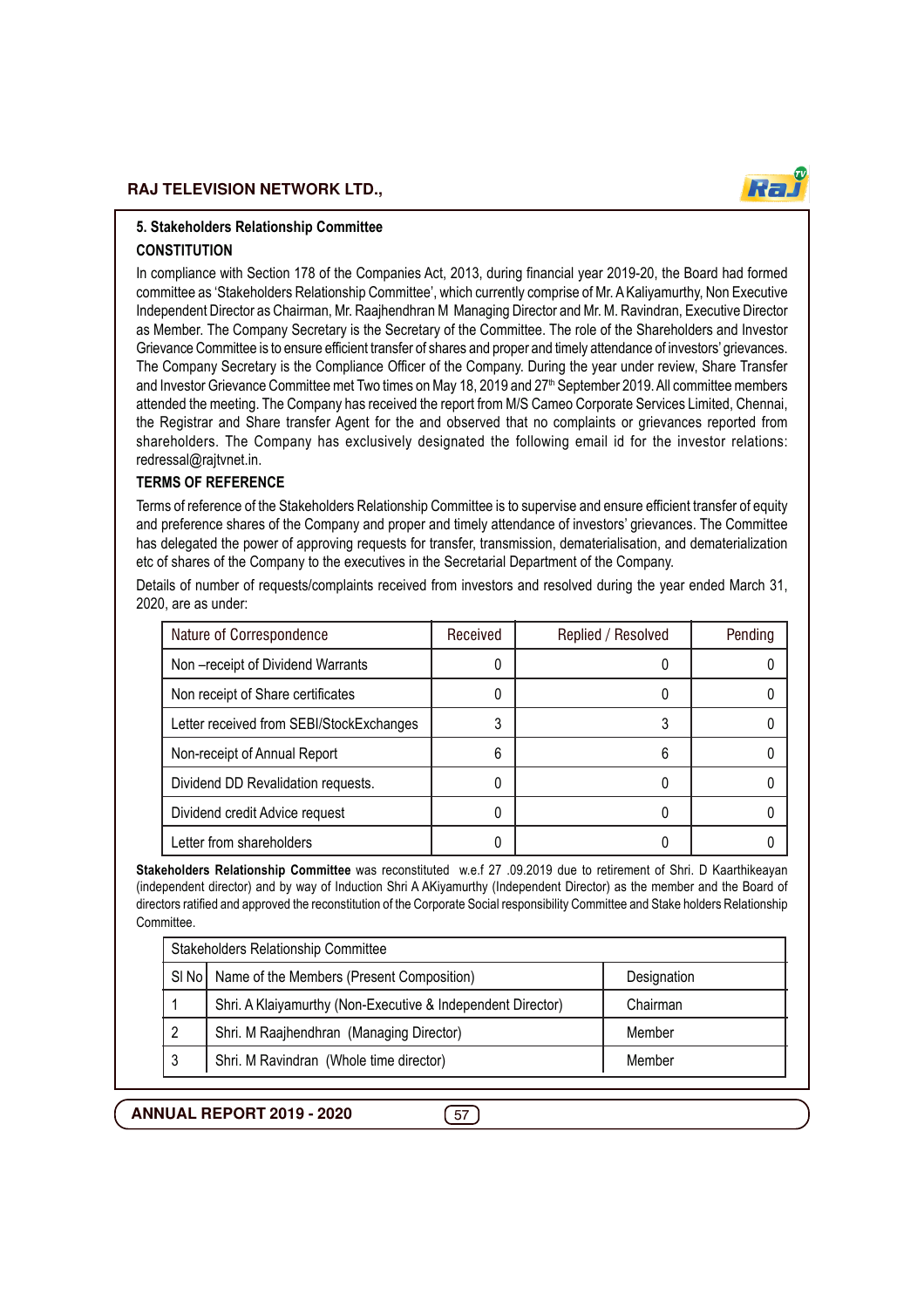### 5. Stakeholders Relationship Committee

#### CONSTITUTION

In compliance with Section 178 of the Companies Act, 2013, during financial year 2019-20, the Board had formed committee as 'Stakeholders Relationship Committee', which currently comprise of Mr. A Kaliyamurthy, Non Executive Independent Director as Chairman, Mr. Raajhendhran M Managing Director and Mr. M. Ravindran, Executive Director as Member. The Company Secretary is the Secretary of the Committee. The role of the Shareholders and Investor Grievance Committee is to ensure efficient transfer of shares and proper and timely attendance of investors' grievances. The Company Secretary is the Compliance Officer of the Company. During the year under review, Share Transfer and Investor Grievance Committee met Two times on May 18, 2019 and 27th September 2019. All committee members attended the meeting. The Company has received the report from M/S Cameo Corporate Services Limited, Chennai, the Registrar and Share transfer Agent for the and observed that no complaints or grievances reported from shareholders. The Company has exclusively designated the following email id for the investor relations: redressal@rajtvnet.in.

#### TERMS OF REFERENCE

Terms of reference of the Stakeholders Relationship Committee is to supervise and ensure efficient transfer of equity and preference shares of the Company and proper and timely attendance of investors' grievances. The Committee has delegated the power of approving requests for transfer, transmission, dematerialisation, and dematerialization etc of shares of the Company to the executives in the Secretarial Department of the Company.

Details of number of requests/complaints received from investors and resolved during the year ended March 31, 2020, are as under:

| Nature of Correspondence | Received | Replied / Resolved | Pending |
|---|---|---|---|
| Non –receipt of Dividend Warrants | 0 | 0 | 0 |
| Non receipt of Share certificates | 0 | 0 | 0 |
| Letter received from SEBI/StockExchanges | 3 | 3 | 0 |
| Non-receipt of Annual Report | 6 | 6 | 0 |
| Dividend DD Revalidation requests. | 0 | 0 | 0 |
| Dividend credit Advice request | 0 | 0 | 0 |
| Letter from shareholders | 0 | 0 | 0 |

**Stakeholders Relationship Committee** was reconstituted w.e.f 27 .09.2019 due to retirement of Shri. D Kaarthikeayan (independent director) and by way of Induction Shri A AKiyamurthy (Independent Director) as the member and the Board of directors ratified and approved the reconstitution of the Corporate Social responsibility Committee and Stake holders Relationship Committee.

| Stakeholders Relationship Committee | | |
|---|---|---|
| Sl No | Name of the Members (Present Composition) | Designation |
| 1 | Shri. A Klaiyamurthy (Non-Executive & Independent Director) | Chairman |
| 2 | Shri. M Raajhendhran (Managing Director) | Member |
| 3 | Shri. M Ravindran (Whole time director) | Member |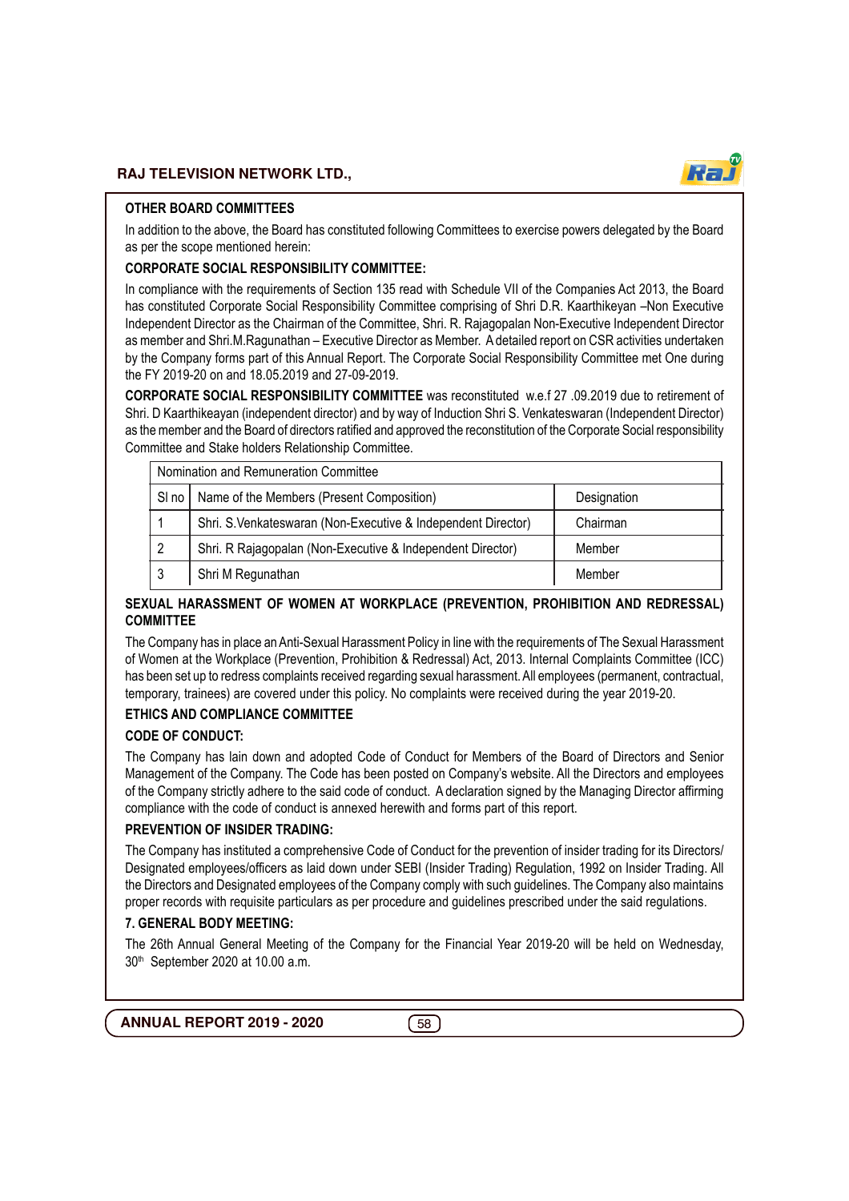## OTHER BOARD COMMITTEES

In addition to the above, the Board has constituted following Committees to exercise powers delegated by the Board as per the scope mentioned herein:

### CORPORATE SOCIAL RESPONSIBILITY COMMITTEE:

In compliance with the requirements of Section 135 read with Schedule VII of the Companies Act 2013, the Board has constituted Corporate Social Responsibility Committee comprising of Shri D.R. Kaarthikeyan –Non Executive Independent Director as the Chairman of the Committee, Shri. R. Rajagopalan Non-Executive Independent Director as member and Shri.M.Ragunathan – Executive Director as Member. A detailed report on CSR activities undertaken by the Company forms part of this Annual Report. The Corporate Social Responsibility Committee met One during the FY 2019-20 on and 18.05.2019 and 27-09-2019.

**CORPORATE SOCIAL RESPONSIBILITY COMMITTEE** was reconstituted w.e.f 27 .09.2019 due to retirement of Shri. D Kaarthikeayan (independent director) and by way of Induction Shri S. Venkateswaran (Independent Director) as the member and the Board of directors ratified and approved the reconstitution of the Corporate Social responsibility Committee and Stake holders Relationship Committee.

| Nomination and Remuneration Committee | | |
|---|---|---|
| Sl no | Name of the Members (Present Composition) | Designation |
| 1 | Shri. S.Venkateswaran (Non-Executive & Independent Director) | Chairman |
| 2 | Shri. R Rajagopalan (Non-Executive & Independent Director) | Member |
| 3 | Shri M Regunathan | Member |

### SEXUAL HARASSMENT OF WOMEN AT WORKPLACE (PREVENTION, PROHIBITION AND REDRESSAL) COMMITTEE

The Company has in place an Anti-Sexual Harassment Policy in line with the requirements of The Sexual Harassment of Women at the Workplace (Prevention, Prohibition & Redressal) Act, 2013. Internal Complaints Committee (ICC) has been set up to redress complaints received regarding sexual harassment. All employees (permanent, contractual, temporary, trainees) are covered under this policy. No complaints were received during the year 2019-20.

### ETHICS AND COMPLIANCE COMMITTEE

### CODE OF CONDUCT:

The Company has lain down and adopted Code of Conduct for Members of the Board of Directors and Senior Management of the Company. The Code has been posted on Company's website. All the Directors and employees of the Company strictly adhere to the said code of conduct. A declaration signed by the Managing Director affirming compliance with the code of conduct is annexed herewith and forms part of this report.

### PREVENTION OF INSIDER TRADING:

The Company has instituted a comprehensive Code of Conduct for the prevention of insider trading for its Directors/ Designated employees/officers as laid down under SEBI (Insider Trading) Regulation, 1992 on Insider Trading. All the Directors and Designated employees of the Company comply with such guidelines. The Company also maintains proper records with requisite particulars as per procedure and guidelines prescribed under the said regulations.

### 7. GENERAL BODY MEETING:

The 26th Annual General Meeting of the Company for the Financial Year 2019-20 will be held on Wednesday, 30th September 2020 at 10.00 a.m.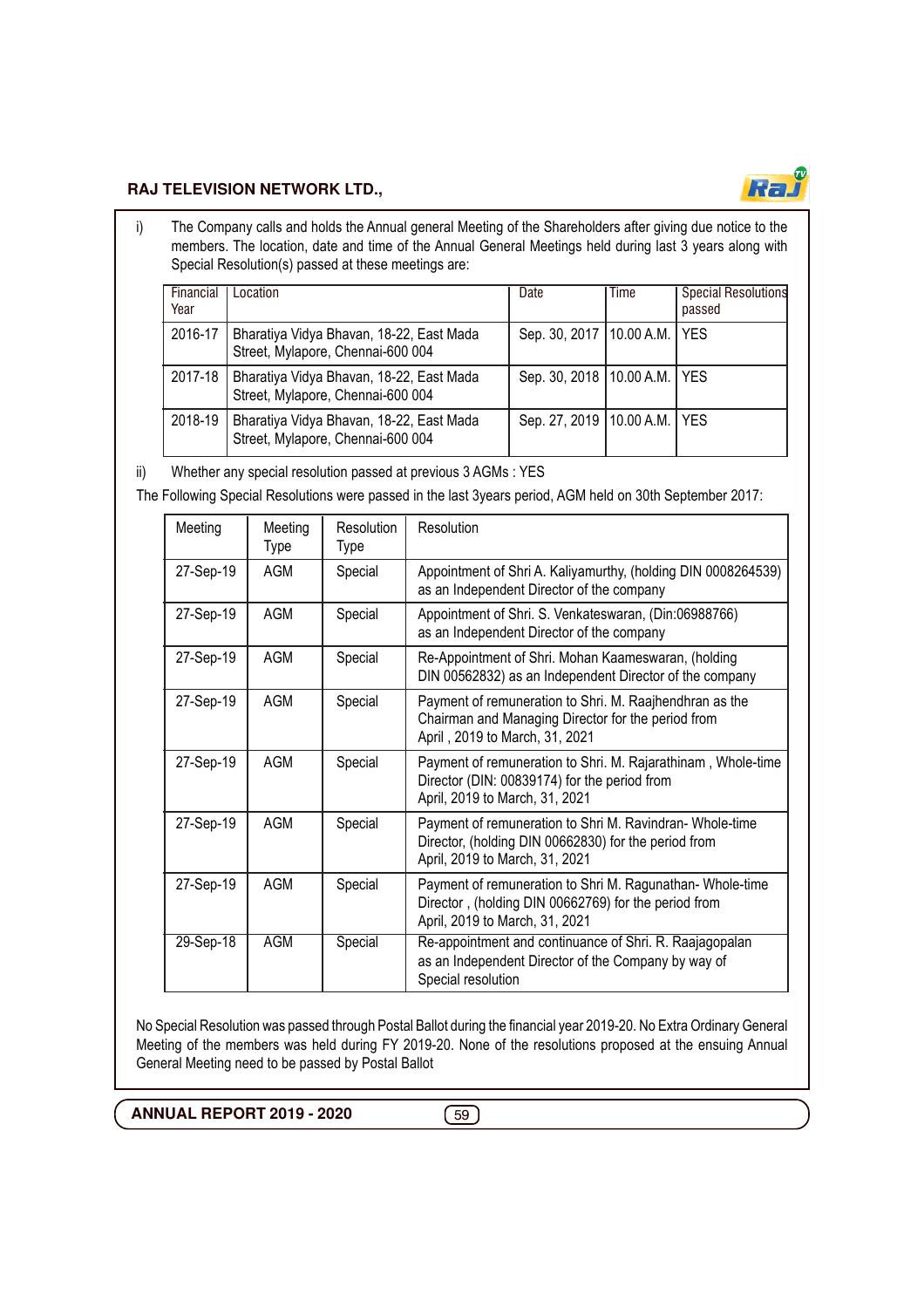i) The Company calls and holds the Annual general Meeting of the Shareholders after giving due notice to the members. The location, date and time of the Annual General Meetings held during last 3 years along with Special Resolution(s) passed at these meetings are:

| Financial Year | Location | Date | Time | Special Resolutions passed |
|---|---|---|---|---|
| 2016-17 | Bharatiya Vidya Bhavan, 18-22, East Mada Street, Mylapore, Chennai-600 004 | Sep. 30, 2017 | 10.00 A.M. | YES |
| 2017-18 | Bharatiya Vidya Bhavan, 18-22, East Mada Street, Mylapore, Chennai-600 004 | Sep. 30, 2018 | 10.00 A.M. | YES |
| 2018-19 | Bharatiya Vidya Bhavan, 18-22, East Mada Street, Mylapore, Chennai-600 004 | Sep. 27, 2019 | 10.00 A.M. | YES |

ii) Whether any special resolution passed at previous 3 AGMs : YES

The Following Special Resolutions were passed in the last 3years period, AGM held on 30th September 2017:

| Meeting | Meeting Type | Resolution Type | Resolution |
|---|---|---|---|
| 27-Sep-19 | AGM | Special | Appointment of Shri A. Kaliyamurthy, (holding DIN 0008264539) as an Independent Director of the company |
| 27-Sep-19 | AGM | Special | Appointment of Shri. S. Venkateswaran, (Din:06988766) as an Independent Director of the company |
| 27-Sep-19 | AGM | Special | Re-Appointment of Shri. Mohan Kaameswaran, (holding DIN 00562832) as an Independent Director of the company |
| 27-Sep-19 | AGM | Special | Payment of remuneration to Shri. M. Raajhendhran as the Chairman and Managing Director for the period from April , 2019 to March, 31, 2021 |
| 27-Sep-19 | AGM | Special | Payment of remuneration to Shri. M. Rajarathinam , Whole-time Director (DIN: 00839174) for the period from April, 2019 to March, 31, 2021 |
| 27-Sep-19 | AGM | Special | Payment of remuneration to Shri M. Ravindran- Whole-time Director, (holding DIN 00662830) for the period from April, 2019 to March, 31, 2021 |
| 27-Sep-19 | AGM | Special | Payment of remuneration to Shri M. Ragunathan- Whole-time Director , (holding DIN 00662769) for the period from April, 2019 to March, 31, 2021 |
| 29-Sep-18 | AGM | Special | Re-appointment and continuance of Shri. R. Raajagopalan as an Independent Director of the Company by way of Special resolution |

No Special Resolution was passed through Postal Ballot during the financial year 2019-20. No Extra Ordinary General Meeting of the members was held during FY 2019-20. None of the resolutions proposed at the ensuing Annual General Meeting need to be passed by Postal Ballot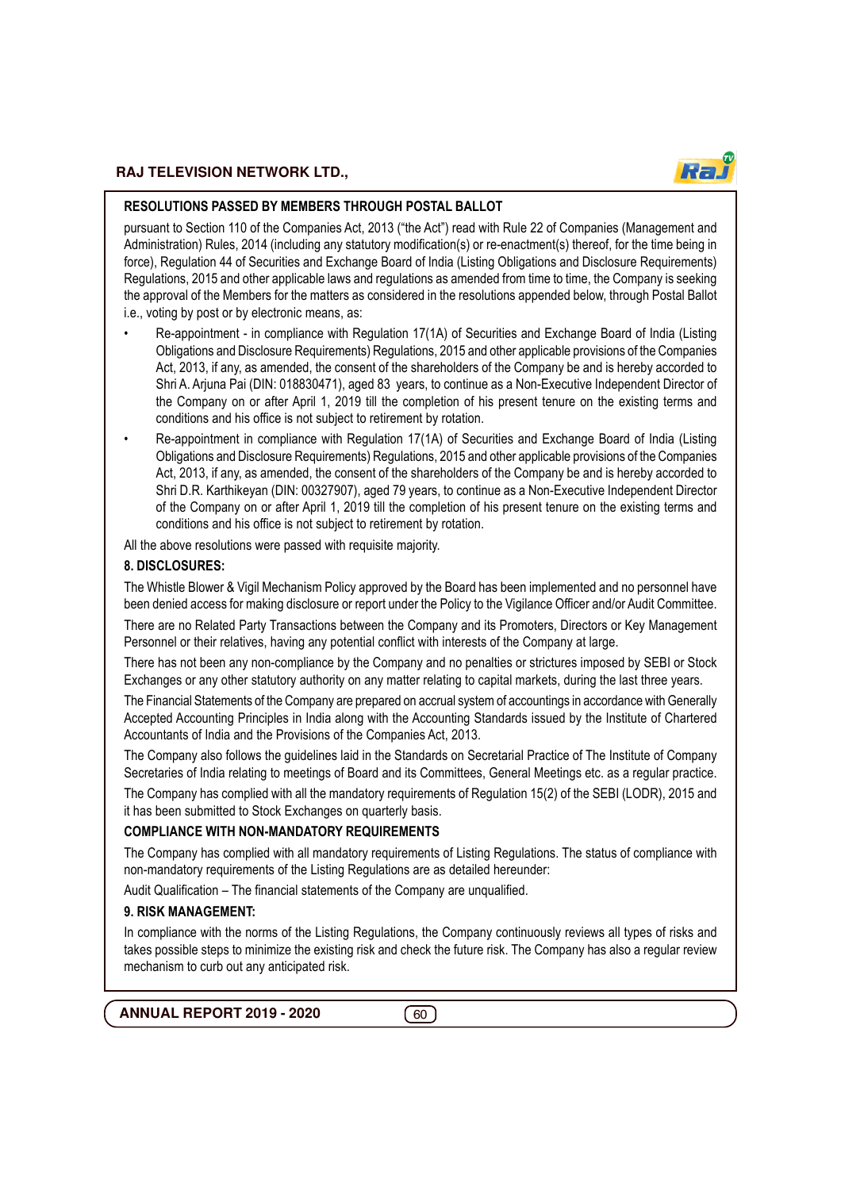**RESOLUTIONS PASSED BY MEMBERS THROUGH POSTAL BALLOT**

pursuant to Section 110 of the Companies Act, 2013 ("the Act") read with Rule 22 of Companies (Management and Administration) Rules, 2014 (including any statutory modification(s) or re-enactment(s) thereof, for the time being in force), Regulation 44 of Securities and Exchange Board of India (Listing Obligations and Disclosure Requirements) Regulations, 2015 and other applicable laws and regulations as amended from time to time, the Company is seeking the approval of the Members for the matters as considered in the resolutions appended below, through Postal Ballot i.e., voting by post or by electronic means, as:

- Re-appointment - in compliance with Regulation 17(1A) of Securities and Exchange Board of India (Listing Obligations and Disclosure Requirements) Regulations, 2015 and other applicable provisions of the Companies Act, 2013, if any, as amended, the consent of the shareholders of the Company be and is hereby accorded to Shri A. Arjuna Pai (DIN: 018830471), aged 83 years, to continue as a Non-Executive Independent Director of the Company on or after April 1, 2019 till the completion of his present tenure on the existing terms and conditions and his office is not subject to retirement by rotation.
- Re-appointment in compliance with Regulation 17(1A) of Securities and Exchange Board of India (Listing Obligations and Disclosure Requirements) Regulations, 2015 and other applicable provisions of the Companies Act, 2013, if any, as amended, the consent of the shareholders of the Company be and is hereby accorded to Shri D.R. Karthikeyan (DIN: 00327907), aged 79 years, to continue as a Non-Executive Independent Director of the Company on or after April 1, 2019 till the completion of his present tenure on the existing terms and conditions and his office is not subject to retirement by rotation.

All the above resolutions were passed with requisite majority.

**8. DISCLOSURES:**

The Whistle Blower & Vigil Mechanism Policy approved by the Board has been implemented and no personnel have been denied access for making disclosure or report under the Policy to the Vigilance Officer and/or Audit Committee.

There are no Related Party Transactions between the Company and its Promoters, Directors or Key Management Personnel or their relatives, having any potential conflict with interests of the Company at large.

There has not been any non-compliance by the Company and no penalties or strictures imposed by SEBI or Stock Exchanges or any other statutory authority on any matter relating to capital markets, during the last three years.

The Financial Statements of the Company are prepared on accrual system of accountings in accordance with Generally Accepted Accounting Principles in India along with the Accounting Standards issued by the Institute of Chartered Accountants of India and the Provisions of the Companies Act, 2013.

The Company also follows the guidelines laid in the Standards on Secretarial Practice of The Institute of Company Secretaries of India relating to meetings of Board and its Committees, General Meetings etc. as a regular practice.

The Company has complied with all the mandatory requirements of Regulation 15(2) of the SEBI (LODR), 2015 and it has been submitted to Stock Exchanges on quarterly basis.

**COMPLIANCE WITH NON-MANDATORY REQUIREMENTS**

The Company has complied with all mandatory requirements of Listing Regulations. The status of compliance with non-mandatory requirements of the Listing Regulations are as detailed hereunder:

Audit Qualification – The financial statements of the Company are unqualified.

**9. RISK MANAGEMENT:**

In compliance with the norms of the Listing Regulations, the Company continuously reviews all types of risks and takes possible steps to minimize the existing risk and check the future risk. The Company has also a regular review mechanism to curb out any anticipated risk.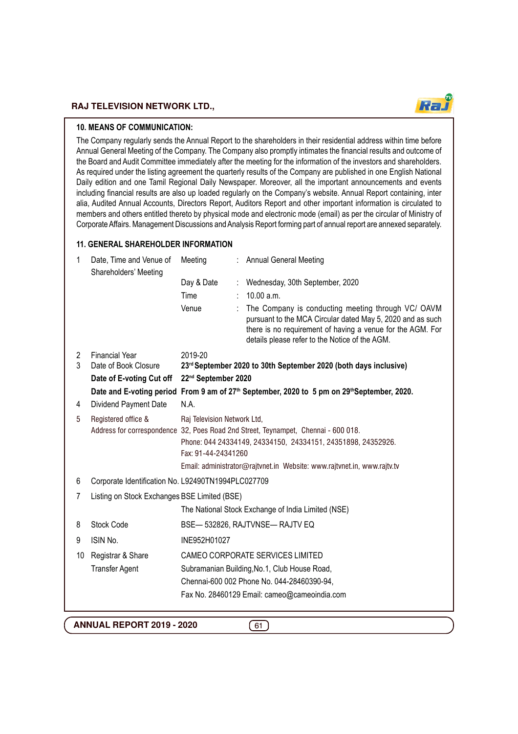## 10. MEANS OF COMMUNICATION:

The Company regularly sends the Annual Report to the shareholders in their residential address within time before Annual General Meeting of the Company. The Company also promptly intimates the financial results and outcome of the Board and Audit Committee immediately after the meeting for the information of the investors and shareholders. As required under the listing agreement the quarterly results of the Company are published in one English National Daily edition and one Tamil Regional Daily Newspaper. Moreover, all the important announcements and events including financial results are also up loaded regularly on the Company's website. Annual Report containing, inter alia, Audited Annual Accounts, Directors Report, Auditors Report and other important information is circulated to members and others entitled thereto by physical mode and electronic mode (email) as per the circular of Ministry of Corporate Affairs. Management Discussions and Analysis Report forming part of annual report are annexed separately.

## 11. GENERAL SHAREHOLDER INFORMATION

| | | | |
|---|---|---|---|
| 1 | Date, Time and Venue of Shareholders' Meeting | Meeting | : Annual General Meeting |
| | | Day & Date | : Wednesday, 30th September, 2020 |
| | | Time | : 10.00 a.m. |
| | | Venue | : The Company is conducting meeting through VC/ OAVM pursuant to the MCA Circular dated May 5, 2020 and as such there is no requirement of having a venue for the AGM. For details please refer to the Notice of the AGM. |
| 2 | Financial Year | 2019-20 | |
| 3 | Date of Book Closure | **23rd September 2020 to 30th September 2020 (both days inclusive)** | |
| | **Date of E-voting Cut off** | **22nd September 2020** | |
| | **Date and E-voting period** | **From 9 am of 27th September, 2020 to 5 pm on 29th September, 2020.** | |
| 4 | Dividend Payment Date | N.A. | |
| 5 | Registered office & Address for correspondence | Raj Television Network Ltd,<br>32, Poes Road 2nd Street, Teynampet, Chennai - 600 018.<br>Phone: 044 24334149, 24334150, 24334151, 24351898, 24352926.<br>Fax: 91-44-24341260<br>Email: administrator@rajtvnet.in Website: www.rajtvnet.in, www.rajtv.tv | |
| 6 | Corporate Identification No. | L92490TN1994PLC027709 | |
| 7 | Listing on Stock Exchanges | BSE Limited (BSE)<br>The National Stock Exchange of India Limited (NSE) | |
| 8 | Stock Code | BSE— 532826, RAJTVNSE— RAJTV EQ | |
| 9 | ISIN No. | INE952H01027 | |
| 10 | Registrar & Share Transfer Agent | CAMEO CORPORATE SERVICES LIMITED<br>Subramanian Building,No.1, Club House Road,<br>Chennai-600 002 Phone No. 044-28460390-94,<br>Fax No. 28460129 Email: cameo@cameoindia.com | |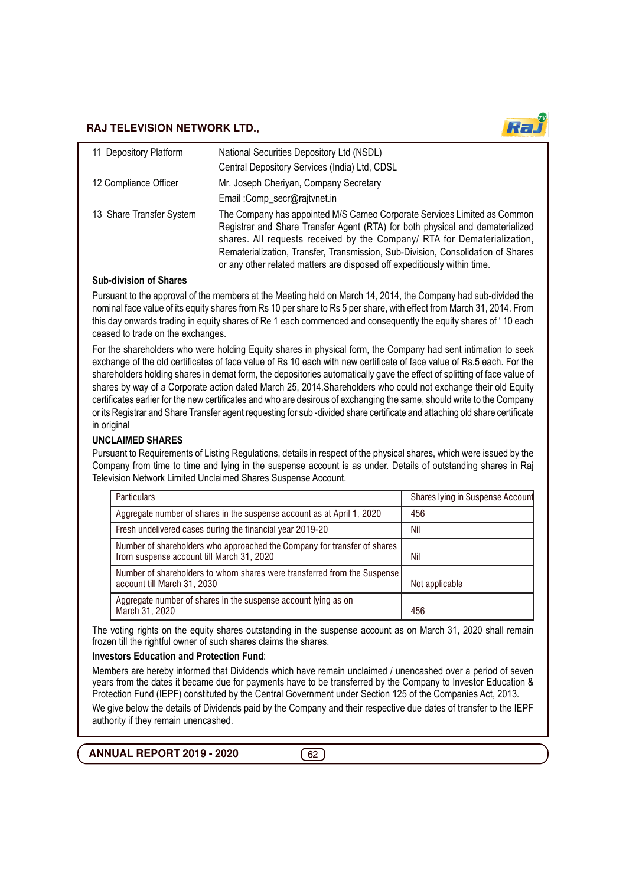| | |
|---|---|
| 11 Depository Platform | National Securities Depository Ltd (NSDL)<br>Central Depository Services (India) Ltd, CDSL |
| 12 Compliance Officer | Mr. Joseph Cheriyan, Company Secretary<br>Email :Comp_secr@rajtvnet.in |
| 13 Share Transfer System | The Company has appointed M/S Cameo Corporate Services Limited as Common Registrar and Share Transfer Agent (RTA) for both physical and dematerialized shares. All requests received by the Company/ RTA for Dematerialization, Rematerialization, Transfer, Transmission, Sub-Division, Consolidation of Shares or any other related matters are disposed off expeditiously within time. |

**Sub-division of Shares**

Pursuant to the approval of the members at the Meeting held on March 14, 2014, the Company had sub-divided the nominal face value of its equity shares from Rs 10 per share to Rs 5 per share, with effect from March 31, 2014. From this day onwards trading in equity shares of Re 1 each commenced and consequently the equity shares of ' 10 each ceased to trade on the exchanges.

For the shareholders who were holding Equity shares in physical form, the Company had sent intimation to seek exchange of the old certificates of face value of Rs 10 each with new certificate of face value of Rs.5 each. For the shareholders holding shares in demat form, the depositories automatically gave the effect of splitting of face value of shares by way of a Corporate action dated March 25, 2014.Shareholders who could not exchange their old Equity certificates earlier for the new certificates and who are desirous of exchanging the same, should write to the Company or its Registrar and Share Transfer agent requesting for sub -divided share certificate and attaching old share certificate in original

**UNCLAIMED SHARES**

Pursuant to Requirements of Listing Regulations, details in respect of the physical shares, which were issued by the Company from time to time and lying in the suspense account is as under. Details of outstanding shares in Raj Television Network Limited Unclaimed Shares Suspense Account.

| Particulars | Shares lying in Suspense Account |
|---|---|
| Aggregate number of shares in the suspense account as at April 1, 2020 | 456 |
| Fresh undelivered cases during the financial year 2019-20 | Nil |
| Number of shareholders who approached the Company for transfer of shares from suspense account till March 31, 2020 | Nil |
| Number of shareholders to whom shares were transferred from the Suspense account till March 31, 2030 | Not applicable |
| Aggregate number of shares in the suspense account lying as on March 31, 2020 | 456 |

The voting rights on the equity shares outstanding in the suspense account as on March 31, 2020 shall remain frozen till the rightful owner of such shares claims the shares.

**Investors Education and Protection Fund**:

Members are hereby informed that Dividends which have remain unclaimed / unencashed over a period of seven years from the dates it became due for payments have to be transferred by the Company to Investor Education & Protection Fund (IEPF) constituted by the Central Government under Section 125 of the Companies Act, 2013.

We give below the details of Dividends paid by the Company and their respective due dates of transfer to the IEPF authority if they remain unencashed.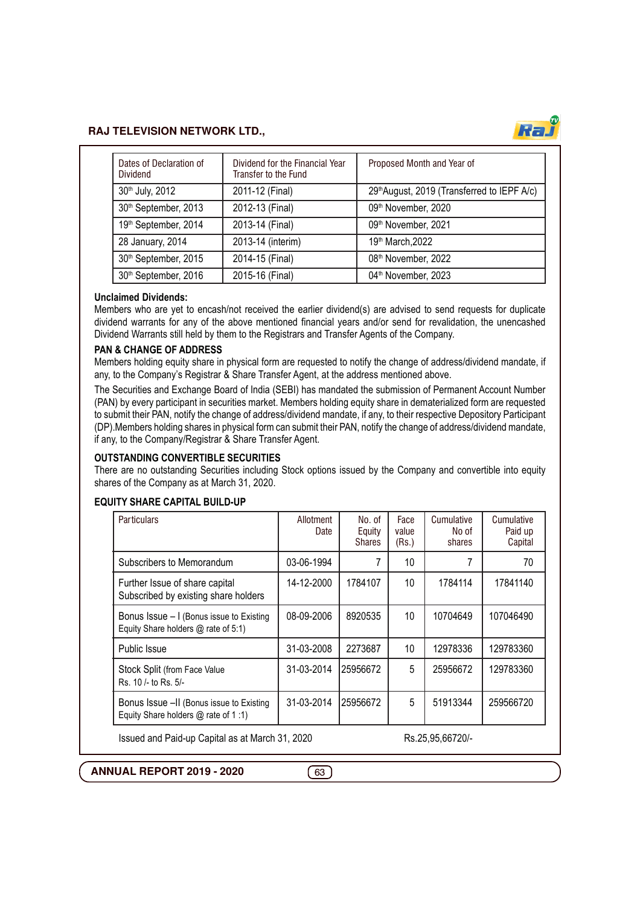| Dates of Declaration of Dividend | Dividend for the Financial Year Transfer to the Fund | Proposed Month and Year of |
|---|---|---|
| 30th July, 2012 | 2011-12 (Final) | 29th August, 2019 (Transferred to IEPF A/c) |
| 30th September, 2013 | 2012-13 (Final) | 09th November, 2020 |
| 19th September, 2014 | 2013-14 (Final) | 09th November, 2021 |
| 28 January, 2014 | 2013-14 (interim) | 19th March,2022 |
| 30th September, 2015 | 2014-15 (Final) | 08th November, 2022 |
| 30th September, 2016 | 2015-16 (Final) | 04th November, 2023 |

**Unclaimed Dividends:**

Members who are yet to encash/not received the earlier dividend(s) are advised to send requests for duplicate dividend warrants for any of the above mentioned financial years and/or send for revalidation, the unencashed Dividend Warrants still held by them to the Registrars and Transfer Agents of the Company.

**PAN & CHANGE OF ADDRESS**

Members holding equity share in physical form are requested to notify the change of address/dividend mandate, if any, to the Company's Registrar & Share Transfer Agent, at the address mentioned above.

The Securities and Exchange Board of India (SEBI) has mandated the submission of Permanent Account Number (PAN) by every participant in securities market. Members holding equity share in dematerialized form are requested to submit their PAN, notify the change of address/dividend mandate, if any, to their respective Depository Participant (DP).Members holding shares in physical form can submit their PAN, notify the change of address/dividend mandate, if any, to the Company/Registrar & Share Transfer Agent.

**OUTSTANDING CONVERTIBLE SECURITIES**

There are no outstanding Securities including Stock options issued by the Company and convertible into equity shares of the Company as at March 31, 2020.

**EQUITY SHARE CAPITAL BUILD-UP**

| Particulars | Allotment Date | No. of Equity Shares | Face value (Rs.) | Cumulative No of shares | Cumulative Paid up Capital |
|---|---|---|---|---|---|
| Subscribers to Memorandum | 03-06-1994 | 7 | 10 | 7 | 70 |
| Further Issue of share capital Subscribed by existing share holders | 14-12-2000 | 1784107 | 10 | 1784114 | 17841140 |
| Bonus Issue – I (Bonus issue to Existing Equity Share holders @ rate of 5:1) | 08-09-2006 | 8920535 | 10 | 10704649 | 107046490 |
| Public Issue | 31-03-2008 | 2273687 | 10 | 12978336 | 129783360 |
| Stock Split (from Face Value Rs. 10 /- to Rs. 5/- | 31-03-2014 | 25956672 | 5 | 25956672 | 129783360 |
| Bonus Issue –II (Bonus issue to Existing Equity Share holders @ rate of 1 :1) | 31-03-2014 | 25956672 | 5 | 51913344 | 259566720 |

Issued and Paid-up Capital as at March 31, 2020 Rs.25,95,66720/-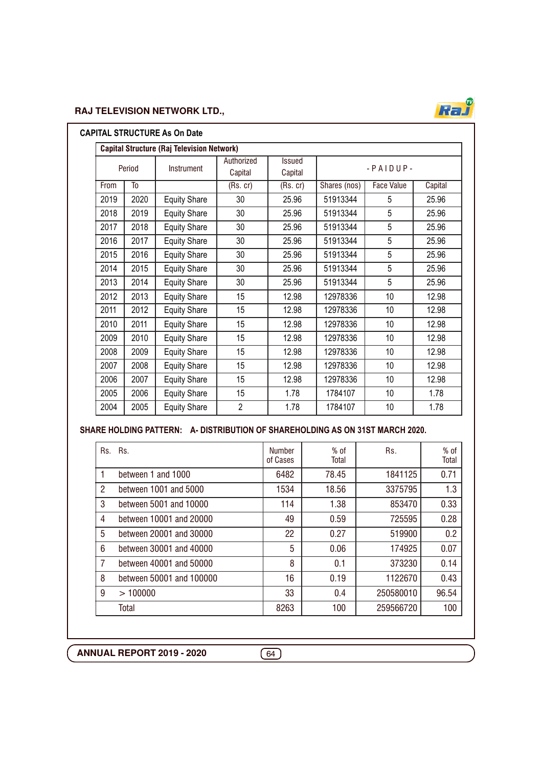## CAPITAL STRUCTURE As On Date

| Capital Structure (Raj Television Network) | | | | | | | |
|---|---|---|---|---|---|---|---|
| Period | | Instrument | Authorized Capital | Issued Capital | - P A I D U P - | | |
| From | To | | (Rs. cr) | (Rs. cr) | Shares (nos) | Face Value | Capital |
| 2019 | 2020 | Equity Share | 30 | 25.96 | 51913344 | 5 | 25.96 |
| 2018 | 2019 | Equity Share | 30 | 25.96 | 51913344 | 5 | 25.96 |
| 2017 | 2018 | Equity Share | 30 | 25.96 | 51913344 | 5 | 25.96 |
| 2016 | 2017 | Equity Share | 30 | 25.96 | 51913344 | 5 | 25.96 |
| 2015 | 2016 | Equity Share | 30 | 25.96 | 51913344 | 5 | 25.96 |
| 2014 | 2015 | Equity Share | 30 | 25.96 | 51913344 | 5 | 25.96 |
| 2013 | 2014 | Equity Share | 30 | 25.96 | 51913344 | 5 | 25.96 |
| 2012 | 2013 | Equity Share | 15 | 12.98 | 12978336 | 10 | 12.98 |
| 2011 | 2012 | Equity Share | 15 | 12.98 | 12978336 | 10 | 12.98 |
| 2010 | 2011 | Equity Share | 15 | 12.98 | 12978336 | 10 | 12.98 |
| 2009 | 2010 | Equity Share | 15 | 12.98 | 12978336 | 10 | 12.98 |
| 2008 | 2009 | Equity Share | 15 | 12.98 | 12978336 | 10 | 12.98 |
| 2007 | 2008 | Equity Share | 15 | 12.98 | 12978336 | 10 | 12.98 |
| 2006 | 2007 | Equity Share | 15 | 12.98 | 12978336 | 10 | 12.98 |
| 2005 | 2006 | Equity Share | 15 | 1.78 | 1784107 | 10 | 1.78 |
| 2004 | 2005 | Equity Share | 2 | 1.78 | 1784107 | 10 | 1.78 |

**SHARE HOLDING PATTERN: A- DISTRIBUTION OF SHAREHOLDING AS ON 31ST MARCH 2020.**

| Rs. | Rs. | Number of Cases | % of Total | Rs. | % of Total |
|---|---|---|---|---|---|
| 1 | between 1 and 1000 | 6482 | 78.45 | 1841125 | 0.71 |
| 2 | between 1001 and 5000 | 1534 | 18.56 | 3375795 | 1.3 |
| 3 | between 5001 and 10000 | 114 | 1.38 | 853470 | 0.33 |
| 4 | between 10001 and 20000 | 49 | 0.59 | 725595 | 0.28 |
| 5 | between 20001 and 30000 | 22 | 0.27 | 519900 | 0.2 |
| 6 | between 30001 and 40000 | 5 | 0.06 | 174925 | 0.07 |
| 7 | between 40001 and 50000 | 8 | 0.1 | 373230 | 0.14 |
| 8 | between 50001 and 100000 | 16 | 0.19 | 1122670 | 0.43 |
| 9 | > 100000 | 33 | 0.4 | 250580010 | 96.54 |
| | Total | 8263 | 100 | 259566720 | 100 |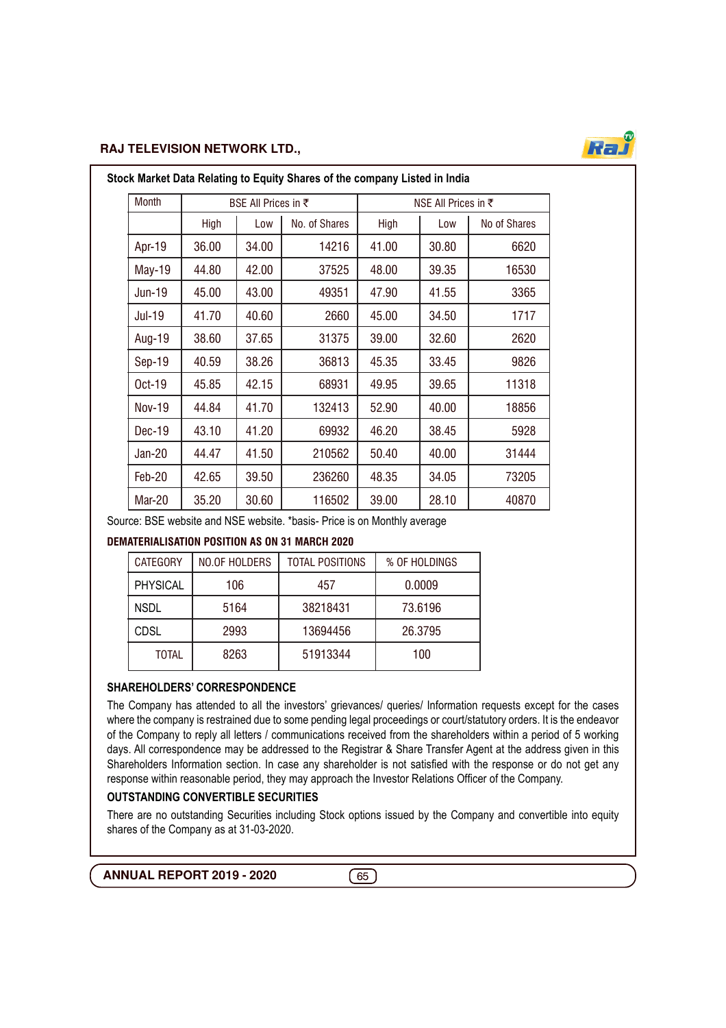### Stock Market Data Relating to Equity Shares of the company Listed in India

| Month | BSE All Prices in ₹ | | | NSE All Prices in ₹ | | |
|---|---|---|---|---|---|---|
| | High | Low | No. of Shares | High | Low | No of Shares |
| Apr-19 | 36.00 | 34.00 | 14216 | 41.00 | 30.80 | 6620 |
| May-19 | 44.80 | 42.00 | 37525 | 48.00 | 39.35 | 16530 |
| Jun-19 | 45.00 | 43.00 | 49351 | 47.90 | 41.55 | 3365 |
| Jul-19 | 41.70 | 40.60 | 2660 | 45.00 | 34.50 | 1717 |
| Aug-19 | 38.60 | 37.65 | 31375 | 39.00 | 32.60 | 2620 |
| Sep-19 | 40.59 | 38.26 | 36813 | 45.35 | 33.45 | 9826 |
| Oct-19 | 45.85 | 42.15 | 68931 | 49.95 | 39.65 | 11318 |
| Nov-19 | 44.84 | 41.70 | 132413 | 52.90 | 40.00 | 18856 |
| Dec-19 | 43.10 | 41.20 | 69932 | 46.20 | 38.45 | 5928 |
| Jan-20 | 44.47 | 41.50 | 210562 | 50.40 | 40.00 | 31444 |
| Feb-20 | 42.65 | 39.50 | 236260 | 48.35 | 34.05 | 73205 |
| Mar-20 | 35.20 | 30.60 | 116502 | 39.00 | 28.10 | 40870 |

Source: BSE website and NSE website. *basis- Price is on Monthly average

### DEMATERIALISATION POSITION AS ON 31 MARCH 2020

| CATEGORY | NO.OF HOLDERS | TOTAL POSITIONS | % OF HOLDINGS |
|---|---|---|---|
| PHYSICAL | 106 | 457 | 0.0009 |
| NSDL | 5164 | 38218431 | 73.6196 |
| CDSL | 2993 | 13694456 | 26.3795 |
| TOTAL | 8263 | 51913344 | 100 |

### SHAREHOLDERS' CORRESPONDENCE

The Company has attended to all the investors' grievances/ queries/ Information requests except for the cases where the company is restrained due to some pending legal proceedings or court/statutory orders. It is the endeavor of the Company to reply all letters / communications received from the shareholders within a period of 5 working days. All correspondence may be addressed to the Registrar & Share Transfer Agent at the address given in this Shareholders Information section. In case any shareholder is not satisfied with the response or do not get any response within reasonable period, they may approach the Investor Relations Officer of the Company.

### OUTSTANDING CONVERTIBLE SECURITIES

There are no outstanding Securities including Stock options issued by the Company and convertible into equity shares of the Company as at 31-03-2020.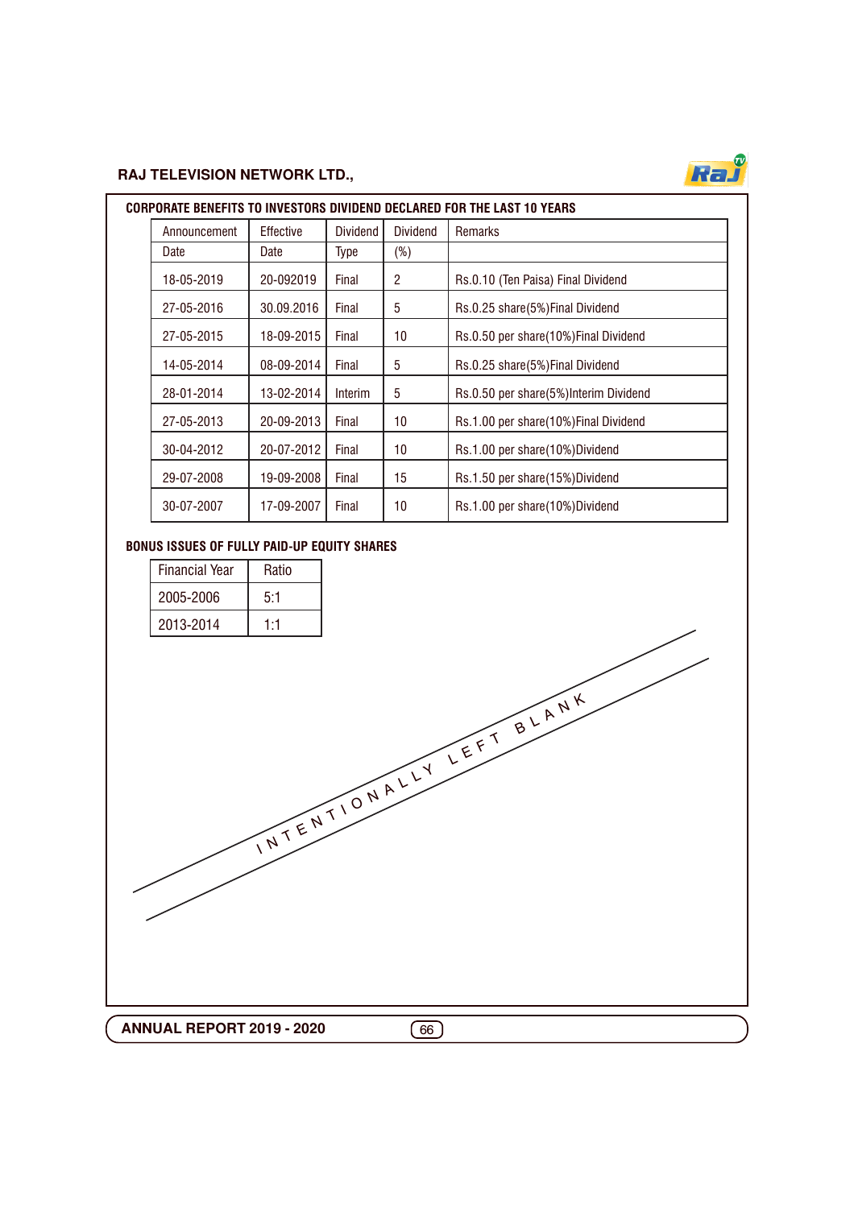## CORPORATE BENEFITS TO INVESTORS DIVIDEND DECLARED FOR THE LAST 10 YEARS

| Announcement Date | Effective Date | Dividend Type | Dividend (%) | Remarks |
|---|---|---|---|---|
| 18-05-2019 | 20-092019 | Final | 2 | Rs.0.10 (Ten Paisa) Final Dividend |
| 27-05-2016 | 30.09.2016 | Final | 5 | Rs.0.25 share(5%)Final Dividend |
| 27-05-2015 | 18-09-2015 | Final | 10 | Rs.0.50 per share(10%)Final Dividend |
| 14-05-2014 | 08-09-2014 | Final | 5 | Rs.0.25 share(5%)Final Dividend |
| 28-01-2014 | 13-02-2014 | Interim | 5 | Rs.0.50 per share(5%)Interim Dividend |
| 27-05-2013 | 20-09-2013 | Final | 10 | Rs.1.00 per share(10%)Final Dividend |
| 30-04-2012 | 20-07-2012 | Final | 10 | Rs.1.00 per share(10%)Dividend |
| 29-07-2008 | 19-09-2008 | Final | 15 | Rs.1.50 per share(15%)Dividend |
| 30-07-2007 | 17-09-2007 | Final | 10 | Rs.1.00 per share(10%)Dividend |

## BONUS ISSUES OF FULLY PAID-UP EQUITY SHARES

| Financial Year | Ratio |
|---|---|
| 2005-2006 | 5:1 |
| 2013-2014 | 1:1 |

INTENTIONALLY LEFT BLANK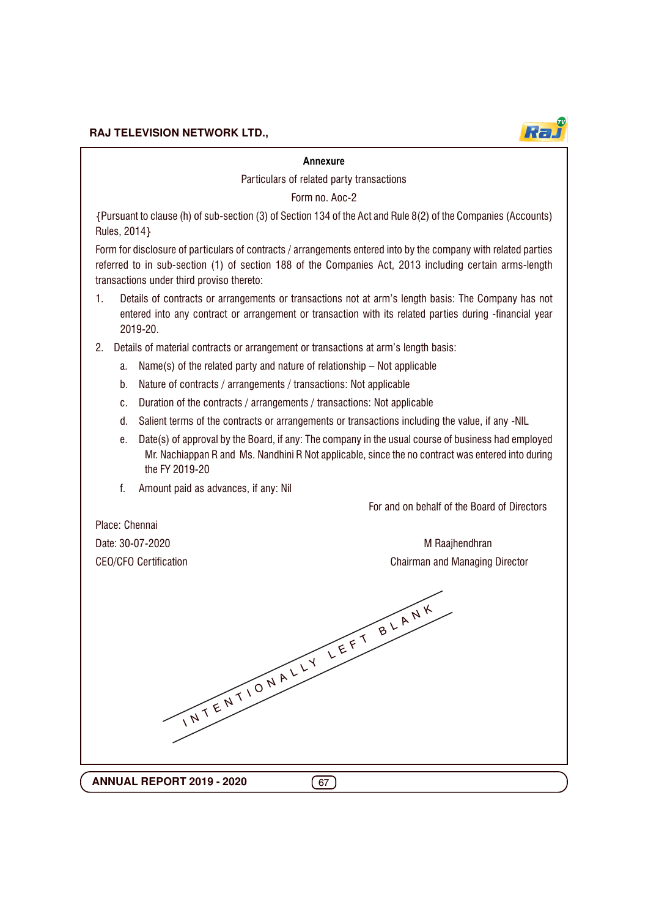## Annexure

Particulars of related party transactions

Form no. Aoc-2

{Pursuant to clause (h) of sub-section (3) of Section 134 of the Act and Rule 8(2) of the Companies (Accounts) Rules, 2014}

Form for disclosure of particulars of contracts / arrangements entered into by the company with related parties referred to in sub-section (1) of section 188 of the Companies Act, 2013 including certain arms-length transactions under third proviso thereto:

1. Details of contracts or arrangements or transactions not at arm's length basis: The Company has not entered into any contract or arrangement or transaction with its related parties during -financial year 2019-20.
2. Details of material contracts or arrangement or transactions at arm's length basis:
   a. Name(s) of the related party and nature of relationship – Not applicable
   b. Nature of contracts / arrangements / transactions: Not applicable
   c. Duration of the contracts / arrangements / transactions: Not applicable
   d. Salient terms of the contracts or arrangements or transactions including the value, if any -NIL
   e. Date(s) of approval by the Board, if any: The company in the usual course of business had employed Mr. Nachiappan R and Ms. Nandhini R Not applicable, since the no contract was entered into during the FY 2019-20
   f. Amount paid as advances, if any: Nil

For and on behalf of the Board of Directors

Place: Chennai

Date: 30-07-2020

CEO/CFO Certification

M Raajhendhran

Chairman and Managing Director

INTENTIONALLY LEFT BLANK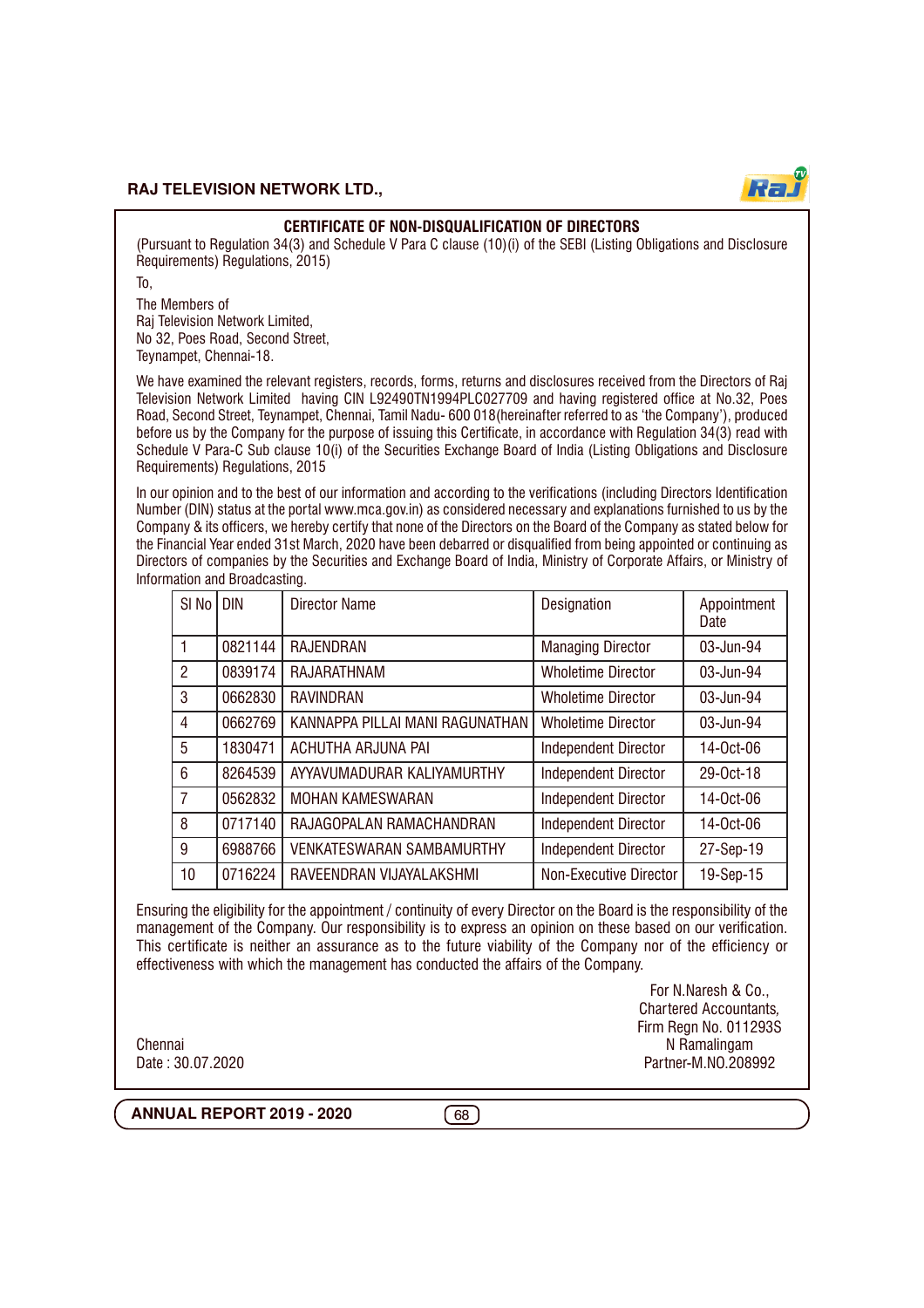## CERTIFICATE OF NON-DISQUALIFICATION OF DIRECTORS

(Pursuant to Regulation 34(3) and Schedule V Para C clause (10)(i) of the SEBI (Listing Obligations and Disclosure Requirements) Regulations, 2015)

To,

The Members of
Raj Television Network Limited,
No 32, Poes Road, Second Street,
Teynampet, Chennai-18.

We have examined the relevant registers, records, forms, returns and disclosures received from the Directors of Raj Television Network Limited having CIN L92490TN1994PLC027709 and having registered office at No.32, Poes Road, Second Street, Teynampet, Chennai, Tamil Nadu- 600 018(hereinafter referred to as 'the Company'), produced before us by the Company for the purpose of issuing this Certificate, in accordance with Regulation 34(3) read with Schedule V Para-C Sub clause 10(i) of the Securities Exchange Board of India (Listing Obligations and Disclosure Requirements) Regulations, 2015

In our opinion and to the best of our information and according to the verifications (including Directors Identification Number (DIN) status at the portal www.mca.gov.in) as considered necessary and explanations furnished to us by the Company & its officers, we hereby certify that none of the Directors on the Board of the Company as stated below for the Financial Year ended 31st March, 2020 have been debarred or disqualified from being appointed or continuing as Directors of companies by the Securities and Exchange Board of India, Ministry of Corporate Affairs, or Ministry of Information and Broadcasting.

| Sl No | DIN | Director Name | Designation | Appointment Date |
|---|---|---|---|---|
| 1 | 0821144 | RAJENDRAN | Managing Director | 03-Jun-94 |
| 2 | 0839174 | RAJARATHNAM | Wholetime Director | 03-Jun-94 |
| 3 | 0662830 | RAVINDRAN | Wholetime Director | 03-Jun-94 |
| 4 | 0662769 | KANNAPPA PILLAI MANI RAGUNATHAN | Wholetime Director | 03-Jun-94 |
| 5 | 1830471 | ACHUTHA ARJUNA PAI | Independent Director | 14-Oct-06 |
| 6 | 8264539 | AYYAVUMADURAR KALIYAMURTHY | Independent Director | 29-Oct-18 |
| 7 | 0562832 | MOHAN KAMESWARAN | Independent Director | 14-Oct-06 |
| 8 | 0717140 | RAJAGOPALAN RAMACHANDRAN | Independent Director | 14-Oct-06 |
| 9 | 6988766 | VENKATESWARAN SAMBAMURTHY | Independent Director | 27-Sep-19 |
| 10 | 0716224 | RAVEENDRAN VIJAYALAKSHMI | Non-Executive Director | 19-Sep-15 |

Ensuring the eligibility for the appointment / continuity of every Director on the Board is the responsibility of the management of the Company. Our responsibility is to express an opinion on these based on our verification. This certificate is neither an assurance as to the future viability of the Company nor of the efficiency or effectiveness with which the management has conducted the affairs of the Company.

For N.Naresh & Co.,
Chartered Accountants,
Firm Regn No. 011293S
N Ramalingam
Partner-M.NO.208992

Chennai
Date : 30.07.2020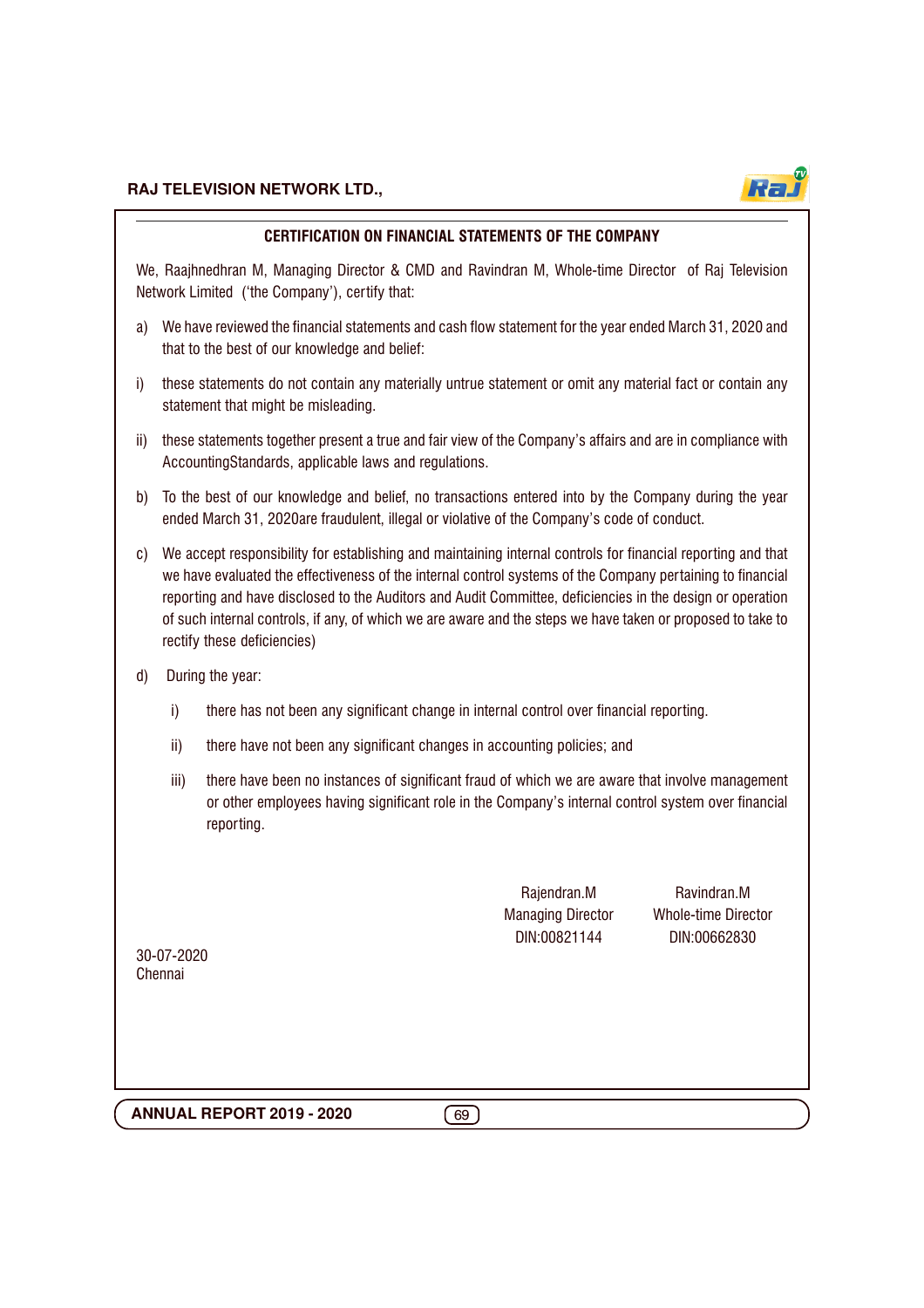## CERTIFICATION ON FINANCIAL STATEMENTS OF THE COMPANY

We, Raajhnedhran M, Managing Director & CMD and Ravindran M, Whole-time Director of Raj Television Network Limited ('the Company'), certify that:

a) We have reviewed the financial statements and cash flow statement for the year ended March 31, 2020 and that to the best of our knowledge and belief:

i) these statements do not contain any materially untrue statement or omit any material fact or contain any statement that might be misleading.

ii) these statements together present a true and fair view of the Company's affairs and are in compliance with AccountingStandards, applicable laws and regulations.

b) To the best of our knowledge and belief, no transactions entered into by the Company during the year ended March 31, 2020are fraudulent, illegal or violative of the Company's code of conduct.

c) We accept responsibility for establishing and maintaining internal controls for financial reporting and that we have evaluated the effectiveness of the internal control systems of the Company pertaining to financial reporting and have disclosed to the Auditors and Audit Committee, deficiencies in the design or operation of such internal controls, if any, of which we are aware and the steps we have taken or proposed to take to rectify these deficiencies)

d) During the year:

   i) there has not been any significant change in internal control over financial reporting.

   ii) there have not been any significant changes in accounting policies; and

   iii) there have been no instances of significant fraud of which we are aware that involve management or other employees having significant role in the Company's internal control system over financial reporting.

| | Rajendran.M | Ravindran.M |
|---|---|---|
| | Managing Director | Whole-time Director |
| | DIN:00821144 | DIN:00662830 |

30-07-2020
Chennai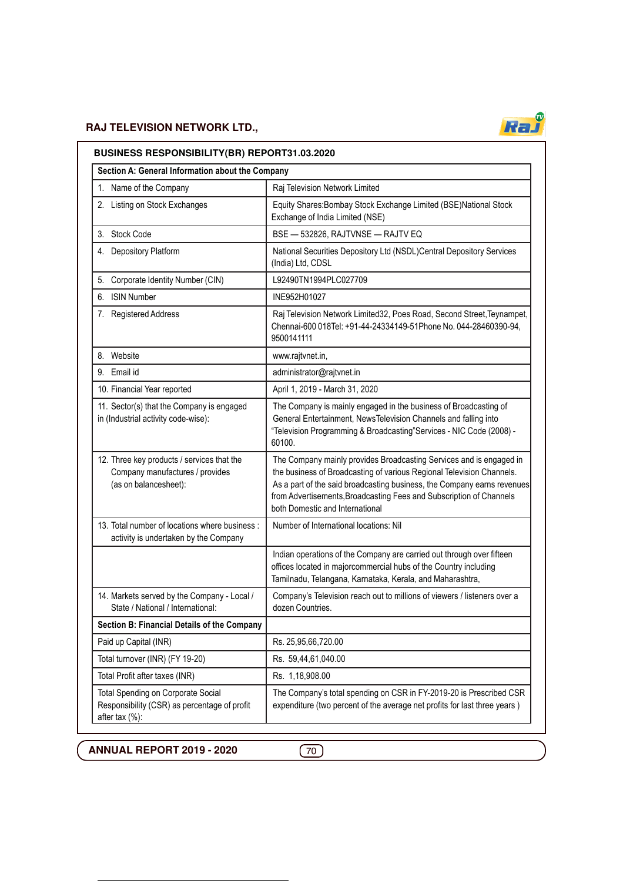## BUSINESS RESPONSIBILITY(BR) REPORT31.03.2020

| Section A: General Information about the Company | |
|---|---|
| 1. Name of the Company | Raj Television Network Limited |
| 2. Listing on Stock Exchanges | Equity Shares:Bombay Stock Exchange Limited (BSE)National Stock Exchange of India Limited (NSE) |
| 3. Stock Code | BSE — 532826, RAJTVNSE — RAJTV EQ |
| 4. Depository Platform | National Securities Depository Ltd (NSDL)Central Depository Services (India) Ltd, CDSL |
| 5. Corporate Identity Number (CIN) | L92490TN1994PLC027709 |
| 6. ISIN Number | INE952H01027 |
| 7. Registered Address | Raj Television Network Limited32, Poes Road, Second Street,Teynampet, Chennai-600 018Tel: +91-44-24334149-51Phone No. 044-28460390-94, 9500141111 |
| 8. Website | www.rajtvnet.in, |
| 9. Email id | administrator@rajtvnet.in |
| 10. Financial Year reported | April 1, 2019 - March 31, 2020 |
| 11. Sector(s) that the Company is engaged in (Industrial activity code-wise): | The Company is mainly engaged in the business of Broadcasting of General Entertainment, NewsTelevision Channels and falling into "Television Programming & Broadcasting"Services - NIC Code (2008) - 60100. |
| 12. Three key products / services that the Company manufactures / provides (as on balancesheet): | The Company mainly provides Broadcasting Services and is engaged in the business of Broadcasting of various Regional Television Channels. As a part of the said broadcasting business, the Company earns revenues from Advertisements,Broadcasting Fees and Subscription of Channels both Domestic and International |
| 13. Total number of locations where business : activity is undertaken by the Company | Number of International locations: Nil |
| | Indian operations of the Company are carried out through over fifteen offices located in majorcommercial hubs of the Country including Tamilnadu, Telangana, Karnataka, Kerala, and Maharashtra, |
| 14. Markets served by the Company - Local / State / National / International: | Company's Television reach out to millions of viewers / listeners over a dozen Countries. |
| **Section B: Financial Details of the Company** | |
| Paid up Capital (INR) | Rs. 25,95,66,720.00 |
| Total turnover (INR) (FY 19-20) | Rs. 59,44,61,040.00 |
| Total Profit after taxes (INR) | Rs. 1,18,908.00 |
| Total Spending on Corporate Social Responsibility (CSR) as percentage of profit after tax (%): | The Company's total spending on CSR in FY-2019-20 is Prescribed CSR expenditure (two percent of the average net profits for last three years ) |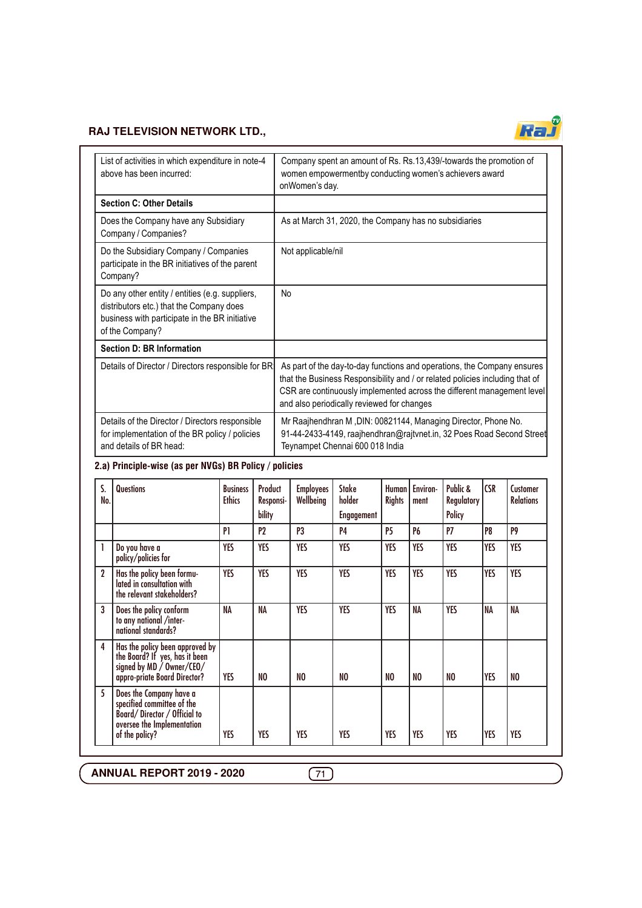| List of activities in which expenditure in note-4 above has been incurred: | Company spent an amount of Rs. Rs.13,439/-towards the promotion of women empowermentby conducting women's achievers award onWomen's day. |
|---|---|
| **Section C: Other Details** | |
| Does the Company have any Subsidiary Company / Companies? | As at March 31, 2020, the Company has no subsidiaries |
| Do the Subsidiary Company / Companies participate in the BR initiatives of the parent Company? | Not applicable/nil |
| Do any other entity / entities (e.g. suppliers, distributors etc.) that the Company does business with participate in the BR initiative of the Company? | No |
| **Section D: BR Information** | |
| Details of Director / Directors responsible for BR | As part of the day-to-day functions and operations, the Company ensures that the Business Responsibility and / or related policies including that of CSR are continuously implemented across the different management level and also periodically reviewed for changes |
| Details of the Director / Directors responsible for implementation of the BR policy / policies and details of BR head: | Mr Raajhendhran M ,DIN: 00821144, Managing Director, Phone No. 91-44-2433-4149, raajhendhran@rajtvnet.in, 32 Poes Road Second Street Teynampet Chennai 600 018 India |

**2.a) Principle-wise (as per NVGs) BR Policy / policies**

| S. No. | Questions | Business Ethics | Product Responsi-bility | Employees Wellbeing | Stake holder Engagement | Human Rights | Environ-ment | Public & Regulatory Policy | CSR | Customer Relations |
|---|---|---|---|---|---|---|---|---|---|---|
| | | P1 | P2 | P3 | P4 | P5 | P6 | P7 | P8 | P9 |
| 1 | Do you have a policy/policies for | YES | YES | YES | YES | YES | YES | YES | YES | YES |
| 2 | Has the policy been formu-lated in consultation with the relevant stakeholders? | YES | YES | YES | YES | YES | YES | YES | YES | YES |
| 3 | Does the policy conform to any national /inter-national standards? | NA | NA | YES | YES | YES | NA | YES | NA | NA |
| 4 | Has the policy been approved by the Board? If yes, has it been signed by MD / Owner/CEO/ appro-priate Board Director? | YES | NO | NO | NO | NO | NO | NO | YES | NO |
| 5 | Does the Company have a specified committee of the Board/ Director / Official to oversee the Implementation of the policy? | YES | YES | YES | YES | YES | YES | YES | YES | YES |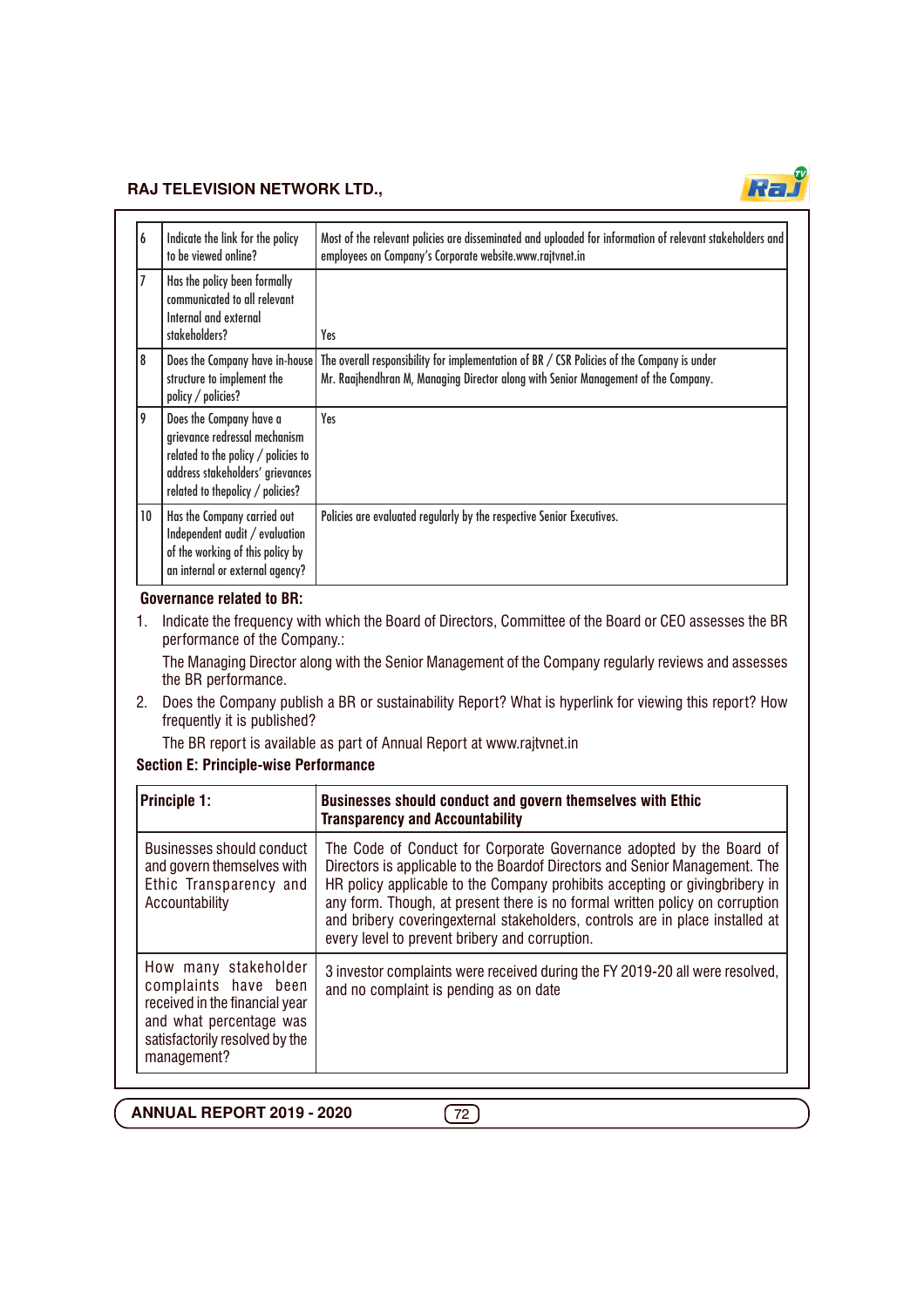| 6 | Indicate the link for the policy to be viewed online? | Most of the relevant policies are disseminated and uploaded for information of relevant stakeholders and employees on Company's Corporate website.www.rajtvnet.in |
|---|---|---|
| 7 | Has the policy been formally communicated to all relevant Internal and external stakeholders? | Yes |
| 8 | Does the Company have in-house structure to implement the policy / policies? | The overall responsibility for implementation of BR / CSR Policies of the Company is under Mr. Raajhendhran M, Managing Director along with Senior Management of the Company. |
| 9 | Does the Company have a grievance redressal mechanism related to the policy / policies to address stakeholders' grievances related to thepolicy / policies? | Yes |
| 10 | Has the Company carried out Independent audit / evaluation of the working of this policy by an internal or external agency? | Policies are evaluated regularly by the respective Senior Executives. |

**Governance related to BR:**

1. Indicate the frequency with which the Board of Directors, Committee of the Board or CEO assesses the BR performance of the Company.:

   The Managing Director along with the Senior Management of the Company regularly reviews and assesses the BR performance.

2. Does the Company publish a BR or sustainability Report? What is hyperlink for viewing this report? How frequently it is published?

   The BR report is available as part of Annual Report at www.rajtvnet.in

**Section E: Principle-wise Performance**

| **Principle 1:** | **Businesses should conduct and govern themselves with Ethic Transparency and Accountability** |
|---|---|
| Businesses should conduct and govern themselves with Ethic Transparency and Accountability | The Code of Conduct for Corporate Governance adopted by the Board of Directors is applicable to the Boardof Directors and Senior Management. The HR policy applicable to the Company prohibits accepting or givingbribery in any form. Though, at present there is no formal written policy on corruption and bribery coveringexternal stakeholders, controls are in place installed at every level to prevent bribery and corruption. |
| How many stakeholder complaints have been received in the financial year and what percentage was satisfactorily resolved by the management? | 3 investor complaints were received during the FY 2019-20 all were resolved, and no complaint is pending as on date |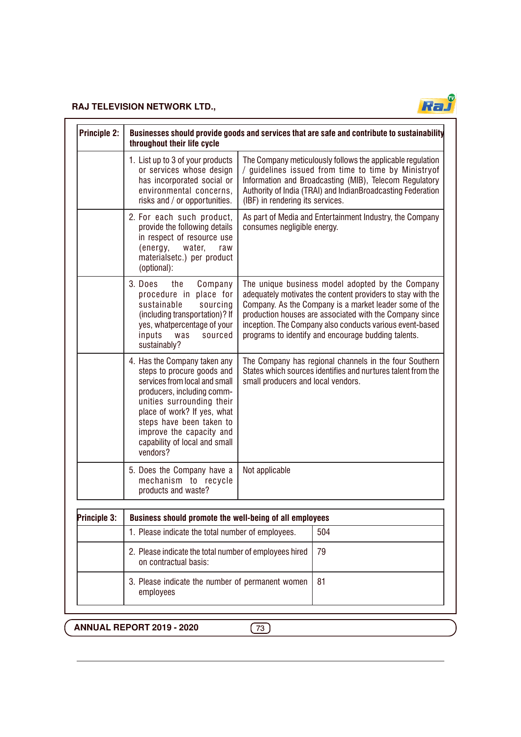| Principle 2: | Businesses should provide goods and services that are safe and contribute to sustainability throughout their life cycle | |
|---|---|---|
| | 1. List up to 3 of your products or services whose design has incorporated social or environmental concerns, risks and / or opportunities. | The Company meticulously follows the applicable regulation / guidelines issued from time to time by Ministryof Information and Broadcasting (MIB), Telecom Regulatory Authority of India (TRAI) and IndianBroadcasting Federation (IBF) in rendering its services. |
| | 2. For each such product, provide the following details in respect of resource use (energy, water, raw materialsetc.) per product (optional): | As part of Media and Entertainment Industry, the Company consumes negligible energy. |
| | 3. Does the Company procedure in place for sustainable sourcing (including transportation)? If yes, whatpercentage of your inputs was sourced sustainably? | The unique business model adopted by the Company adequately motivates the content providers to stay with the Company. As the Company is a market leader some of the production houses are associated with the Company since inception. The Company also conducts various event-based programs to identify and encourage budding talents. |
| | 4. Has the Company taken any steps to procure goods and services from local and small producers, including comm-unities surrounding their place of work? If yes, what steps have been taken to improve the capacity and capability of local and small vendors? | The Company has regional channels in the four Southern States which sources identifies and nurtures talent from the small producers and local vendors. |
| | 5. Does the Company have a mechanism to recycle products and waste? | Not applicable |

| Principle 3: | Business should promote the well-being of all employees | |
|---|---|---|
| | 1. Please indicate the total number of employees. | 504 |
| | 2. Please indicate the total number of employees hired on contractual basis: | 79 |
| | 3. Please indicate the number of permanent women employees | 81 |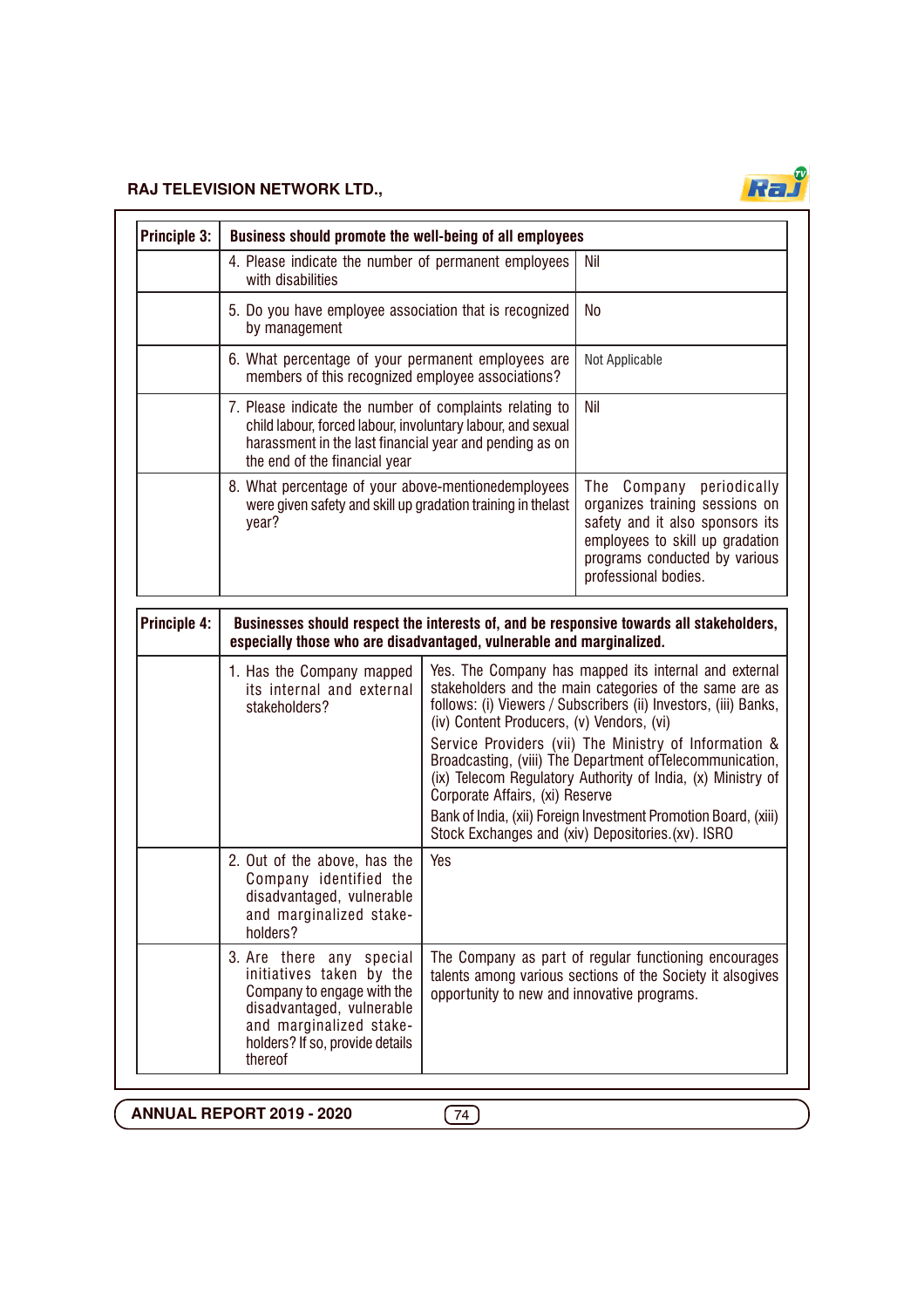| Principle 3: | Business should promote the well-being of all employees | |
|---|---|---|
| | 4. Please indicate the number of permanent employees with disabilities | Nil |
| | 5. Do you have employee association that is recognized by management | No |
| | 6. What percentage of your permanent employees are members of this recognized employee associations? | Not Applicable |
| | 7. Please indicate the number of complaints relating to child labour, forced labour, involuntary labour, and sexual harassment in the last financial year and pending as on the end of the financial year | Nil |
| | 8. What percentage of your above-mentionedemployees were given safety and skill up gradation training in thelast year? | The Company periodically organizes training sessions on safety and it also sponsors its employees to skill up gradation programs conducted by various professional bodies. |

| Principle 4: | Businesses should respect the interests of, and be responsive towards all stakeholders, especially those who are disadvantaged, vulnerable and marginalized. | |
|---|---|---|
| | 1. Has the Company mapped its internal and external stakeholders? | Yes. The Company has mapped its internal and external stakeholders and the main categories of the same are as follows: (i) Viewers / Subscribers (ii) Investors, (iii) Banks, (iv) Content Producers, (v) Vendors, (vi) Service Providers (vii) The Ministry of Information & Broadcasting, (viii) The Department ofTelecommunication, (ix) Telecom Regulatory Authority of India, (x) Ministry of Corporate Affairs, (xi) Reserve Bank of India, (xii) Foreign Investment Promotion Board, (xiii) Stock Exchanges and (xiv) Depositories.(xv). ISRO |
| | 2. Out of the above, has the Company identified the disadvantaged, vulnerable and marginalized stake-holders? | Yes |
| | 3. Are there any special initiatives taken by the Company to engage with the disadvantaged, vulnerable and marginalized stake-holders? If so, provide details thereof | The Company as part of regular functioning encourages talents among various sections of the Society it alsogives opportunity to new and innovative programs. |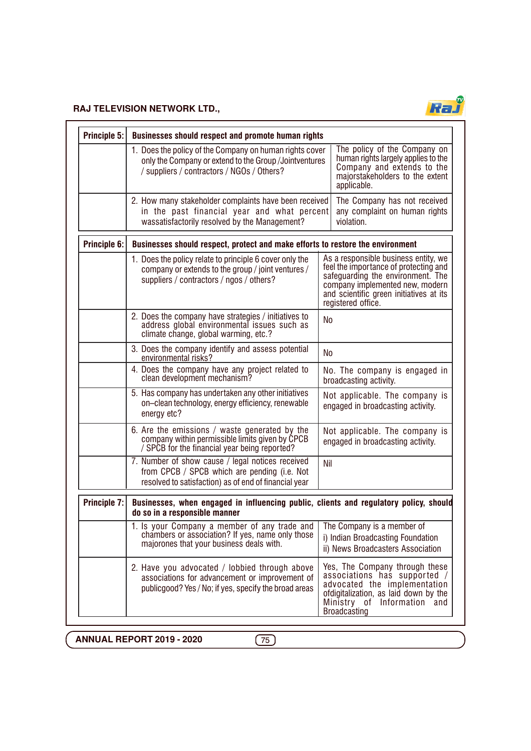| Principle 5: | Businesses should respect and promote human rights | |
|---|---|---|
| | 1. Does the policy of the Company on human rights cover only the Company or extend to the Group /Jointventures / suppliers / contractors / NGOs / Others? | The policy of the Company on human rights largely applies to the Company and extends to the majorstakeholders to the extent applicable. |
| | 2. How many stakeholder complaints have been received in the past financial year and what percent wassatisfactorily resolved by the Management? | The Company has not received any complaint on human rights violation. |

| Principle 6: | Businesses should respect, protect and make efforts to restore the environment | |
|---|---|---|
| | 1. Does the policy relate to principle 6 cover only the company or extends to the group / joint ventures / suppliers / contractors / ngos / others? | As a responsible business entity, we feel the importance of protecting and safeguarding the environment. The company implemented new, modern and scientific green initiatives at its registered office. |
| | 2. Does the company have strategies / initiatives to address global environmental issues such as climate change, global warming, etc.? | No |
| | 3. Does the company identify and assess potential environmental risks? | No |
| | 4. Does the company have any project related to clean development mechanism? | No. The company is engaged in broadcasting activity. |
| | 5. Has company has undertaken any other initiatives on–clean technology, energy efficiency, renewable energy etc? | Not applicable. The company is engaged in broadcasting activity. |
| | 6. Are the emissions / waste generated by the company within permissible limits given by CPCB / SPCB for the financial year being reported? | Not applicable. The company is engaged in broadcasting activity. |
| | 7. Number of show cause / legal notices received from CPCB / SPCB which are pending (i.e. Not resolved to satisfaction) as of end of financial year | Nil |

| Principle 7: | Businesses, when engaged in influencing public, clients and regulatory policy, should do so in a responsible manner | |
|---|---|---|
| | 1. Is your Company a member of any trade and chambers or association? If yes, name only those majorones that your business deals with. | The Company is a member of<br>i) Indian Broadcasting Foundation<br>ii) News Broadcasters Association |
| | 2. Have you advocated / lobbied through above associations for advancement or improvement of publicgood? Yes / No; if yes, specify the broad areas | Yes, The Company through these associations has supported / advocated the implementation ofdigitalization, as laid down by the Ministry of Information and Broadcasting |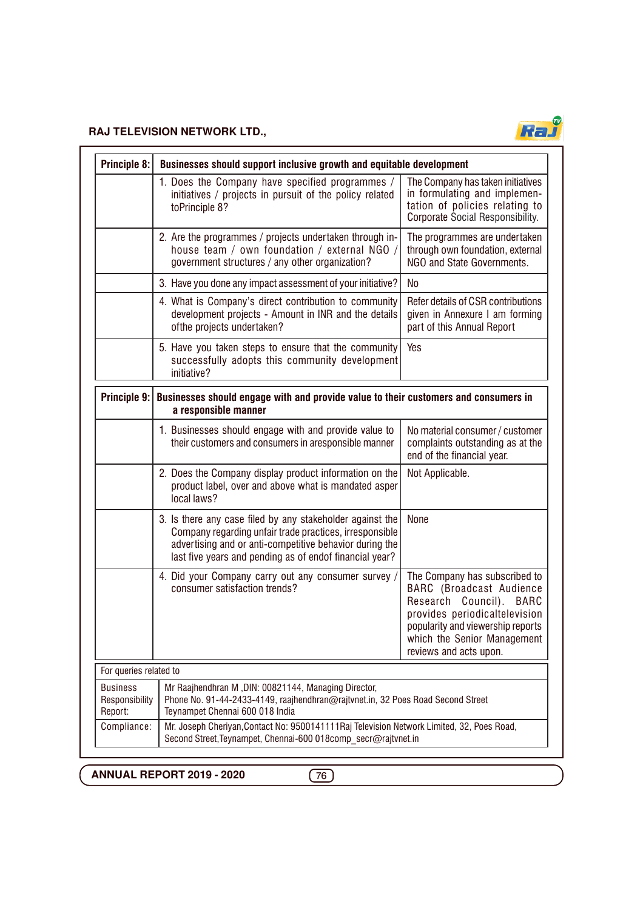| Principle 8: | Businesses should support inclusive growth and equitable development | |
|---|---|---|
| | 1. Does the Company have specified programmes / initiatives / projects in pursuit of the policy related toPrinciple 8? | The Company has taken initiatives in formulating and implementation of policies relating to Corporate Social Responsibility. |
| | 2. Are the programmes / projects undertaken through in-house team / own foundation / external NGO / government structures / any other organization? | The programmes are undertaken through own foundation, external NGO and State Governments. |
| | 3. Have you done any impact assessment of your initiative? | No |
| | 4. What is Company's direct contribution to community development projects - Amount in INR and the details ofthe projects undertaken? | Refer details of CSR contributions given in Annexure I am forming part of this Annual Report |
| | 5. Have you taken steps to ensure that the community successfully adopts this community development initiative? | Yes |

| Principle 9: | Businesses should engage with and provide value to their customers and consumers in a responsible manner | |
|---|---|---|
| | 1. Businesses should engage with and provide value to their customers and consumers in aresponsible manner | No material consumer / customer complaints outstanding as at the end of the financial year. |
| | 2. Does the Company display product information on the product label, over and above what is mandated asper local laws? | Not Applicable. |
| | 3. Is there any case filed by any stakeholder against the Company regarding unfair trade practices, irresponsible advertising and or anti-competitive behavior during the last five years and pending as of endof financial year? | None |
| | 4. Did your Company carry out any consumer survey / consumer satisfaction trends? | The Company has subscribed to BARC (Broadcast Audience Research Council). BARC provides periodicaltelevision popularity and viewership reports which the Senior Management reviews and acts upon. |

| For queries related to | |
|---|---|
| Business Responsibility Report: | Mr Raajhendhran M ,DIN: 00821144, Managing Director, Phone No. 91-44-2433-4149, raajhendhran@rajtvnet.in, 32 Poes Road Second Street Teynampet Chennai 600 018 India |
| Compliance: | Mr. Joseph Cheriyan,Contact No: 9500141111Raj Television Network Limited, 32, Poes Road, Second Street,Teynampet, Chennai-600 018comp_secr@rajtvnet.in |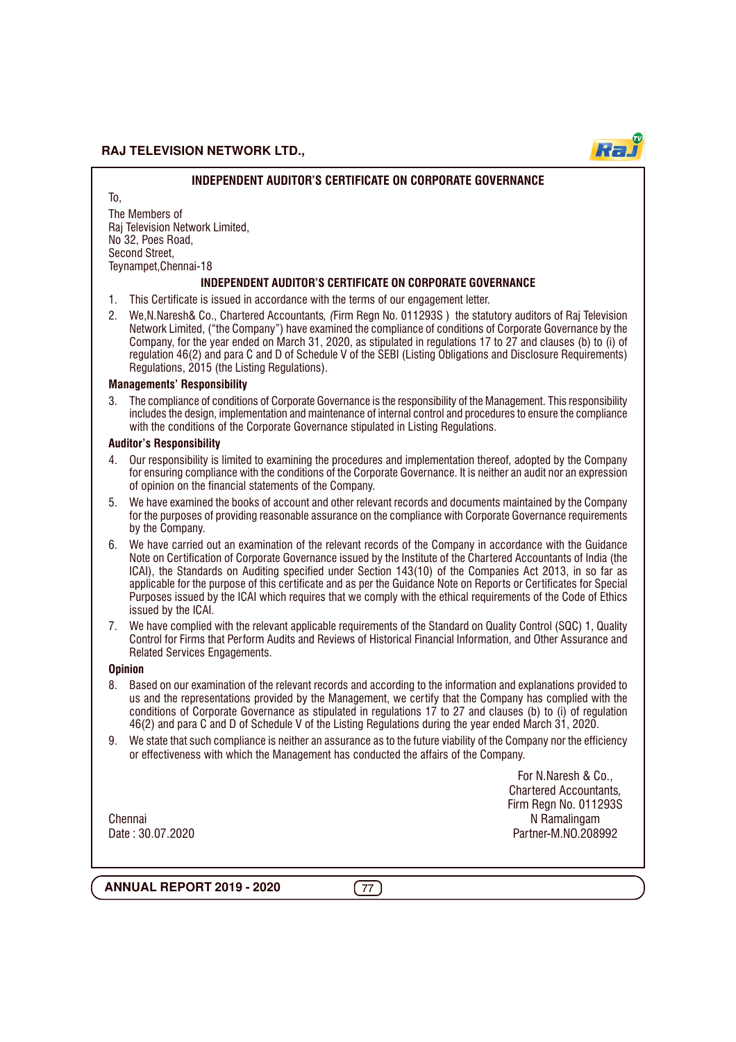## INDEPENDENT AUDITOR'S CERTIFICATE ON CORPORATE GOVERNANCE

To,

The Members of
Raj Television Network Limited,
No 32, Poes Road,
Second Street,
Teynampet,Chennai-18

## INDEPENDENT AUDITOR'S CERTIFICATE ON CORPORATE GOVERNANCE

1. This Certificate is issued in accordance with the terms of our engagement letter.
2. We,N.Naresh& Co., Chartered Accountants, (Firm Regn No. 011293S ) the statutory auditors of Raj Television Network Limited, ("the Company") have examined the compliance of conditions of Corporate Governance by the Company, for the year ended on March 31, 2020, as stipulated in regulations 17 to 27 and clauses (b) to (i) of regulation 46(2) and para C and D of Schedule V of the SEBI (Listing Obligations and Disclosure Requirements) Regulations, 2015 (the Listing Regulations).

**Managements' Responsibility**

3. The compliance of conditions of Corporate Governance is the responsibility of the Management. This responsibility includes the design, implementation and maintenance of internal control and procedures to ensure the compliance with the conditions of the Corporate Governance stipulated in Listing Regulations.

**Auditor's Responsibility**

4. Our responsibility is limited to examining the procedures and implementation thereof, adopted by the Company for ensuring compliance with the conditions of the Corporate Governance. It is neither an audit nor an expression of opinion on the financial statements of the Company.
5. We have examined the books of account and other relevant records and documents maintained by the Company for the purposes of providing reasonable assurance on the compliance with Corporate Governance requirements by the Company.
6. We have carried out an examination of the relevant records of the Company in accordance with the Guidance Note on Certification of Corporate Governance issued by the Institute of the Chartered Accountants of India (the ICAI), the Standards on Auditing specified under Section 143(10) of the Companies Act 2013, in so far as applicable for the purpose of this certificate and as per the Guidance Note on Reports or Certificates for Special Purposes issued by the ICAI which requires that we comply with the ethical requirements of the Code of Ethics issued by the ICAI.
7. We have complied with the relevant applicable requirements of the Standard on Quality Control (SQC) 1, Quality Control for Firms that Perform Audits and Reviews of Historical Financial Information, and Other Assurance and Related Services Engagements.

**Opinion**

8. Based on our examination of the relevant records and according to the information and explanations provided to us and the representations provided by the Management, we certify that the Company has complied with the conditions of Corporate Governance as stipulated in regulations 17 to 27 and clauses (b) to (i) of regulation 46(2) and para C and D of Schedule V of the Listing Regulations during the year ended March 31, 2020.
9. We state that such compliance is neither an assurance as to the future viability of the Company nor the efficiency or effectiveness with which the Management has conducted the affairs of the Company.

For N.Naresh & Co.,
Chartered Accountants,
Firm Regn No. 011293S
N Ramalingam
Partner-M.NO.208992

Chennai
Date : 30.07.2020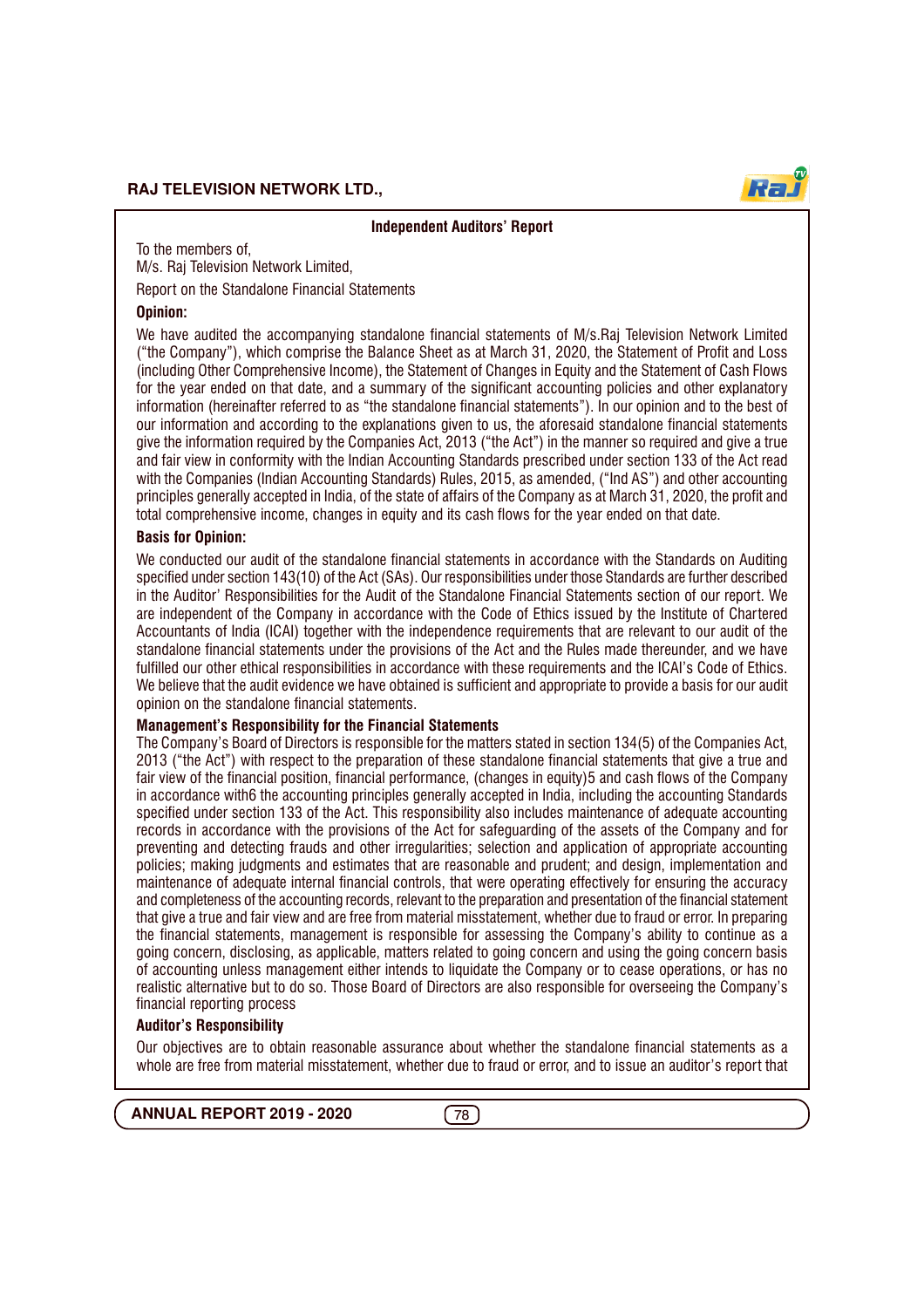## Independent Auditors' Report

To the members of,
M/s. Raj Television Network Limited,

Report on the Standalone Financial Statements

**Opinion:**

We have audited the accompanying standalone financial statements of M/s.Raj Television Network Limited ("the Company"), which comprise the Balance Sheet as at March 31, 2020, the Statement of Profit and Loss (including Other Comprehensive Income), the Statement of Changes in Equity and the Statement of Cash Flows for the year ended on that date, and a summary of the significant accounting policies and other explanatory information (hereinafter referred to as "the standalone financial statements"). In our opinion and to the best of our information and according to the explanations given to us, the aforesaid standalone financial statements give the information required by the Companies Act, 2013 ("the Act") in the manner so required and give a true and fair view in conformity with the Indian Accounting Standards prescribed under section 133 of the Act read with the Companies (Indian Accounting Standards) Rules, 2015, as amended, ("Ind AS") and other accounting principles generally accepted in India, of the state of affairs of the Company as at March 31, 2020, the profit and total comprehensive income, changes in equity and its cash flows for the year ended on that date.

**Basis for Opinion:**

We conducted our audit of the standalone financial statements in accordance with the Standards on Auditing specified under section 143(10) of the Act (SAs). Our responsibilities under those Standards are further described in the Auditor' Responsibilities for the Audit of the Standalone Financial Statements section of our report. We are independent of the Company in accordance with the Code of Ethics issued by the Institute of Chartered Accountants of India (ICAI) together with the independence requirements that are relevant to our audit of the standalone financial statements under the provisions of the Act and the Rules made thereunder, and we have fulfilled our other ethical responsibilities in accordance with these requirements and the ICAI's Code of Ethics. We believe that the audit evidence we have obtained is sufficient and appropriate to provide a basis for our audit opinion on the standalone financial statements.

**Management's Responsibility for the Financial Statements**

The Company's Board of Directors is responsible for the matters stated in section 134(5) of the Companies Act, 2013 ("the Act") with respect to the preparation of these standalone financial statements that give a true and fair view of the financial position, financial performance, (changes in equity)5 and cash flows of the Company in accordance with6 the accounting principles generally accepted in India, including the accounting Standards specified under section 133 of the Act. This responsibility also includes maintenance of adequate accounting records in accordance with the provisions of the Act for safeguarding of the assets of the Company and for preventing and detecting frauds and other irregularities; selection and application of appropriate accounting policies; making judgments and estimates that are reasonable and prudent; and design, implementation and maintenance of adequate internal financial controls, that were operating effectively for ensuring the accuracy and completeness of the accounting records, relevant to the preparation and presentation of the financial statement that give a true and fair view and are free from material misstatement, whether due to fraud or error. In preparing the financial statements, management is responsible for assessing the Company's ability to continue as a going concern, disclosing, as applicable, matters related to going concern and using the going concern basis of accounting unless management either intends to liquidate the Company or to cease operations, or has no realistic alternative but to do so. Those Board of Directors are also responsible for overseeing the Company's financial reporting process

**Auditor's Responsibility**

Our objectives are to obtain reasonable assurance about whether the standalone financial statements as a whole are free from material misstatement, whether due to fraud or error, and to issue an auditor's report that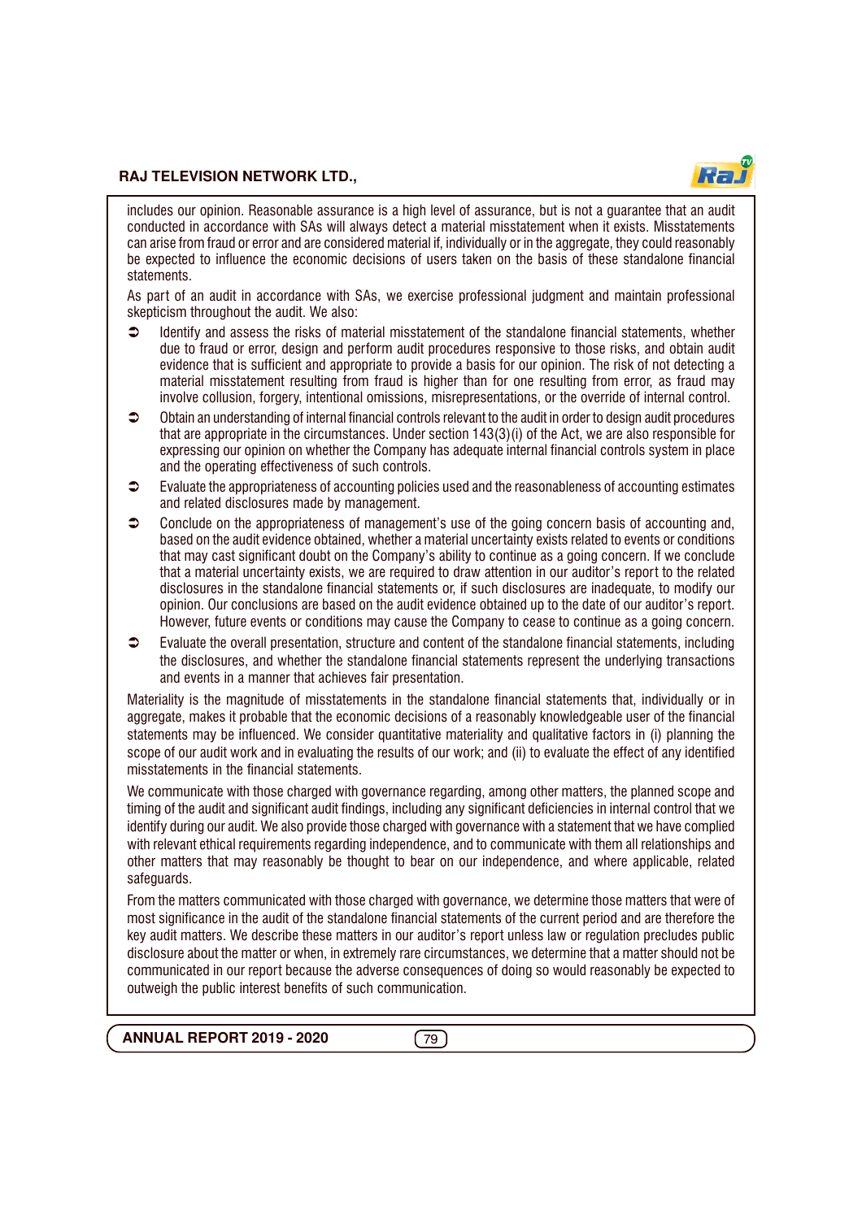includes our opinion. Reasonable assurance is a high level of assurance, but is not a guarantee that an audit conducted in accordance with SAs will always detect a material misstatement when it exists. Misstatements can arise from fraud or error and are considered material if, individually or in the aggregate, they could reasonably be expected to influence the economic decisions of users taken on the basis of these standalone financial statements.

As part of an audit in accordance with SAs, we exercise professional judgment and maintain professional skepticism throughout the audit. We also:

- Identify and assess the risks of material misstatement of the standalone financial statements, whether due to fraud or error, design and perform audit procedures responsive to those risks, and obtain audit evidence that is sufficient and appropriate to provide a basis for our opinion. The risk of not detecting a material misstatement resulting from fraud is higher than for one resulting from error, as fraud may involve collusion, forgery, intentional omissions, misrepresentations, or the override of internal control.
- Obtain an understanding of internal financial controls relevant to the audit in order to design audit procedures that are appropriate in the circumstances. Under section 143(3)(i) of the Act, we are also responsible for expressing our opinion on whether the Company has adequate internal financial controls system in place and the operating effectiveness of such controls.
- Evaluate the appropriateness of accounting policies used and the reasonableness of accounting estimates and related disclosures made by management.
- Conclude on the appropriateness of management's use of the going concern basis of accounting and, based on the audit evidence obtained, whether a material uncertainty exists related to events or conditions that may cast significant doubt on the Company's ability to continue as a going concern. If we conclude that a material uncertainty exists, we are required to draw attention in our auditor's report to the related disclosures in the standalone financial statements or, if such disclosures are inadequate, to modify our opinion. Our conclusions are based on the audit evidence obtained up to the date of our auditor's report. However, future events or conditions may cause the Company to cease to continue as a going concern.
- Evaluate the overall presentation, structure and content of the standalone financial statements, including the disclosures, and whether the standalone financial statements represent the underlying transactions and events in a manner that achieves fair presentation.

Materiality is the magnitude of misstatements in the standalone financial statements that, individually or in aggregate, makes it probable that the economic decisions of a reasonably knowledgeable user of the financial statements may be influenced. We consider quantitative materiality and qualitative factors in (i) planning the scope of our audit work and in evaluating the results of our work; and (ii) to evaluate the effect of any identified misstatements in the financial statements.

We communicate with those charged with governance regarding, among other matters, the planned scope and timing of the audit and significant audit findings, including any significant deficiencies in internal control that we identify during our audit. We also provide those charged with governance with a statement that we have complied with relevant ethical requirements regarding independence, and to communicate with them all relationships and other matters that may reasonably be thought to bear on our independence, and where applicable, related safeguards.

From the matters communicated with those charged with governance, we determine those matters that were of most significance in the audit of the standalone financial statements of the current period and are therefore the key audit matters. We describe these matters in our auditor's report unless law or regulation precludes public disclosure about the matter or when, in extremely rare circumstances, we determine that a matter should not be communicated in our report because the adverse consequences of doing so would reasonably be expected to outweigh the public interest benefits of such communication.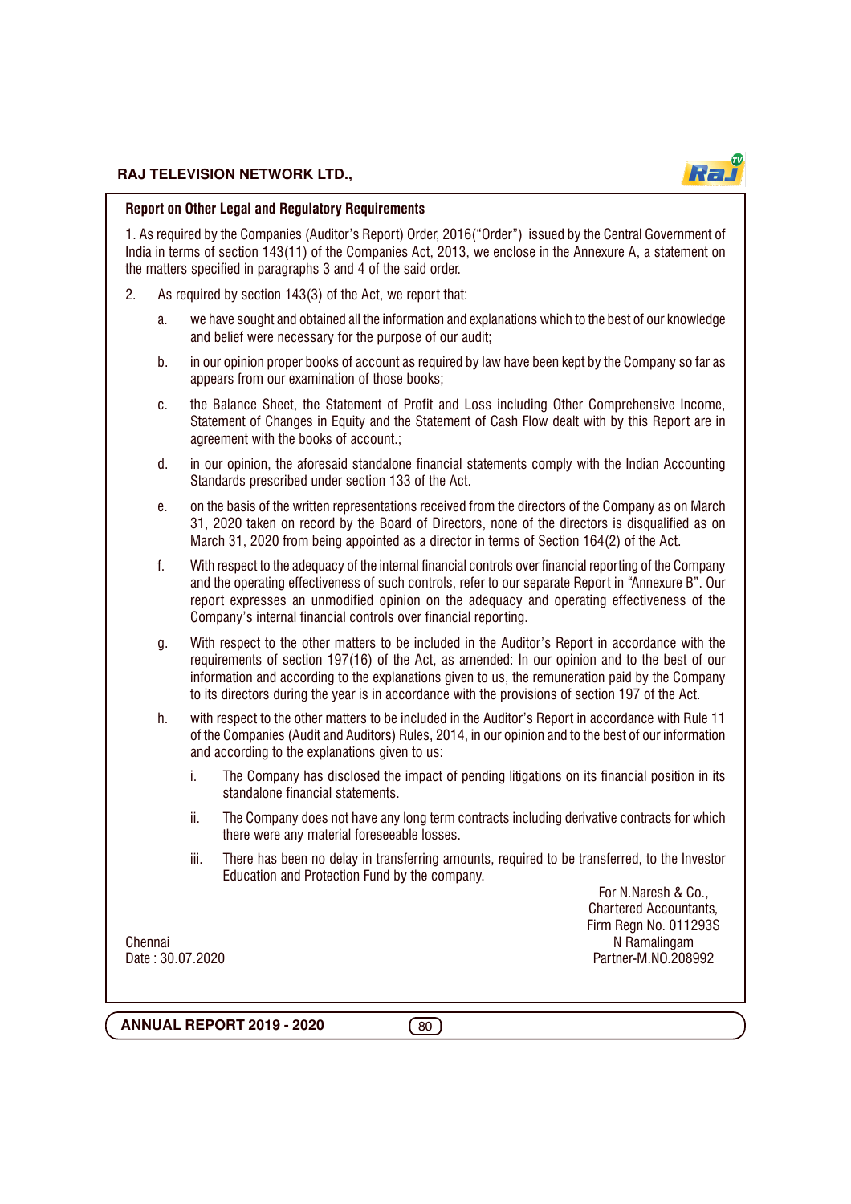## Report on Other Legal and Regulatory Requirements

1. As required by the Companies (Auditor's Report) Order, 2016("Order") issued by the Central Government of India in terms of section 143(11) of the Companies Act, 2013, we enclose in the Annexure A, a statement on the matters specified in paragraphs 3 and 4 of the said order.

2. As required by section 143(3) of the Act, we report that:

   a. we have sought and obtained all the information and explanations which to the best of our knowledge and belief were necessary for the purpose of our audit;

   b. in our opinion proper books of account as required by law have been kept by the Company so far as appears from our examination of those books;

   c. the Balance Sheet, the Statement of Profit and Loss including Other Comprehensive Income, Statement of Changes in Equity and the Statement of Cash Flow dealt with by this Report are in agreement with the books of account.;

   d. in our opinion, the aforesaid standalone financial statements comply with the Indian Accounting Standards prescribed under section 133 of the Act.

   e. on the basis of the written representations received from the directors of the Company as on March 31, 2020 taken on record by the Board of Directors, none of the directors is disqualified as on March 31, 2020 from being appointed as a director in terms of Section 164(2) of the Act.

   f. With respect to the adequacy of the internal financial controls over financial reporting of the Company and the operating effectiveness of such controls, refer to our separate Report in "Annexure B". Our report expresses an unmodified opinion on the adequacy and operating effectiveness of the Company's internal financial controls over financial reporting.

   g. With respect to the other matters to be included in the Auditor's Report in accordance with the requirements of section 197(16) of the Act, as amended: In our opinion and to the best of our information and according to the explanations given to us, the remuneration paid by the Company to its directors during the year is in accordance with the provisions of section 197 of the Act.

   h. with respect to the other matters to be included in the Auditor's Report in accordance with Rule 11 of the Companies (Audit and Auditors) Rules, 2014, in our opinion and to the best of our information and according to the explanations given to us:

      i. The Company has disclosed the impact of pending litigations on its financial position in its standalone financial statements.

      ii. The Company does not have any long term contracts including derivative contracts for which there were any material foreseeable losses.

      iii. There has been no delay in transferring amounts, required to be transferred, to the Investor Education and Protection Fund by the company.

For N.Naresh & Co.,
Chartered Accountants,
Firm Regn No. 011293S
N Ramalingam
Partner-M.NO.208992

Chennai
Date : 30.07.2020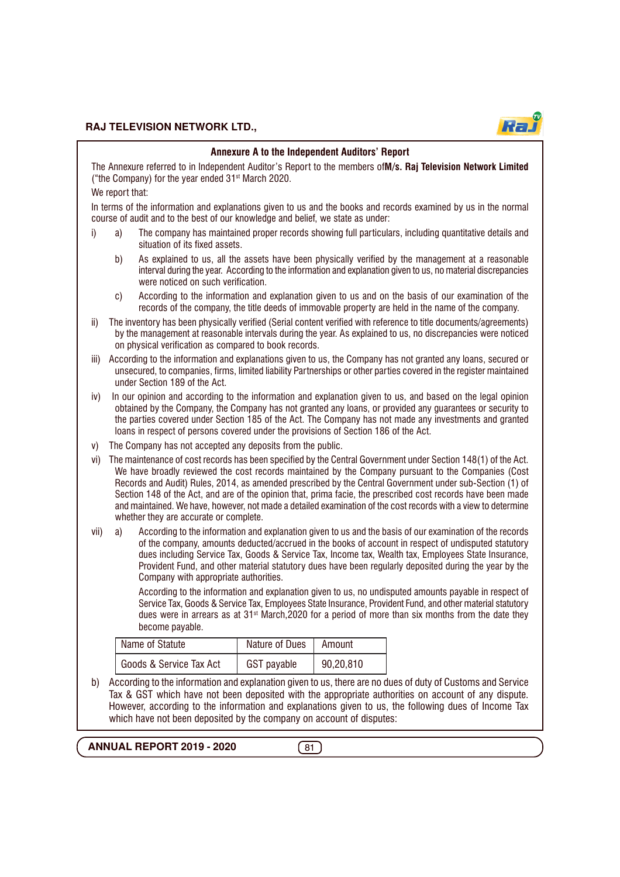## Annexure A to the Independent Auditors' Report

The Annexure referred to in Independent Auditor's Report to the members of**M/s. Raj Television Network Limited** ("the Company) for the year ended 31st March 2020.

We report that:

In terms of the information and explanations given to us and the books and records examined by us in the normal course of audit and to the best of our knowledge and belief, we state as under:

i) a) The company has maintained proper records showing full particulars, including quantitative details and situation of its fixed assets.

b) As explained to us, all the assets have been physically verified by the management at a reasonable interval during the year. According to the information and explanation given to us, no material discrepancies were noticed on such verification.

c) According to the information and explanation given to us and on the basis of our examination of the records of the company, the title deeds of immovable property are held in the name of the company.

ii) The inventory has been physically verified (Serial content verified with reference to title documents/agreements) by the management at reasonable intervals during the year. As explained to us, no discrepancies were noticed on physical verification as compared to book records.

iii) According to the information and explanations given to us, the Company has not granted any loans, secured or unsecured, to companies, firms, limited liability Partnerships or other parties covered in the register maintained under Section 189 of the Act.

iv) In our opinion and according to the information and explanation given to us, and based on the legal opinion obtained by the Company, the Company has not granted any loans, or provided any guarantees or security to the parties covered under Section 185 of the Act. The Company has not made any investments and granted loans in respect of persons covered under the provisions of Section 186 of the Act.

v) The Company has not accepted any deposits from the public.

vi) The maintenance of cost records has been specified by the Central Government under Section 148(1) of the Act. We have broadly reviewed the cost records maintained by the Company pursuant to the Companies (Cost Records and Audit) Rules, 2014, as amended prescribed by the Central Government under sub-Section (1) of Section 148 of the Act, and are of the opinion that, prima facie, the prescribed cost records have been made and maintained. We have, however, not made a detailed examination of the cost records with a view to determine whether they are accurate or complete.

vii) a) According to the information and explanation given to us and the basis of our examination of the records of the company, amounts deducted/accrued in the books of account in respect of undisputed statutory dues including Service Tax, Goods & Service Tax, Income tax, Wealth tax, Employees State Insurance, Provident Fund, and other material statutory dues have been regularly deposited during the year by the Company with appropriate authorities.

According to the information and explanation given to us, no undisputed amounts payable in respect of Service Tax, Goods & Service Tax, Employees State Insurance, Provident Fund, and other material statutory dues were in arrears as at 31st March,2020 for a period of more than six months from the date they become payable.

| Name of Statute | Nature of Dues | Amount |
|---|---|---|
| Goods & Service Tax Act | GST payable | 90,20,810 |

b) According to the information and explanation given to us, there are no dues of duty of Customs and Service Tax & GST which have not been deposited with the appropriate authorities on account of any dispute. However, according to the information and explanations given to us, the following dues of Income Tax which have not been deposited by the company on account of disputes: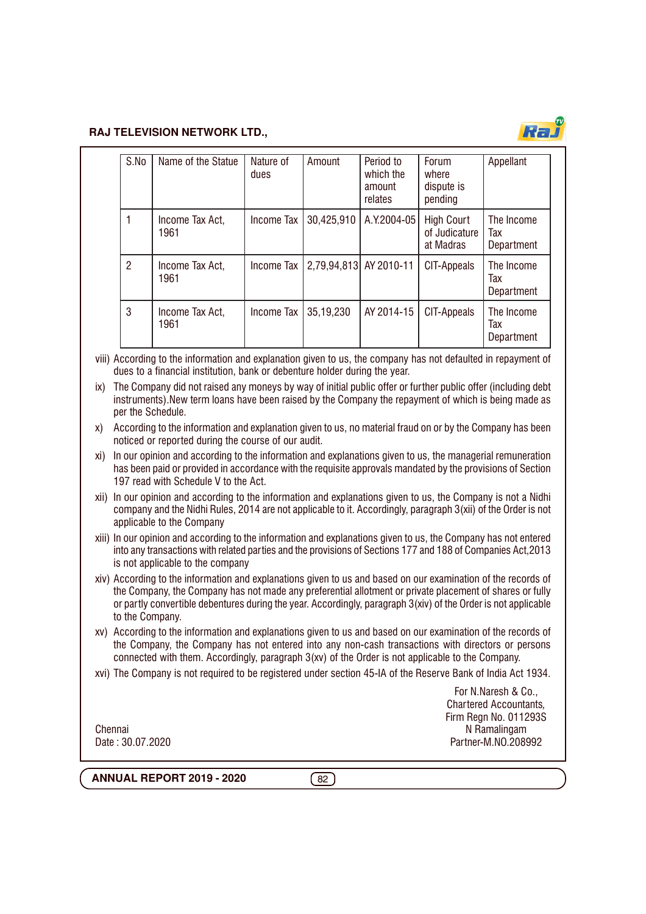| S.No | Name of the Statue | Nature of dues | Amount | Period to which the amount relates | Forum where dispute is pending | Appellant |
|---|---|---|---|---|---|---|
| 1 | Income Tax Act, 1961 | Income Tax | 30,425,910 | A.Y.2004-05 | High Court of Judicature at Madras | The Income Tax Department |
| 2 | Income Tax Act, 1961 | Income Tax | 2,79,94,813 | AY 2010-11 | CIT-Appeals | The Income Tax Department |
| 3 | Income Tax Act, 1961 | Income Tax | 35,19,230 | AY 2014-15 | CIT-Appeals | The Income Tax Department |

viii) According to the information and explanation given to us, the company has not defaulted in repayment of dues to a financial institution, bank or debenture holder during the year.

ix) The Company did not raised any moneys by way of initial public offer or further public offer (including debt instruments).New term loans have been raised by the Company the repayment of which is being made as per the Schedule.

x) According to the information and explanation given to us, no material fraud on or by the Company has been noticed or reported during the course of our audit.

xi) In our opinion and according to the information and explanations given to us, the managerial remuneration has been paid or provided in accordance with the requisite approvals mandated by the provisions of Section 197 read with Schedule V to the Act.

xii) In our opinion and according to the information and explanations given to us, the Company is not a Nidhi company and the Nidhi Rules, 2014 are not applicable to it. Accordingly, paragraph 3(xii) of the Order is not applicable to the Company

xiii) In our opinion and according to the information and explanations given to us, the Company has not entered into any transactions with related parties and the provisions of Sections 177 and 188 of Companies Act,2013 is not applicable to the company

xiv) According to the information and explanations given to us and based on our examination of the records of the Company, the Company has not made any preferential allotment or private placement of shares or fully or partly convertible debentures during the year. Accordingly, paragraph 3(xiv) of the Order is not applicable to the Company.

xv) According to the information and explanations given to us and based on our examination of the records of the Company, the Company has not entered into any non-cash transactions with directors or persons connected with them. Accordingly, paragraph 3(xv) of the Order is not applicable to the Company.

xvi) The Company is not required to be registered under section 45-IA of the Reserve Bank of India Act 1934.

For N.Naresh & Co.,
Chartered Accountants,
Firm Regn No. 011293S
N Ramalingam
Partner-M.NO.208992

Chennai
Date : 30.07.2020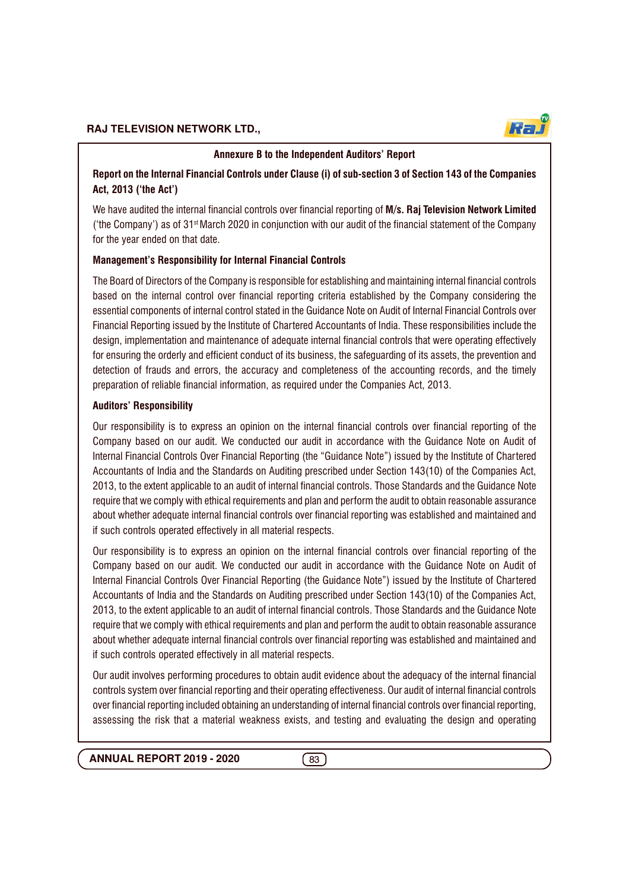## Annexure B to the Independent Auditors' Report

### Report on the Internal Financial Controls under Clause (i) of sub-section 3 of Section 143 of the Companies Act, 2013 ('the Act')

We have audited the internal financial controls over financial reporting of **M/s. Raj Television Network Limited** ('the Company') as of 31st March 2020 in conjunction with our audit of the financial statement of the Company for the year ended on that date.

### Management's Responsibility for Internal Financial Controls

The Board of Directors of the Company is responsible for establishing and maintaining internal financial controls based on the internal control over financial reporting criteria established by the Company considering the essential components of internal control stated in the Guidance Note on Audit of Internal Financial Controls over Financial Reporting issued by the Institute of Chartered Accountants of India. These responsibilities include the design, implementation and maintenance of adequate internal financial controls that were operating effectively for ensuring the orderly and efficient conduct of its business, the safeguarding of its assets, the prevention and detection of frauds and errors, the accuracy and completeness of the accounting records, and the timely preparation of reliable financial information, as required under the Companies Act, 2013.

### Auditors' Responsibility

Our responsibility is to express an opinion on the internal financial controls over financial reporting of the Company based on our audit. We conducted our audit in accordance with the Guidance Note on Audit of Internal Financial Controls Over Financial Reporting (the "Guidance Note") issued by the Institute of Chartered Accountants of India and the Standards on Auditing prescribed under Section 143(10) of the Companies Act, 2013, to the extent applicable to an audit of internal financial controls. Those Standards and the Guidance Note require that we comply with ethical requirements and plan and perform the audit to obtain reasonable assurance about whether adequate internal financial controls over financial reporting was established and maintained and if such controls operated effectively in all material respects.

Our responsibility is to express an opinion on the internal financial controls over financial reporting of the Company based on our audit. We conducted our audit in accordance with the Guidance Note on Audit of Internal Financial Controls Over Financial Reporting (the Guidance Note") issued by the Institute of Chartered Accountants of India and the Standards on Auditing prescribed under Section 143(10) of the Companies Act, 2013, to the extent applicable to an audit of internal financial controls. Those Standards and the Guidance Note require that we comply with ethical requirements and plan and perform the audit to obtain reasonable assurance about whether adequate internal financial controls over financial reporting was established and maintained and if such controls operated effectively in all material respects.

Our audit involves performing procedures to obtain audit evidence about the adequacy of the internal financial controls system over financial reporting and their operating effectiveness. Our audit of internal financial controls over financial reporting included obtaining an understanding of internal financial controls over financial reporting, assessing the risk that a material weakness exists, and testing and evaluating the design and operating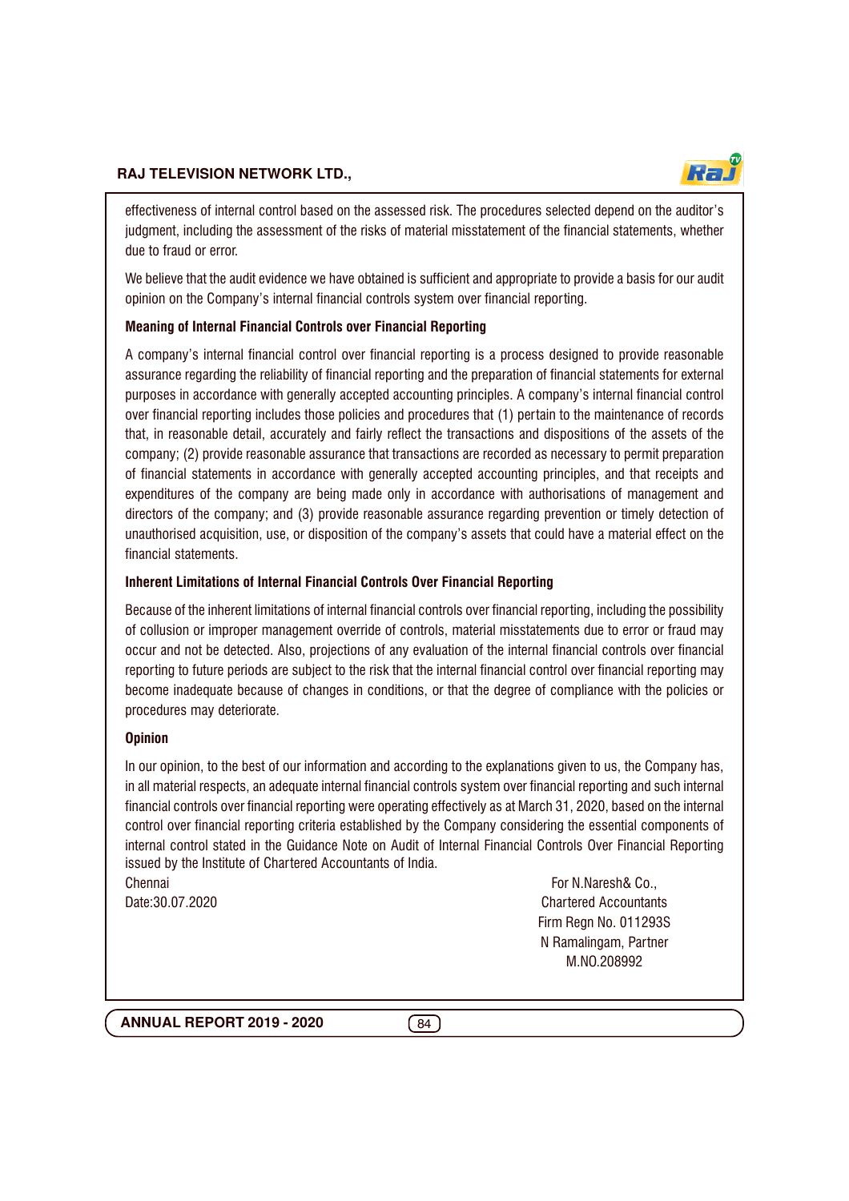effectiveness of internal control based on the assessed risk. The procedures selected depend on the auditor's judgment, including the assessment of the risks of material misstatement of the financial statements, whether due to fraud or error.

We believe that the audit evidence we have obtained is sufficient and appropriate to provide a basis for our audit opinion on the Company's internal financial controls system over financial reporting.

**Meaning of Internal Financial Controls over Financial Reporting**

A company's internal financial control over financial reporting is a process designed to provide reasonable assurance regarding the reliability of financial reporting and the preparation of financial statements for external purposes in accordance with generally accepted accounting principles. A company's internal financial control over financial reporting includes those policies and procedures that (1) pertain to the maintenance of records that, in reasonable detail, accurately and fairly reflect the transactions and dispositions of the assets of the company; (2) provide reasonable assurance that transactions are recorded as necessary to permit preparation of financial statements in accordance with generally accepted accounting principles, and that receipts and expenditures of the company are being made only in accordance with authorisations of management and directors of the company; and (3) provide reasonable assurance regarding prevention or timely detection of unauthorised acquisition, use, or disposition of the company's assets that could have a material effect on the financial statements.

**Inherent Limitations of Internal Financial Controls Over Financial Reporting**

Because of the inherent limitations of internal financial controls over financial reporting, including the possibility of collusion or improper management override of controls, material misstatements due to error or fraud may occur and not be detected. Also, projections of any evaluation of the internal financial controls over financial reporting to future periods are subject to the risk that the internal financial control over financial reporting may become inadequate because of changes in conditions, or that the degree of compliance with the policies or procedures may deteriorate.

**Opinion**

In our opinion, to the best of our information and according to the explanations given to us, the Company has, in all material respects, an adequate internal financial controls system over financial reporting and such internal financial controls over financial reporting were operating effectively as at March 31, 2020, based on the internal control over financial reporting criteria established by the Company considering the essential components of internal control stated in the Guidance Note on Audit of Internal Financial Controls Over Financial Reporting issued by the Institute of Chartered Accountants of India.

Chennai
Date:30.07.2020

For N.Naresh& Co.,
Chartered Accountants
Firm Regn No. 011293S
N Ramalingam, Partner
M.NO.208992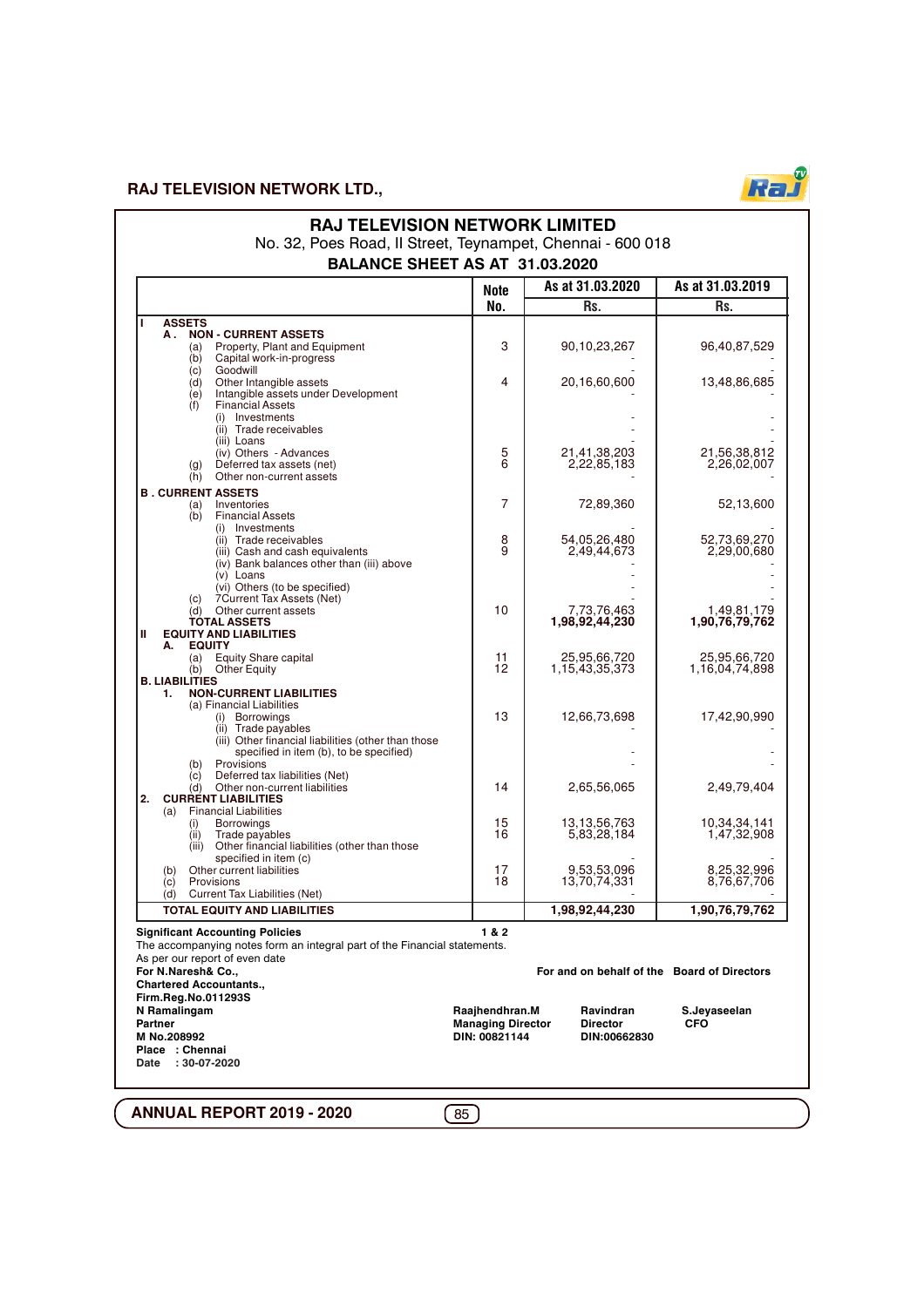# RAJ TELEVISION NETWORK LIMITED

No. 32, Poes Road, II Street, Teynampet, Chennai - 600 018

## BALANCE SHEET AS AT 31.03.2020

| | Note No. | As at 31.03.2020 Rs. | As at 31.03.2019 Rs. |
|---|---|---|---|
| **I ASSETS** | | | |
| **A . NON - CURRENT ASSETS** | | | |
| (a) Property, Plant and Equipment | 3 | 90,10,23,267 | 96,40,87,529 |
| (b) Capital work-in-progress | | - | - |
| (c) Goodwill | | - | - |
| (d) Other Intangible assets | 4 | 20,16,60,600 | 13,48,86,685 |
| (e) Intangible assets under Development | | - | - |
| (f) Financial Assets | | | |
| (i) Investments | | - | - |
| (ii) Trade receivables | | - | - |
| (iii) Loans | | - | - |
| (iv) Others - Advances | 5 | 21,41,38,203 | 21,56,38,812 |
| (g) Deferred tax assets (net) | 6 | 2,22,85,183 | 2,26,02,007 |
| (h) Other non-current assets | | - | - |
| **B . CURRENT ASSETS** | | | |
| (a) Inventories | 7 | 72,89,360 | 52,13,600 |
| (b) Financial Assets | | | |
| (i) Investments | | - | - |
| (ii) Trade receivables | 8 | 54,05,26,480 | 52,73,69,270 |
| (iii) Cash and cash equivalents | 9 | 2,49,44,673 | 2,29,00,680 |
| (iv) Bank balances other than (iii) above | | - | - |
| (v) Loans | | - | - |
| (vi) Others (to be specified) | | - | - |
| (c) 7Current Tax Assets (Net) | | - | - |
| (d) Other current assets | 10 | 7,73,76,463 | 1,49,81,179 |
| **TOTAL ASSETS** | | **1,98,92,44,230** | **1,90,76,79,762** |
| **II EQUITY AND LIABILITIES** | | | |
| **A. EQUITY** | | | |
| (a) Equity Share capital | 11 | 25,95,66,720 | 25,95,66,720 |
| (b) Other Equity | 12 | 1,15,43,35,373 | 1,16,04,74,898 |
| **B. LIABILITIES** | | | |
| **1. NON-CURRENT LIABILITIES** | | | |
| (a) Financial Liabilities | | | |
| (i) Borrowings | 13 | 12,66,73,698 | 17,42,90,990 |
| (ii) Trade payables | | - | - |
| (iii) Other financial liabilities (other than those specified in item (b), to be specified) | | - | - |
| (b) Provisions | | - | - |
| (c) Deferred tax liabilities (Net) | | | |
| (d) Other non-current liabilities | 14 | 2,65,56,065 | 2,49,79,404 |
| **2. CURRENT LIABILITIES** | | | |
| (a) Financial Liabilities | | | |
| (i) Borrowings | 15 | 13,13,56,763 | 10,34,34,141 |
| (ii) Trade payables | 16 | 5,83,28,184 | 1,47,32,908 |
| (iii) Other financial liabilities (other than those specified in item (c) | | - | - |
| (b) Other current liabilities | 17 | 9,53,53,096 | 8,25,32,996 |
| (c) Provisions | 18 | 13,70,74,331 | 8,76,67,706 |
| (d) Current Tax Liabilities (Net) | | - | - |
| **TOTAL EQUITY AND LIABILITIES** | | **1,98,92,44,230** | **1,90,76,79,762** |

**Significant Accounting Policies** **1 & 2**

The accompanying notes form an integral part of the Financial statements.

As per our report of even date

**For N.Naresh& Co.,**
**Chartered Accountants.,**
**Firm.Reg.No.011293S**

**For and on behalf of the Board of Directors**

**N Ramalingam**
**Partner**
**M No.208992**
**Place : Chennai**
**Date : 30-07-2020**

**Raajhendhran.M**
**Managing Director**
**DIN: 00821144**

**Ravindran**
**Director**
**DIN:00662830**

**S.Jeyaseelan**
**CFO**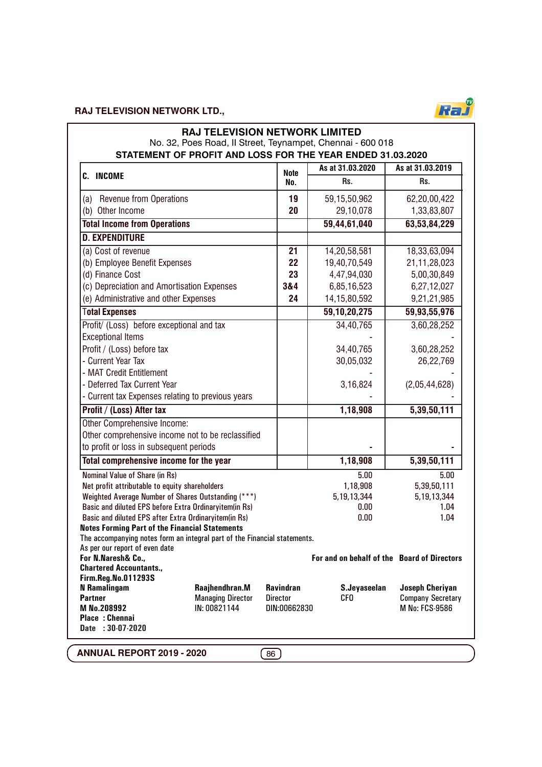# RAJ TELEVISION NETWORK LIMITED

No. 32, Poes Road, II Street, Teynampet, Chennai - 600 018

## STATEMENT OF PROFIT AND LOSS FOR THE YEAR ENDED 31.03.2020

| C. INCOME | Note No. | As at 31.03.2020 Rs. | As at 31.03.2019 Rs. |
|---|---|---|---|
| (a) Revenue from Operations | 19 | 59,15,50,962 | 62,20,00,422 |
| (b) Other Income | 20 | 29,10,078 | 1,33,83,807 |
| **Total Income from Operations** | | **59,44,61,040** | **63,53,84,229** |
| **D. EXPENDITURE** | | | |
| (a) Cost of revenue | 21 | 14,20,58,581 | 18,33,63,094 |
| (b) Employee Benefit Expenses | 22 | 19,40,70,549 | 21,11,28,023 |
| (d) Finance Cost | 23 | 4,47,94,030 | 5,00,30,849 |
| (c) Depreciation and Amortisation Expenses | 3&4 | 6,85,16,523 | 6,27,12,027 |
| (e) Administrative and other Expenses | 24 | 14,15,80,592 | 9,21,21,985 |
| **Total Expenses** | | **59,10,20,275** | **59,93,55,976** |
| Profit/ (Loss) before exceptional and tax | | 34,40,765 | 3,60,28,252 |
| Exceptional Items | | - | - |
| Profit / (Loss) before tax | | 34,40,765 | 3,60,28,252 |
| - Current Year Tax | | 30,05,032 | 26,22,769 |
| - MAT Credit Entitlement | | - | - |
| - Deferred Tax Current Year | | 3,16,824 | (2,05,44,628) |
| - Current tax Expenses relating to previous years | | - | - |
| **Profit / (Loss) After tax** | | **1,18,908** | **5,39,50,111** |
| Other Comprehensive Income: Other comprehensive income not to be reclassified to profit or loss in subsequent periods | | - | - |
| **Total comprehensive income for the year** | | **1,18,908** | **5,39,50,111** |
| Nominal Value of Share (in Rs) | | 5.00 | 5.00 |
| Net profit attributable to equity shareholders | | 1,18,908 | 5,39,50,111 |
| Weighted Average Number of Shares Outstanding (***) | | 5,19,13,344 | 5,19,13,344 |
| Basic and diluted EPS before Extra Ordinaryitem(in Rs) | | 0.00 | 1.04 |
| Basic and diluted EPS after Extra Ordinaryitem(in Rs) | | 0.00 | 1.04 |

**Notes Forming Part of the Financial Statements**

The accompanying notes form an integral part of the Financial statements.

As per our report of even date

**For N.Naresh& Co.,**
**Chartered Accountants.,**
**Firm.Reg.No.011293S**

**For and on behalf of the Board of Directors**

| | | | | |
|---|---|---|---|---|
| **N Ramalingam** | **Raajhendhran.M** | **Ravindran** | **S.Jeyaseelan** | **Joseph Cheriyan** |
| **Partner** | Managing Director | Director | CFO | Company Secretary |
| **M No.208992** | IN: 00821144 | DIN:00662830 | | M No: FCS-9586 |

**Place : Chennai**
**Date : 30-07-2020**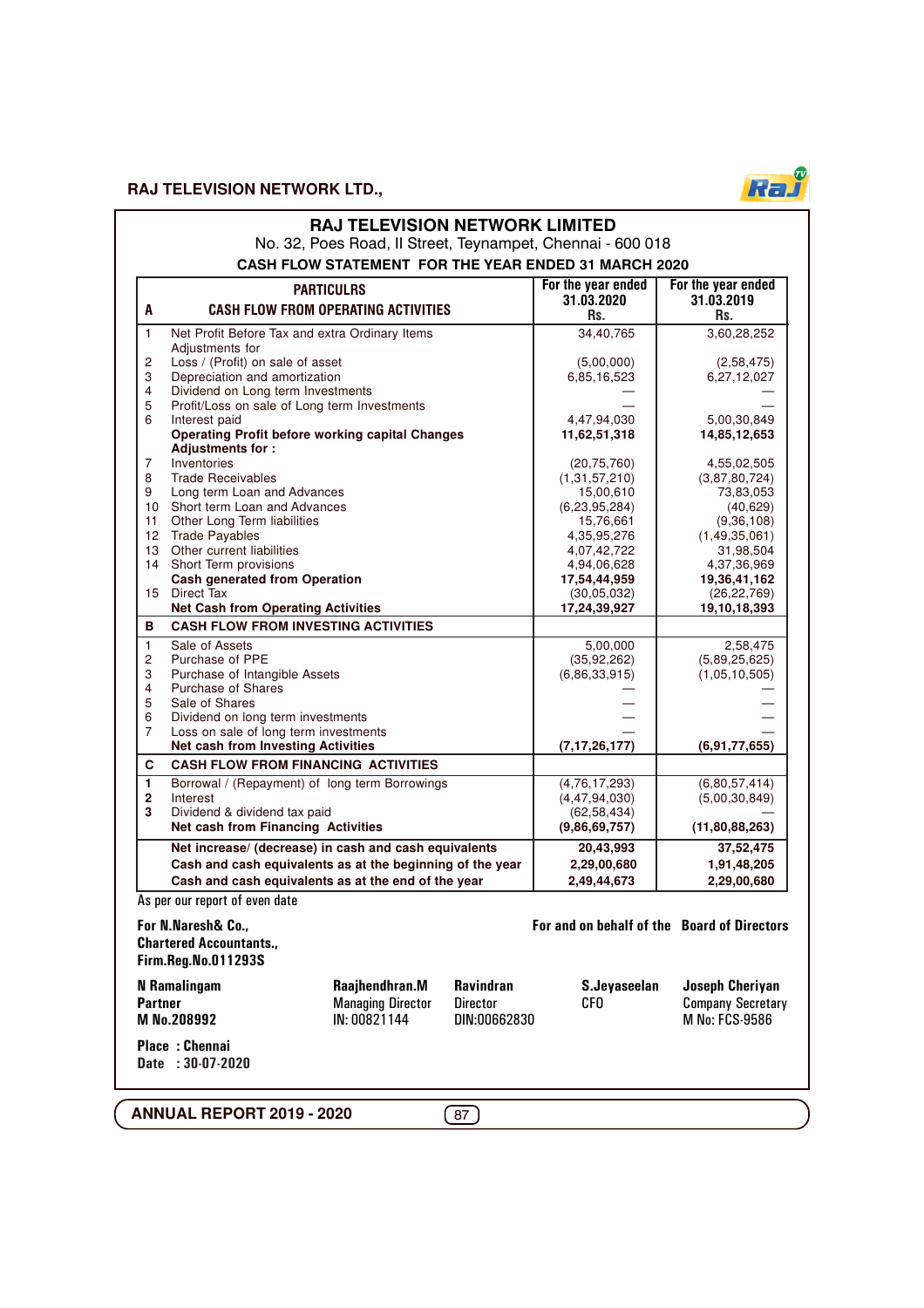# RAJ TELEVISION NETWORK LIMITED

No. 32, Poes Road, II Street, Teynampet, Chennai - 600 018

## CASH FLOW STATEMENT FOR THE YEAR ENDED 31 MARCH 2020

| | PARTICULRS | For the year ended 31.03.2020 Rs. | For the year ended 31.03.2019 Rs. |
|---|---|---|---|
| **A** | **CASH FLOW FROM OPERATING ACTIVITIES** | | |
| 1 | Net Profit Before Tax and extra Ordinary Items | 34,40,765 | 3,60,28,252 |
| | Adjustments for | | |
| 2 | Loss / (Profit) on sale of asset | (5,00,000) | (2,58,475) |
| 3 | Depreciation and amortization | 6,85,16,523 | 6,27,12,027 |
| 4 | Dividend on Long term Investments | — | — |
| 5 | Profit/Loss on sale of Long term Investments | — | — |
| 6 | Interest paid | 4,47,94,030 | 5,00,30,849 |
| | **Operating Profit before working capital Changes** | **11,62,51,318** | **14,85,12,653** |
| | **Adjustments for :** | | |
| 7 | Inventories | (20,75,760) | 4,55,02,505 |
| 8 | Trade Receivables | (1,31,57,210) | (3,87,80,724) |
| 9 | Long term Loan and Advances | 15,00,610 | 73,83,053 |
| 10 | Short term Loan and Advances | (6,23,95,284) | (40,629) |
| 11 | Other Long Term liabilities | 15,76,661 | (9,36,108) |
| 12 | Trade Payables | 4,35,95,276 | (1,49,35,061) |
| 13 | Other current liabilities | 4,07,42,722 | 31,98,504 |
| 14 | Short Term provisions | 4,94,06,628 | 4,37,36,969 |
| | **Cash generated from Operation** | **17,54,44,959** | **19,36,41,162** |
| 15 | Direct Tax | (30,05,032) | (26,22,769) |
| | **Net Cash from Operating Activities** | **17,24,39,927** | **19,10,18,393** |
| **B** | **CASH FLOW FROM INVESTING ACTIVITIES** | | |
| 1 | Sale of Assets | 5,00,000 | 2,58,475 |
| 2 | Purchase of PPE | (35,92,262) | (5,89,25,625) |
| 3 | Purchase of Intangible Assets | (6,86,33,915) | (1,05,10,505) |
| 4 | Purchase of Shares | — | — |
| 5 | Sale of Shares | — | — |
| 6 | Dividend on long term investments | — | — |
| 7 | Loss on sale of long term investments | — | — |
| | **Net cash from Investing Activities** | **(7,17,26,177)** | **(6,91,77,655)** |
| **C** | **CASH FLOW FROM FINANCING ACTIVITIES** | | |
| **1** | Borrowal / (Repayment) of long term Borrowings | (4,76,17,293) | (6,80,57,414) |
| **2** | Interest | (4,47,94,030) | (5,00,30,849) |
| **3** | Dividend & dividend tax paid | (62,58,434) | — |
| | **Net cash from Financing Activities** | **(9,86,69,757)** | **(11,80,88,263)** |
| | **Net increase/ (decrease) in cash and cash equivalents** | **20,43,993** | **37,52,475** |
| | **Cash and cash equivalents as at the beginning of the year** | **2,29,00,680** | **1,91,48,205** |
| | **Cash and cash equivalents as at the end of the year** | **2,49,44,673** | **2,29,00,680** |

As per our report of even date

**For N.Naresh& Co.,**
**Chartered Accountants.,**
**Firm.Reg.No.011293S**

**For and on behalf of the Board of Directors**

**N Ramalingam**
**Partner**
**M No.208992**

**Raajhendhran.M**
Managing Director
IN: 00821144

**Ravindran**
Director
DIN:00662830

**S.Jeyaseelan**
CFO

**Joseph Cheriyan**
Company Secretary
M No: FCS-9586

**Place : Chennai**
**Date : 30-07-2020**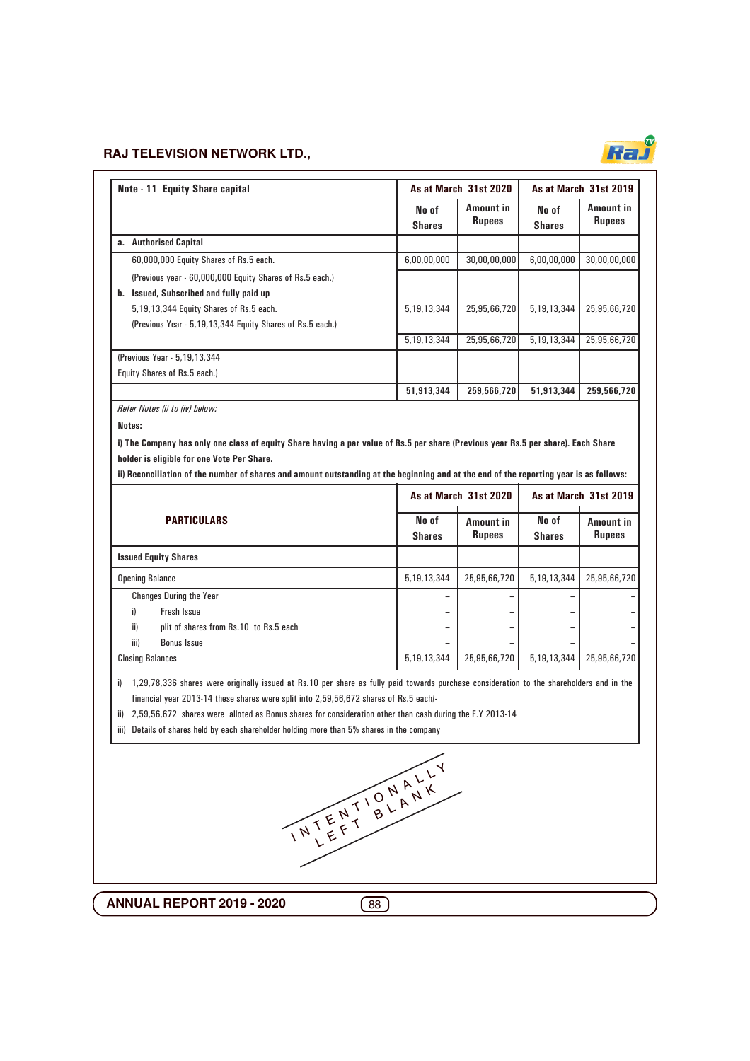| Note - 11 Equity Share capital | As at March 31st 2020 | | As at March 31st 2019 | |
|---|---|---|---|---|
| | No of Shares | Amount in Rupees | No of Shares | Amount in Rupees |
| **a. Authorised Capital** | | | | |
| 60,000,000 Equity Shares of Rs.5 each. | 6,00,00,000 | 30,00,00,000 | 6,00,00,000 | 30,00,00,000 |
| (Previous year - 60,000,000 Equity Shares of Rs.5 each.) | | | | |
| **b. Issued, Subscribed and fully paid up** | | | | |
| 5,19,13,344 Equity Shares of Rs.5 each. | 5,19,13,344 | 25,95,66,720 | 5,19,13,344 | 25,95,66,720 |
| (Previous Year - 5,19,13,344 Equity Shares of Rs.5 each.) | | | | |
| | 5,19,13,344 | 25,95,66,720 | 5,19,13,344 | 25,95,66,720 |
| (Previous Year - 5,19,13,344 Equity Shares of Rs.5 each.) | | | | |
| | **51,913,344** | **259,566,720** | **51,913,344** | **259,566,720** |

*Refer Notes (i) to (iv) below:*

**Notes:**

**i) The Company has only one class of equity Share having a par value of Rs.5 per share (Previous year Rs.5 per share). Each Share holder is eligible for one Vote Per Share.**

**ii) Reconciliation of the number of shares and amount outstanding at the beginning and at the end of the reporting year is as follows:**

| PARTICULARS | As at March 31st 2020 | | As at March 31st 2019 | |
|---|---|---|---|---|
| | No of Shares | Amount in Rupees | No of Shares | Amount in Rupees |
| **Issued Equity Shares** | | | | |
| Opening Balance | 5,19,13,344 | 25,95,66,720 | 5,19,13,344 | 25,95,66,720 |
| Changes During the Year | – | – | – | – |
| i) Fresh Issue | – | – | – | – |
| ii) plit of shares from Rs.10 to Rs.5 each | – | – | – | – |
| iii) Bonus Issue | – | – | – | – |
| Closing Balances | 5,19,13,344 | 25,95,66,720 | 5,19,13,344 | 25,95,66,720 |

i) 1,29,78,336 shares were originally issued at Rs.10 per share as fully paid towards purchase consideration to the shareholders and in the financial year 2013-14 these shares were split into 2,59,56,672 shares of Rs.5 each/-

ii) 2,59,56,672 shares were alloted as Bonus shares for consideration other than cash during the F.Y 2013-14

iii) Details of shares held by each shareholder holding more than 5% shares in the company

INTENTIONALLY LEFT BLANK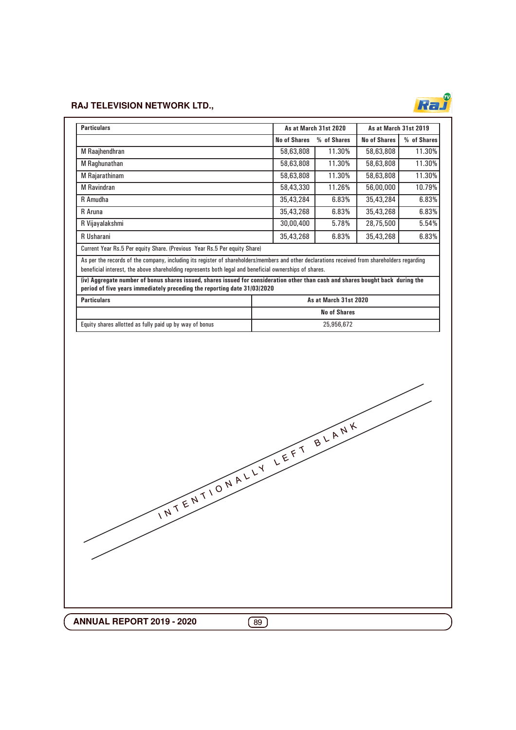| Particulars | As at March 31st 2020 | | As at March 31st 2019 | |
|---|---|---|---|---|
| | No of Shares | % of Shares | No of Shares | % of Shares |
| M Raajhendhran | 58,63,808 | 11.30% | 58,63,808 | 11.30% |
| M Raghunathan | 58,63,808 | 11.30% | 58,63,808 | 11.30% |
| M Rajarathinam | 58,63,808 | 11.30% | 58,63,808 | 11.30% |
| M Ravindran | 58,43,330 | 11.26% | 56,00,000 | 10.79% |
| R Amudha | 35,43,284 | 6.83% | 35,43,284 | 6.83% |
| R Aruna | 35,43,268 | 6.83% | 35,43,268 | 6.83% |
| R Vijayalakshmi | 30,00,400 | 5.78% | 28,75,500 | 5.54% |
| R Usharani | 35,43,268 | 6.83% | 35,43,268 | 6.83% |

Current Year Rs.5 Per equity Share. (Previous Year Rs.5 Per equity Share)

As per the records of the company, including its register of shareholders/members and other declarations received from shareholders regarding beneficial interest, the above shareholding represents both legal and beneficial ownerships of shares.

**(iv) Aggregate number of bonus shares issued, shares issued for consideration other than cash and shares bought back during the period of five years immediately preceding the reporting date 31/03/2020**

| Particulars | As at March 31st 2020 |
|---|---|
| | No of Shares |
| Equity shares allotted as fully paid up by way of bonus | 25,956,672 |

INTENTIONALLY LEFT BLANK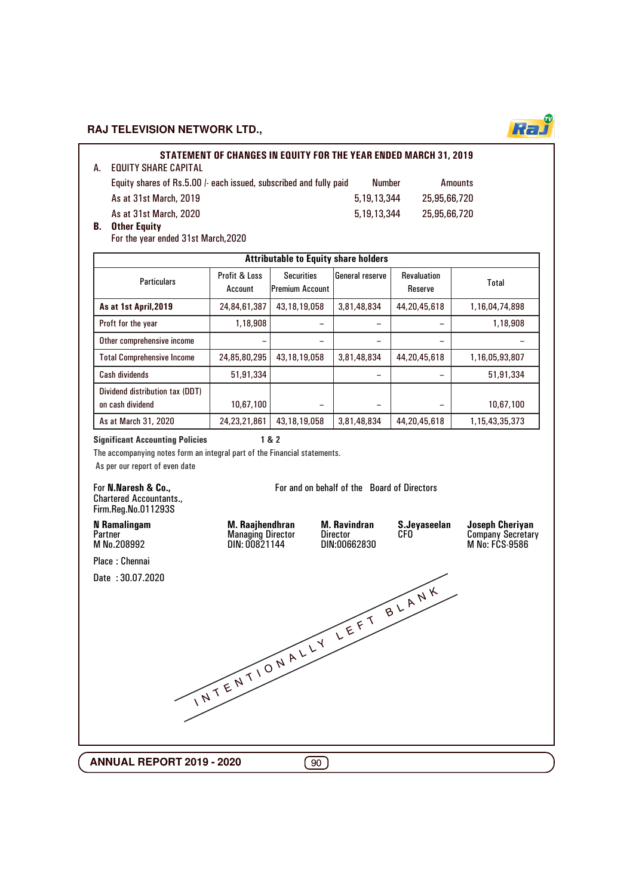## STATEMENT OF CHANGES IN EQUITY FOR THE YEAR ENDED MARCH 31, 2019

**A. EQUITY SHARE CAPITAL**

| Equity shares of Rs.5.00 /- each issued, subscribed and fully paid | Number | Amounts |
|---|---|---|
| As at 31st March, 2019 | 5,19,13,344 | 25,95,66,720 |
| As at 31st March, 2020 | 5,19,13,344 | 25,95,66,720 |

**B. Other Equity**

For the year ended 31st March,2020

| Attributable to Equity share holders | | | | | |
|---|---|---|---|---|---|
| Particulars | Profit & Loss Account | Securities Premium Account | General reserve | Revaluation Reserve | Total |
| **As at 1st April,2019** | 24,84,61,387 | 43,18,19,058 | 3,81,48,834 | 44,20,45,618 | 1,16,04,74,898 |
| Proft for the year | 1,18,908 | – | – | – | 1,18,908 |
| Other comprehensive income | – | – | – | – | – |
| Total Comprehensive Income | 24,85,80,295 | 43,18,19,058 | 3,81,48,834 | 44,20,45,618 | 1,16,05,93,807 |
| Cash dividends | 51,91,334 | | – | – | 51,91,334 |
| Dividend distribution tax (DDT) on cash dividend | 10,67,100 | – | – | – | 10,67,100 |
| As at March 31, 2020 | 24,23,21,861 | 43,18,19,058 | 3,81,48,834 | 44,20,45,618 | 1,15,43,35,373 |

**Significant Accounting Policies** 1 & 2

The accompanying notes form an integral part of the Financial statements.

As per our report of even date

For **N.Naresh & Co.,**
Chartered Accountants.,
Firm.Reg.No.011293S

For and on behalf of the Board of Directors

**N Ramalingam**
Partner
M No.208992

**M. Raajhendhran**
Managing Director
DIN: 00821144

**M. Ravindran**
Director
DIN:00662830

**S.Jeyaseelan**
CFO

**Joseph Cheriyan**
Company Secretary
M No: FCS-9586

Place : Chennai

Date : 30.07.2020

INTENTIONALLY LEFT BLANK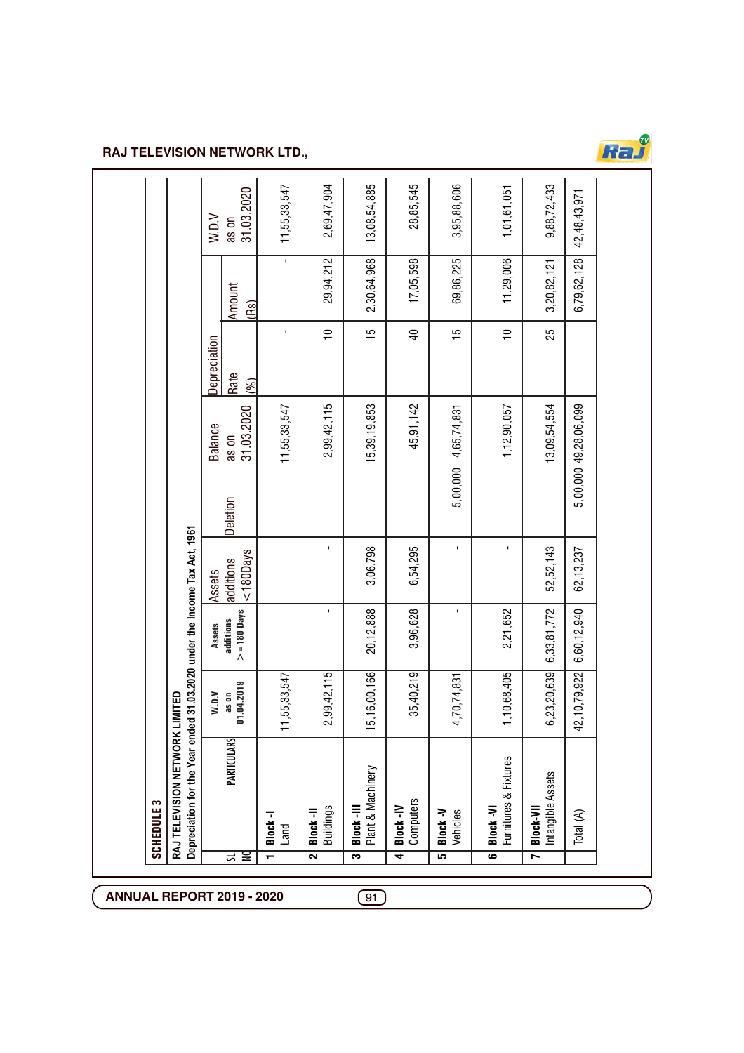## SCHEDULE 3

**RAJ TELEVISION NETWORK LIMITED**

**Depreciation for the Year ended 31.03.2020 under the Income Tax Act, 1961**

| SL NO | PARTICULARS | W.D.V as on 01.04.2019 | Assets additions >=180 Days | Assets additions <180Days | Deletion | Balance as on 31.03.2020 | Depreciation | | W.D.V as on 31.03.2020 |
|---|---|---|---|---|---|---|---|---|---|
| | | | | | | | Rate (%) | Amount (Rs) | |
| 1 | **Block -I** Land | 11,55,33,547 | | | | 11,55,33,547 | - | - | 11,55,33,547 |
| 2 | **Block -II** Buildings | 2,99,42,115 | - | - | | 2,99,42,115 | 10 | 29,94,212 | 2,69,47,904 |
| 3 | **Block -III** Plant & Machinery | 15,16,00,166 | 20,12,888 | 3,06,798 | | 15,39,19,853 | 15 | 2,30,64,968 | 13,08,54,885 |
| 4 | **Block -IV** Computers | 35,40,219 | 3,96,628 | 6,54,295 | | 45,91,142 | 40 | 17,05,598 | 28,85,545 |
| 5 | **Block -V** Vehicles | 4,70,74,831 | - | - | 5,00,000 | 4,65,74,831 | 15 | 69,86,225 | 3,95,88,606 |
| 6 | **Block -VI** Furnitures & Fixtures | 1,10,68,405 | 2,21,652 | - | | 1,12,90,057 | 10 | 11,29,006 | 1,01,61,051 |
| 7 | **Block-VII** Intangible Assets | 6,23,20,639 | 6,33,81,772 | 52,52,143 | | 13,09,54,554 | 25 | 3,20,82,121 | 9,88,72,433 |
| | Total (A) | 42,10,79,922 | 6,60,12,940 | 62,13,237 | 5,00,000 | 49,28,06,099 | | 6,79,62,128 | 42,48,43,971 |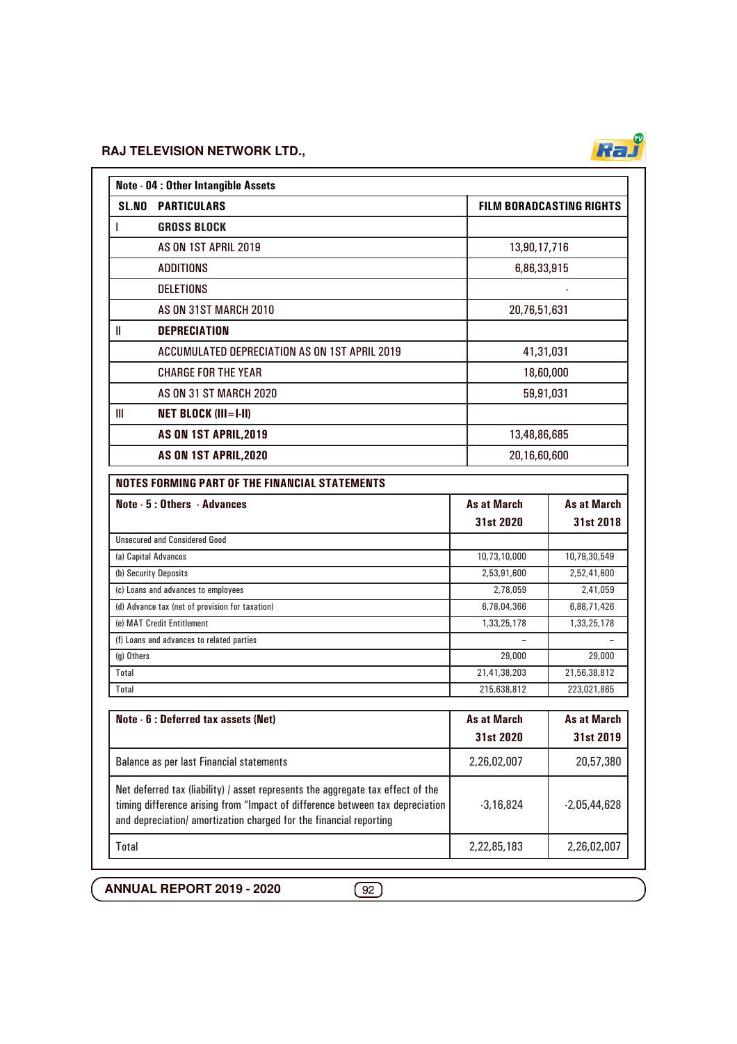| Note - 04 : Other Intangible Assets | | |
|---|---|---|
| **SL.NO** | **PARTICULARS** | **FILM BORADCASTING RIGHTS** |
| I | **GROSS BLOCK** | |
| | AS ON 1ST APRIL 2019 | 13,90,17,716 |
| | ADDITIONS | 6,86,33,915 |
| | DELETIONS | - |
| | AS ON 31ST MARCH 2010 | 20,76,51,631 |
| II | **DEPRECIATION** | |
| | ACCUMULATED DEPRECIATION AS ON 1ST APRIL 2019 | 41,31,031 |
| | CHARGE FOR THE YEAR | 18,60,000 |
| | AS ON 31 ST MARCH 2020 | 59,91,031 |
| III | **NET BLOCK (III=I-II)** | |
| | **AS ON 1ST APRIL,2019** | 13,48,86,685 |
| | **AS ON 1ST APRIL,2020** | 20,16,60,600 |

## NOTES FORMING PART OF THE FINANCIAL STATEMENTS

| Note - 5 : Others - Advances | As at March 31st 2020 | As at March 31st 2018 |
|---|---|---|
| Unsecured and Considered Good | | |
| (a) Capital Advances | 10,73,10,000 | 10,79,30,549 |
| (b) Security Deposits | 2,53,91,600 | 2,52,41,600 |
| (c) Loans and advances to employees | 2,78,059 | 2,41,059 |
| (d) Advance tax (net of provision for taxation) | 6,78,04,366 | 6,88,71,426 |
| (e) MAT Credit Entitlement | 1,33,25,178 | 1,33,25,178 |
| (f) Loans and advances to related parties | – | – |
| (g) Others | 29,000 | 29,000 |
| Total | 21,41,38,203 | 21,56,38,812 |
| Total | 215,638,812 | 223,021,865 |

| Note - 6 : Deferred tax assets (Net) | As at March 31st 2020 | As at March 31st 2019 |
|---|---|---|
| Balance as per last Financial statements | 2,26,02,007 | 20,57,380 |
| Net deferred tax (liability) / asset represents the aggregate tax effect of the timing difference arising from "Impact of difference between tax depreciation and depreciation/ amortization charged for the financial reporting | -3,16,824 | -2,05,44,628 |
| Total | 2,22,85,183 | 2,26,02,007 |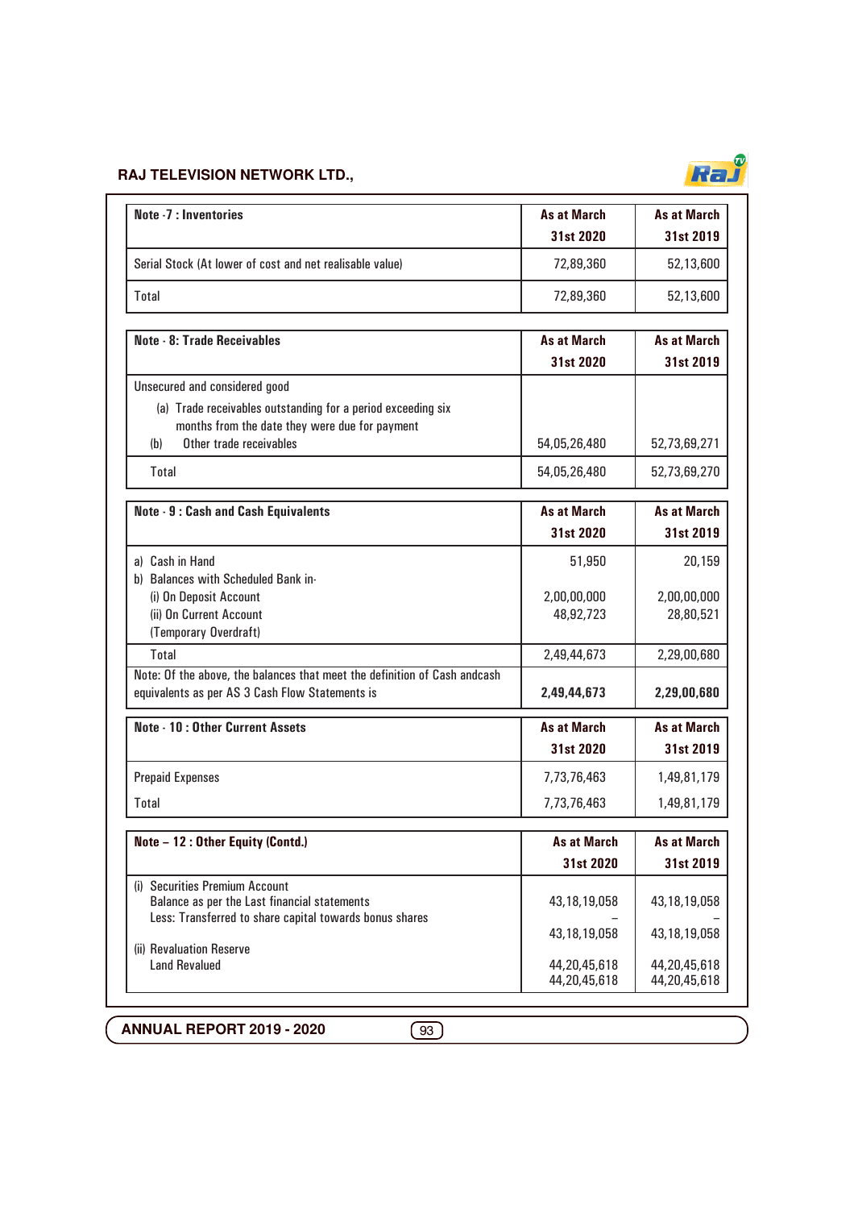| Note -7 : Inventories | As at March 31st 2020 | As at March 31st 2019 |
|---|---|---|
| Serial Stock (At lower of cost and net realisable value) | 72,89,360 | 52,13,600 |
| Total | 72,89,360 | 52,13,600 |

| Note - 8: Trade Receivables | As at March 31st 2020 | As at March 31st 2019 |
|---|---|---|
| Unsecured and considered good | | |
| (a) Trade receivables outstanding for a period exceeding six months from the date they were due for payment | | |
| (b) Other trade receivables | 54,05,26,480 | 52,73,69,271 |
| Total | 54,05,26,480 | 52,73,69,270 |

| Note - 9 : Cash and Cash Equivalents | As at March 31st 2020 | As at March 31st 2019 |
|---|---|---|
| a) Cash in Hand | 51,950 | 20,159 |
| b) Balances with Scheduled Bank in- | | |
| (i) On Deposit Account | 2,00,00,000 | 2,00,00,000 |
| (ii) On Current Account | 48,92,723 | 28,80,521 |
| (Temporary Overdraft) | | |
| Total | 2,49,44,673 | 2,29,00,680 |
| Note: Of the above, the balances that meet the definition of Cash andcash equivalents as per AS 3 Cash Flow Statements is | **2,49,44,673** | **2,29,00,680** |

| Note - 10 : Other Current Assets | As at March 31st 2020 | As at March 31st 2019 |
|---|---|---|
| Prepaid Expenses | 7,73,76,463 | 1,49,81,179 |
| Total | 7,73,76,463 | 1,49,81,179 |

| Note – 12 : Other Equity (Contd.) | As at March 31st 2020 | As at March 31st 2019 |
|---|---|---|
| (i) Securities Premium Account | | |
| Balance as per the Last financial statements | 43,18,19,058 | 43,18,19,058 |
| Less: Transferred to share capital towards bonus shares | – | – |
| | 43,18,19,058 | 43,18,19,058 |
| (ii) Revaluation Reserve | | |
| Land Revalued | 44,20,45,618 | 44,20,45,618 |
| | 44,20,45,618 | 44,20,45,618 |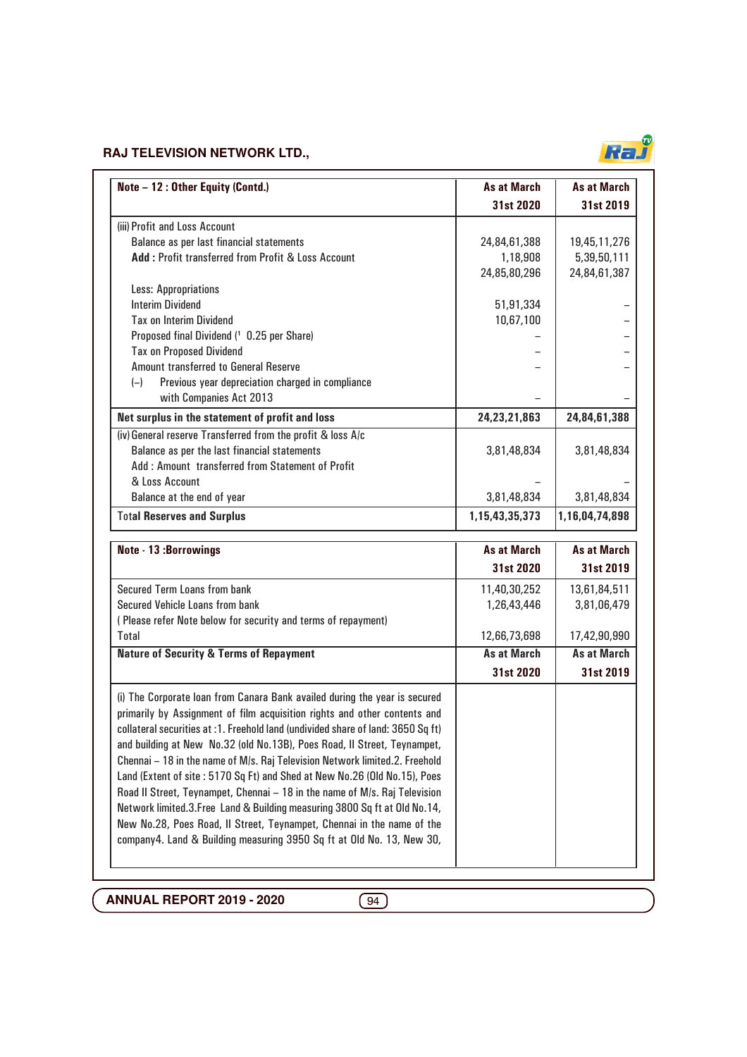| Note – 12 : Other Equity (Contd.) | As at March 31st 2020 | As at March 31st 2019 |
|---|---|---|
| (iii) Profit and Loss Account | | |
| Balance as per last financial statements | 24,84,61,388 | 19,45,11,276 |
| **Add :** Profit transferred from Profit & Loss Account | 1,18,908 | 5,39,50,111 |
| | 24,85,80,296 | 24,84,61,387 |
| Less: Appropriations | | |
| Interim Dividend | 51,91,334 | – |
| Tax on Interim Dividend | 10,67,100 | – |
| Proposed final Dividend (₹ 0.25 per Share) | – | – |
| Tax on Proposed Dividend | – | – |
| Amount transferred to General Reserve | – | – |
| (–) Previous year depreciation charged in compliance with Companies Act 2013 | – | – |
| **Net surplus in the statement of profit and loss** | **24,23,21,863** | **24,84,61,388** |
| (iv) General reserve Transferred from the profit & loss A/c | | |
| Balance as per the last financial statements | 3,81,48,834 | 3,81,48,834 |
| Add : Amount transferred from Statement of Profit & Loss Account | – | – |
| Balance at the end of year | 3,81,48,834 | 3,81,48,834 |
| **Total Reserves and Surplus** | **1,15,43,35,373** | **1,16,04,74,898** |

| Note - 13 :Borrowings | As at March 31st 2020 | As at March 31st 2019 |
|---|---|---|
| Secured Term Loans from bank | 11,40,30,252 | 13,61,84,511 |
| Secured Vehicle Loans from bank | 1,26,43,446 | 3,81,06,479 |
| ( Please refer Note below for security and terms of repayment) | | |
| Total | 12,66,73,698 | 17,42,90,990 |
| **Nature of Security & Terms of Repayment** | **As at March 31st 2020** | **As at March 31st 2019** |
| (i) The Corporate loan from Canara Bank availed during the year is secured primarily by Assignment of film acquisition rights and other contents and collateral securities at :1. Freehold land (undivided share of land: 3650 Sq ft) and building at New No.32 (old No.13B), Poes Road, II Street, Teynampet, Chennai – 18 in the name of M/s. Raj Television Network limited.2. Freehold Land (Extent of site : 5170 Sq Ft) and Shed at New No.26 (Old No.15), Poes Road II Street, Teynampet, Chennai – 18 in the name of M/s. Raj Television Network limited.3.Free Land & Building measuring 3800 Sq ft at Old No.14, New No.28, Poes Road, II Street, Teynampet, Chennai in the name of the company4. Land & Building measuring 3950 Sq ft at Old No. 13, New 30, | | |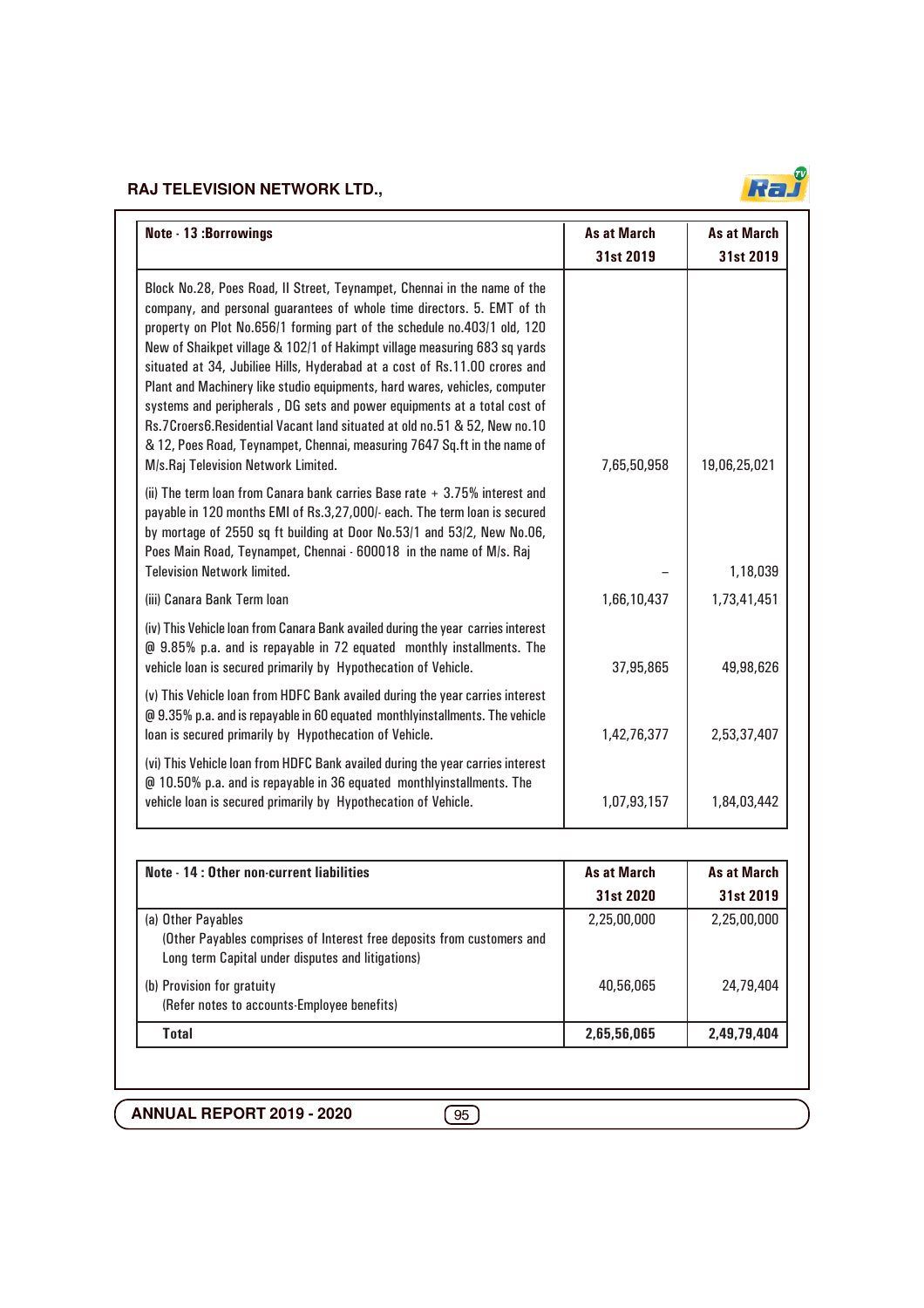| Note - 13 :Borrowings | As at March 31st 2019 | As at March 31st 2019 |
|---|---|---|
| Block No.28, Poes Road, II Street, Teynampet, Chennai in the name of the company, and personal guarantees of whole time directors. 5. EMT of th property on Plot No.656/1 forming part of the schedule no.403/1 old, 120 New of Shaikpet village & 102/1 of Hakimpt village measuring 683 sq yards situated at 34, Jubiliee Hills, Hyderabad at a cost of Rs.11.00 crores and Plant and Machinery like studio equipments, hard wares, vehicles, computer systems and peripherals , DG sets and power equipments at a total cost of Rs.7Croers6.Residential Vacant land situated at old no.51 & 52, New no.10 & 12, Poes Road, Teynampet, Chennai, measuring 7647 Sq.ft in the name of M/s.Raj Television Network Limited. | 7,65,50,958 | 19,06,25,021 |
| (ii) The term loan from Canara bank carries Base rate + 3.75% interest and payable in 120 months EMI of Rs.3,27,000/- each. The term loan is secured by mortage of 2550 sq ft building at Door No.53/1 and 53/2, New No.06, Poes Main Road, Teynampet, Chennai - 600018 in the name of M/s. Raj Television Network limited. | – | 1,18,039 |
| (iii) Canara Bank Term loan | 1,66,10,437 | 1,73,41,451 |
| (iv) This Vehicle loan from Canara Bank availed during the year carries interest @ 9.85% p.a. and is repayable in 72 equated monthly installments. The vehicle loan is secured primarily by Hypothecation of Vehicle. | 37,95,865 | 49,98,626 |
| (v) This Vehicle loan from HDFC Bank availed during the year carries interest @ 9.35% p.a. and is repayable in 60 equated monthlyinstallments. The vehicle loan is secured primarily by Hypothecation of Vehicle. | 1,42,76,377 | 2,53,37,407 |
| (vi) This Vehicle loan from HDFC Bank availed during the year carries interest @ 10.50% p.a. and is repayable in 36 equated monthlyinstallments. The vehicle loan is secured primarily by Hypothecation of Vehicle. | 1,07,93,157 | 1,84,03,442 |

| Note - 14 : Other non-current liabilities | As at March 31st 2020 | As at March 31st 2019 |
|---|---|---|
| (a) Other Payables (Other Payables comprises of Interest free deposits from customers and Long term Capital under disputes and litigations) | 2,25,00,000 | 2,25,00,000 |
| (b) Provision for gratuity (Refer notes to accounts-Employee benefits) | 40,56,065 | 24,79,404 |
| **Total** | **2,65,56,065** | **2,49,79,404** |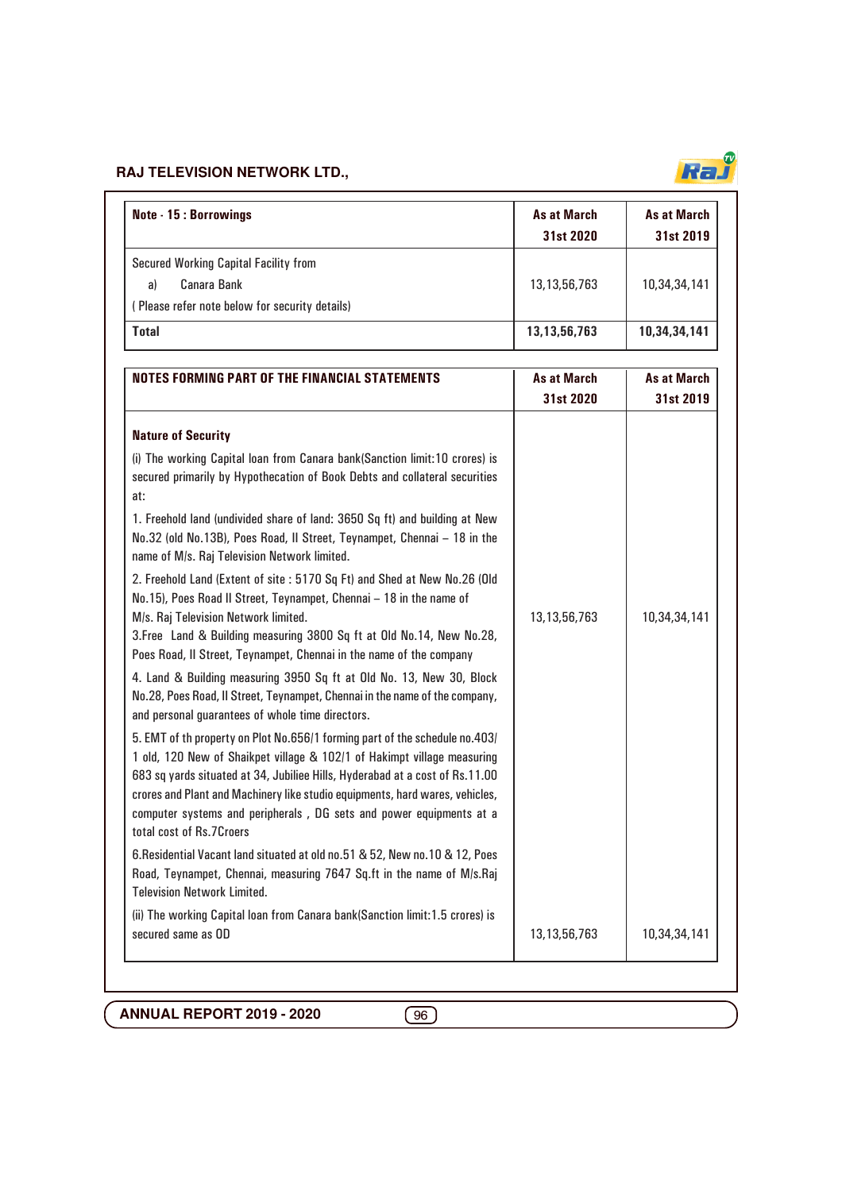| Note - 15 : Borrowings | As at March 31st 2020 | As at March 31st 2019 |
|---|---|---|
| Secured Working Capital Facility from<br>a) Canara Bank<br>( Please refer note below for security details) | 13,13,56,763 | 10,34,34,141 |
| **Total** | **13,13,56,763** | **10,34,34,141** |

| NOTES FORMING PART OF THE FINANCIAL STATEMENTS | As at March 31st 2020 | As at March 31st 2019 |
|---|---|---|
| **Nature of Security**<br>(i) The working Capital loan from Canara bank(Sanction limit:10 crores) is secured primarily by Hypothecation of Book Debts and collateral securities at:<br>1. Freehold land (undivided share of land: 3650 Sq ft) and building at New No.32 (old No.13B), Poes Road, II Street, Teynampet, Chennai – 18 in the name of M/s. Raj Television Network limited.<br>2. Freehold Land (Extent of site : 5170 Sq Ft) and Shed at New No.26 (Old No.15), Poes Road II Street, Teynampet, Chennai – 18 in the name of M/s. Raj Television Network limited.<br>3.Free Land & Building measuring 3800 Sq ft at Old No.14, New No.28, Poes Road, II Street, Teynampet, Chennai in the name of the company<br>4. Land & Building measuring 3950 Sq ft at Old No. 13, New 30, Block No.28, Poes Road, II Street, Teynampet, Chennai in the name of the company, and personal guarantees of whole time directors.<br>5. EMT of th property on Plot No.656/1 forming part of the schedule no.403/ 1 old, 120 New of Shaikpet village & 102/1 of Hakimpt village measuring 683 sq yards situated at 34, Jubiliee Hills, Hyderabad at a cost of Rs.11.00 crores and Plant and Machinery like studio equipments, hard wares, vehicles, computer systems and peripherals , DG sets and power equipments at a total cost of Rs.7Croers<br>6.Residential Vacant land situated at old no.51 & 52, New no.10 & 12, Poes Road, Teynampet, Chennai, measuring 7647 Sq.ft in the name of M/s.Raj Television Network Limited. | 13,13,56,763 | 10,34,34,141 |
| (ii) The working Capital loan from Canara bank(Sanction limit:1.5 crores) is secured same as OD | 13,13,56,763 | 10,34,34,141 |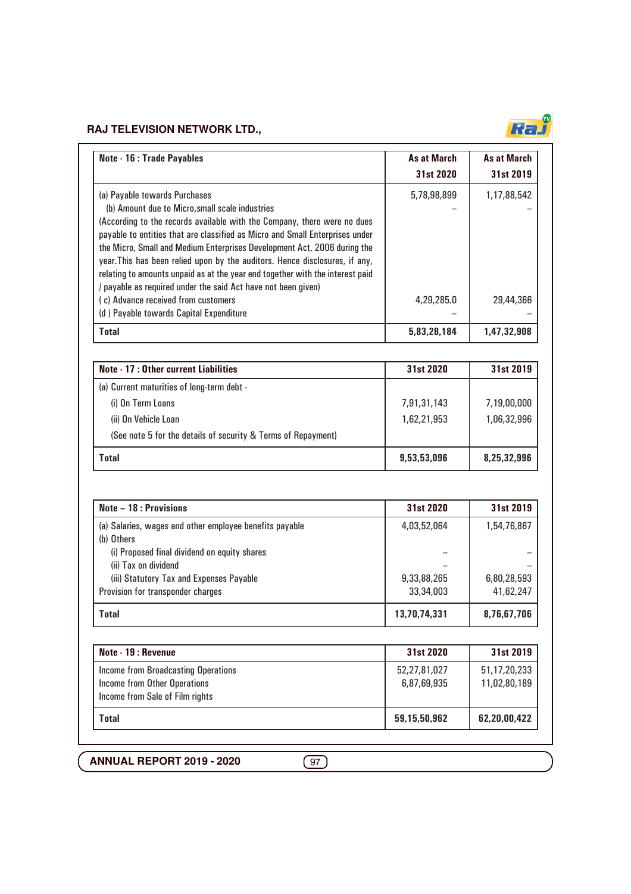| Note - 16 : Trade Payables | As at March 31st 2020 | As at March 31st 2019 |
|---|---|---|
| (a) Payable towards Purchases | 5,78,98,899 | 1,17,88,542 |
| (b) Amount due to Micro,small scale industries | – | – |
| (According to the records available with the Company, there were no dues payable to entities that are classified as Micro and Small Enterprises under the Micro, Small and Medium Enterprises Development Act, 2006 during the year.This has been relied upon by the auditors. Hence disclosures, if any, relating to amounts unpaid as at the year end together with the interest paid / payable as required under the said Act have not been given) | | |
| ( c) Advance received from customers | 4,29,285.0 | 29,44,366 |
| (d ) Payable towards Capital Expenditure | – | – |
| **Total** | **5,83,28,184** | **1,47,32,908** |

| Note - 17 : Other current Liabilities | 31st 2020 | 31st 2019 |
|---|---|---|
| (a) Current maturities of long-term debt - | | |
| (i) On Term Loans | 7,91,31,143 | 7,19,00,000 |
| (ii) On Vehicle Loan | 1,62,21,953 | 1,06,32,996 |
| (See note 5 for the details of security & Terms of Repayment) | | |
| **Total** | **9,53,53,096** | **8,25,32,996** |

| Note – 18 : Provisions | 31st 2020 | 31st 2019 |
|---|---|---|
| (a) Salaries, wages and other employee benefits payable | 4,03,52,064 | 1,54,76,867 |
| (b) Others | | |
| (i) Proposed final dividend on equity shares | – | – |
| (ii) Tax on dividend | – | – |
| (iii) Statutory Tax and Expenses Payable | 9,33,88,265 | 6,80,28,593 |
| Provision for transponder charges | 33,34,003 | 41,62,247 |
| **Total** | **13,70,74,331** | **8,76,67,706** |

| Note - 19 : Revenue | 31st 2020 | 31st 2019 |
|---|---|---|
| Income from Broadcasting Operations | 52,27,81,027 | 51,17,20,233 |
| Income from Other Operations | 6,87,69,935 | 11,02,80,189 |
| Income from Sale of Film rights | | |
| **Total** | **59,15,50,962** | **62,20,00,422** |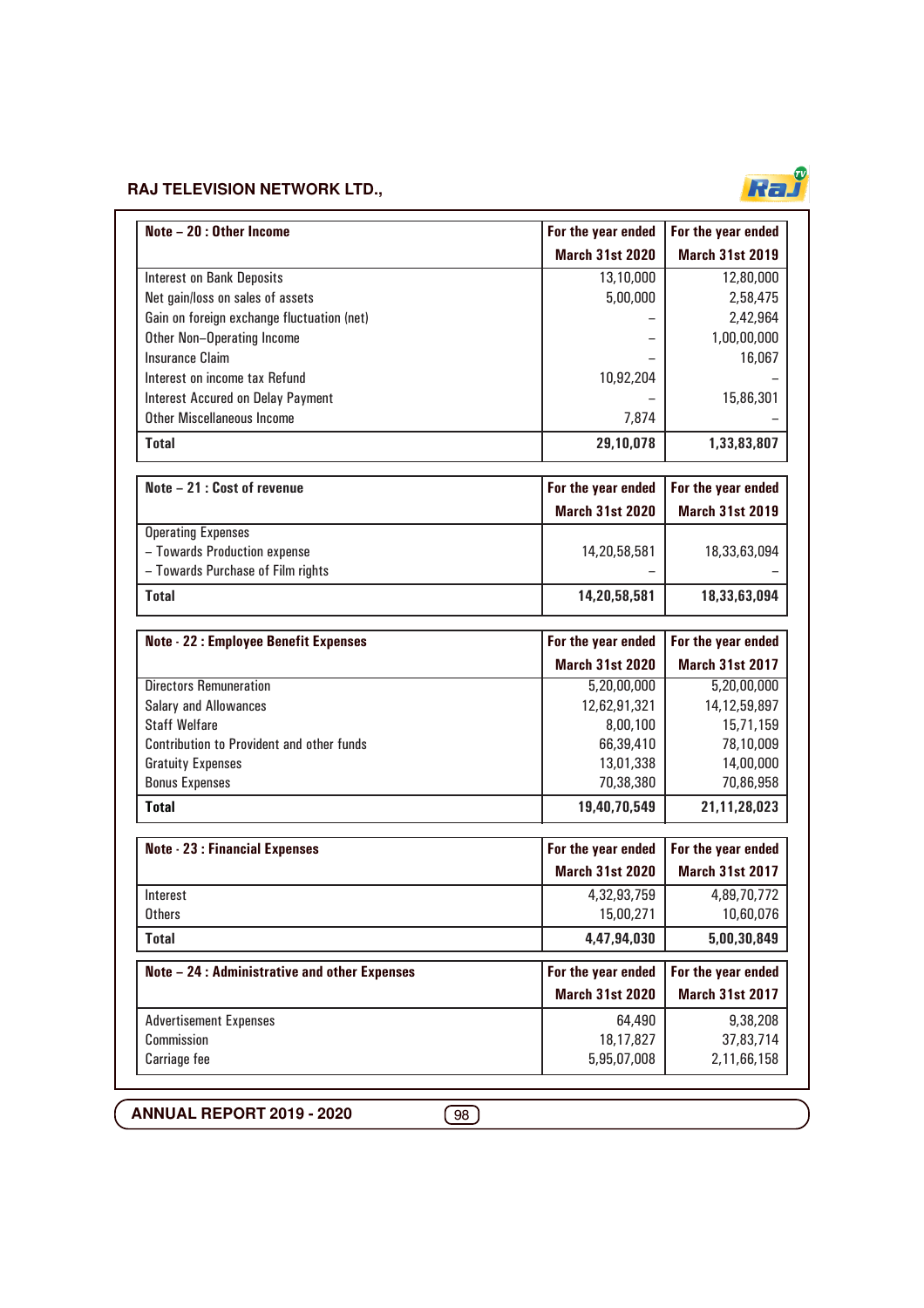| Note – 20 : Other Income | For the year ended March 31st 2020 | For the year ended March 31st 2019 |
|---|---|---|
| Interest on Bank Deposits | 13,10,000 | 12,80,000 |
| Net gain/loss on sales of assets | 5,00,000 | 2,58,475 |
| Gain on foreign exchange fluctuation (net) | – | 2,42,964 |
| Other Non–Operating Income | – | 1,00,00,000 |
| Insurance Claim | – | 16,067 |
| Interest on income tax Refund | 10,92,204 | – |
| Interest Accured on Delay Payment | – | 15,86,301 |
| Other Miscellaneous Income | 7,874 | – |
| **Total** | **29,10,078** | **1,33,83,807** |

| Note – 21 : Cost of revenue | For the year ended March 31st 2020 | For the year ended March 31st 2019 |
|---|---|---|
| Operating Expenses | | |
| – Towards Production expense | 14,20,58,581 | 18,33,63,094 |
| – Towards Purchase of Film rights | – | – |
| **Total** | **14,20,58,581** | **18,33,63,094** |

| Note - 22 : Employee Benefit Expenses | For the year ended March 31st 2020 | For the year ended March 31st 2017 |
|---|---|---|
| Directors Remuneration | 5,20,00,000 | 5,20,00,000 |
| Salary and Allowances | 12,62,91,321 | 14,12,59,897 |
| Staff Welfare | 8,00,100 | 15,71,159 |
| Contribution to Provident and other funds | 66,39,410 | 78,10,009 |
| Gratuity Expenses | 13,01,338 | 14,00,000 |
| Bonus Expenses | 70,38,380 | 70,86,958 |
| **Total** | **19,40,70,549** | **21,11,28,023** |

| Note - 23 : Financial Expenses | For the year ended March 31st 2020 | For the year ended March 31st 2017 |
|---|---|---|
| Interest | 4,32,93,759 | 4,89,70,772 |
| Others | 15,00,271 | 10,60,076 |
| **Total** | **4,47,94,030** | **5,00,30,849** |

| Note – 24 : Administrative and other Expenses | For the year ended March 31st 2020 | For the year ended March 31st 2017 |
|---|---|---|
| Advertisement Expenses | 64,490 | 9,38,208 |
| Commission | 18,17,827 | 37,83,714 |
| Carriage fee | 5,95,07,008 | 2,11,66,158 |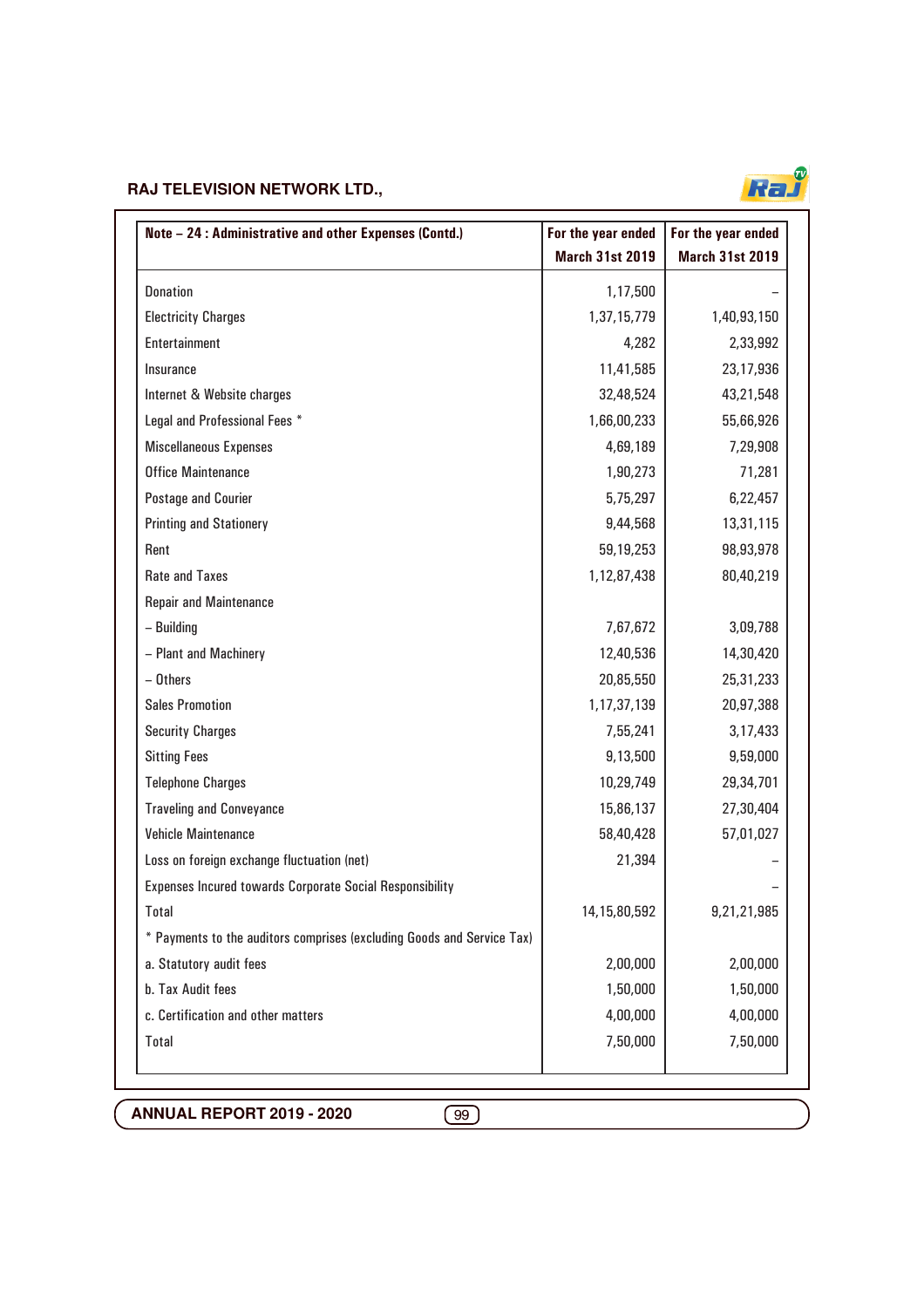| Note – 24 : Administrative and other Expenses (Contd.) | For the year ended March 31st 2019 | For the year ended March 31st 2019 |
|---|---|---|
| Donation | 1,17,500 | – |
| Electricity Charges | 1,37,15,779 | 1,40,93,150 |
| Entertainment | 4,282 | 2,33,992 |
| Insurance | 11,41,585 | 23,17,936 |
| Internet & Website charges | 32,48,524 | 43,21,548 |
| Legal and Professional Fees * | 1,66,00,233 | 55,66,926 |
| Miscellaneous Expenses | 4,69,189 | 7,29,908 |
| Office Maintenance | 1,90,273 | 71,281 |
| Postage and Courier | 5,75,297 | 6,22,457 |
| Printing and Stationery | 9,44,568 | 13,31,115 |
| Rent | 59,19,253 | 98,93,978 |
| Rate and Taxes | 1,12,87,438 | 80,40,219 |
| Repair and Maintenance | | |
| – Building | 7,67,672 | 3,09,788 |
| – Plant and Machinery | 12,40,536 | 14,30,420 |
| – Others | 20,85,550 | 25,31,233 |
| Sales Promotion | 1,17,37,139 | 20,97,388 |
| Security Charges | 7,55,241 | 3,17,433 |
| Sitting Fees | 9,13,500 | 9,59,000 |
| Telephone Charges | 10,29,749 | 29,34,701 |
| Traveling and Conveyance | 15,86,137 | 27,30,404 |
| Vehicle Maintenance | 58,40,428 | 57,01,027 |
| Loss on foreign exchange fluctuation (net) | 21,394 | – |
| Expenses Incured towards Corporate Social Responsibility | | – |
| Total | 14,15,80,592 | 9,21,21,985 |
| * Payments to the auditors comprises (excluding Goods and Service Tax) | | |
| a. Statutory audit fees | 2,00,000 | 2,00,000 |
| b. Tax Audit fees | 1,50,000 | 1,50,000 |
| c. Certification and other matters | 4,00,000 | 4,00,000 |
| Total | 7,50,000 | 7,50,000 |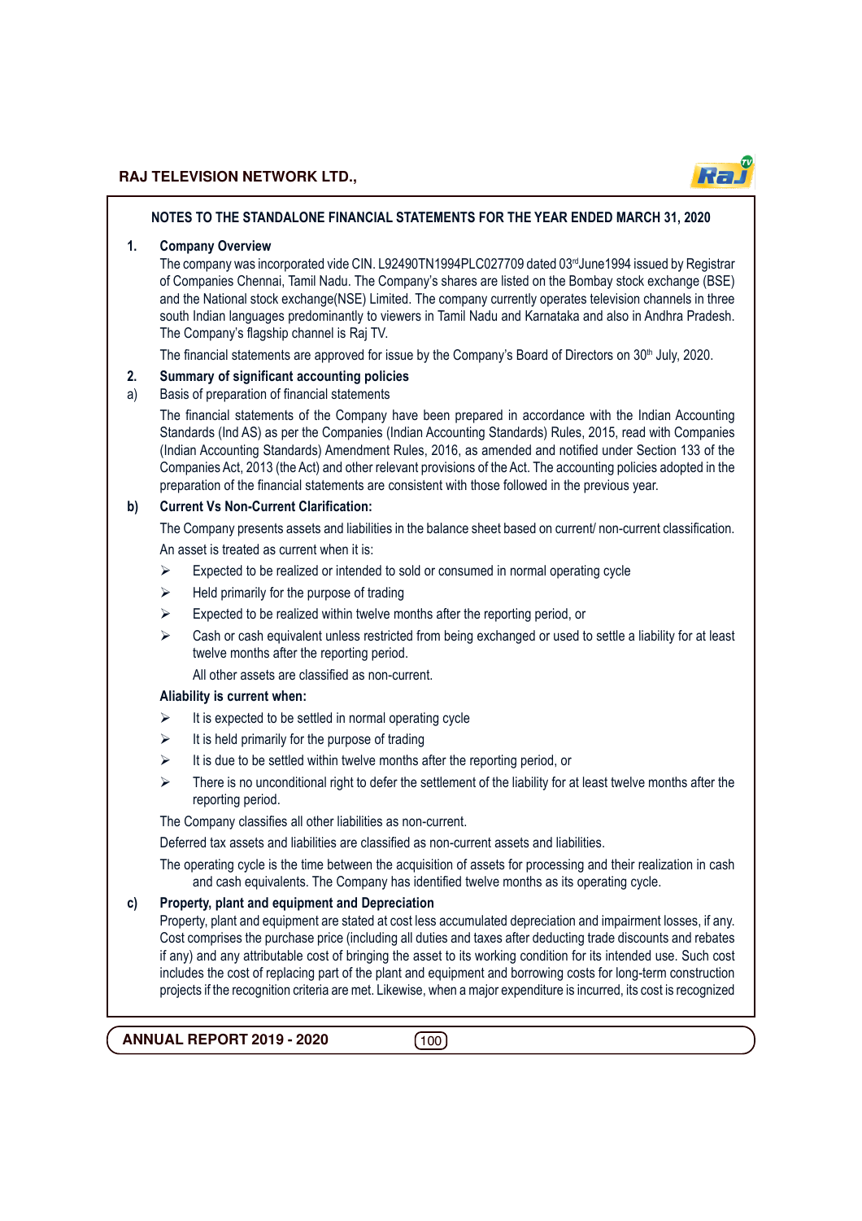## NOTES TO THE STANDALONE FINANCIAL STATEMENTS FOR THE YEAR ENDED MARCH 31, 2020

**1. Company Overview**

The company was incorporated vide CIN. L92490TN1994PLC027709 dated 03rd June1994 issued by Registrar of Companies Chennai, Tamil Nadu. The Company's shares are listed on the Bombay stock exchange (BSE) and the National stock exchange(NSE) Limited. The company currently operates television channels in three south Indian languages predominantly to viewers in Tamil Nadu and Karnataka and also in Andhra Pradesh. The Company's flagship channel is Raj TV.

The financial statements are approved for issue by the Company's Board of Directors on 30th July, 2020.

**2. Summary of significant accounting policies**

a) Basis of preparation of financial statements

The financial statements of the Company have been prepared in accordance with the Indian Accounting Standards (Ind AS) as per the Companies (Indian Accounting Standards) Rules, 2015, read with Companies (Indian Accounting Standards) Amendment Rules, 2016, as amended and notified under Section 133 of the Companies Act, 2013 (the Act) and other relevant provisions of the Act. The accounting policies adopted in the preparation of the financial statements are consistent with those followed in the previous year.

**b) Current Vs Non-Current Clarification:**

The Company presents assets and liabilities in the balance sheet based on current/ non-current classification.

An asset is treated as current when it is:

- Expected to be realized or intended to sold or consumed in normal operating cycle
- Held primarily for the purpose of trading
- Expected to be realized within twelve months after the reporting period, or
- Cash or cash equivalent unless restricted from being exchanged or used to settle a liability for at least twelve months after the reporting period.

  All other assets are classified as non-current.

**Aliability is current when:**

- It is expected to be settled in normal operating cycle
- It is held primarily for the purpose of trading
- It is due to be settled within twelve months after the reporting period, or
- There is no unconditional right to defer the settlement of the liability for at least twelve months after the reporting period.

The Company classifies all other liabilities as non-current.

Deferred tax assets and liabilities are classified as non-current assets and liabilities.

The operating cycle is the time between the acquisition of assets for processing and their realization in cash and cash equivalents. The Company has identified twelve months as its operating cycle.

**c) Property, plant and equipment and Depreciation**

Property, plant and equipment are stated at cost less accumulated depreciation and impairment losses, if any. Cost comprises the purchase price (including all duties and taxes after deducting trade discounts and rebates if any) and any attributable cost of bringing the asset to its working condition for its intended use. Such cost includes the cost of replacing part of the plant and equipment and borrowing costs for long-term construction projects if the recognition criteria are met. Likewise, when a major expenditure is incurred, its cost is recognized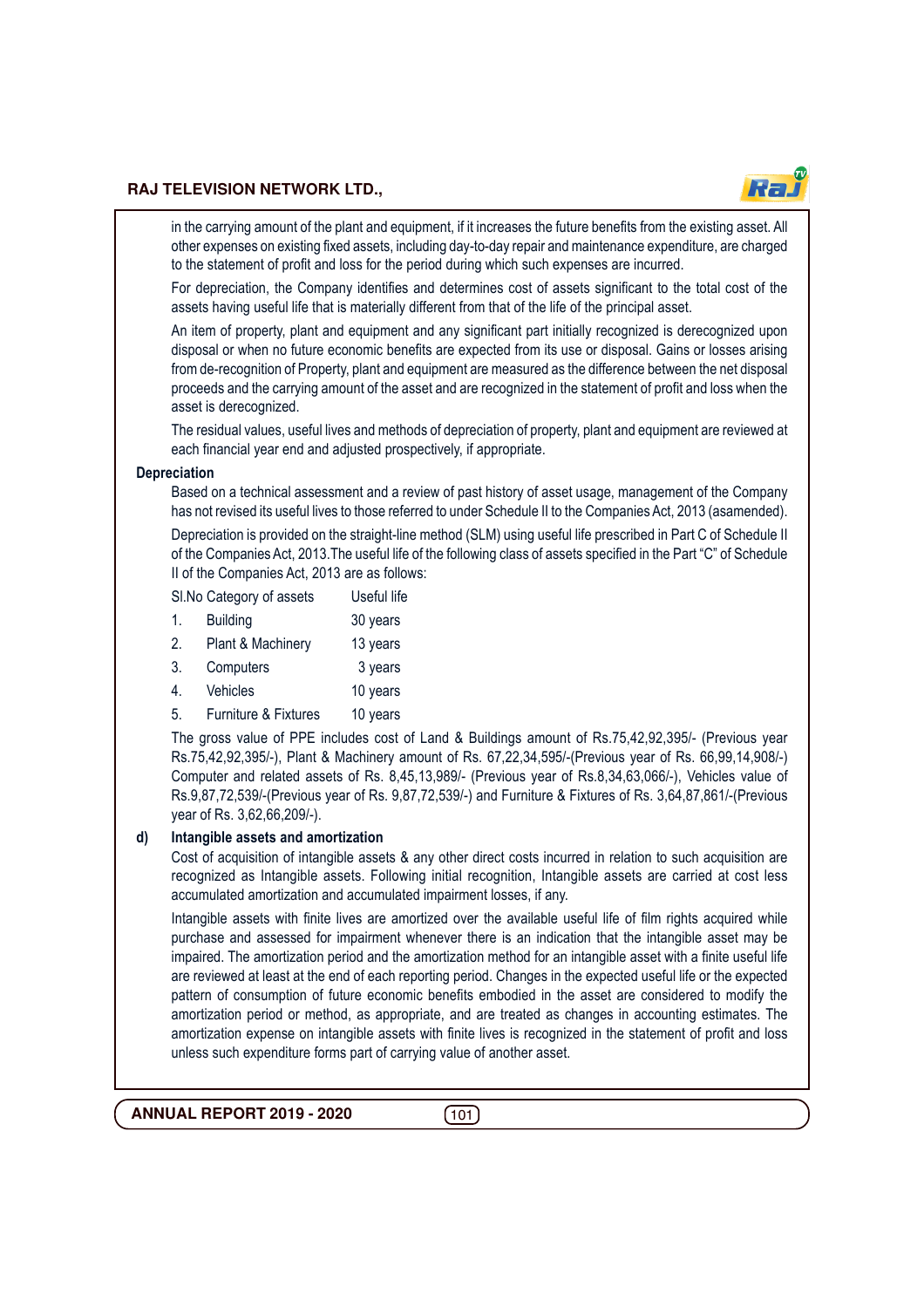in the carrying amount of the plant and equipment, if it increases the future benefits from the existing asset. All other expenses on existing fixed assets, including day-to-day repair and maintenance expenditure, are charged to the statement of profit and loss for the period during which such expenses are incurred.

For depreciation, the Company identifies and determines cost of assets significant to the total cost of the assets having useful life that is materially different from that of the life of the principal asset.

An item of property, plant and equipment and any significant part initially recognized is derecognized upon disposal or when no future economic benefits are expected from its use or disposal. Gains or losses arising from de-recognition of Property, plant and equipment are measured as the difference between the net disposal proceeds and the carrying amount of the asset and are recognized in the statement of profit and loss when the asset is derecognized.

The residual values, useful lives and methods of depreciation of property, plant and equipment are reviewed at each financial year end and adjusted prospectively, if appropriate.

**Depreciation**

Based on a technical assessment and a review of past history of asset usage, management of the Company has not revised its useful lives to those referred to under Schedule II to the Companies Act, 2013 (asamended).

Depreciation is provided on the straight-line method (SLM) using useful life prescribed in Part C of Schedule II of the Companies Act, 2013.The useful life of the following class of assets specified in the Part "C" of Schedule II of the Companies Act, 2013 are as follows:

| Sl.No | Category of assets | Useful life |
|---|---|---|
| 1. | Building | 30 years |
| 2. | Plant & Machinery | 13 years |
| 3. | Computers | 3 years |
| 4. | Vehicles | 10 years |
| 5. | Furniture & Fixtures | 10 years |

The gross value of PPE includes cost of Land & Buildings amount of Rs.75,42,92,395/- (Previous year Rs.75,42,92,395/-), Plant & Machinery amount of Rs. 67,22,34,595/-(Previous year of Rs. 66,99,14,908/-) Computer and related assets of Rs. 8,45,13,989/- (Previous year of Rs.8,34,63,066/-), Vehicles value of Rs.9,87,72,539/-(Previous year of Rs. 9,87,72,539/-) and Furniture & Fixtures of Rs. 3,64,87,861/-(Previous year of Rs. 3,62,66,209/-).

**d) Intangible assets and amortization**

Cost of acquisition of intangible assets & any other direct costs incurred in relation to such acquisition are recognized as Intangible assets. Following initial recognition, Intangible assets are carried at cost less accumulated amortization and accumulated impairment losses, if any.

Intangible assets with finite lives are amortized over the available useful life of film rights acquired while purchase and assessed for impairment whenever there is an indication that the intangible asset may be impaired. The amortization period and the amortization method for an intangible asset with a finite useful life are reviewed at least at the end of each reporting period. Changes in the expected useful life or the expected pattern of consumption of future economic benefits embodied in the asset are considered to modify the amortization period or method, as appropriate, and are treated as changes in accounting estimates. The amortization expense on intangible assets with finite lives is recognized in the statement of profit and loss unless such expenditure forms part of carrying value of another asset.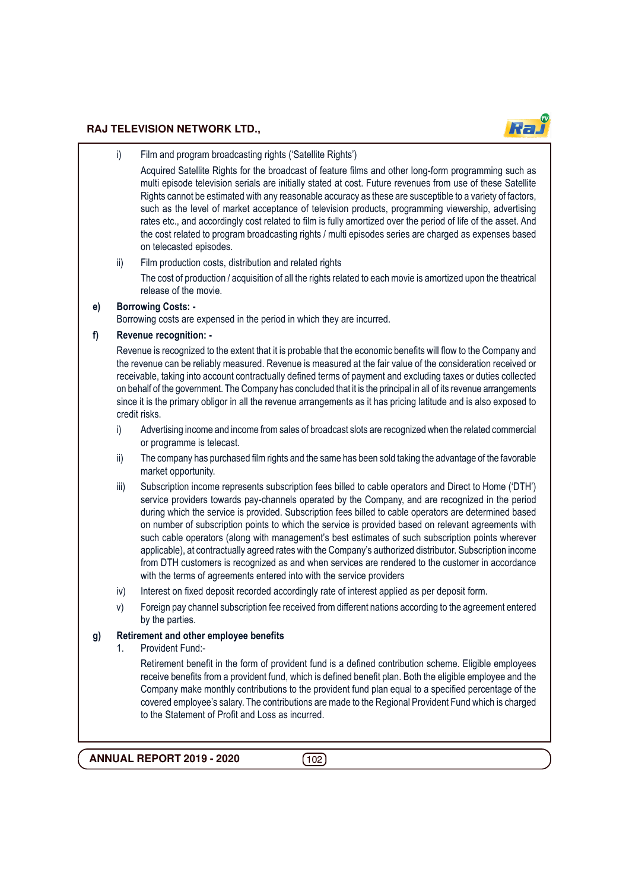i) Film and program broadcasting rights ('Satellite Rights')

Acquired Satellite Rights for the broadcast of feature films and other long-form programming such as multi episode television serials are initially stated at cost. Future revenues from use of these Satellite Rights cannot be estimated with any reasonable accuracy as these are susceptible to a variety of factors, such as the level of market acceptance of television products, programming viewership, advertising rates etc., and accordingly cost related to film is fully amortized over the period of life of the asset. And the cost related to program broadcasting rights / multi episodes series are charged as expenses based on telecasted episodes.

ii) Film production costs, distribution and related rights

The cost of production / acquisition of all the rights related to each movie is amortized upon the theatrical release of the movie.

**e) Borrowing Costs: -**

Borrowing costs are expensed in the period in which they are incurred.

**f) Revenue recognition: -**

Revenue is recognized to the extent that it is probable that the economic benefits will flow to the Company and the revenue can be reliably measured. Revenue is measured at the fair value of the consideration received or receivable, taking into account contractually defined terms of payment and excluding taxes or duties collected on behalf of the government. The Company has concluded that it is the principal in all of its revenue arrangements since it is the primary obligor in all the revenue arrangements as it has pricing latitude and is also exposed to credit risks.

i) Advertising income and income from sales of broadcast slots are recognized when the related commercial or programme is telecast.

ii) The company has purchased film rights and the same has been sold taking the advantage of the favorable market opportunity.

iii) Subscription income represents subscription fees billed to cable operators and Direct to Home ('DTH') service providers towards pay-channels operated by the Company, and are recognized in the period during which the service is provided. Subscription fees billed to cable operators are determined based on number of subscription points to which the service is provided based on relevant agreements with such cable operators (along with management's best estimates of such subscription points wherever applicable), at contractually agreed rates with the Company's authorized distributor. Subscription income from DTH customers is recognized as and when services are rendered to the customer in accordance with the terms of agreements entered into with the service providers

iv) Interest on fixed deposit recorded accordingly rate of interest applied as per deposit form.

v) Foreign pay channel subscription fee received from different nations according to the agreement entered by the parties.

**g) Retirement and other employee benefits**

1. Provident Fund:-

Retirement benefit in the form of provident fund is a defined contribution scheme. Eligible employees receive benefits from a provident fund, which is defined benefit plan. Both the eligible employee and the Company make monthly contributions to the provident fund plan equal to a specified percentage of the covered employee's salary. The contributions are made to the Regional Provident Fund which is charged to the Statement of Profit and Loss as incurred.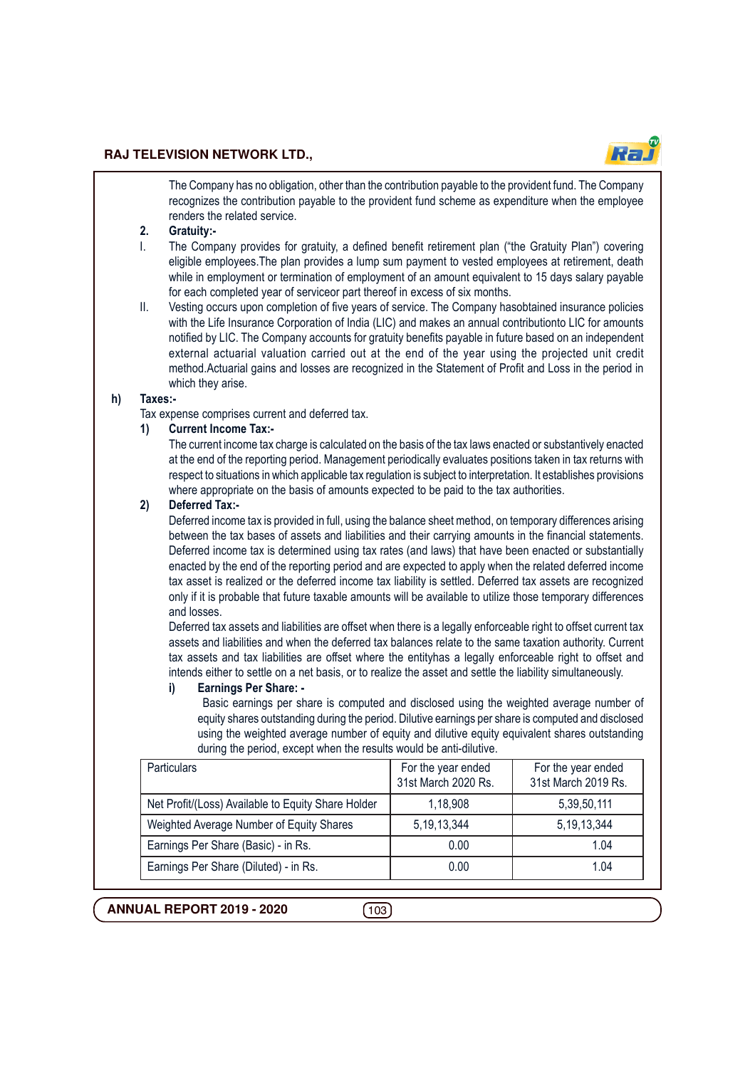The Company has no obligation, other than the contribution payable to the provident fund. The Company recognizes the contribution payable to the provident fund scheme as expenditure when the employee renders the related service.

**2. Gratuity:-**

I. The Company provides for gratuity, a defined benefit retirement plan ("the Gratuity Plan") covering eligible employees.The plan provides a lump sum payment to vested employees at retirement, death while in employment or termination of employment of an amount equivalent to 15 days salary payable for each completed year of serviceor part thereof in excess of six months.

II. Vesting occurs upon completion of five years of service. The Company hasobtained insurance policies with the Life Insurance Corporation of India (LIC) and makes an annual contributionto LIC for amounts notified by LIC. The Company accounts for gratuity benefits payable in future based on an independent external actuarial valuation carried out at the end of the year using the projected unit credit method.Actuarial gains and losses are recognized in the Statement of Profit and Loss in the period in which they arise.

**h) Taxes:-**

Tax expense comprises current and deferred tax.

**1) Current Income Tax:-**

The current income tax charge is calculated on the basis of the tax laws enacted or substantively enacted at the end of the reporting period. Management periodically evaluates positions taken in tax returns with respect to situations in which applicable tax regulation is subject to interpretation. It establishes provisions where appropriate on the basis of amounts expected to be paid to the tax authorities.

**2) Deferred Tax:-**

Deferred income tax is provided in full, using the balance sheet method, on temporary differences arising between the tax bases of assets and liabilities and their carrying amounts in the financial statements. Deferred income tax is determined using tax rates (and laws) that have been enacted or substantially enacted by the end of the reporting period and are expected to apply when the related deferred income tax asset is realized or the deferred income tax liability is settled. Deferred tax assets are recognized only if it is probable that future taxable amounts will be available to utilize those temporary differences and losses.

Deferred tax assets and liabilities are offset when there is a legally enforceable right to offset current tax assets and liabilities and when the deferred tax balances relate to the same taxation authority. Current tax assets and tax liabilities are offset where the entityhas a legally enforceable right to offset and intends either to settle on a net basis, or to realize the asset and settle the liability simultaneously.

**i) Earnings Per Share: -**

Basic earnings per share is computed and disclosed using the weighted average number of equity shares outstanding during the period. Dilutive earnings per share is computed and disclosed using the weighted average number of equity and dilutive equity equivalent shares outstanding during the period, except when the results would be anti-dilutive.

| Particulars | For the year ended 31st March 2020 Rs. | For the year ended 31st March 2019 Rs. |
|---|---|---|
| Net Profit/(Loss) Available to Equity Share Holder | 1,18,908 | 5,39,50,111 |
| Weighted Average Number of Equity Shares | 5,19,13,344 | 5,19,13,344 |
| Earnings Per Share (Basic) - in Rs. | 0.00 | 1.04 |
| Earnings Per Share (Diluted) - in Rs. | 0.00 | 1.04 |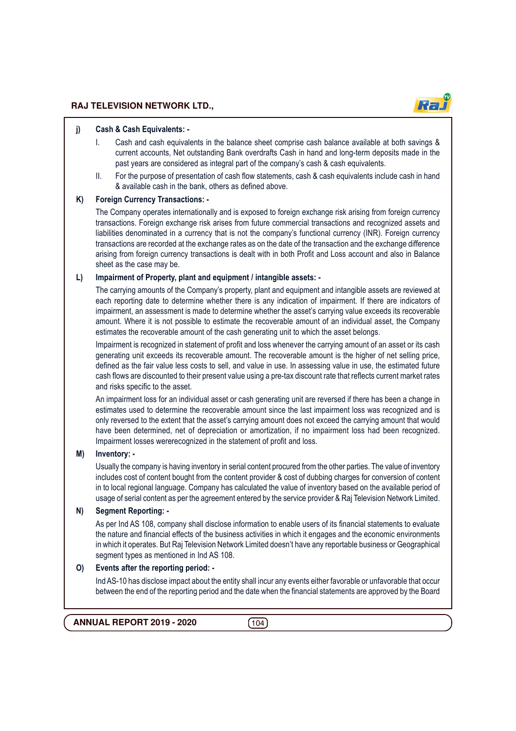**j) Cash & Cash Equivalents: -**

I. Cash and cash equivalents in the balance sheet comprise cash balance available at both savings & current accounts, Net outstanding Bank overdrafts Cash in hand and long-term deposits made in the past years are considered as integral part of the company's cash & cash equivalents.

II. For the purpose of presentation of cash flow statements, cash & cash equivalents include cash in hand & available cash in the bank, others as defined above.

**K) Foreign Currency Transactions: -**

The Company operates internationally and is exposed to foreign exchange risk arising from foreign currency transactions. Foreign exchange risk arises from future commercial transactions and recognized assets and liabilities denominated in a currency that is not the company's functional currency (INR). Foreign currency transactions are recorded at the exchange rates as on the date of the transaction and the exchange difference arising from foreign currency transactions is dealt with in both Profit and Loss account and also in Balance sheet as the case may be.

**L) Impairment of Property, plant and equipment / intangible assets: -**

The carrying amounts of the Company's property, plant and equipment and intangible assets are reviewed at each reporting date to determine whether there is any indication of impairment. If there are indicators of impairment, an assessment is made to determine whether the asset's carrying value exceeds its recoverable amount. Where it is not possible to estimate the recoverable amount of an individual asset, the Company estimates the recoverable amount of the cash generating unit to which the asset belongs.

Impairment is recognized in statement of profit and loss whenever the carrying amount of an asset or its cash generating unit exceeds its recoverable amount. The recoverable amount is the higher of net selling price, defined as the fair value less costs to sell, and value in use. In assessing value in use, the estimated future cash flows are discounted to their present value using a pre-tax discount rate that reflects current market rates and risks specific to the asset.

An impairment loss for an individual asset or cash generating unit are reversed if there has been a change in estimates used to determine the recoverable amount since the last impairment loss was recognized and is only reversed to the extent that the asset's carrying amount does not exceed the carrying amount that would have been determined, net of depreciation or amortization, if no impairment loss had been recognized. Impairment losses wererecognized in the statement of profit and loss.

**M) Inventory: -**

Usually the company is having inventory in serial content procured from the other parties. The value of inventory includes cost of content bought from the content provider & cost of dubbing charges for conversion of content in to local regional language. Company has calculated the value of inventory based on the available period of usage of serial content as per the agreement entered by the service provider & Raj Television Network Limited.

**N) Segment Reporting: -**

As per Ind AS 108, company shall disclose information to enable users of its financial statements to evaluate the nature and financial effects of the business activities in which it engages and the economic environments in which it operates. But Raj Television Network Limited doesn't have any reportable business or Geographical segment types as mentioned in Ind AS 108.

**O) Events after the reporting period: -**

Ind AS-10 has disclose impact about the entity shall incur any events either favorable or unfavorable that occur between the end of the reporting period and the date when the financial statements are approved by the Board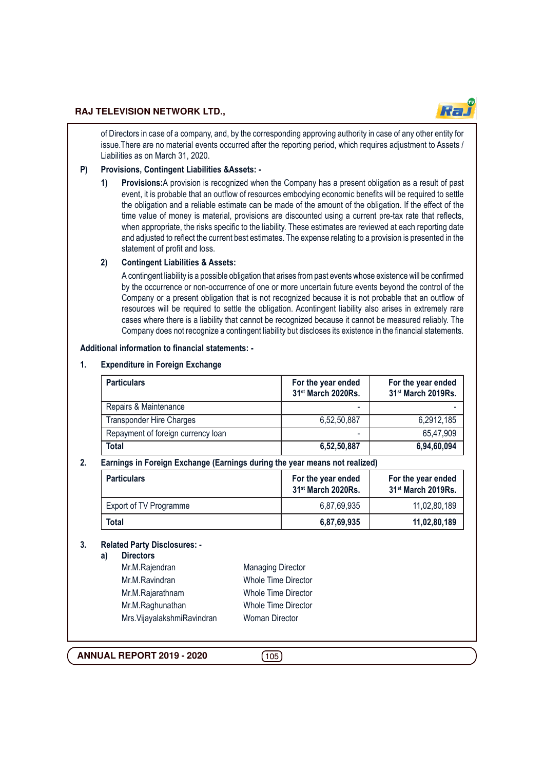of Directors in case of a company, and, by the corresponding approving authority in case of any other entity for issue.There are no material events occurred after the reporting period, which requires adjustment to Assets / Liabilities as on March 31, 2020.

**P) Provisions, Contingent Liabilities &Assets: -**

1) **Provisions:**A provision is recognized when the Company has a present obligation as a result of past event, it is probable that an outflow of resources embodying economic benefits will be required to settle the obligation and a reliable estimate can be made of the amount of the obligation. If the effect of the time value of money is material, provisions are discounted using a current pre-tax rate that reflects, when appropriate, the risks specific to the liability. These estimates are reviewed at each reporting date and adjusted to reflect the current best estimates. The expense relating to a provision is presented in the statement of profit and loss.

2) **Contingent Liabilities & Assets:**

A contingent liability is a possible obligation that arises from past events whose existence will be confirmed by the occurrence or non-occurrence of one or more uncertain future events beyond the control of the Company or a present obligation that is not recognized because it is not probable that an outflow of resources will be required to settle the obligation. Acontingent liability also arises in extremely rare cases where there is a liability that cannot be recognized because it cannot be measured reliably. The Company does not recognize a contingent liability but discloses its existence in the financial statements.

**Additional information to financial statements: -**

**1. Expenditure in Foreign Exchange**

| Particulars | For the year ended 31st March 2020Rs. | For the year ended 31st March 2019Rs. |
|---|---|---|
| Repairs & Maintenance | - | - |
| Transponder Hire Charges | 6,52,50,887 | 6,2912,185 |
| Repayment of foreign currency loan | - | 65,47,909 |
| **Total** | **6,52,50,887** | **6,94,60,094** |

**2. Earnings in Foreign Exchange (Earnings during the year means not realized)**

| Particulars | For the year ended 31st March 2020Rs. | For the year ended 31st March 2019Rs. |
|---|---|---|
| Export of TV Programme | 6,87,69,935 | 11,02,80,189 |
| **Total** | **6,87,69,935** | **11,02,80,189** |

**3. Related Party Disclosures: -**

**a) Directors**

| | |
|---|---|
| Mr.M.Rajendran | Managing Director |
| Mr.M.Ravindran | Whole Time Director |
| Mr.M.Rajarathnam | Whole Time Director |
| Mr.M.Raghunathan | Whole Time Director |
| Mrs.VijayalakshmiRavindran | Woman Director |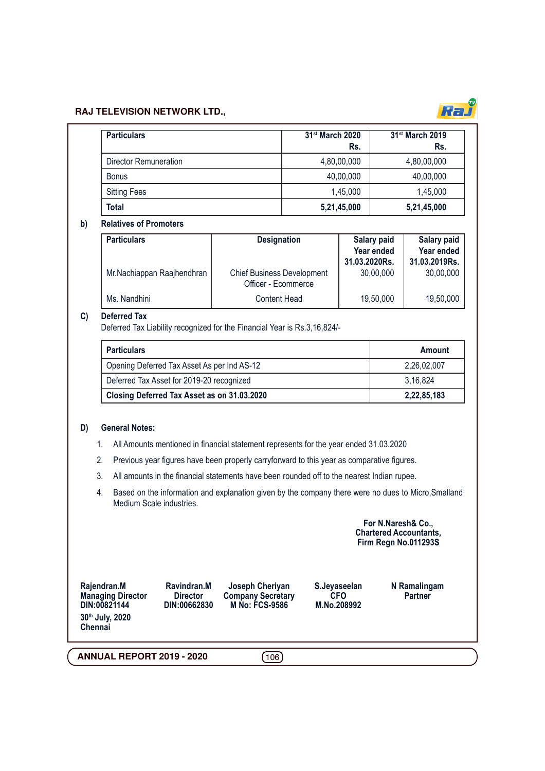| Particulars | 31st March 2020 Rs. | 31st March 2019 Rs. |
|---|---|---|
| Director Remuneration | 4,80,00,000 | 4,80,00,000 |
| Bonus | 40,00,000 | 40,00,000 |
| Sitting Fees | 1,45,000 | 1,45,000 |
| **Total** | **5,21,45,000** | **5,21,45,000** |

**b) Relatives of Promoters**

| Particulars | Designation | Salary paid Year ended 31.03.2020Rs. | Salary paid Year ended 31.03.2019Rs. |
|---|---|---|---|
| Mr.Nachiappan Raajhendhran | Chief Business Development Officer - Ecommerce | 30,00,000 | 30,00,000 |
| Ms. Nandhini | Content Head | 19,50,000 | 19,50,000 |

**C) Deferred Tax**

Deferred Tax Liability recognized for the Financial Year is Rs.3,16,824/-

| Particulars | Amount |
|---|---|
| Opening Deferred Tax Asset As per Ind AS-12 | 2,26,02,007 |
| Deferred Tax Asset for 2019-20 recognized | 3,16,824 |
| **Closing Deferred Tax Asset as on 31.03.2020** | **2,22,85,183** |

**D) General Notes:**

1. All Amounts mentioned in financial statement represents for the year ended 31.03.2020
2. Previous year figures have been properly carryforward to this year as comparative figures.
3. All amounts in the financial statements have been rounded off to the nearest Indian rupee.
4. Based on the information and explanation given by the company there were no dues to Micro,Smalland Medium Scale industries.

**For N.Naresh& Co.,**
**Chartered Accountants,**
**Firm Regn No.011293S**

**Rajendran.M**
**Managing Director**
**DIN:00821144**

**Ravindran.M**
**Director**
**DIN:00662830**

**Joseph Cheriyan**
**Company Secretary**
**M No: FCS-9586**

**S.Jeyaseelan**
**CFO**
**M.No.208992**

**N Ramalingam**
**Partner**

**30th July, 2020**
**Chennai**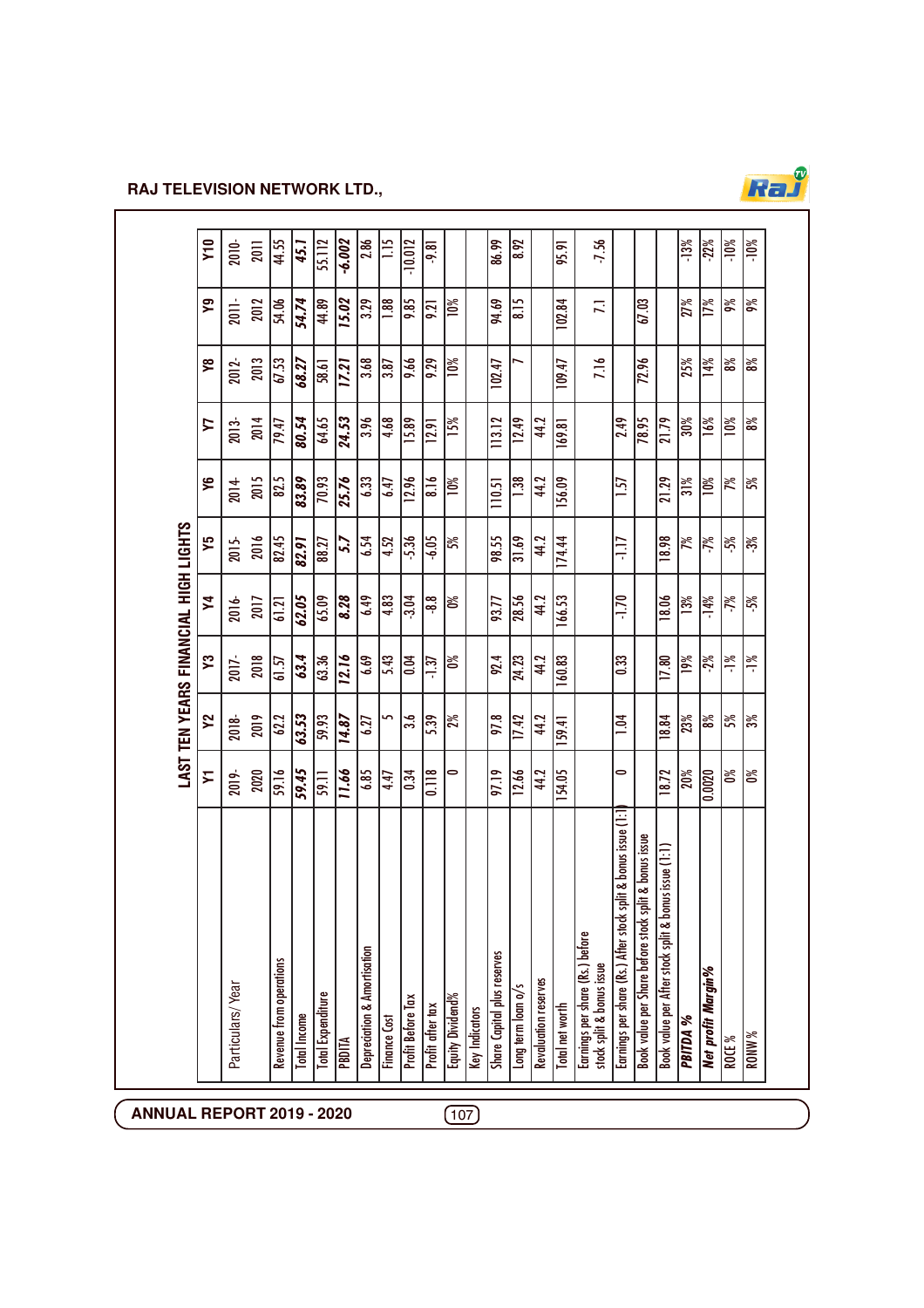## LAST TEN YEARS FINANCIAL HIGH LIGHTS

| Particulars/ Year | Y1 | Y2 | Y3 | Y4 | Y5 | Y6 | Y7 | Y8 | Y9 | Y10 |
|---|---|---|---|---|---|---|---|---|---|---|
| | 2019-2020 | 2018-2019 | 2017-2018 | 2016-2017 | 2015-2016 | 2014-2015 | 2013-2014 | 2012-2013 | 2011-2012 | 2010-2011 |
| Revenue from operations | 59.16 | 62.2 | 61.57 | 61.21 | 82.45 | 82.5 | 79.47 | 67.53 | 54.06 | 44.55 |
| Total Income | 59.45 | 63.53 | 63.4 | 62.05 | 82.91 | 83.89 | 80.54 | 68.27 | 54.74 | 45.1 |
| Total Expenditure | 59.11 | 59.93 | 63.36 | 65.09 | 88.27 | 70.93 | 64.65 | 58.61 | 44.89 | 55.112 |
| PBDITA | 11.66 | 14.87 | 12.16 | 8.28 | 5.7 | 25.76 | 24.53 | 17.21 | 15.02 | -6.002 |
| Depreciation & Amortisation | 6.85 | 6.27 | 6.69 | 6.49 | 6.54 | 6.33 | 3.96 | 3.68 | 3.29 | 2.86 |
| Finance Cost | 4.47 | 5 | 5.43 | 4.83 | 4.52 | 6.47 | 4.68 | 3.87 | 1.88 | 1.15 |
| Profit Before Tax | 0.34 | 3.6 | 0.04 | -3.04 | -5.36 | 12.96 | 15.89 | 9.66 | 9.85 | -10.012 |
| Profit after tax | 0.118 | 5.39 | -1.37 | -8.8 | -6.05 | 8.16 | 12.91 | 9.29 | 9.21 | -9.81 |
| Equity Dividend% | 0 | 2% | 0% | 0% | 5% | 10% | 15% | 10% | 10% | |
| Key Indicators | | | | | | | | | | |
| Share Capital plus reserves | 97.19 | 97.8 | 92.4 | 93.77 | 98.55 | 110.51 | 113.12 | 102.47 | 94.69 | 86.99 |
| Long term loan o/s | 12.66 | 17.42 | 24.23 | 28.56 | 31.69 | 1.38 | 12.49 | 7 | 8.15 | 8.92 |
| Revaluation reserves | 44.2 | 44.2 | 44.2 | 44.2 | 44.2 | 44.2 | 44.2 | | | |
| Total net worth | 154.05 | 159.41 | 160.83 | 166.53 | 174.44 | 156.09 | 169.81 | 109.47 | 102.84 | 95.91 |
| Earnings per share (Rs.) before stock split & bonus issue | | | | | | | | 7.16 | 7.1 | -7.56 |
| Earnings per share (Rs.) After stock split & bonus issue (1:1) | 0 | 1.04 | 0.33 | -1.70 | -1.17 | 1.57 | 2.49 | | | |
| Book value per Share before stock split & bonus issue | | | | | | | 78.95 | 72.96 | 67.03 | |
| Book value per After stock split & bonus issue (1:1) | 18.72 | 18.84 | 17.80 | 18.06 | 18.98 | 21.29 | 21.79 | | | |
| ***PBITDA %*** | 20% | 23% | 19% | 13% | 7% | 31% | 30% | 25% | 27% | -13% |
| ***Net profit Margin%*** | 0.0020 | 8% | -2% | -14% | -7% | 10% | 16% | 14% | 17% | -22% |
| ROCE % | 0% | 5% | -1% | -7% | -5% | 7% | 10% | 8% | 9% | -10% |
| RONW % | 0% | 3% | -1% | -5% | -3% | 5% | 8% | 8% | 9% | -10% |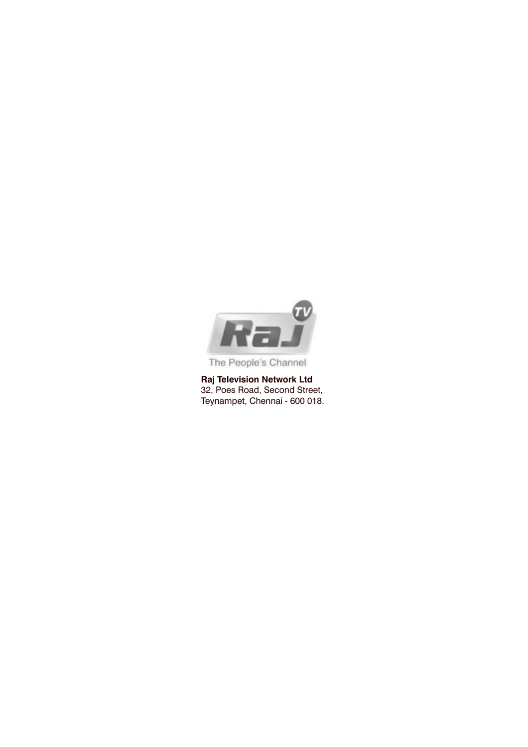Raj TV

The People's Channel

**Raj Television Network Ltd**
32, Poes Road, Second Street,
Teynampet, Chennai - 600 018.